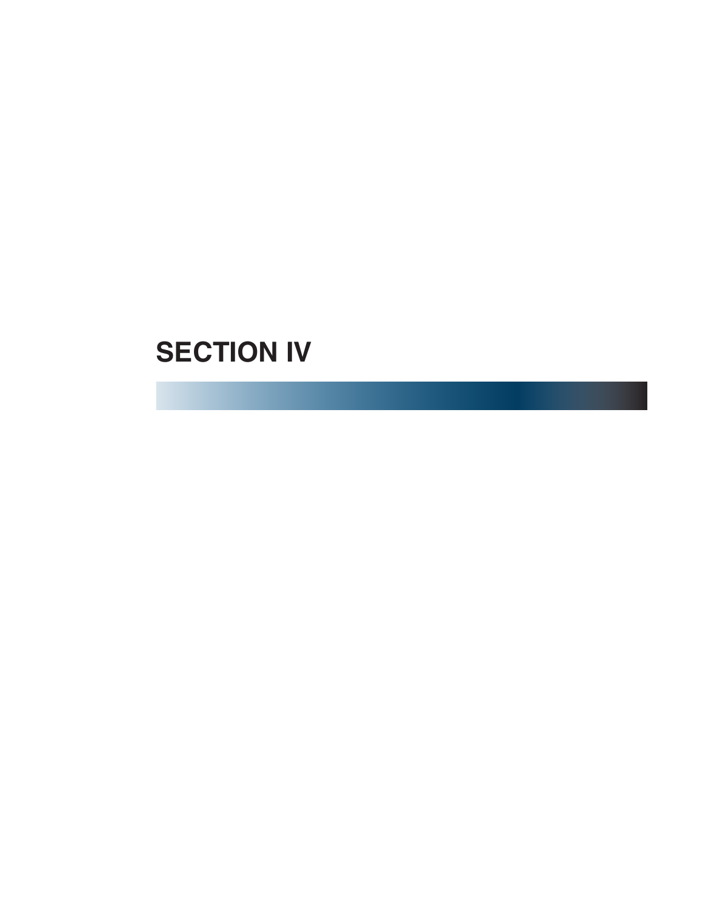# SECTION IV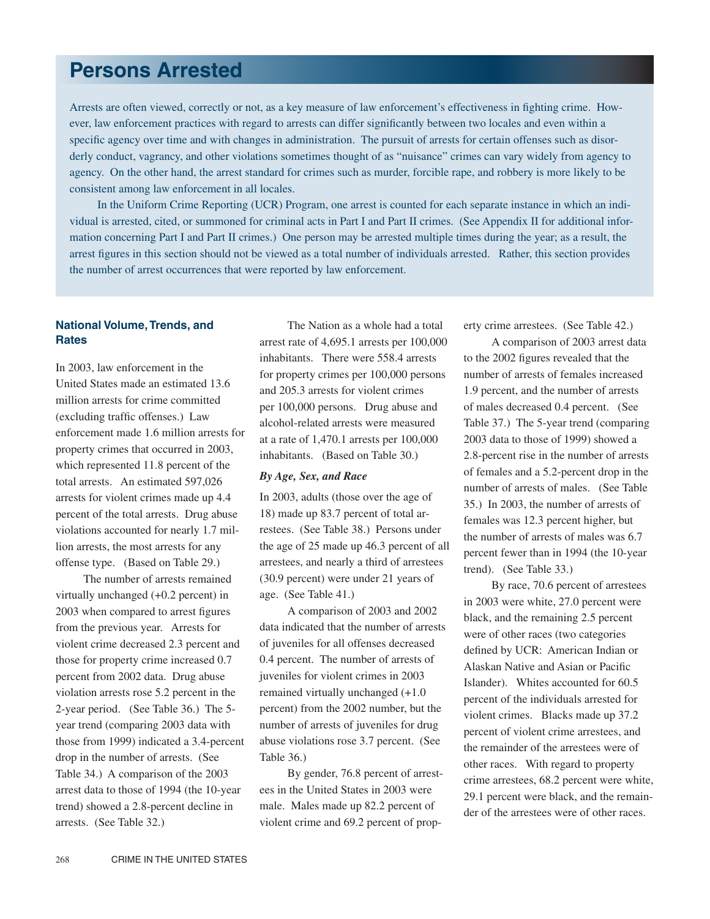#  Persons Arrested

Arrests are often viewed, correctly or not, as a key measure of law enforcement's effectiveness in fighting crime. However, law enforcement practices with regard to arrests can differ significantly between two locales and even within a specific agency over time and with changes in administration. The pursuit of arrests for certain offenses such as disorderly conduct, vagrancy, and other violations sometimes thought of as "nuisance" crimes can vary widely from agency to agency. On the other hand, the arrest standard for crimes such as murder, forcible rape, and robbery is more likely to be consistent among law enforcement in all locales.

In the Uniform Crime Reporting (UCR) Program, one arrest is counted for each separate instance in which an individual is arrested, cited, or summoned for criminal acts in Part I and Part II crimes. (See Appendix II for additional information concerning Part I and Part II crimes.) One person may be arrested multiple times during the year; as a result, the arrest figures in this section should not be viewed as a total number of individuals arrested. Rather, this section provides the number of arrest occurrences that were reported by law enforcement.

## National Volume, Trends, and Rates

In 2003, law enforcement in the United States made an estimated 13.6 million arrests for crime committed (excluding traffic offenses.) Law enforcement made 1.6 million arrests for property crimes that occurred in 2003, which represented 11.8 percent of the total arrests. An estimated 597,026 arrests for violent crimes made up 4.4 percent of the total arrests. Drug abuse violations accounted for nearly 1.7 million arrests, the most arrests for any offense type. (Based on Table 29.)

The number of arrests remained virtually unchanged (+0.2 percent) in 2003 when compared to arrest figures from the previous year. Arrests for violent crime decreased 2.3 percent and those for property crime increased 0.7 percent from 2002 data. Drug abuse violation arrests rose 5.2 percent in the 2-year period. (See Table 36.) The 5-year trend (comparing 2003 data with those from 1999) indicated a 3.4-percent drop in the number of arrests. (See Table 34.) A comparison of the 2003 arrest data to those of 1994 (the 10-year trend) showed a 2.8-percent decline in arrests. (See Table 32.)

The Nation as a whole had a total arrest rate of 4,695.1 arrests per 100,000 inhabitants. There were 558.4 arrests for property crimes per 100,000 persons and 205.3 arrests for violent crimes per 100,000 persons. Drug abuse and alcohol-related arrests were measured at a rate of 1,470.1 arrests per 100,000 inhabitants. (Based on Table 30.)

### *By Age, Sex, and Race*

In 2003, adults (those over the age of 18) made up 83.7 percent of total arrestees. (See Table 38.) Persons under the age of 25 made up 46.3 percent of all arrestees, and nearly a third of arrestees (30.9 percent) were under 21 years of age. (See Table 41.)

A comparison of 2003 and 2002 data indicated that the number of arrests of juveniles for all offenses decreased 0.4 percent. The number of arrests of juveniles for violent crimes in 2003 remained virtually unchanged (+1.0 percent) from the 2002 number, but the number of arrests of juveniles for drug abuse violations rose 3.7 percent. (See Table 36.)

By gender, 76.8 percent of arrestees in the United States in 2003 were male. Males made up 82.2 percent of violent crime and 69.2 percent of property crime arrestees. (See Table 42.)

A comparison of 2003 arrest data to the 2002 figures revealed that the number of arrests of females increased 1.9 percent, and the number of arrests of males decreased 0.4 percent. (See Table 37.) The 5-year trend (comparing 2003 data to those of 1999) showed a 2.8-percent rise in the number of arrests of females and a 5.2-percent drop in the number of arrests of males. (See Table 35.) In 2003, the number of arrests of females was 12.3 percent higher, but the number of arrests of males was 6.7 percent fewer than in 1994 (the 10-year trend). (See Table 33.)

By race, 70.6 percent of arrestees in 2003 were white, 27.0 percent were black, and the remaining 2.5 percent were of other races (two categories defined by UCR: American Indian or Alaskan Native and Asian or Pacific Islander). Whites accounted for 60.5 percent of the individuals arrested for violent crimes. Blacks made up 37.2 percent of violent crime arrestees, and the remainder of the arrestees were of other races. With regard to property crime arrestees, 68.2 percent were white, 29.1 percent were black, and the remainder of the arrestees were of other races.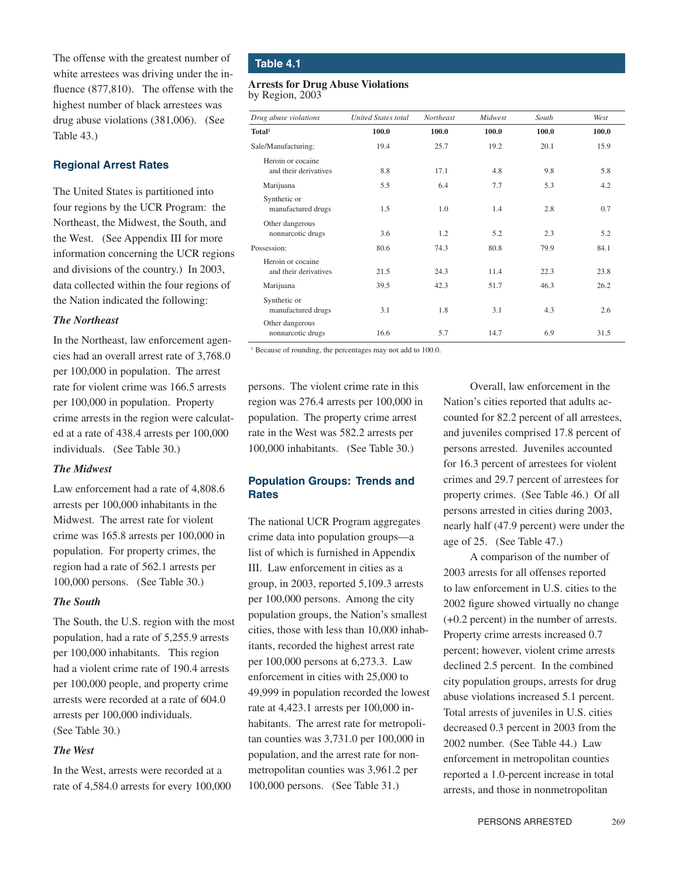The offense with the greatest number of white arrestees was driving under the influence (877,810). The offense with the highest number of black arrestees was drug abuse violations (381,006). (See Table 43.)

## Regional Arrest Rates

The United States is partitioned into four regions by the UCR Program: the Northeast, the Midwest, the South, and the West. (See Appendix III for more information concerning the UCR regions and divisions of the country.) In 2003, data collected within the four regions of the Nation indicated the following:

### *The Northeast*

In the Northeast, law enforcement agencies had an overall arrest rate of 3,768.0 per 100,000 in population. The arrest rate for violent crime was 166.5 arrests per 100,000 in population. Property crime arrests in the region were calculated at a rate of 438.4 arrests per 100,000 individuals. (See Table 30.)

### *The Midwest*

Law enforcement had a rate of 4,808.6 arrests per 100,000 inhabitants in the Midwest. The arrest rate for violent crime was 165.8 arrests per 100,000 in population. For property crimes, the region had a rate of 562.1 arrests per 100,000 persons. (See Table 30.)

### *The South*

The South, the U.S. region with the most population, had a rate of 5,255.9 arrests per 100,000 inhabitants. This region had a violent crime rate of 190.4 arrests per 100,000 people, and property crime arrests were recorded at a rate of 604.0 arrests per 100,000 individuals. (See Table 30.)

### *The West*

In the West, arrests were recorded at a rate of 4,584.0 arrests for every 100,000 persons. The violent crime rate in this region was 276.4 arrests per 100,000 in population. The property crime arrest rate in the West was 582.2 arrests per 100,000 inhabitants. (See Table 30.)

**Table 4.1**

**Arrests for Drug Abuse Violations**
by Region, 2003

| Drug abuse violations | United States total | Northeast | Midwest | South | West |
|---|---|---|---|---|---|
| **Total[1]** | **100.0** | **100.0** | **100.0** | **100.0** | **100.0** |
| Sale/Manufacturing: | 19.4 | 25.7 | 19.2 | 20.1 | 15.9 |
| Heroin or cocaine and their derivatives | 8.8 | 17.1 | 4.8 | 9.8 | 5.8 |
| Marijuana | 5.5 | 6.4 | 7.7 | 5.3 | 4.2 |
| Synthetic or manufactured drugs | 1.5 | 1.0 | 1.4 | 2.8 | 0.7 |
| Other dangerous nonnarcotic drugs | 3.6 | 1.2 | 5.2 | 2.3 | 5.2 |
| Possession: | 80.6 | 74.3 | 80.8 | 79.9 | 84.1 |
| Heroin or cocaine and their derivatives | 21.5 | 24.3 | 11.4 | 22.3 | 23.8 |
| Marijuana | 39.5 | 42.3 | 51.7 | 46.3 | 26.2 |
| Synthetic or manufactured drugs | 3.1 | 1.8 | 3.1 | 4.3 | 2.6 |
| Other dangerous nonnarcotic drugs | 16.6 | 5.7 | 14.7 | 6.9 | 31.5 |

[1] Because of rounding, the percentages may not add to 100.0.

## Population Groups: Trends and Rates

The national UCR Program aggregates crime data into population groups—a list of which is furnished in Appendix III. Law enforcement in cities as a group, in 2003, reported 5,109.3 arrests per 100,000 persons. Among the city population groups, the Nation's smallest cities, those with less than 10,000 inhabitants, recorded the highest arrest rate per 100,000 persons at 6,273.3. Law enforcement in cities with 25,000 to 49,999 in population recorded the lowest rate at 4,423.1 arrests per 100,000 inhabitants. The arrest rate for metropolitan counties was 3,731.0 per 100,000 in population, and the arrest rate for nonmetropolitan counties was 3,961.2 per 100,000 persons. (See Table 31.)

Overall, law enforcement in the Nation's cities reported that adults accounted for 82.2 percent of all arrestees, and juveniles comprised 17.8 percent of persons arrested. Juveniles accounted for 16.3 percent of arrestees for violent crimes and 29.7 percent of arrestees for property crimes. (See Table 46.) Of all persons arrested in cities during 2003, nearly half (47.9 percent) were under the age of 25. (See Table 47.)

A comparison of the number of 2003 arrests for all offenses reported to law enforcement in U.S. cities to the 2002 figure showed virtually no change (+0.2 percent) in the number of arrests. Property crime arrests increased 0.7 percent; however, violent crime arrests declined 2.5 percent. In the combined city population groups, arrests for drug abuse violations increased 5.1 percent. Total arrests of juveniles in U.S. cities decreased 0.3 percent in 2003 from the 2002 number. (See Table 44.) Law enforcement in metropolitan counties reported a 1.0-percent increase in total arrests, and those in nonmetropolitan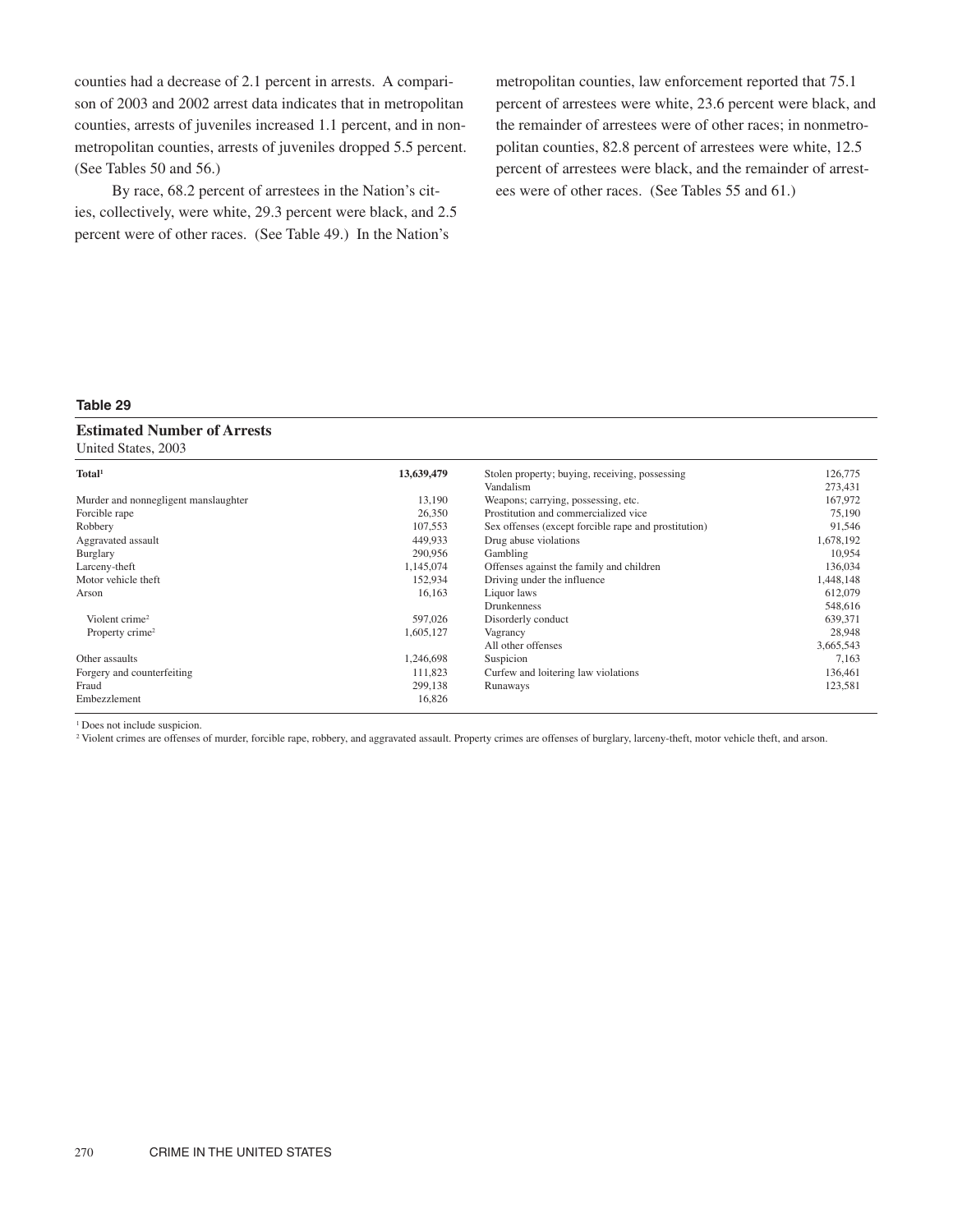counties had a decrease of 2.1 percent in arrests. A comparison of 2003 and 2002 arrest data indicates that in metropolitan counties, arrests of juveniles increased 1.1 percent, and in nonmetropolitan counties, arrests of juveniles dropped 5.5 percent. (See Tables 50 and 56.)

By race, 68.2 percent of arrestees in the Nation's cities, collectively, were white, 29.3 percent were black, and 2.5 percent were of other races. (See Table 49.) In the Nation's metropolitan counties, law enforcement reported that 75.1 percent of arrestees were white, 23.6 percent were black, and the remainder of arrestees were of other races; in nonmetropolitan counties, 82.8 percent of arrestees were white, 12.5 percent of arrestees were black, and the remainder of arrestees were of other races. (See Tables 55 and 61.)

**Table 29**

**Estimated Number of Arrests**

United States, 2003

| Offense | Number | Offense | Number |
|---|---|---|---|
| **Total**[1] | **13,639,479** | Stolen property; buying, receiving, possessing | 126,775 |
| | | Vandalism | 273,431 |
| Murder and nonnegligent manslaughter | 13,190 | Weapons; carrying, possessing, etc. | 167,972 |
| Forcible rape | 26,350 | Prostitution and commercialized vice | 75,190 |
| Robbery | 107,553 | Sex offenses (except forcible rape and prostitution) | 91,546 |
| Aggravated assault | 449,933 | Drug abuse violations | 1,678,192 |
| Burglary | 290,956 | Gambling | 10,954 |
| Larceny-theft | 1,145,074 | Offenses against the family and children | 136,034 |
| Motor vehicle theft | 152,934 | Driving under the influence | 1,448,148 |
| Arson | 16,163 | Liquor laws | 612,079 |
| | | Drunkenness | 548,616 |
| Violent crime[2] | 597,026 | Disorderly conduct | 639,371 |
| Property crime[2] | 1,605,127 | Vagrancy | 28,948 |
| | | All other offenses | 3,665,543 |
| Other assaults | 1,246,698 | Suspicion | 7,163 |
| Forgery and counterfeiting | 111,823 | Curfew and loitering law violations | 136,461 |
| Fraud | 299,138 | Runaways | 123,581 |
| Embezzlement | 16,826 | | |

[1] Does not include suspicion.

[2] Violent crimes are offenses of murder, forcible rape, robbery, and aggravated assault. Property crimes are offenses of burglary, larceny-theft, motor vehicle theft, and arson.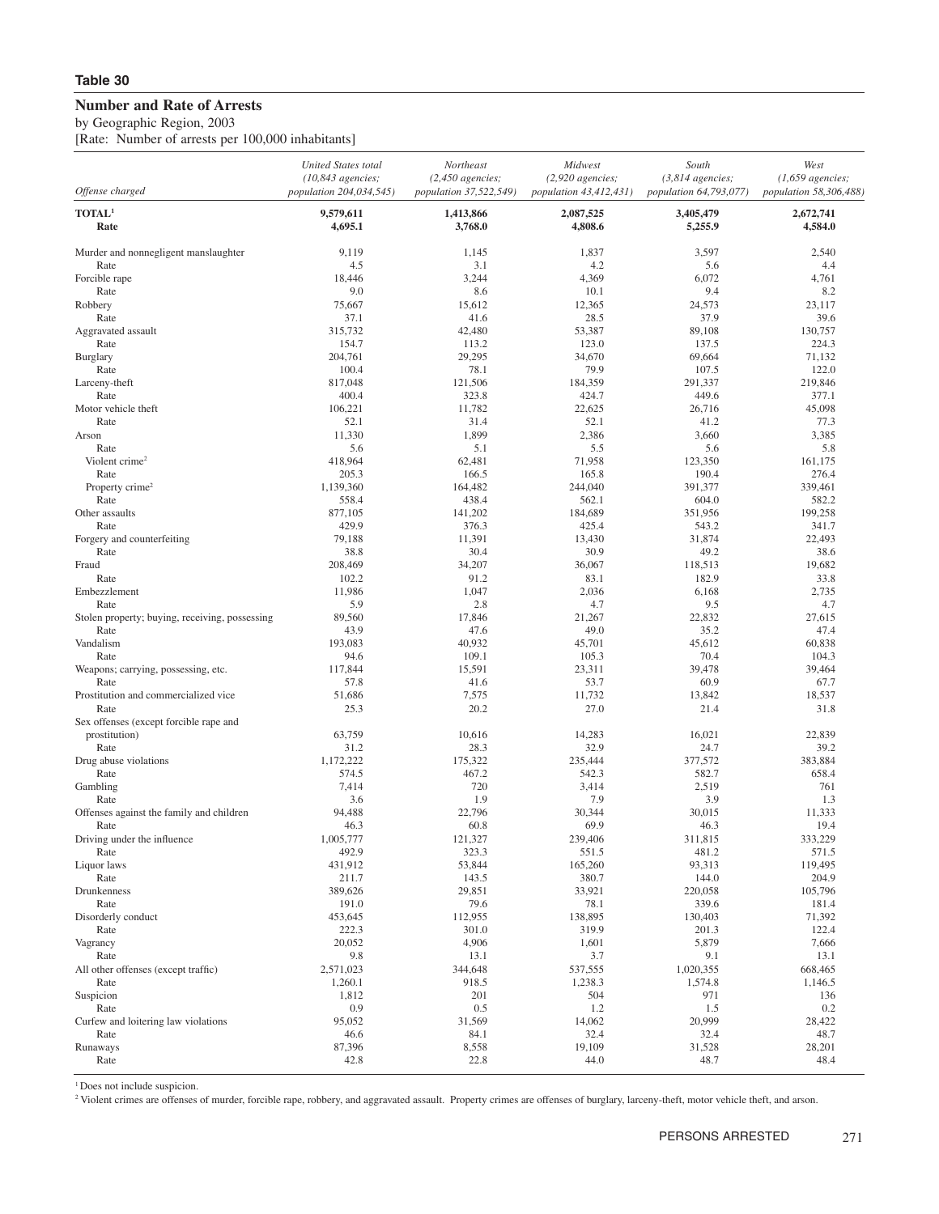**Table 30**

## Number and Rate of Arrests

by Geographic Region, 2003

[Rate: Number of arrests per 100,000 inhabitants]

| Offense charged | *United States total (10,843 agencies; population 204,034,545)* | *Northeast (2,450 agencies; population 37,522,549)* | *Midwest (2,920 agencies; population 43,412,431)* | *South (3,814 agencies; population 64,793,077)* | *West (1,659 agencies; population 58,306,488)* |
|---|---|---|---|---|---|
| **TOTAL**[1] | **9,579,611** | **1,413,866** | **2,087,525** | **3,405,479** | **2,672,741** |
| **Rate** | **4,695.1** | **3,768.0** | **4,808.6** | **5,255.9** | **4,584.0** |
| Murder and nonnegligent manslaughter | 9,119 | 1,145 | 1,837 | 3,597 | 2,540 |
| Rate | 4.5 | 3.1 | 4.2 | 5.6 | 4.4 |
| Forcible rape | 18,446 | 3,244 | 4,369 | 6,072 | 4,761 |
| Rate | 9.0 | 8.6 | 10.1 | 9.4 | 8.2 |
| Robbery | 75,667 | 15,612 | 12,365 | 24,573 | 23,117 |
| Rate | 37.1 | 41.6 | 28.5 | 37.9 | 39.6 |
| Aggravated assault | 315,732 | 42,480 | 53,387 | 89,108 | 130,757 |
| Rate | 154.7 | 113.2 | 123.0 | 137.5 | 224.3 |
| Burglary | 204,761 | 29,295 | 34,670 | 69,664 | 71,132 |
| Rate | 100.4 | 78.1 | 79.9 | 107.5 | 122.0 |
| Larceny-theft | 817,048 | 121,506 | 184,359 | 291,337 | 219,846 |
| Rate | 400.4 | 323.8 | 424.7 | 449.6 | 377.1 |
| Motor vehicle theft | 106,221 | 11,782 | 22,625 | 26,716 | 45,098 |
| Rate | 52.1 | 31.4 | 52.1 | 41.2 | 77.3 |
| Arson | 11,330 | 1,899 | 2,386 | 3,660 | 3,385 |
| Rate | 5.6 | 5.1 | 5.5 | 5.6 | 5.8 |
| Violent crime[2] | 418,964 | 62,481 | 71,958 | 123,350 | 161,175 |
| Rate | 205.3 | 166.5 | 165.8 | 190.4 | 276.4 |
| Property crime[2] | 1,139,360 | 164,482 | 244,040 | 391,377 | 339,461 |
| Rate | 558.4 | 438.4 | 562.1 | 604.0 | 582.2 |
| Other assaults | 877,105 | 141,202 | 184,689 | 351,956 | 199,258 |
| Rate | 429.9 | 376.3 | 425.4 | 543.2 | 341.7 |
| Forgery and counterfeiting | 79,188 | 11,391 | 13,430 | 31,874 | 22,493 |
| Rate | 38.8 | 30.4 | 30.9 | 49.2 | 38.6 |
| Fraud | 208,469 | 34,207 | 36,067 | 118,513 | 19,682 |
| Rate | 102.2 | 91.2 | 83.1 | 182.9 | 33.8 |
| Embezzlement | 11,986 | 1,047 | 2,036 | 6,168 | 2,735 |
| Rate | 5.9 | 2.8 | 4.7 | 9.5 | 4.7 |
| Stolen property; buying, receiving, possessing | 89,560 | 17,846 | 21,267 | 22,832 | 27,615 |
| Rate | 43.9 | 47.6 | 49.0 | 35.2 | 47.4 |
| Vandalism | 193,083 | 40,932 | 45,701 | 45,612 | 60,838 |
| Rate | 94.6 | 109.1 | 105.3 | 70.4 | 104.3 |
| Weapons; carrying, possessing, etc. | 117,844 | 15,591 | 23,311 | 39,478 | 39,464 |
| Rate | 57.8 | 41.6 | 53.7 | 60.9 | 67.7 |
| Prostitution and commercialized vice | 51,686 | 7,575 | 11,732 | 13,842 | 18,537 |
| Rate | 25.3 | 20.2 | 27.0 | 21.4 | 31.8 |
| Sex offenses (except forcible rape and prostitution) | 63,759 | 10,616 | 14,283 | 16,021 | 22,839 |
| Rate | 31.2 | 28.3 | 32.9 | 24.7 | 39.2 |
| Drug abuse violations | 1,172,222 | 175,322 | 235,444 | 377,572 | 383,884 |
| Rate | 574.5 | 467.2 | 542.3 | 582.7 | 658.4 |
| Gambling | 7,414 | 720 | 3,414 | 2,519 | 761 |
| Rate | 3.6 | 1.9 | 7.9 | 3.9 | 1.3 |
| Offenses against the family and children | 94,488 | 22,796 | 30,344 | 30,015 | 11,333 |
| Rate | 46.3 | 60.8 | 69.9 | 46.3 | 19.4 |
| Driving under the influence | 1,005,777 | 121,327 | 239,406 | 311,815 | 333,229 |
| Rate | 492.9 | 323.3 | 551.5 | 481.2 | 571.5 |
| Liquor laws | 431,912 | 53,844 | 165,260 | 93,313 | 119,495 |
| Rate | 211.7 | 143.5 | 380.7 | 144.0 | 204.9 |
| Drunkenness | 389,626 | 29,851 | 33,921 | 220,058 | 105,796 |
| Rate | 191.0 | 79.6 | 78.1 | 339.6 | 181.4 |
| Disorderly conduct | 453,645 | 112,955 | 138,895 | 130,403 | 71,392 |
| Rate | 222.3 | 301.0 | 319.9 | 201.3 | 122.4 |
| Vagrancy | 20,052 | 4,906 | 1,601 | 5,879 | 7,666 |
| Rate | 9.8 | 13.1 | 3.7 | 9.1 | 13.1 |
| All other offenses (except traffic) | 2,571,023 | 344,648 | 537,555 | 1,020,355 | 668,465 |
| Rate | 1,260.1 | 918.5 | 1,238.3 | 1,574.8 | 1,146.5 |
| Suspicion | 1,812 | 201 | 504 | 971 | 136 |
| Rate | 0.9 | 0.5 | 1.2 | 1.5 | 0.2 |
| Curfew and loitering law violations | 95,052 | 31,569 | 14,062 | 20,999 | 28,422 |
| Rate | 46.6 | 84.1 | 32.4 | 32.4 | 48.7 |
| Runaways | 87,396 | 8,558 | 19,109 | 31,528 | 28,201 |
| Rate | 42.8 | 22.8 | 44.0 | 48.7 | 48.4 |

[1] Does not include suspicion.

[2] Violent crimes are offenses of murder, forcible rape, robbery, and aggravated assault. Property crimes are offenses of burglary, larceny-theft, motor vehicle theft, and arson.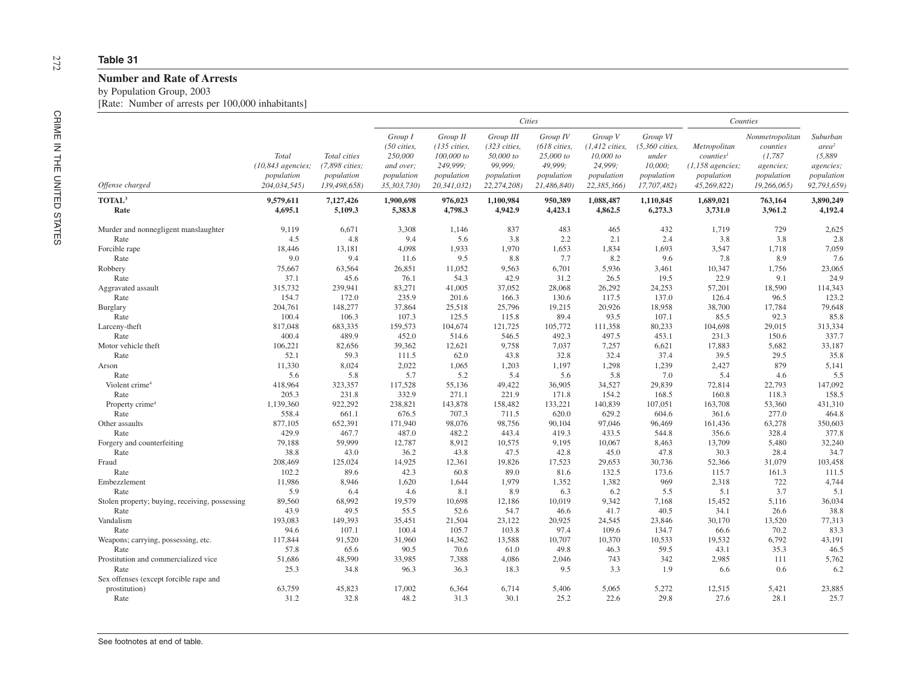**Table 31**

## Number and Rate of Arrests

by Population Group, 2003

[Rate: Number of arrests per 100,000 inhabitants]

| Offense charged | Total (10,843 agencies; population 204,034,545) | Total cities (7,898 cities; population 139,498,658) | Cities: Group I (50 cities, 250,000 and over; population 35,303,730) | Cities: Group II (135 cities, 100,000 to 249,999; population 20,341,032) | Cities: Group III (323 cities, 50,000 to 99,999; population 22,274,208) | Cities: Group IV (618 cities, 25,000 to 49,999; population 21,486,840) | Cities: Group V (1,412 cities, 10,000 to 24,999; population 22,385,366) | Cities: Group VI (5,360 cities, under 10,000; population 17,707,482) | Counties: Metropolitan counties[1] (1,158 agencies; population 45,269,822) | Counties: Nonmetropolitan counties (1,787 agencies; population 19,266,065) | Suburban area[2] (5,889 agencies; population 92,793,659) |
|---|---|---|---|---|---|---|---|---|---|---|---|
| **TOTAL[3]** | **9,579,611** | **7,127,426** | **1,900,698** | **976,023** | **1,100,984** | **950,389** | **1,088,487** | **1,110,845** | **1,689,021** | **763,164** | **3,890,249** |
| **Rate** | **4,695.1** | **5,109.3** | **5,383.8** | **4,798.3** | **4,942.9** | **4,423.1** | **4,862.5** | **6,273.3** | **3,731.0** | **3,961.2** | **4,192.4** |
| Murder and nonnegligent manslaughter | 9,119 | 6,671 | 3,308 | 1,146 | 837 | 483 | 465 | 432 | 1,719 | 729 | 2,625 |
| Rate | 4.5 | 4.8 | 9.4 | 5.6 | 3.8 | 2.2 | 2.1 | 2.4 | 3.8 | 3.8 | 2.8 |
| Forcible rape | 18,446 | 13,181 | 4,098 | 1,933 | 1,970 | 1,653 | 1,834 | 1,693 | 3,547 | 1,718 | 7,059 |
| Rate | 9.0 | 9.4 | 11.6 | 9.5 | 8.8 | 7.7 | 8.2 | 9.6 | 7.8 | 8.9 | 7.6 |
| Robbery | 75,667 | 63,564 | 26,851 | 11,052 | 9,563 | 6,701 | 5,936 | 3,461 | 10,347 | 1,756 | 23,065 |
| Rate | 37.1 | 45.6 | 76.1 | 54.3 | 42.9 | 31.2 | 26.5 | 19.5 | 22.9 | 9.1 | 24.9 |
| Aggravated assault | 315,732 | 239,941 | 83,271 | 41,005 | 37,052 | 28,068 | 26,292 | 24,253 | 57,201 | 18,590 | 114,343 |
| Rate | 154.7 | 172.0 | 235.9 | 201.6 | 166.3 | 130.6 | 117.5 | 137.0 | 126.4 | 96.5 | 123.2 |
| Burglary | 204,761 | 148,277 | 37,864 | 25,518 | 25,796 | 19,215 | 20,926 | 18,958 | 38,700 | 17,784 | 79,648 |
| Rate | 100.4 | 106.3 | 107.3 | 125.5 | 115.8 | 89.4 | 93.5 | 107.1 | 85.5 | 92.3 | 85.8 |
| Larceny-theft | 817,048 | 683,335 | 159,573 | 104,674 | 121,725 | 105,772 | 111,358 | 80,233 | 104,698 | 29,015 | 313,334 |
| Rate | 400.4 | 489.9 | 452.0 | 514.6 | 546.5 | 492.3 | 497.5 | 453.1 | 231.3 | 150.6 | 337.7 |
| Motor vehicle theft | 106,221 | 82,656 | 39,362 | 12,621 | 9,758 | 7,037 | 7,257 | 6,621 | 17,883 | 5,682 | 33,187 |
| Rate | 52.1 | 59.3 | 111.5 | 62.0 | 43.8 | 32.8 | 32.4 | 37.4 | 39.5 | 29.5 | 35.8 |
| Arson | 11,330 | 8,024 | 2,022 | 1,065 | 1,203 | 1,197 | 1,298 | 1,239 | 2,427 | 879 | 5,141 |
| Rate | 5.6 | 5.8 | 5.7 | 5.2 | 5.4 | 5.6 | 5.8 | 7.0 | 5.4 | 4.6 | 5.5 |
| Violent crime[4] | 418,964 | 323,357 | 117,528 | 55,136 | 49,422 | 36,905 | 34,527 | 29,839 | 72,814 | 22,793 | 147,092 |
| Rate | 205.3 | 231.8 | 332.9 | 271.1 | 221.9 | 171.8 | 154.2 | 168.5 | 160.8 | 118.3 | 158.5 |
| Property crime[4] | 1,139,360 | 922,292 | 238,821 | 143,878 | 158,482 | 133,221 | 140,839 | 107,051 | 163,708 | 53,360 | 431,310 |
| Rate | 558.4 | 661.1 | 676.5 | 707.3 | 711.5 | 620.0 | 629.2 | 604.6 | 361.6 | 277.0 | 464.8 |
| Other assaults | 877,105 | 652,391 | 171,940 | 98,076 | 98,756 | 90,104 | 97,046 | 96,469 | 161,436 | 63,278 | 350,603 |
| Rate | 429.9 | 467.7 | 487.0 | 482.2 | 443.4 | 419.3 | 433.5 | 544.8 | 356.6 | 328.4 | 377.8 |
| Forgery and counterfeiting | 79,188 | 59,999 | 12,787 | 8,912 | 10,575 | 9,195 | 10,067 | 8,463 | 13,709 | 5,480 | 32,240 |
| Rate | 38.8 | 43.0 | 36.2 | 43.8 | 47.5 | 42.8 | 45.0 | 47.8 | 30.3 | 28.4 | 34.7 |
| Fraud | 208,469 | 125,024 | 14,925 | 12,361 | 19,826 | 17,523 | 29,653 | 30,736 | 52,366 | 31,079 | 103,458 |
| Rate | 102.2 | 89.6 | 42.3 | 60.8 | 89.0 | 81.6 | 132.5 | 173.6 | 115.7 | 161.3 | 111.5 |
| Embezzlement | 11,986 | 8,946 | 1,620 | 1,644 | 1,979 | 1,352 | 1,382 | 969 | 2,318 | 722 | 4,744 |
| Rate | 5.9 | 6.4 | 4.6 | 8.1 | 8.9 | 6.3 | 6.2 | 5.5 | 5.1 | 3.7 | 5.1 |
| Stolen property; buying, receiving, possessing | 89,560 | 68,992 | 19,579 | 10,698 | 12,186 | 10,019 | 9,342 | 7,168 | 15,452 | 5,116 | 36,034 |
| Rate | 43.9 | 49.5 | 55.5 | 52.6 | 54.7 | 46.6 | 41.7 | 40.5 | 34.1 | 26.6 | 38.8 |
| Vandalism | 193,083 | 149,393 | 35,451 | 21,504 | 23,122 | 20,925 | 24,545 | 23,846 | 30,170 | 13,520 | 77,313 |
| Rate | 94.6 | 107.1 | 100.4 | 105.7 | 103.8 | 97.4 | 109.6 | 134.7 | 66.6 | 70.2 | 83.3 |
| Weapons; carrying, possessing, etc. | 117,844 | 91,520 | 31,960 | 14,362 | 13,588 | 10,707 | 10,370 | 10,533 | 19,532 | 6,792 | 43,191 |
| Rate | 57.8 | 65.6 | 90.5 | 70.6 | 61.0 | 49.8 | 46.3 | 59.5 | 43.1 | 35.3 | 46.5 |
| Prostitution and commercialized vice | 51,686 | 48,590 | 33,985 | 7,388 | 4,086 | 2,046 | 743 | 342 | 2,985 | 111 | 5,762 |
| Rate | 25.3 | 34.8 | 96.3 | 36.3 | 18.3 | 9.5 | 3.3 | 1.9 | 6.6 | 0.6 | 6.2 |
| Sex offenses (except forcible rape and prostitution) | 63,759 | 45,823 | 17,002 | 6,364 | 6,714 | 5,406 | 5,065 | 5,272 | 12,515 | 5,421 | 23,885 |
| Rate | 31.2 | 32.8 | 48.2 | 31.3 | 30.1 | 25.2 | 22.6 | 29.8 | 27.6 | 28.1 | 25.7 |

See footnotes at end of table.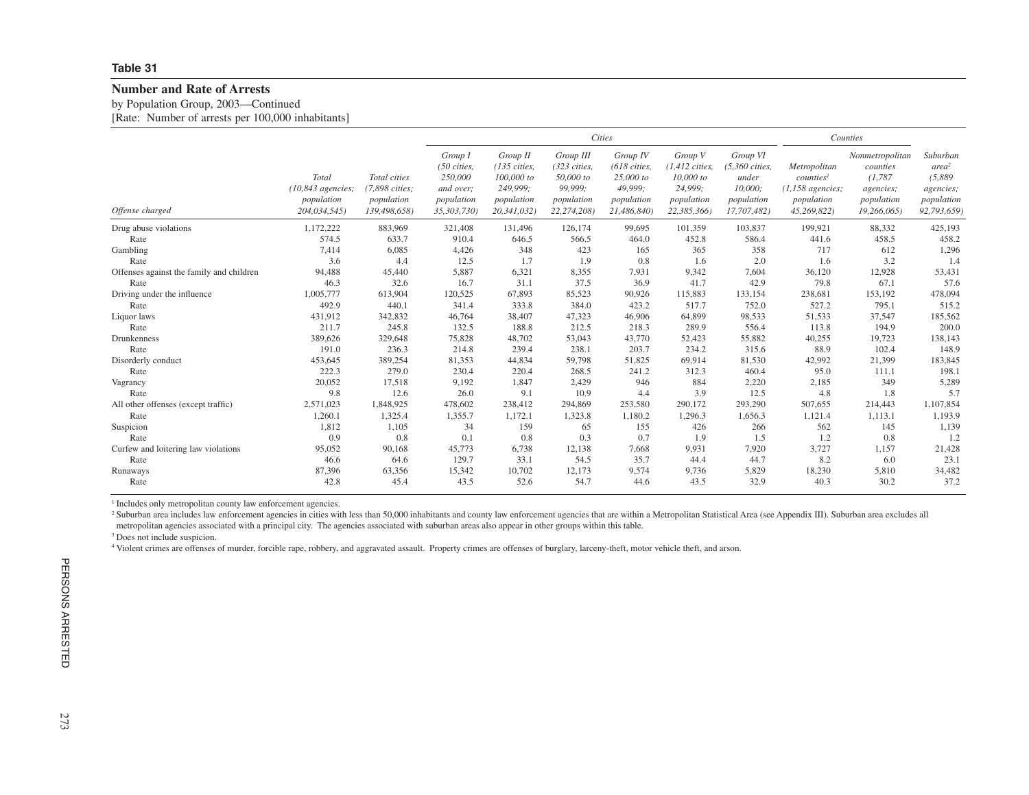**Table 31**

## Number and Rate of Arrests

by Population Group, 2003—Continued

[Rate: Number of arrests per 100,000 inhabitants]

| Offense charged | Total (10,843 agencies; population 204,034,545) | Total cities (7,898 cities; population 139,498,658) | Cities: Group I (50 cities, 250,000 and over; population 35,303,730) | Cities: Group II (135 cities, 100,000 to 249,999; population 20,341,032) | Cities: Group III (323 cities, 50,000 to 99,999; population 22,274,208) | Cities: Group IV (618 cities, 25,000 to 49,999; population 21,486,840) | Cities: Group V (1,412 cities, 10,000 to 24,999; population 22,385,366) | Cities: Group VI (5,360 cities, under 10,000; population 17,707,482) | Counties: Metropolitan counties[1] (1,158 agencies; population 45,269,822) | Counties: Nonmetropolitan counties (1,787 agencies; population 19,266,065) | Suburban area[2] (5,889 agencies; population 92,793,659) |
|---|---|---|---|---|---|---|---|---|---|---|---|
| Drug abuse violations | 1,172,222 | 883,969 | 321,408 | 131,496 | 126,174 | 99,695 | 101,359 | 103,837 | 199,921 | 88,332 | 425,193 |
| Rate | 574.5 | 633.7 | 910.4 | 646.5 | 566.5 | 464.0 | 452.8 | 586.4 | 441.6 | 458.5 | 458.2 |
| Gambling | 7,414 | 6,085 | 4,426 | 348 | 423 | 165 | 365 | 358 | 717 | 612 | 1,296 |
| Rate | 3.6 | 4.4 | 12.5 | 1.7 | 1.9 | 0.8 | 1.6 | 2.0 | 1.6 | 3.2 | 1.4 |
| Offenses against the family and children | 94,488 | 45,440 | 5,887 | 6,321 | 8,355 | 7,931 | 9,342 | 7,604 | 36,120 | 12,928 | 53,431 |
| Rate | 46.3 | 32.6 | 16.7 | 31.1 | 37.5 | 36.9 | 41.7 | 42.9 | 79.8 | 67.1 | 57.6 |
| Driving under the influence | 1,005,777 | 613,904 | 120,525 | 67,893 | 85,523 | 90,926 | 115,883 | 133,154 | 238,681 | 153,192 | 478,094 |
| Rate | 492.9 | 440.1 | 341.4 | 333.8 | 384.0 | 423.2 | 517.7 | 752.0 | 527.2 | 795.1 | 515.2 |
| Liquor laws | 431,912 | 342,832 | 46,764 | 38,407 | 47,323 | 46,906 | 64,899 | 98,533 | 51,533 | 37,547 | 185,562 |
| Rate | 211.7 | 245.8 | 132.5 | 188.8 | 212.5 | 218.3 | 289.9 | 556.4 | 113.8 | 194.9 | 200.0 |
| Drunkenness | 389,626 | 329,648 | 75,828 | 48,702 | 53,043 | 43,770 | 52,423 | 55,882 | 40,255 | 19,723 | 138,143 |
| Rate | 191.0 | 236.3 | 214.8 | 239.4 | 238.1 | 203.7 | 234.2 | 315.6 | 88.9 | 102.4 | 148.9 |
| Disorderly conduct | 453,645 | 389,254 | 81,353 | 44,834 | 59,798 | 51,825 | 69,914 | 81,530 | 42,992 | 21,399 | 183,845 |
| Rate | 222.3 | 279.0 | 230.4 | 220.4 | 268.5 | 241.2 | 312.3 | 460.4 | 95.0 | 111.1 | 198.1 |
| Vagrancy | 20,052 | 17,518 | 9,192 | 1,847 | 2,429 | 946 | 884 | 2,220 | 2,185 | 349 | 5,289 |
| Rate | 9.8 | 12.6 | 26.0 | 9.1 | 10.9 | 4.4 | 3.9 | 12.5 | 4.8 | 1.8 | 5.7 |
| All other offenses (except traffic) | 2,571,023 | 1,848,925 | 478,602 | 238,412 | 294,869 | 253,580 | 290,172 | 293,290 | 507,655 | 214,443 | 1,107,854 |
| Rate | 1,260.1 | 1,325.4 | 1,355.7 | 1,172.1 | 1,323.8 | 1,180.2 | 1,296.3 | 1,656.3 | 1,121.4 | 1,113.1 | 1,193.9 |
| Suspicion | 1,812 | 1,105 | 34 | 159 | 65 | 155 | 426 | 266 | 562 | 145 | 1,139 |
| Rate | 0.9 | 0.8 | 0.1 | 0.8 | 0.3 | 0.7 | 1.9 | 1.5 | 1.2 | 0.8 | 1.2 |
| Curfew and loitering law violations | 95,052 | 90,168 | 45,773 | 6,738 | 12,138 | 7,668 | 9,931 | 7,920 | 3,727 | 1,157 | 21,428 |
| Rate | 46.6 | 64.6 | 129.7 | 33.1 | 54.5 | 35.7 | 44.4 | 44.7 | 8.2 | 6.0 | 23.1 |
| Runaways | 87,396 | 63,356 | 15,342 | 10,702 | 12,173 | 9,574 | 9,736 | 5,829 | 18,230 | 5,810 | 34,482 |
| Rate | 42.8 | 45.4 | 43.5 | 52.6 | 54.7 | 44.6 | 43.5 | 32.9 | 40.3 | 30.2 | 37.2 |

[1] Includes only metropolitan county law enforcement agencies.

[2] Suburban area includes law enforcement agencies in cities with less than 50,000 inhabitants and county law enforcement agencies that are within a Metropolitan Statistical Area (see Appendix III). Suburban area excludes all metropolitan agencies associated with a principal city. The agencies associated with suburban areas also appear in other groups within this table.

[3] Does not include suspicion.

[4] Violent crimes are offenses of murder, forcible rape, robbery, and aggravated assault. Property crimes are offenses of burglary, larceny-theft, motor vehicle theft, and arson.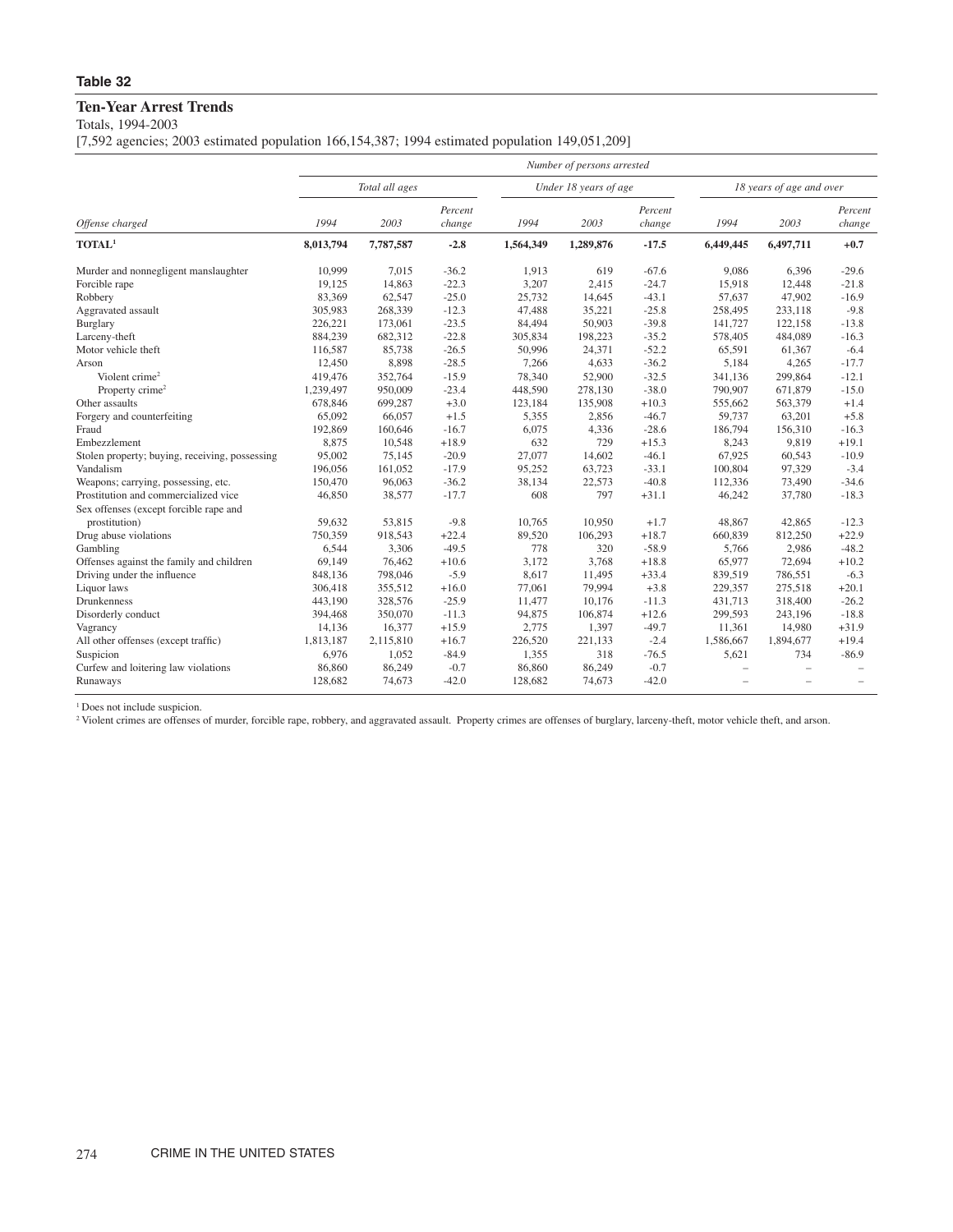**Table 32**

## Ten-Year Arrest Trends

Totals, 1994-2003

[7,592 agencies; 2003 estimated population 166,154,387; 1994 estimated population 149,051,209]

| | Number of persons arrested | | | | | | | | |
|---|---|---|---|---|---|---|---|---|---|
| | *Total all ages* | | | *Under 18 years of age* | | | *18 years of age and over* | | |
| *Offense charged* | *1994* | *2003* | *Percent change* | *1994* | *2003* | *Percent change* | *1994* | *2003* | *Percent change* |
| **TOTAL[1]** | **8,013,794** | **7,787,587** | **-2.8** | **1,564,349** | **1,289,876** | **-17.5** | **6,449,445** | **6,497,711** | **+0.7** |
| Murder and nonnegligent manslaughter | 10,999 | 7,015 | -36.2 | 1,913 | 619 | -67.6 | 9,086 | 6,396 | -29.6 |
| Forcible rape | 19,125 | 14,863 | -22.3 | 3,207 | 2,415 | -24.7 | 15,918 | 12,448 | -21.8 |
| Robbery | 83,369 | 62,547 | -25.0 | 25,732 | 14,645 | -43.1 | 57,637 | 47,902 | -16.9 |
| Aggravated assault | 305,983 | 268,339 | -12.3 | 47,488 | 35,221 | -25.8 | 258,495 | 233,118 | -9.8 |
| Burglary | 226,221 | 173,061 | -23.5 | 84,494 | 50,903 | -39.8 | 141,727 | 122,158 | -13.8 |
| Larceny-theft | 884,239 | 682,312 | -22.8 | 305,834 | 198,223 | -35.2 | 578,405 | 484,089 | -16.3 |
| Motor vehicle theft | 116,587 | 85,738 | -26.5 | 50,996 | 24,371 | -52.2 | 65,591 | 61,367 | -6.4 |
| Arson | 12,450 | 8,898 | -28.5 | 7,266 | 4,633 | -36.2 | 5,184 | 4,265 | -17.7 |
| Violent crime[2] | 419,476 | 352,764 | -15.9 | 78,340 | 52,900 | -32.5 | 341,136 | 299,864 | -12.1 |
| Property crime[2] | 1,239,497 | 950,009 | -23.4 | 448,590 | 278,130 | -38.0 | 790,907 | 671,879 | -15.0 |
| Other assaults | 678,846 | 699,287 | +3.0 | 123,184 | 135,908 | +10.3 | 555,662 | 563,379 | +1.4 |
| Forgery and counterfeiting | 65,092 | 66,057 | +1.5 | 5,355 | 2,856 | -46.7 | 59,737 | 63,201 | +5.8 |
| Fraud | 192,869 | 160,646 | -16.7 | 6,075 | 4,336 | -28.6 | 186,794 | 156,310 | -16.3 |
| Embezzlement | 8,875 | 10,548 | +18.9 | 632 | 729 | +15.3 | 8,243 | 9,819 | +19.1 |
| Stolen property; buying, receiving, possessing | 95,002 | 75,145 | -20.9 | 27,077 | 14,602 | -46.1 | 67,925 | 60,543 | -10.9 |
| Vandalism | 196,056 | 161,052 | -17.9 | 95,252 | 63,723 | -33.1 | 100,804 | 97,329 | -3.4 |
| Weapons; carrying, possessing, etc. | 150,470 | 96,063 | -36.2 | 38,134 | 22,573 | -40.8 | 112,336 | 73,490 | -34.6 |
| Prostitution and commercialized vice | 46,850 | 38,577 | -17.7 | 608 | 797 | +31.1 | 46,242 | 37,780 | -18.3 |
| Sex offenses (except forcible rape and prostitution) | 59,632 | 53,815 | -9.8 | 10,765 | 10,950 | +1.7 | 48,867 | 42,865 | -12.3 |
| Drug abuse violations | 750,359 | 918,543 | +22.4 | 89,520 | 106,293 | +18.7 | 660,839 | 812,250 | +22.9 |
| Gambling | 6,544 | 3,306 | -49.5 | 778 | 320 | -58.9 | 5,766 | 2,986 | -48.2 |
| Offenses against the family and children | 69,149 | 76,462 | +10.6 | 3,172 | 3,768 | +18.8 | 65,977 | 72,694 | +10.2 |
| Driving under the influence | 848,136 | 798,046 | -5.9 | 8,617 | 11,495 | +33.4 | 839,519 | 786,551 | -6.3 |
| Liquor laws | 306,418 | 355,512 | +16.0 | 77,061 | 79,994 | +3.8 | 229,357 | 275,518 | +20.1 |
| Drunkenness | 443,190 | 328,576 | -25.9 | 11,477 | 10,176 | -11.3 | 431,713 | 318,400 | -26.2 |
| Disorderly conduct | 394,468 | 350,070 | -11.3 | 94,875 | 106,874 | +12.6 | 299,593 | 243,196 | -18.8 |
| Vagrancy | 14,136 | 16,377 | +15.9 | 2,775 | 1,397 | -49.7 | 11,361 | 14,980 | +31.9 |
| All other offenses (except traffic) | 1,813,187 | 2,115,810 | +16.7 | 226,520 | 221,133 | -2.4 | 1,586,667 | 1,894,677 | +19.4 |
| Suspicion | 6,976 | 1,052 | -84.9 | 1,355 | 318 | -76.5 | 5,621 | 734 | -86.9 |
| Curfew and loitering law violations | 86,860 | 86,249 | -0.7 | 86,860 | 86,249 | -0.7 | – | – | – |
| Runaways | 128,682 | 74,673 | -42.0 | 128,682 | 74,673 | -42.0 | – | – | – |

[1] Does not include suspicion.

[2] Violent crimes are offenses of murder, forcible rape, robbery, and aggravated assault. Property crimes are offenses of burglary, larceny-theft, motor vehicle theft, and arson.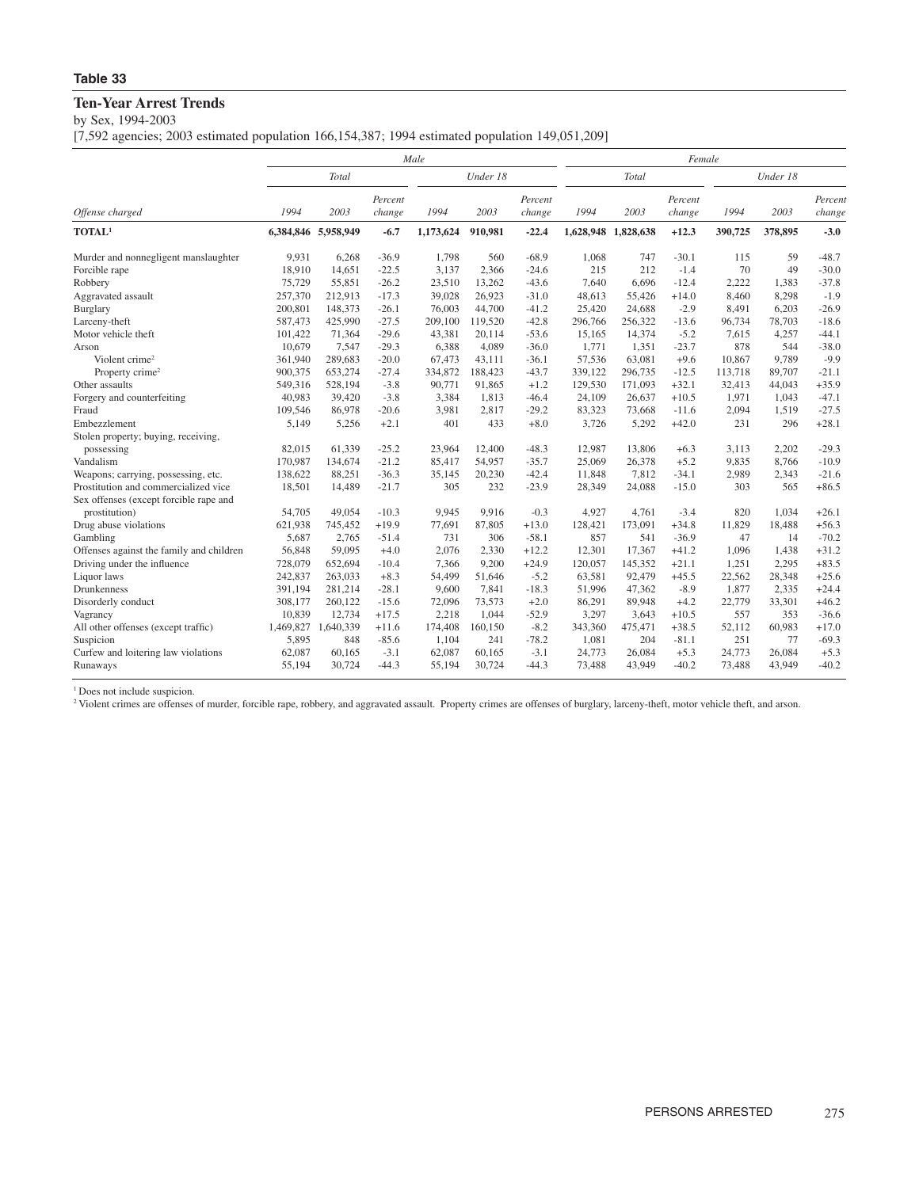**Table 33**

## Ten-Year Arrest Trends

by Sex, 1994-2003

[7,592 agencies; 2003 estimated population 166,154,387; 1994 estimated population 149,051,209]

| | Male | | | | | | Female | | | | | |
|---|---|---|---|---|---|---|---|---|---|---|---|---|
| | Total | | | Under 18 | | | Total | | | Under 18 | | |
| Offense charged | 1994 | 2003 | Percent change | 1994 | 2003 | Percent change | 1994 | 2003 | Percent change | 1994 | 2003 | Percent change |
| **TOTAL[1]** | **6,384,846** | **5,958,949** | **-6.7** | **1,173,624** | **910,981** | **-22.4** | **1,628,948** | **1,828,638** | **+12.3** | **390,725** | **378,895** | **-3.0** |
| Murder and nonnegligent manslaughter | 9,931 | 6,268 | -36.9 | 1,798 | 560 | -68.9 | 1,068 | 747 | -30.1 | 115 | 59 | -48.7 |
| Forcible rape | 18,910 | 14,651 | -22.5 | 3,137 | 2,366 | -24.6 | 215 | 212 | -1.4 | 70 | 49 | -30.0 |
| Robbery | 75,729 | 55,851 | -26.2 | 23,510 | 13,262 | -43.6 | 7,640 | 6,696 | -12.4 | 2,222 | 1,383 | -37.8 |
| Aggravated assault | 257,370 | 212,913 | -17.3 | 39,028 | 26,923 | -31.0 | 48,613 | 55,426 | +14.0 | 8,460 | 8,298 | -1.9 |
| Burglary | 200,801 | 148,373 | -26.1 | 76,003 | 44,700 | -41.2 | 25,420 | 24,688 | -2.9 | 8,491 | 6,203 | -26.9 |
| Larceny-theft | 587,473 | 425,990 | -27.5 | 209,100 | 119,520 | -42.8 | 296,766 | 256,322 | -13.6 | 96,734 | 78,703 | -18.6 |
| Motor vehicle theft | 101,422 | 71,364 | -29.6 | 43,381 | 20,114 | -53.6 | 15,165 | 14,374 | -5.2 | 7,615 | 4,257 | -44.1 |
| Arson | 10,679 | 7,547 | -29.3 | 6,388 | 4,089 | -36.0 | 1,771 | 1,351 | -23.7 | 878 | 544 | -38.0 |
| Violent crime[2] | 361,940 | 289,683 | -20.0 | 67,473 | 43,111 | -36.1 | 57,536 | 63,081 | +9.6 | 10,867 | 9,789 | -9.9 |
| Property crime[2] | 900,375 | 653,274 | -27.4 | 334,872 | 188,423 | -43.7 | 339,122 | 296,735 | -12.5 | 113,718 | 89,707 | -21.1 |
| Other assaults | 549,316 | 528,194 | -3.8 | 90,771 | 91,865 | +1.2 | 129,530 | 171,093 | +32.1 | 32,413 | 44,043 | +35.9 |
| Forgery and counterfeiting | 40,983 | 39,420 | -3.8 | 3,384 | 1,813 | -46.4 | 24,109 | 26,637 | +10.5 | 1,971 | 1,043 | -47.1 |
| Fraud | 109,546 | 86,978 | -20.6 | 3,981 | 2,817 | -29.2 | 83,323 | 73,668 | -11.6 | 2,094 | 1,519 | -27.5 |
| Embezzlement | 5,149 | 5,256 | +2.1 | 401 | 433 | +8.0 | 3,726 | 5,292 | +42.0 | 231 | 296 | +28.1 |
| Stolen property; buying, receiving, possessing | 82,015 | 61,339 | -25.2 | 23,964 | 12,400 | -48.3 | 12,987 | 13,806 | +6.3 | 3,113 | 2,202 | -29.3 |
| Vandalism | 170,987 | 134,674 | -21.2 | 85,417 | 54,957 | -35.7 | 25,069 | 26,378 | +5.2 | 9,835 | 8,766 | -10.9 |
| Weapons; carrying, possessing, etc. | 138,622 | 88,251 | -36.3 | 35,145 | 20,230 | -42.4 | 11,848 | 7,812 | -34.1 | 2,989 | 2,343 | -21.6 |
| Prostitution and commercialized vice | 18,501 | 14,489 | -21.7 | 305 | 232 | -23.9 | 28,349 | 24,088 | -15.0 | 303 | 565 | +86.5 |
| Sex offenses (except forcible rape and prostitution) | 54,705 | 49,054 | -10.3 | 9,945 | 9,916 | -0.3 | 4,927 | 4,761 | -3.4 | 820 | 1,034 | +26.1 |
| Drug abuse violations | 621,938 | 745,452 | +19.9 | 77,691 | 87,805 | +13.0 | 128,421 | 173,091 | +34.8 | 11,829 | 18,488 | +56.3 |
| Gambling | 5,687 | 2,765 | -51.4 | 731 | 306 | -58.1 | 857 | 541 | -36.9 | 47 | 14 | -70.2 |
| Offenses against the family and children | 56,848 | 59,095 | +4.0 | 2,076 | 2,330 | +12.2 | 12,301 | 17,367 | +41.2 | 1,096 | 1,438 | +31.2 |
| Driving under the influence | 728,079 | 652,694 | -10.4 | 7,366 | 9,200 | +24.9 | 120,057 | 145,352 | +21.1 | 1,251 | 2,295 | +83.5 |
| Liquor laws | 242,837 | 263,033 | +8.3 | 54,499 | 51,646 | -5.2 | 63,581 | 92,479 | +45.5 | 22,562 | 28,348 | +25.6 |
| Drunkenness | 391,194 | 281,214 | -28.1 | 9,600 | 7,841 | -18.3 | 51,996 | 47,362 | -8.9 | 1,877 | 2,335 | +24.4 |
| Disorderly conduct | 308,177 | 260,122 | -15.6 | 72,096 | 73,573 | +2.0 | 86,291 | 89,948 | +4.2 | 22,779 | 33,301 | +46.2 |
| Vagrancy | 10,839 | 12,734 | +17.5 | 2,218 | 1,044 | -52.9 | 3,297 | 3,643 | +10.5 | 557 | 353 | -36.6 |
| All other offenses (except traffic) | 1,469,827 | 1,640,339 | +11.6 | 174,408 | 160,150 | -8.2 | 343,360 | 475,471 | +38.5 | 52,112 | 60,983 | +17.0 |
| Suspicion | 5,895 | 848 | -85.6 | 1,104 | 241 | -78.2 | 1,081 | 204 | -81.1 | 251 | 77 | -69.3 |
| Curfew and loitering law violations | 62,087 | 60,165 | -3.1 | 62,087 | 60,165 | -3.1 | 24,773 | 26,084 | +5.3 | 24,773 | 26,084 | +5.3 |
| Runaways | 55,194 | 30,724 | -44.3 | 55,194 | 30,724 | -44.3 | 73,488 | 43,949 | -40.2 | 73,488 | 43,949 | -40.2 |

[1] Does not include suspicion.

[2] Violent crimes are offenses of murder, forcible rape, robbery, and aggravated assault. Property crimes are offenses of burglary, larceny-theft, motor vehicle theft, and arson.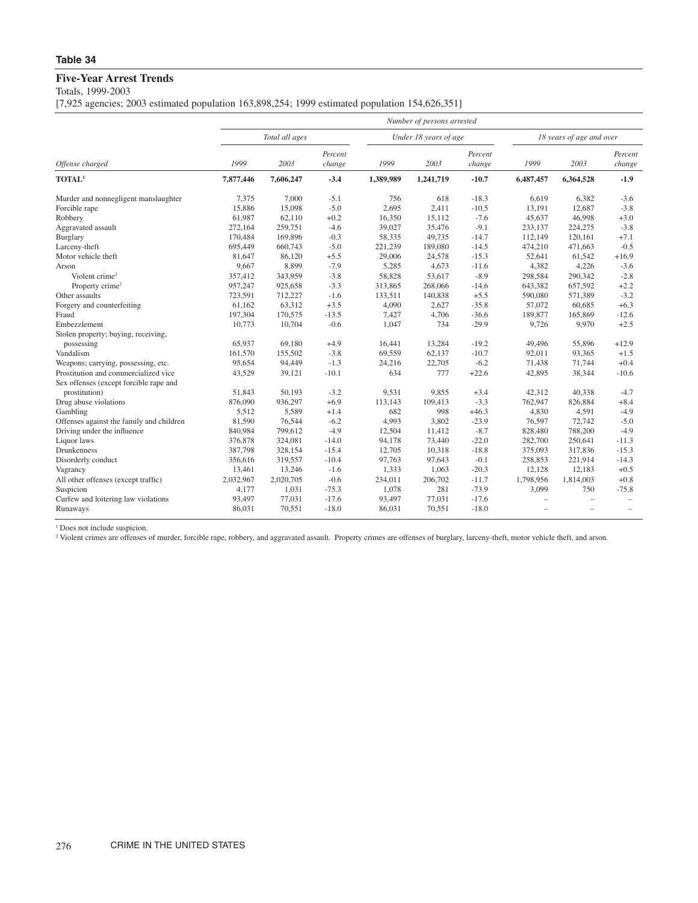**Table 34**

## Five-Year Arrest Trends

Totals, 1999-2003

[7,925 agencies; 2003 estimated population 163,898,254; 1999 estimated population 154,626,351]

| Offense charged | Total all ages 1999 | Total all ages 2003 | Total all ages Percent change | Under 18 years of age 1999 | Under 18 years of age 2003 | Under 18 years of age Percent change | 18 years of age and over 1999 | 18 years of age and over 2003 | 18 years of age and over Percent change |
|---|---|---|---|---|---|---|---|---|---|
| **TOTAL[1]** | **7,877,446** | **7,606,247** | **-3.4** | **1,389,989** | **1,241,719** | **-10.7** | **6,487,457** | **6,364,528** | **-1.9** |
| Murder and nonnegligent manslaughter | 7,375 | 7,000 | -5.1 | 756 | 618 | -18.3 | 6,619 | 6,382 | -3.6 |
| Forcible rape | 15,886 | 15,098 | -5.0 | 2,695 | 2,411 | -10.5 | 13,191 | 12,687 | -3.8 |
| Robbery | 61,987 | 62,110 | +0.2 | 16,350 | 15,112 | -7.6 | 45,637 | 46,998 | +3.0 |
| Aggravated assault | 272,164 | 259,751 | -4.6 | 39,027 | 35,476 | -9.1 | 233,137 | 224,275 | -3.8 |
| Burglary | 170,484 | 169,896 | -0.3 | 58,335 | 49,735 | -14.7 | 112,149 | 120,161 | +7.1 |
| Larceny-theft | 695,449 | 660,743 | -5.0 | 221,239 | 189,080 | -14.5 | 474,210 | 471,663 | -0.5 |
| Motor vehicle theft | 81,647 | 86,120 | +5.5 | 29,006 | 24,578 | -15.3 | 52,641 | 61,542 | +16.9 |
| Arson | 9,667 | 8,899 | -7.9 | 5,285 | 4,673 | -11.6 | 4,382 | 4,226 | -3.6 |
| Violent crime[2] | 357,412 | 343,959 | -3.8 | 58,828 | 53,617 | -8.9 | 298,584 | 290,342 | -2.8 |
| Property crime[2] | 957,247 | 925,658 | -3.3 | 313,865 | 268,066 | -14.6 | 643,382 | 657,592 | +2.2 |
| Other assaults | 723,591 | 712,227 | -1.6 | 133,511 | 140,838 | +5.5 | 590,080 | 571,389 | -3.2 |
| Forgery and counterfeiting | 61,162 | 63,312 | +3.5 | 4,090 | 2,627 | -35.8 | 57,072 | 60,685 | +6.3 |
| Fraud | 197,304 | 170,575 | -13.5 | 7,427 | 4,706 | -36.6 | 189,877 | 165,869 | -12.6 |
| Embezzlement | 10,773 | 10,704 | -0.6 | 1,047 | 734 | -29.9 | 9,726 | 9,970 | +2.5 |
| Stolen property; buying, receiving, possessing | 65,937 | 69,180 | +4.9 | 16,441 | 13,284 | -19.2 | 49,496 | 55,896 | +12.9 |
| Vandalism | 161,570 | 155,502 | -3.8 | 69,559 | 62,137 | -10.7 | 92,011 | 93,365 | +1.5 |
| Weapons; carrying, possessing, etc. | 95,654 | 94,449 | -1.3 | 24,216 | 22,705 | -6.2 | 71,438 | 71,744 | +0.4 |
| Prostitution and commercialized vice | 43,529 | 39,121 | -10.1 | 634 | 777 | +22.6 | 42,895 | 38,344 | -10.6 |
| Sex offenses (except forcible rape and prostitution) | 51,843 | 50,193 | -3.2 | 9,531 | 9,855 | +3.4 | 42,312 | 40,338 | -4.7 |
| Drug abuse violations | 876,090 | 936,297 | +6.9 | 113,143 | 109,413 | -3.3 | 762,947 | 826,884 | +8.4 |
| Gambling | 5,512 | 5,589 | +1.4 | 682 | 998 | +46.3 | 4,830 | 4,591 | -4.9 |
| Offenses against the family and children | 81,590 | 76,544 | -6.2 | 4,993 | 3,802 | -23.9 | 76,597 | 72,742 | -5.0 |
| Driving under the influence | 840,984 | 799,612 | -4.9 | 12,504 | 11,412 | -8.7 | 828,480 | 788,200 | -4.9 |
| Liquor laws | 376,878 | 324,081 | -14.0 | 94,178 | 73,440 | -22.0 | 282,700 | 250,641 | -11.3 |
| Drunkenness | 387,798 | 328,154 | -15.4 | 12,705 | 10,318 | -18.8 | 375,093 | 317,836 | -15.3 |
| Disorderly conduct | 356,616 | 319,557 | -10.4 | 97,763 | 97,643 | -0.1 | 258,853 | 221,914 | -14.3 |
| Vagrancy | 13,461 | 13,246 | -1.6 | 1,333 | 1,063 | -20.3 | 12,128 | 12,183 | +0.5 |
| All other offenses (except traffic) | 2,032,967 | 2,020,705 | -0.6 | 234,011 | 206,702 | -11.7 | 1,798,956 | 1,814,003 | +0.8 |
| Suspicion | 4,177 | 1,031 | -75.3 | 1,078 | 281 | -73.9 | 3,099 | 750 | -75.8 |
| Curfew and loitering law violations | 93,497 | 77,031 | -17.6 | 93,497 | 77,031 | -17.6 | – | – | – |
| Runaways | 86,031 | 70,551 | -18.0 | 86,031 | 70,551 | -18.0 | – | – | – |

[1] Does not include suspicion.

[2] Violent crimes are offenses of murder, forcible rape, robbery, and aggravated assault. Property crimes are offenses of burglary, larceny-theft, motor vehicle theft, and arson.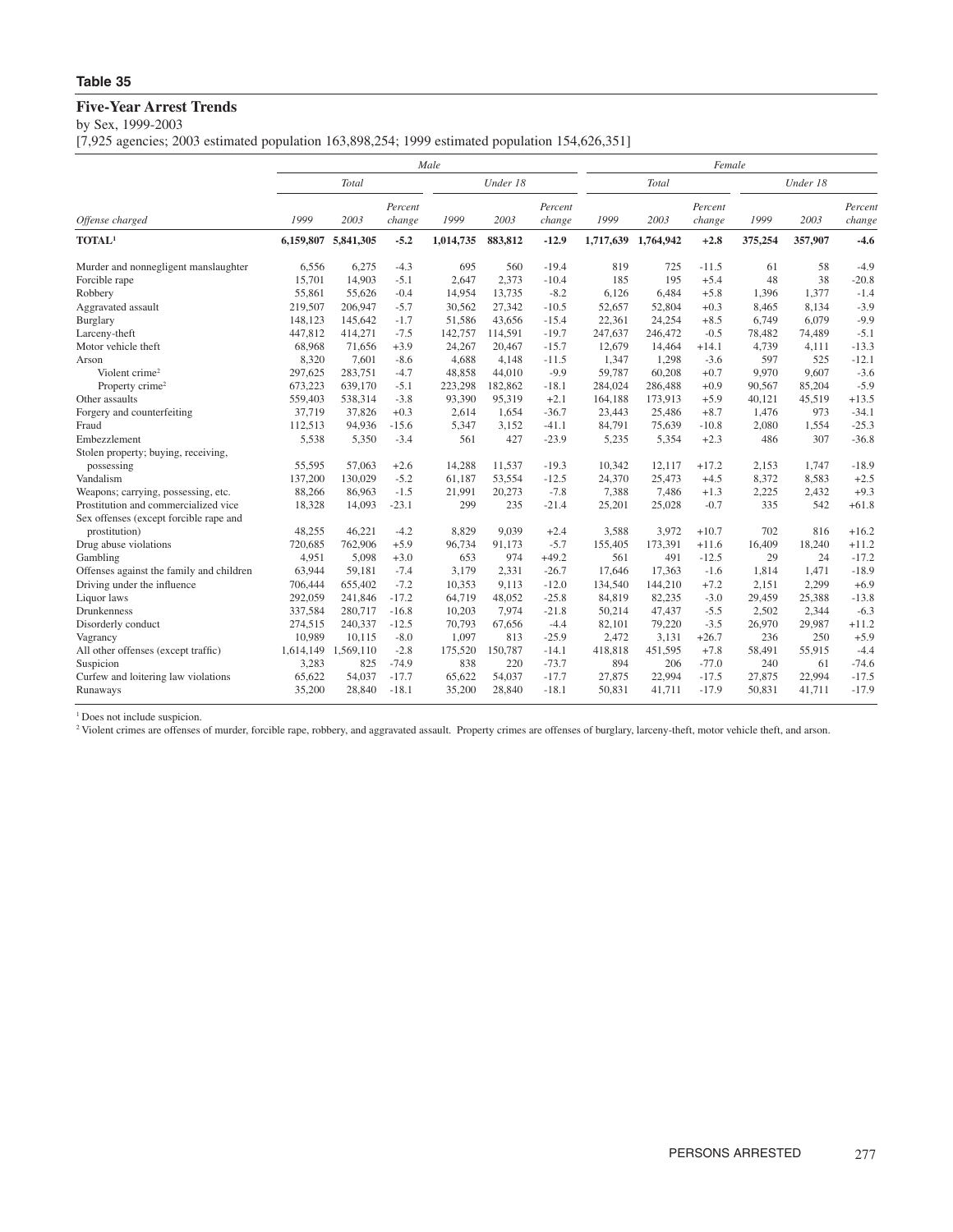**Table 35**

## Five-Year Arrest Trends

by Sex, 1999-2003

[7,925 agencies; 2003 estimated population 163,898,254; 1999 estimated population 154,626,351]

| | Male | | | | | | Female | | | | | |
|---|---|---|---|---|---|---|---|---|---|---|---|---|
| | Total | | | Under 18 | | | Total | | | Under 18 | | |
| Offense charged | 1999 | 2003 | Percent change | 1999 | 2003 | Percent change | 1999 | 2003 | Percent change | 1999 | 2003 | Percent change |
| **TOTAL[1]** | **6,159,807** | **5,841,305** | **-5.2** | **1,014,735** | **883,812** | **-12.9** | **1,717,639** | **1,764,942** | **+2.8** | **375,254** | **357,907** | **-4.6** |
| Murder and nonnegligent manslaughter | 6,556 | 6,275 | -4.3 | 695 | 560 | -19.4 | 819 | 725 | -11.5 | 61 | 58 | -4.9 |
| Forcible rape | 15,701 | 14,903 | -5.1 | 2,647 | 2,373 | -10.4 | 185 | 195 | +5.4 | 48 | 38 | -20.8 |
| Robbery | 55,861 | 55,626 | -0.4 | 14,954 | 13,735 | -8.2 | 6,126 | 6,484 | +5.8 | 1,396 | 1,377 | -1.4 |
| Aggravated assault | 219,507 | 206,947 | -5.7 | 30,562 | 27,342 | -10.5 | 52,657 | 52,804 | +0.3 | 8,465 | 8,134 | -3.9 |
| Burglary | 148,123 | 145,642 | -1.7 | 51,586 | 43,656 | -15.4 | 22,361 | 24,254 | +8.5 | 6,749 | 6,079 | -9.9 |
| Larceny-theft | 447,812 | 414,271 | -7.5 | 142,757 | 114,591 | -19.7 | 247,637 | 246,472 | -0.5 | 78,482 | 74,489 | -5.1 |
| Motor vehicle theft | 68,968 | 71,656 | +3.9 | 24,267 | 20,467 | -15.7 | 12,679 | 14,464 | +14.1 | 4,739 | 4,111 | -13.3 |
| Arson | 8,320 | 7,601 | -8.6 | 4,688 | 4,148 | -11.5 | 1,347 | 1,298 | -3.6 | 597 | 525 | -12.1 |
| Violent crime[2] | 297,625 | 283,751 | -4.7 | 48,858 | 44,010 | -9.9 | 59,787 | 60,208 | +0.7 | 9,970 | 9,607 | -3.6 |
| Property crime[2] | 673,223 | 639,170 | -5.1 | 223,298 | 182,862 | -18.1 | 284,024 | 286,488 | +0.9 | 90,567 | 85,204 | -5.9 |
| Other assaults | 559,403 | 538,314 | -3.8 | 93,390 | 95,319 | +2.1 | 164,188 | 173,913 | +5.9 | 40,121 | 45,519 | +13.5 |
| Forgery and counterfeiting | 37,719 | 37,826 | +0.3 | 2,614 | 1,654 | -36.7 | 23,443 | 25,486 | +8.7 | 1,476 | 973 | -34.1 |
| Fraud | 112,513 | 94,936 | -15.6 | 5,347 | 3,152 | -41.1 | 84,791 | 75,639 | -10.8 | 2,080 | 1,554 | -25.3 |
| Embezzlement | 5,538 | 5,350 | -3.4 | 561 | 427 | -23.9 | 5,235 | 5,354 | +2.3 | 486 | 307 | -36.8 |
| Stolen property; buying, receiving, possessing | 55,595 | 57,063 | +2.6 | 14,288 | 11,537 | -19.3 | 10,342 | 12,117 | +17.2 | 2,153 | 1,747 | -18.9 |
| Vandalism | 137,200 | 130,029 | -5.2 | 61,187 | 53,554 | -12.5 | 24,370 | 25,473 | +4.5 | 8,372 | 8,583 | +2.5 |
| Weapons; carrying, possessing, etc. | 88,266 | 86,963 | -1.5 | 21,991 | 20,273 | -7.8 | 7,388 | 7,486 | +1.3 | 2,225 | 2,432 | +9.3 |
| Prostitution and commercialized vice | 18,328 | 14,093 | -23.1 | 299 | 235 | -21.4 | 25,201 | 25,028 | -0.7 | 335 | 542 | +61.8 |
| Sex offenses (except forcible rape and prostitution) | 48,255 | 46,221 | -4.2 | 8,829 | 9,039 | +2.4 | 3,588 | 3,972 | +10.7 | 702 | 816 | +16.2 |
| Drug abuse violations | 720,685 | 762,906 | +5.9 | 96,734 | 91,173 | -5.7 | 155,405 | 173,391 | +11.6 | 16,409 | 18,240 | +11.2 |
| Gambling | 4,951 | 5,098 | +3.0 | 653 | 974 | +49.2 | 561 | 491 | -12.5 | 29 | 24 | -17.2 |
| Offenses against the family and children | 63,944 | 59,181 | -7.4 | 3,179 | 2,331 | -26.7 | 17,646 | 17,363 | -1.6 | 1,814 | 1,471 | -18.9 |
| Driving under the influence | 706,444 | 655,402 | -7.2 | 10,353 | 9,113 | -12.0 | 134,540 | 144,210 | +7.2 | 2,151 | 2,299 | +6.9 |
| Liquor laws | 292,059 | 241,846 | -17.2 | 64,719 | 48,052 | -25.8 | 84,819 | 82,235 | -3.0 | 29,459 | 25,388 | -13.8 |
| Drunkenness | 337,584 | 280,717 | -16.8 | 10,203 | 7,974 | -21.8 | 50,214 | 47,437 | -5.5 | 2,502 | 2,344 | -6.3 |
| Disorderly conduct | 274,515 | 240,337 | -12.5 | 70,793 | 67,656 | -4.4 | 82,101 | 79,220 | -3.5 | 26,970 | 29,987 | +11.2 |
| Vagrancy | 10,989 | 10,115 | -8.0 | 1,097 | 813 | -25.9 | 2,472 | 3,131 | +26.7 | 236 | 250 | +5.9 |
| All other offenses (except traffic) | 1,614,149 | 1,569,110 | -2.8 | 175,520 | 150,787 | -14.1 | 418,818 | 451,595 | +7.8 | 58,491 | 55,915 | -4.4 |
| Suspicion | 3,283 | 825 | -74.9 | 838 | 220 | -73.7 | 894 | 206 | -77.0 | 240 | 61 | -74.6 |
| Curfew and loitering law violations | 65,622 | 54,037 | -17.7 | 65,622 | 54,037 | -17.7 | 27,875 | 22,994 | -17.5 | 27,875 | 22,994 | -17.5 |
| Runaways | 35,200 | 28,840 | -18.1 | 35,200 | 28,840 | -18.1 | 50,831 | 41,711 | -17.9 | 50,831 | 41,711 | -17.9 |

[1] Does not include suspicion.

[2] Violent crimes are offenses of murder, forcible rape, robbery, and aggravated assault. Property crimes are offenses of burglary, larceny-theft, motor vehicle theft, and arson.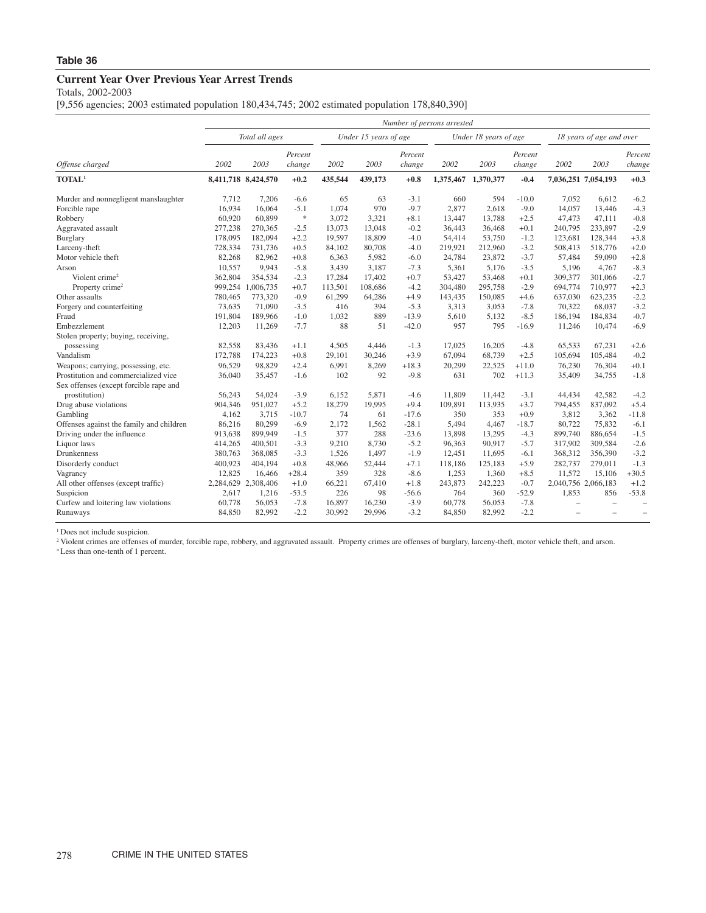**Table 36**

## Current Year Over Previous Year Arrest Trends

Totals, 2002-2003

[9,556 agencies; 2003 estimated population 180,434,745; 2002 estimated population 178,840,390]

| | *Number of persons arrested* | | | | | | | | | | | |
|---|---|---|---|---|---|---|---|---|---|---|---|---|
| | *Total all ages* | | | *Under 15 years of age* | | | *Under 18 years of age* | | | *18 years of age and over* | | |
| *Offense charged* | *2002* | *2003* | *Percent change* | *2002* | *2003* | *Percent change* | *2002* | *2003* | *Percent change* | *2002* | *2003* | *Percent change* |
| **TOTAL**[1] | **8,411,718** | **8,424,570** | **+0.2** | **435,544** | **439,173** | **+0.8** | **1,375,467** | **1,370,377** | **-0.4** | **7,036,251** | **7,054,193** | **+0.3** |
| Murder and nonnegligent manslaughter | 7,712 | 7,206 | -6.6 | 65 | 63 | -3.1 | 660 | 594 | -10.0 | 7,052 | 6,612 | -6.2 |
| Forcible rape | 16,934 | 16,064 | -5.1 | 1,074 | 970 | -9.7 | 2,877 | 2,618 | -9.0 | 14,057 | 13,446 | -4.3 |
| Robbery | 60,920 | 60,899 | * | 3,072 | 3,321 | +8.1 | 13,447 | 13,788 | +2.5 | 47,473 | 47,111 | -0.8 |
| Aggravated assault | 277,238 | 270,365 | -2.5 | 13,073 | 13,048 | -0.2 | 36,443 | 36,468 | +0.1 | 240,795 | 233,897 | -2.9 |
| Burglary | 178,095 | 182,094 | +2.2 | 19,597 | 18,809 | -4.0 | 54,414 | 53,750 | -1.2 | 123,681 | 128,344 | +3.8 |
| Larceny-theft | 728,334 | 731,736 | +0.5 | 84,102 | 80,708 | -4.0 | 219,921 | 212,960 | -3.2 | 508,413 | 518,776 | +2.0 |
| Motor vehicle theft | 82,268 | 82,962 | +0.8 | 6,363 | 5,982 | -6.0 | 24,784 | 23,872 | -3.7 | 57,484 | 59,090 | +2.8 |
| Arson | 10,557 | 9,943 | -5.8 | 3,439 | 3,187 | -7.3 | 5,361 | 5,176 | -3.5 | 5,196 | 4,767 | -8.3 |
| Violent crime[2] | 362,804 | 354,534 | -2.3 | 17,284 | 17,402 | +0.7 | 53,427 | 53,468 | +0.1 | 309,377 | 301,066 | -2.7 |
| Property crime[2] | 999,254 | 1,006,735 | +0.7 | 113,501 | 108,686 | -4.2 | 304,480 | 295,758 | -2.9 | 694,774 | 710,977 | +2.3 |
| Other assaults | 780,465 | 773,320 | -0.9 | 61,299 | 64,286 | +4.9 | 143,435 | 150,085 | +4.6 | 637,030 | 623,235 | -2.2 |
| Forgery and counterfeiting | 73,635 | 71,090 | -3.5 | 416 | 394 | -5.3 | 3,313 | 3,053 | -7.8 | 70,322 | 68,037 | -3.2 |
| Fraud | 191,804 | 189,966 | -1.0 | 1,032 | 889 | -13.9 | 5,610 | 5,132 | -8.5 | 186,194 | 184,834 | -0.7 |
| Embezzlement | 12,203 | 11,269 | -7.7 | 88 | 51 | -42.0 | 957 | 795 | -16.9 | 11,246 | 10,474 | -6.9 |
| Stolen property; buying, receiving, possessing | 82,558 | 83,436 | +1.1 | 4,505 | 4,446 | -1.3 | 17,025 | 16,205 | -4.8 | 65,533 | 67,231 | +2.6 |
| Vandalism | 172,788 | 174,223 | +0.8 | 29,101 | 30,246 | +3.9 | 67,094 | 68,739 | +2.5 | 105,694 | 105,484 | -0.2 |
| Weapons; carrying, possessing, etc. | 96,529 | 98,829 | +2.4 | 6,991 | 8,269 | +18.3 | 20,299 | 22,525 | +11.0 | 76,230 | 76,304 | +0.1 |
| Prostitution and commercialized vice | 36,040 | 35,457 | -1.6 | 102 | 92 | -9.8 | 631 | 702 | +11.3 | 35,409 | 34,755 | -1.8 |
| Sex offenses (except forcible rape and prostitution) | 56,243 | 54,024 | -3.9 | 6,152 | 5,871 | -4.6 | 11,809 | 11,442 | -3.1 | 44,434 | 42,582 | -4.2 |
| Drug abuse violations | 904,346 | 951,027 | +5.2 | 18,279 | 19,995 | +9.4 | 109,891 | 113,935 | +3.7 | 794,455 | 837,092 | +5.4 |
| Gambling | 4,162 | 3,715 | -10.7 | 74 | 61 | -17.6 | 350 | 353 | +0.9 | 3,812 | 3,362 | -11.8 |
| Offenses against the family and children | 86,216 | 80,299 | -6.9 | 2,172 | 1,562 | -28.1 | 5,494 | 4,467 | -18.7 | 80,722 | 75,832 | -6.1 |
| Driving under the influence | 913,638 | 899,949 | -1.5 | 377 | 288 | -23.6 | 13,898 | 13,295 | -4.3 | 899,740 | 886,654 | -1.5 |
| Liquor laws | 414,265 | 400,501 | -3.3 | 9,210 | 8,730 | -5.2 | 96,363 | 90,917 | -5.7 | 317,902 | 309,584 | -2.6 |
| Drunkenness | 380,763 | 368,085 | -3.3 | 1,526 | 1,497 | -1.9 | 12,451 | 11,695 | -6.1 | 368,312 | 356,390 | -3.2 |
| Disorderly conduct | 400,923 | 404,194 | +0.8 | 48,966 | 52,444 | +7.1 | 118,186 | 125,183 | +5.9 | 282,737 | 279,011 | -1.3 |
| Vagrancy | 12,825 | 16,466 | +28.4 | 359 | 328 | -8.6 | 1,253 | 1,360 | +8.5 | 11,572 | 15,106 | +30.5 |
| All other offenses (except traffic) | 2,284,629 | 2,308,406 | +1.0 | 66,221 | 67,410 | +1.8 | 243,873 | 242,223 | -0.7 | 2,040,756 | 2,066,183 | +1.2 |
| Suspicion | 2,617 | 1,216 | -53.5 | 226 | 98 | -56.6 | 764 | 360 | -52.9 | 1,853 | 856 | -53.8 |
| Curfew and loitering law violations | 60,778 | 56,053 | -7.8 | 16,897 | 16,230 | -3.9 | 60,778 | 56,053 | -7.8 | – | – | – |
| Runaways | 84,850 | 82,992 | -2.2 | 30,992 | 29,996 | -3.2 | 84,850 | 82,992 | -2.2 | – | – | – |

[1] Does not include suspicion.

[2] Violent crimes are offenses of murder, forcible rape, robbery, and aggravated assault. Property crimes are offenses of burglary, larceny-theft, motor vehicle theft, and arson.

* Less than one-tenth of 1 percent.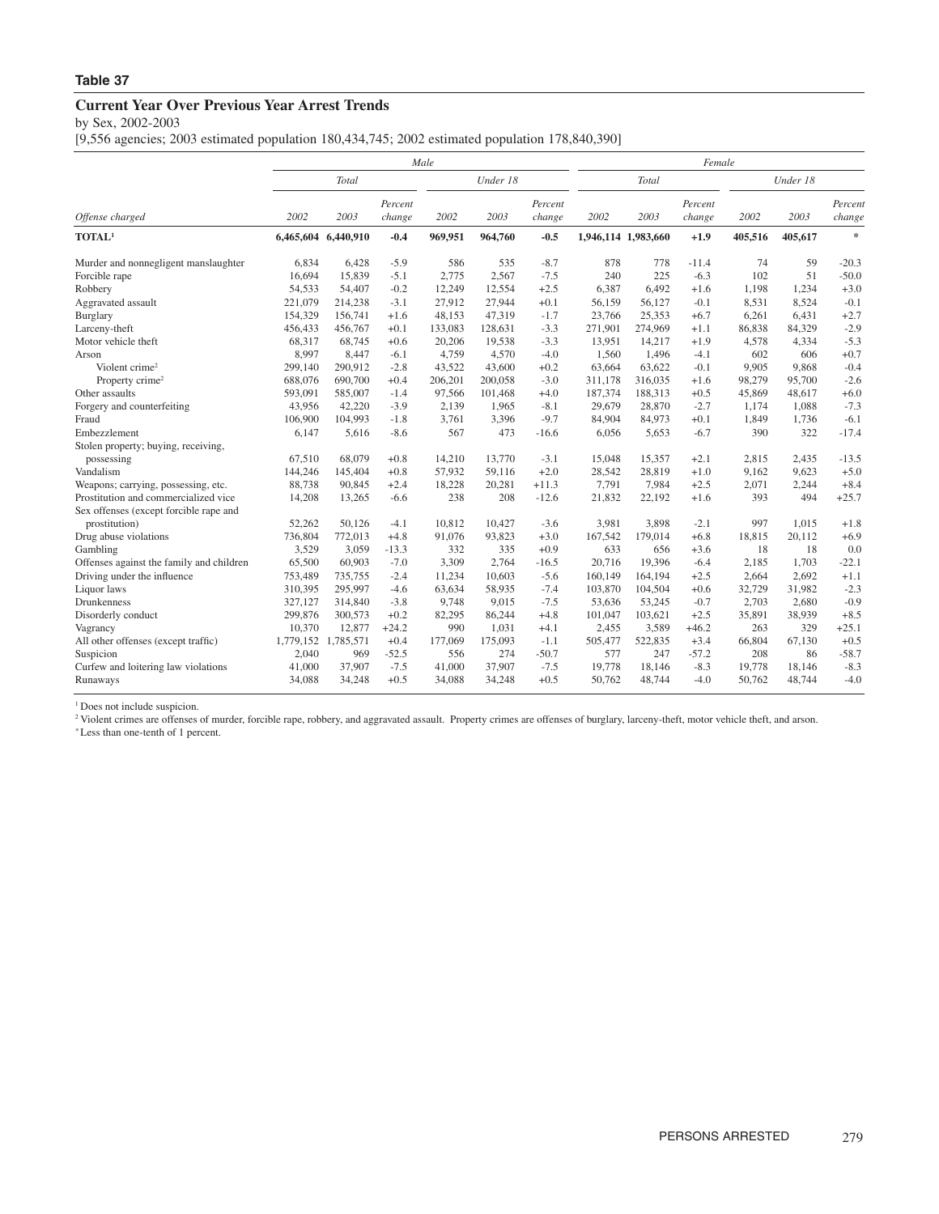**Table 37**

## Current Year Over Previous Year Arrest Trends

by Sex, 2002-2003

[9,556 agencies; 2003 estimated population 180,434,745; 2002 estimated population 178,840,390]

| Offense charged | Male | | | | | | Female | | | | | |
|---|---|---|---|---|---|---|---|---|---|---|---|---|
| | Total | | | Under 18 | | | Total | | | Under 18 | | |
| | 2002 | 2003 | Percent change | 2002 | 2003 | Percent change | 2002 | 2003 | Percent change | 2002 | 2003 | Percent change |
| **TOTAL[1]** | **6,465,604** | **6,440,910** | **-0.4** | **969,951** | **964,760** | **-0.5** | **1,946,114** | **1,983,660** | **+1.9** | **405,516** | **405,617** | * |
| Murder and nonnegligent manslaughter | 6,834 | 6,428 | -5.9 | 586 | 535 | -8.7 | 878 | 778 | -11.4 | 74 | 59 | -20.3 |
| Forcible rape | 16,694 | 15,839 | -5.1 | 2,775 | 2,567 | -7.5 | 240 | 225 | -6.3 | 102 | 51 | -50.0 |
| Robbery | 54,533 | 54,407 | -0.2 | 12,249 | 12,554 | +2.5 | 6,387 | 6,492 | +1.6 | 1,198 | 1,234 | +3.0 |
| Aggravated assault | 221,079 | 214,238 | -3.1 | 27,912 | 27,944 | +0.1 | 56,159 | 56,127 | -0.1 | 8,531 | 8,524 | -0.1 |
| Burglary | 154,329 | 156,741 | +1.6 | 48,153 | 47,319 | -1.7 | 23,766 | 25,353 | +6.7 | 6,261 | 6,431 | +2.7 |
| Larceny-theft | 456,433 | 456,767 | +0.1 | 133,083 | 128,631 | -3.3 | 271,901 | 274,969 | +1.1 | 86,838 | 84,329 | -2.9 |
| Motor vehicle theft | 68,317 | 68,745 | +0.6 | 20,206 | 19,538 | -3.3 | 13,951 | 14,217 | +1.9 | 4,578 | 4,334 | -5.3 |
| Arson | 8,997 | 8,447 | -6.1 | 4,759 | 4,570 | -4.0 | 1,560 | 1,496 | -4.1 | 602 | 606 | +0.7 |
| Violent crime[2] | 299,140 | 290,912 | -2.8 | 43,522 | 43,600 | +0.2 | 63,664 | 63,622 | -0.1 | 9,905 | 9,868 | -0.4 |
| Property crime[2] | 688,076 | 690,700 | +0.4 | 206,201 | 200,058 | -3.0 | 311,178 | 316,035 | +1.6 | 98,279 | 95,700 | -2.6 |
| Other assaults | 593,091 | 585,007 | -1.4 | 97,566 | 101,468 | +4.0 | 187,374 | 188,313 | +0.5 | 45,869 | 48,617 | +6.0 |
| Forgery and counterfeiting | 43,956 | 42,220 | -3.9 | 2,139 | 1,965 | -8.1 | 29,679 | 28,870 | -2.7 | 1,174 | 1,088 | -7.3 |
| Fraud | 106,900 | 104,993 | -1.8 | 3,761 | 3,396 | -9.7 | 84,904 | 84,973 | +0.1 | 1,849 | 1,736 | -6.1 |
| Embezzlement | 6,147 | 5,616 | -8.6 | 567 | 473 | -16.6 | 6,056 | 5,653 | -6.7 | 390 | 322 | -17.4 |
| Stolen property; buying, receiving, possessing | 67,510 | 68,079 | +0.8 | 14,210 | 13,770 | -3.1 | 15,048 | 15,357 | +2.1 | 2,815 | 2,435 | -13.5 |
| Vandalism | 144,246 | 145,404 | +0.8 | 57,932 | 59,116 | +2.0 | 28,542 | 28,819 | +1.0 | 9,162 | 9,623 | +5.0 |
| Weapons; carrying, possessing, etc. | 88,738 | 90,845 | +2.4 | 18,228 | 20,281 | +11.3 | 7,791 | 7,984 | +2.5 | 2,071 | 2,244 | +8.4 |
| Prostitution and commercialized vice | 14,208 | 13,265 | -6.6 | 238 | 208 | -12.6 | 21,832 | 22,192 | +1.6 | 393 | 494 | +25.7 |
| Sex offenses (except forcible rape and prostitution) | 52,262 | 50,126 | -4.1 | 10,812 | 10,427 | -3.6 | 3,981 | 3,898 | -2.1 | 997 | 1,015 | +1.8 |
| Drug abuse violations | 736,804 | 772,013 | +4.8 | 91,076 | 93,823 | +3.0 | 167,542 | 179,014 | +6.8 | 18,815 | 20,112 | +6.9 |
| Gambling | 3,529 | 3,059 | -13.3 | 332 | 335 | +0.9 | 633 | 656 | +3.6 | 18 | 18 | 0.0 |
| Offenses against the family and children | 65,500 | 60,903 | -7.0 | 3,309 | 2,764 | -16.5 | 20,716 | 19,396 | -6.4 | 2,185 | 1,703 | -22.1 |
| Driving under the influence | 753,489 | 735,755 | -2.4 | 11,234 | 10,603 | -5.6 | 160,149 | 164,194 | +2.5 | 2,664 | 2,692 | +1.1 |
| Liquor laws | 310,395 | 295,997 | -4.6 | 63,634 | 58,935 | -7.4 | 103,870 | 104,504 | +0.6 | 32,729 | 31,982 | -2.3 |
| Drunkenness | 327,127 | 314,840 | -3.8 | 9,748 | 9,015 | -7.5 | 53,636 | 53,245 | -0.7 | 2,703 | 2,680 | -0.9 |
| Disorderly conduct | 299,876 | 300,573 | +0.2 | 82,295 | 86,244 | +4.8 | 101,047 | 103,621 | +2.5 | 35,891 | 38,939 | +8.5 |
| Vagrancy | 10,370 | 12,877 | +24.2 | 990 | 1,031 | +4.1 | 2,455 | 3,589 | +46.2 | 263 | 329 | +25.1 |
| All other offenses (except traffic) | 1,779,152 | 1,785,571 | +0.4 | 177,069 | 175,093 | -1.1 | 505,477 | 522,835 | +3.4 | 66,804 | 67,130 | +0.5 |
| Suspicion | 2,040 | 969 | -52.5 | 556 | 274 | -50.7 | 577 | 247 | -57.2 | 208 | 86 | -58.7 |
| Curfew and loitering law violations | 41,000 | 37,907 | -7.5 | 41,000 | 37,907 | -7.5 | 19,778 | 18,146 | -8.3 | 19,778 | 18,146 | -8.3 |
| Runaways | 34,088 | 34,248 | +0.5 | 34,088 | 34,248 | +0.5 | 50,762 | 48,744 | -4.0 | 50,762 | 48,744 | -4.0 |

[1] Does not include suspicion.

[2] Violent crimes are offenses of murder, forcible rape, robbery, and aggravated assault. Property crimes are offenses of burglary, larceny-theft, motor vehicle theft, and arson.

* Less than one-tenth of 1 percent.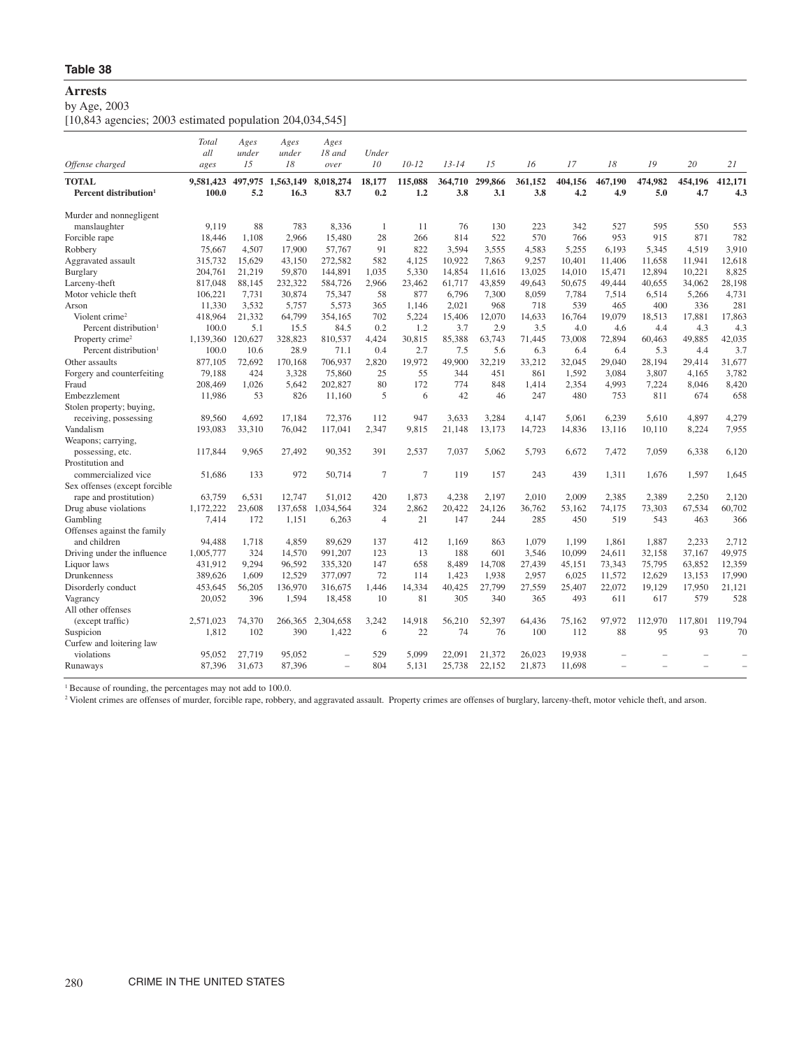## Table 38

### Arrests

by Age, 2003

[10,843 agencies; 2003 estimated population 204,034,545]

| Offense charged | Total all ages | Ages under 15 | Ages under 18 | Ages 18 and over | Under 10 | 10-12 | 13-14 | 15 | 16 | 17 | 18 | 19 | 20 | 21 |
|---|---|---|---|---|---|---|---|---|---|---|---|---|---|---|
| **TOTAL** | **9,581,423** | **497,975** | **1,563,149** | **8,018,274** | **18,177** | **115,088** | **364,710** | **299,866** | **361,152** | **404,156** | **467,190** | **474,982** | **454,196** | **412,171** |
| **Percent distribution[1]** | **100.0** | **5.2** | **16.3** | **83.7** | **0.2** | **1.2** | **3.8** | **3.1** | **3.8** | **4.2** | **4.9** | **5.0** | **4.7** | **4.3** |
| Murder and nonnegligent manslaughter | 9,119 | 88 | 783 | 8,336 | 1 | 11 | 76 | 130 | 223 | 342 | 527 | 595 | 550 | 553 |
| Forcible rape | 18,446 | 1,108 | 2,966 | 15,480 | 28 | 266 | 814 | 522 | 570 | 766 | 953 | 915 | 871 | 782 |
| Robbery | 75,667 | 4,507 | 17,900 | 57,767 | 91 | 822 | 3,594 | 3,555 | 4,583 | 5,255 | 6,193 | 5,345 | 4,519 | 3,910 |
| Aggravated assault | 315,732 | 15,629 | 43,150 | 272,582 | 582 | 4,125 | 10,922 | 7,863 | 9,257 | 10,401 | 11,406 | 11,658 | 11,941 | 12,618 |
| Burglary | 204,761 | 21,219 | 59,870 | 144,891 | 1,035 | 5,330 | 14,854 | 11,616 | 13,025 | 14,010 | 15,471 | 12,894 | 10,221 | 8,825 |
| Larceny-theft | 817,048 | 88,145 | 232,322 | 584,726 | 2,966 | 23,462 | 61,717 | 43,859 | 49,643 | 50,675 | 49,444 | 40,655 | 34,062 | 28,198 |
| Motor vehicle theft | 106,221 | 7,731 | 30,874 | 75,347 | 58 | 877 | 6,796 | 7,300 | 8,059 | 7,784 | 7,514 | 6,514 | 5,266 | 4,731 |
| Arson | 11,330 | 3,532 | 5,757 | 5,573 | 365 | 1,146 | 2,021 | 968 | 718 | 539 | 465 | 400 | 336 | 281 |
| Violent crime[2] | 418,964 | 21,332 | 64,799 | 354,165 | 702 | 5,224 | 15,406 | 12,070 | 14,633 | 16,764 | 19,079 | 18,513 | 17,881 | 17,863 |
| Percent distribution[1] | 100.0 | 5.1 | 15.5 | 84.5 | 0.2 | 1.2 | 3.7 | 2.9 | 3.5 | 4.0 | 4.6 | 4.4 | 4.3 | 4.3 |
| Property crime[2] | 1,139,360 | 120,627 | 328,823 | 810,537 | 4,424 | 30,815 | 85,388 | 63,743 | 71,445 | 73,008 | 72,894 | 60,463 | 49,885 | 42,035 |
| Percent distribution[1] | 100.0 | 10.6 | 28.9 | 71.1 | 0.4 | 2.7 | 7.5 | 5.6 | 6.3 | 6.4 | 6.4 | 5.3 | 4.4 | 3.7 |
| Other assaults | 877,105 | 72,692 | 170,168 | 706,937 | 2,820 | 19,972 | 49,900 | 32,219 | 33,212 | 32,045 | 29,040 | 28,194 | 29,414 | 31,677 |
| Forgery and counterfeiting | 79,188 | 424 | 3,328 | 75,860 | 25 | 55 | 344 | 451 | 861 | 1,592 | 3,084 | 3,807 | 4,165 | 3,782 |
| Fraud | 208,469 | 1,026 | 5,642 | 202,827 | 80 | 172 | 774 | 848 | 1,414 | 2,354 | 4,993 | 7,224 | 8,046 | 8,420 |
| Embezzlement | 11,986 | 53 | 826 | 11,160 | 5 | 6 | 42 | 46 | 247 | 480 | 753 | 811 | 674 | 658 |
| Stolen property; buying, receiving, possessing | 89,560 | 4,692 | 17,184 | 72,376 | 112 | 947 | 3,633 | 3,284 | 4,147 | 5,061 | 6,239 | 5,610 | 4,897 | 4,279 |
| Vandalism | 193,083 | 33,310 | 76,042 | 117,041 | 2,347 | 9,815 | 21,148 | 13,173 | 14,723 | 14,836 | 13,116 | 10,110 | 8,224 | 7,955 |
| Weapons; carrying, possessing, etc. | 117,844 | 9,965 | 27,492 | 90,352 | 391 | 2,537 | 7,037 | 5,062 | 5,793 | 6,672 | 7,472 | 7,059 | 6,338 | 6,120 |
| Prostitution and commercialized vice | 51,686 | 133 | 972 | 50,714 | 7 | 7 | 119 | 157 | 243 | 439 | 1,311 | 1,676 | 1,597 | 1,645 |
| Sex offenses (except forcible rape and prostitution) | 63,759 | 6,531 | 12,747 | 51,012 | 420 | 1,873 | 4,238 | 2,197 | 2,010 | 2,009 | 2,385 | 2,389 | 2,250 | 2,120 |
| Drug abuse violations | 1,172,222 | 23,608 | 137,658 | 1,034,564 | 324 | 2,862 | 20,422 | 24,126 | 36,762 | 53,162 | 74,175 | 73,303 | 67,534 | 60,702 |
| Gambling | 7,414 | 172 | 1,151 | 6,263 | 4 | 21 | 147 | 244 | 285 | 450 | 519 | 543 | 463 | 366 |
| Offenses against the family and children | 94,488 | 1,718 | 4,859 | 89,629 | 137 | 412 | 1,169 | 863 | 1,079 | 1,199 | 1,861 | 1,887 | 2,233 | 2,712 |
| Driving under the influence | 1,005,777 | 324 | 14,570 | 991,207 | 123 | 13 | 188 | 601 | 3,546 | 10,099 | 24,611 | 32,158 | 37,167 | 49,975 |
| Liquor laws | 431,912 | 9,294 | 96,592 | 335,320 | 147 | 658 | 8,489 | 14,708 | 27,439 | 45,151 | 73,343 | 75,795 | 63,852 | 12,359 |
| Drunkenness | 389,626 | 1,609 | 12,529 | 377,097 | 72 | 114 | 1,423 | 1,938 | 2,957 | 6,025 | 11,572 | 12,629 | 13,153 | 17,990 |
| Disorderly conduct | 453,645 | 56,205 | 136,970 | 316,675 | 1,446 | 14,334 | 40,425 | 27,799 | 27,559 | 25,407 | 22,072 | 19,129 | 17,950 | 21,121 |
| Vagrancy | 20,052 | 396 | 1,594 | 18,458 | 10 | 81 | 305 | 340 | 365 | 493 | 611 | 617 | 579 | 528 |
| All other offenses (except traffic) | 2,571,023 | 74,370 | 266,365 | 2,304,658 | 3,242 | 14,918 | 56,210 | 52,397 | 64,436 | 75,162 | 97,972 | 112,970 | 117,801 | 119,794 |
| Suspicion | 1,812 | 102 | 390 | 1,422 | 6 | 22 | 74 | 76 | 100 | 112 | 88 | 95 | 93 | 70 |
| Curfew and loitering law violations | 95,052 | 27,719 | 95,052 | – | 529 | 5,099 | 22,091 | 21,372 | 26,023 | 19,938 | – | – | – | – |
| Runaways | 87,396 | 31,673 | 87,396 | – | 804 | 5,131 | 25,738 | 22,152 | 21,873 | 11,698 | – | – | – | – |

[1] Because of rounding, the percentages may not add to 100.0.

[2] Violent crimes are offenses of murder, forcible rape, robbery, and aggravated assault. Property crimes are offenses of burglary, larceny-theft, motor vehicle theft, and arson.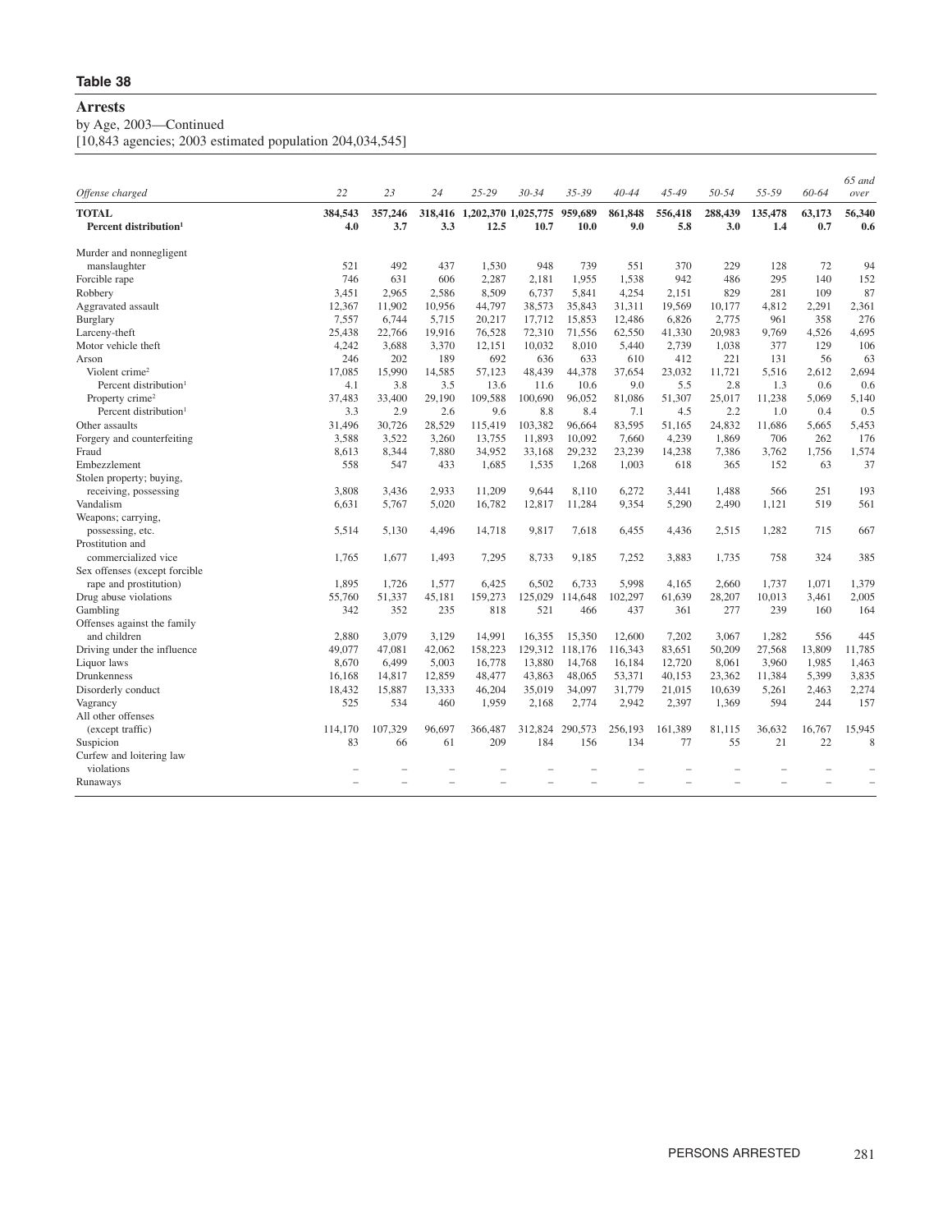## Table 38

### Arrests

by Age, 2003—Continued

[10,843 agencies; 2003 estimated population 204,034,545]

| *Offense charged* | *22* | *23* | *24* | *25-29* | *30-34* | *35-39* | *40-44* | *45-49* | *50-54* | *55-59* | *60-64* | *65 and over* |
|---|---|---|---|---|---|---|---|---|---|---|---|---|
| **TOTAL** | **384,543** | **357,246** | **318,416** | **1,202,370** | **1,025,775** | **959,689** | **861,848** | **556,418** | **288,439** | **135,478** | **63,173** | **56,340** |
| **Percent distribution[1]** | **4.0** | **3.7** | **3.3** | **12.5** | **10.7** | **10.0** | **9.0** | **5.8** | **3.0** | **1.4** | **0.7** | **0.6** |
| Murder and nonnegligent manslaughter | 521 | 492 | 437 | 1,530 | 948 | 739 | 551 | 370 | 229 | 128 | 72 | 94 |
| Forcible rape | 746 | 631 | 606 | 2,287 | 2,181 | 1,955 | 1,538 | 942 | 486 | 295 | 140 | 152 |
| Robbery | 3,451 | 2,965 | 2,586 | 8,509 | 6,737 | 5,841 | 4,254 | 2,151 | 829 | 281 | 109 | 87 |
| Aggravated assault | 12,367 | 11,902 | 10,956 | 44,797 | 38,573 | 35,843 | 31,311 | 19,569 | 10,177 | 4,812 | 2,291 | 2,361 |
| Burglary | 7,557 | 6,744 | 5,715 | 20,217 | 17,712 | 15,853 | 12,486 | 6,826 | 2,775 | 961 | 358 | 276 |
| Larceny-theft | 25,438 | 22,766 | 19,916 | 76,528 | 72,310 | 71,556 | 62,550 | 41,330 | 20,983 | 9,769 | 4,526 | 4,695 |
| Motor vehicle theft | 4,242 | 3,688 | 3,370 | 12,151 | 10,032 | 8,010 | 5,440 | 2,739 | 1,038 | 377 | 129 | 106 |
| Arson | 246 | 202 | 189 | 692 | 636 | 633 | 610 | 412 | 221 | 131 | 56 | 63 |
| Violent crime[2] | 17,085 | 15,990 | 14,585 | 57,123 | 48,439 | 44,378 | 37,654 | 23,032 | 11,721 | 5,516 | 2,612 | 2,694 |
| Percent distribution[1] | 4.1 | 3.8 | 3.5 | 13.6 | 11.6 | 10.6 | 9.0 | 5.5 | 2.8 | 1.3 | 0.6 | 0.6 |
| Property crime[2] | 37,483 | 33,400 | 29,190 | 109,588 | 100,690 | 96,052 | 81,086 | 51,307 | 25,017 | 11,238 | 5,069 | 5,140 |
| Percent distribution[1] | 3.3 | 2.9 | 2.6 | 9.6 | 8.8 | 8.4 | 7.1 | 4.5 | 2.2 | 1.0 | 0.4 | 0.5 |
| Other assaults | 31,496 | 30,726 | 28,529 | 115,419 | 103,382 | 96,664 | 83,595 | 51,165 | 24,832 | 11,686 | 5,665 | 5,453 |
| Forgery and counterfeiting | 3,588 | 3,522 | 3,260 | 13,755 | 11,893 | 10,092 | 7,660 | 4,239 | 1,869 | 706 | 262 | 176 |
| Fraud | 8,613 | 8,344 | 7,880 | 34,952 | 33,168 | 29,232 | 23,239 | 14,238 | 7,386 | 3,762 | 1,756 | 1,574 |
| Embezzlement | 558 | 547 | 433 | 1,685 | 1,535 | 1,268 | 1,003 | 618 | 365 | 152 | 63 | 37 |
| Stolen property; buying, receiving, possessing | 3,808 | 3,436 | 2,933 | 11,209 | 9,644 | 8,110 | 6,272 | 3,441 | 1,488 | 566 | 251 | 193 |
| Vandalism | 6,631 | 5,767 | 5,020 | 16,782 | 12,817 | 11,284 | 9,354 | 5,290 | 2,490 | 1,121 | 519 | 561 |
| Weapons; carrying, possessing, etc. | 5,514 | 5,130 | 4,496 | 14,718 | 9,817 | 7,618 | 6,455 | 4,436 | 2,515 | 1,282 | 715 | 667 |
| Prostitution and commercialized vice | 1,765 | 1,677 | 1,493 | 7,295 | 8,733 | 9,185 | 7,252 | 3,883 | 1,735 | 758 | 324 | 385 |
| Sex offenses (except forcible rape and prostitution) | 1,895 | 1,726 | 1,577 | 6,425 | 6,502 | 6,733 | 5,998 | 4,165 | 2,660 | 1,737 | 1,071 | 1,379 |
| Drug abuse violations | 55,760 | 51,337 | 45,181 | 159,273 | 125,029 | 114,648 | 102,297 | 61,639 | 28,207 | 10,013 | 3,461 | 2,005 |
| Gambling | 342 | 352 | 235 | 818 | 521 | 466 | 437 | 361 | 277 | 239 | 160 | 164 |
| Offenses against the family and children | 2,880 | 3,079 | 3,129 | 14,991 | 16,355 | 15,350 | 12,600 | 7,202 | 3,067 | 1,282 | 556 | 445 |
| Driving under the influence | 49,077 | 47,081 | 42,062 | 158,223 | 129,312 | 118,176 | 116,343 | 83,651 | 50,209 | 27,568 | 13,809 | 11,785 |
| Liquor laws | 8,670 | 6,499 | 5,003 | 16,778 | 13,880 | 14,768 | 16,184 | 12,720 | 8,061 | 3,960 | 1,985 | 1,463 |
| Drunkenness | 16,168 | 14,817 | 12,859 | 48,477 | 43,863 | 48,065 | 53,371 | 40,153 | 23,362 | 11,384 | 5,399 | 3,835 |
| Disorderly conduct | 18,432 | 15,887 | 13,333 | 46,204 | 35,019 | 34,097 | 31,779 | 21,015 | 10,639 | 5,261 | 2,463 | 2,274 |
| Vagrancy | 525 | 534 | 460 | 1,959 | 2,168 | 2,774 | 2,942 | 2,397 | 1,369 | 594 | 244 | 157 |
| All other offenses (except traffic) | 114,170 | 107,329 | 96,697 | 366,487 | 312,824 | 290,573 | 256,193 | 161,389 | 81,115 | 36,632 | 16,767 | 15,945 |
| Suspicion | 83 | 66 | 61 | 209 | 184 | 156 | 134 | 77 | 55 | 21 | 22 | 8 |
| Curfew and loitering law violations | – | – | – | – | – | – | – | – | – | – | – | – |
| Runaways | – | – | – | – | – | – | – | – | – | – | – | – |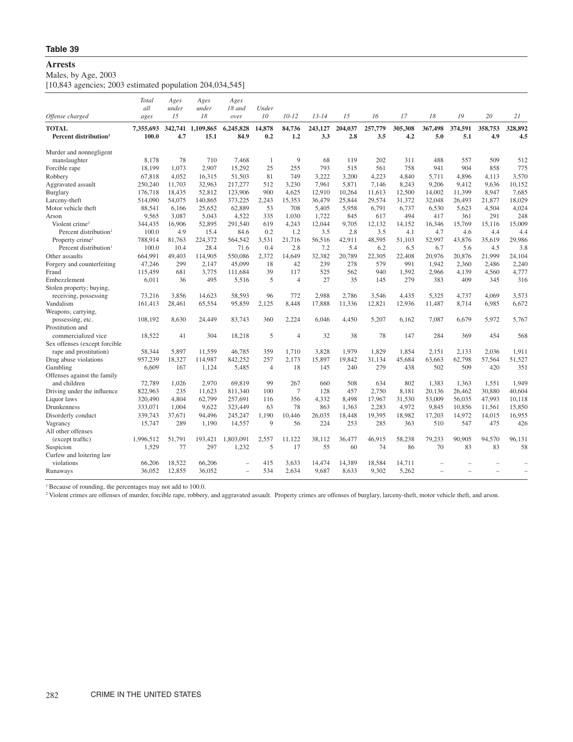**Table 39**

**Arrests**

Males, by Age, 2003

[10,843 agencies; 2003 estimated population 204,034,545]

| *Offense charged* | *Total all ages* | *Ages under 15* | *Ages under 18* | *Ages 18 and over* | *Under 10* | *10-12* | *13-14* | *15* | *16* | *17* | *18* | *19* | *20* | *21* |
|---|---|---|---|---|---|---|---|---|---|---|---|---|---|---|
| **TOTAL** | **7,355,693** | **342,741** | **1,109,865** | **6,245,828** | **14,878** | **84,736** | **243,127** | **204,037** | **257,779** | **305,308** | **367,498** | **374,591** | **358,753** | **328,892** |
| **Percent distribution[1]** | **100.0** | **4.7** | **15.1** | **84.9** | **0.2** | **1.2** | **3.3** | **2.8** | **3.5** | **4.2** | **5.0** | **5.1** | **4.9** | **4.5** |
| Murder and nonnegligent manslaughter | 8,178 | 78 | 710 | 7,468 | 1 | 9 | 68 | 119 | 202 | 311 | 488 | 557 | 509 | 512 |
| Forcible rape | 18,199 | 1,073 | 2,907 | 15,292 | 25 | 255 | 793 | 515 | 561 | 758 | 941 | 904 | 858 | 775 |
| Robbery | 67,818 | 4,052 | 16,315 | 51,503 | 81 | 749 | 3,222 | 3,200 | 4,223 | 4,840 | 5,711 | 4,896 | 4,113 | 3,570 |
| Aggravated assault | 250,240 | 11,703 | 32,963 | 217,277 | 512 | 3,230 | 7,961 | 5,871 | 7,146 | 8,243 | 9,206 | 9,412 | 9,636 | 10,152 |
| Burglary | 176,718 | 18,435 | 52,812 | 123,906 | 900 | 4,625 | 12,910 | 10,264 | 11,613 | 12,500 | 14,002 | 11,399 | 8,947 | 7,685 |
| Larceny-theft | 514,090 | 54,075 | 140,865 | 373,225 | 2,243 | 15,353 | 36,479 | 25,844 | 29,574 | 31,372 | 32,048 | 26,493 | 21,877 | 18,029 |
| Motor vehicle theft | 88,541 | 6,166 | 25,652 | 62,889 | 53 | 708 | 5,405 | 5,958 | 6,791 | 6,737 | 6,530 | 5,623 | 4,504 | 4,024 |
| Arson | 9,565 | 3,087 | 5,043 | 4,522 | 335 | 1,030 | 1,722 | 845 | 617 | 494 | 417 | 361 | 291 | 248 |
| Violent crime[2] | 344,435 | 16,906 | 52,895 | 291,540 | 619 | 4,243 | 12,044 | 9,705 | 12,132 | 14,152 | 16,346 | 15,769 | 15,116 | 15,009 |
| Percent distribution[1] | 100.0 | 4.9 | 15.4 | 84.6 | 0.2 | 1.2 | 3.5 | 2.8 | 3.5 | 4.1 | 4.7 | 4.6 | 4.4 | 4.4 |
| Property crime[2] | 788,914 | 81,763 | 224,372 | 564,542 | 3,531 | 21,716 | 56,516 | 42,911 | 48,595 | 51,103 | 52,997 | 43,876 | 35,619 | 29,986 |
| Percent distribution[1] | 100.0 | 10.4 | 28.4 | 71.6 | 0.4 | 2.8 | 7.2 | 5.4 | 6.2 | 6.5 | 6.7 | 5.6 | 4.5 | 3.8 |
| Other assaults | 664,991 | 49,403 | 114,905 | 550,086 | 2,372 | 14,649 | 32,382 | 20,789 | 22,305 | 22,408 | 20,976 | 20,876 | 21,999 | 24,104 |
| Forgery and counterfeiting | 47,246 | 299 | 2,147 | 45,099 | 18 | 42 | 239 | 278 | 579 | 991 | 1,942 | 2,360 | 2,486 | 2,240 |
| Fraud | 115,459 | 681 | 3,775 | 111,684 | 39 | 117 | 525 | 562 | 940 | 1,592 | 2,966 | 4,139 | 4,560 | 4,777 |
| Embezzlement | 6,011 | 36 | 495 | 5,516 | 5 | 4 | 27 | 35 | 145 | 279 | 383 | 409 | 345 | 316 |
| Stolen property; buying, receiving, possessing | 73,216 | 3,856 | 14,623 | 58,593 | 96 | 772 | 2,988 | 2,786 | 3,546 | 4,435 | 5,325 | 4,737 | 4,069 | 3,573 |
| Vandalism | 161,413 | 28,461 | 65,554 | 95,859 | 2,125 | 8,448 | 17,888 | 11,336 | 12,821 | 12,936 | 11,487 | 8,714 | 6,985 | 6,672 |
| Weapons; carrying, possessing, etc. | 108,192 | 8,630 | 24,449 | 83,743 | 360 | 2,224 | 6,046 | 4,450 | 5,207 | 6,162 | 7,087 | 6,679 | 5,972 | 5,767 |
| Prostitution and commercialized vice | 18,522 | 41 | 304 | 18,218 | 5 | 4 | 32 | 38 | 78 | 147 | 284 | 369 | 454 | 568 |
| Sex offenses (except forcible rape and prostitution) | 58,344 | 5,897 | 11,559 | 46,785 | 359 | 1,710 | 3,828 | 1,979 | 1,829 | 1,854 | 2,151 | 2,133 | 2,036 | 1,911 |
| Drug abuse violations | 957,239 | 18,327 | 114,987 | 842,252 | 257 | 2,173 | 15,897 | 19,842 | 31,134 | 45,684 | 63,663 | 62,798 | 57,564 | 51,527 |
| Gambling | 6,609 | 167 | 1,124 | 5,485 | 4 | 18 | 145 | 240 | 279 | 438 | 502 | 509 | 420 | 351 |
| Offenses against the family and children | 72,789 | 1,026 | 2,970 | 69,819 | 99 | 267 | 660 | 508 | 634 | 802 | 1,383 | 1,363 | 1,551 | 1,949 |
| Driving under the influence | 822,963 | 235 | 11,623 | 811,340 | 100 | 7 | 128 | 457 | 2,750 | 8,181 | 20,136 | 26,462 | 30,880 | 40,604 |
| Liquor laws | 320,490 | 4,804 | 62,799 | 257,691 | 116 | 356 | 4,332 | 8,498 | 17,967 | 31,530 | 53,009 | 56,035 | 47,993 | 10,118 |
| Drunkenness | 333,071 | 1,004 | 9,622 | 323,449 | 63 | 78 | 863 | 1,363 | 2,283 | 4,972 | 9,845 | 10,856 | 11,561 | 15,850 |
| Disorderly conduct | 339,743 | 37,671 | 94,496 | 245,247 | 1,190 | 10,446 | 26,035 | 18,448 | 19,395 | 18,982 | 17,203 | 14,972 | 14,015 | 16,955 |
| Vagrancy | 15,747 | 289 | 1,190 | 14,557 | 9 | 56 | 224 | 253 | 285 | 363 | 510 | 547 | 475 | 426 |
| All other offenses (except traffic) | 1,996,512 | 51,791 | 193,421 | 1,803,091 | 2,557 | 11,122 | 38,112 | 36,477 | 46,915 | 58,238 | 79,233 | 90,905 | 94,570 | 96,131 |
| Suspicion | 1,529 | 77 | 297 | 1,232 | 5 | 17 | 55 | 60 | 74 | 86 | 70 | 83 | 83 | 58 |
| Curfew and loitering law violations | 66,206 | 18,522 | 66,206 | – | 415 | 3,633 | 14,474 | 14,389 | 18,584 | 14,711 | – | – | – | – |
| Runaways | 36,052 | 12,855 | 36,052 | – | 534 | 2,634 | 9,687 | 8,633 | 9,302 | 5,262 | – | – | – | – |

[1] Because of rounding, the percentages may not add to 100.0.

[2] Violent crimes are offenses of murder, forcible rape, robbery, and aggravated assault. Property crimes are offenses of burglary, larceny-theft, motor vehicle theft, and arson.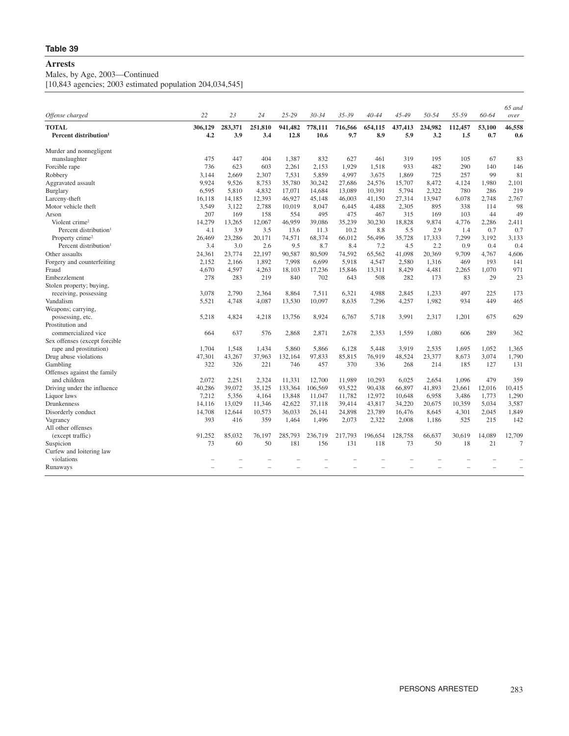## Table 39

### Arrests

Males, by Age, 2003—Continued
[10,843 agencies; 2003 estimated population 204,034,545]

| *Offense charged* | *22* | *23* | *24* | *25-29* | *30-34* | *35-39* | *40-44* | *45-49* | *50-54* | *55-59* | *60-64* | *65 and over* |
|---|---|---|---|---|---|---|---|---|---|---|---|---|
| **TOTAL** | **306,129** | **283,371** | **251,810** | **941,482** | **778,111** | **716,566** | **654,115** | **437,413** | **234,982** | **112,457** | **53,100** | **46,558** |
| **Percent distribution**[1] | **4.2** | **3.9** | **3.4** | **12.8** | **10.6** | **9.7** | **8.9** | **5.9** | **3.2** | **1.5** | **0.7** | **0.6** |
| Murder and nonnegligent manslaughter | 475 | 447 | 404 | 1,387 | 832 | 627 | 461 | 319 | 195 | 105 | 67 | 83 |
| Forcible rape | 736 | 623 | 603 | 2,261 | 2,153 | 1,929 | 1,518 | 933 | 482 | 290 | 140 | 146 |
| Robbery | 3,144 | 2,669 | 2,307 | 7,531 | 5,859 | 4,997 | 3,675 | 1,869 | 725 | 257 | 99 | 81 |
| Aggravated assault | 9,924 | 9,526 | 8,753 | 35,780 | 30,242 | 27,686 | 24,576 | 15,707 | 8,472 | 4,124 | 1,980 | 2,101 |
| Burglary | 6,595 | 5,810 | 4,832 | 17,071 | 14,684 | 13,089 | 10,391 | 5,794 | 2,322 | 780 | 286 | 219 |
| Larceny-theft | 16,118 | 14,185 | 12,393 | 46,927 | 45,148 | 46,003 | 41,150 | 27,314 | 13,947 | 6,078 | 2,748 | 2,767 |
| Motor vehicle theft | 3,549 | 3,122 | 2,788 | 10,019 | 8,047 | 6,445 | 4,488 | 2,305 | 895 | 338 | 114 | 98 |
| Arson | 207 | 169 | 158 | 554 | 495 | 475 | 467 | 315 | 169 | 103 | 44 | 49 |
| Violent crime[2] | 14,279 | 13,265 | 12,067 | 46,959 | 39,086 | 35,239 | 30,230 | 18,828 | 9,874 | 4,776 | 2,286 | 2,411 |
| Percent distribution[1] | 4.1 | 3.9 | 3.5 | 13.6 | 11.3 | 10.2 | 8.8 | 5.5 | 2.9 | 1.4 | 0.7 | 0.7 |
| Property crime[2] | 26,469 | 23,286 | 20,171 | 74,571 | 68,374 | 66,012 | 56,496 | 35,728 | 17,333 | 7,299 | 3,192 | 3,133 |
| Percent distribution[1] | 3.4 | 3.0 | 2.6 | 9.5 | 8.7 | 8.4 | 7.2 | 4.5 | 2.2 | 0.9 | 0.4 | 0.4 |
| Other assaults | 24,361 | 23,774 | 22,197 | 90,587 | 80,509 | 74,592 | 65,562 | 41,098 | 20,369 | 9,709 | 4,767 | 4,606 |
| Forgery and counterfeiting | 2,152 | 2,166 | 1,892 | 7,998 | 6,699 | 5,918 | 4,547 | 2,580 | 1,316 | 469 | 193 | 141 |
| Fraud | 4,670 | 4,597 | 4,263 | 18,103 | 17,236 | 15,846 | 13,311 | 8,429 | 4,481 | 2,265 | 1,070 | 971 |
| Embezzlement | 278 | 283 | 219 | 840 | 702 | 643 | 508 | 282 | 173 | 83 | 29 | 23 |
| Stolen property; buying, receiving, possessing | 3,078 | 2,790 | 2,364 | 8,864 | 7,511 | 6,321 | 4,988 | 2,845 | 1,233 | 497 | 225 | 173 |
| Vandalism | 5,521 | 4,748 | 4,087 | 13,530 | 10,097 | 8,635 | 7,296 | 4,257 | 1,982 | 934 | 449 | 465 |
| Weapons; carrying, possessing, etc. | 5,218 | 4,824 | 4,218 | 13,756 | 8,924 | 6,767 | 5,718 | 3,991 | 2,317 | 1,201 | 675 | 629 |
| Prostitution and commercialized vice | 664 | 637 | 576 | 2,868 | 2,871 | 2,678 | 2,353 | 1,559 | 1,080 | 606 | 289 | 362 |
| Sex offenses (except forcible rape and prostitution) | 1,704 | 1,548 | 1,434 | 5,860 | 5,866 | 6,128 | 5,448 | 3,919 | 2,535 | 1,695 | 1,052 | 1,365 |
| Drug abuse violations | 47,301 | 43,267 | 37,963 | 132,164 | 97,833 | 85,815 | 76,919 | 48,524 | 23,377 | 8,673 | 3,074 | 1,790 |
| Gambling | 322 | 326 | 221 | 746 | 457 | 370 | 336 | 268 | 214 | 185 | 127 | 131 |
| Offenses against the family and children | 2,072 | 2,251 | 2,324 | 11,331 | 12,700 | 11,989 | 10,293 | 6,025 | 2,654 | 1,096 | 479 | 359 |
| Driving under the influence | 40,286 | 39,072 | 35,125 | 133,364 | 106,569 | 93,522 | 90,438 | 66,897 | 41,893 | 23,661 | 12,016 | 10,415 |
| Liquor laws | 7,212 | 5,356 | 4,164 | 13,848 | 11,047 | 11,782 | 12,972 | 10,648 | 6,958 | 3,486 | 1,773 | 1,290 |
| Drunkenness | 14,116 | 13,029 | 11,346 | 42,622 | 37,118 | 39,414 | 43,817 | 34,220 | 20,675 | 10,359 | 5,034 | 3,587 |
| Disorderly conduct | 14,708 | 12,644 | 10,573 | 36,033 | 26,141 | 24,898 | 23,789 | 16,476 | 8,645 | 4,301 | 2,045 | 1,849 |
| Vagrancy | 393 | 416 | 359 | 1,464 | 1,496 | 2,073 | 2,322 | 2,008 | 1,186 | 525 | 215 | 142 |
| All other offenses (except traffic) | 91,252 | 85,032 | 76,197 | 285,793 | 236,719 | 217,793 | 196,654 | 128,758 | 66,637 | 30,619 | 14,089 | 12,709 |
| Suspicion | 73 | 60 | 50 | 181 | 156 | 131 | 118 | 73 | 50 | 18 | 21 | 7 |
| Curfew and loitering law violations | – | – | – | – | – | – | – | – | – | – | – | – |
| Runaways | – | – | – | – | – | – | – | – | – | – | – | – |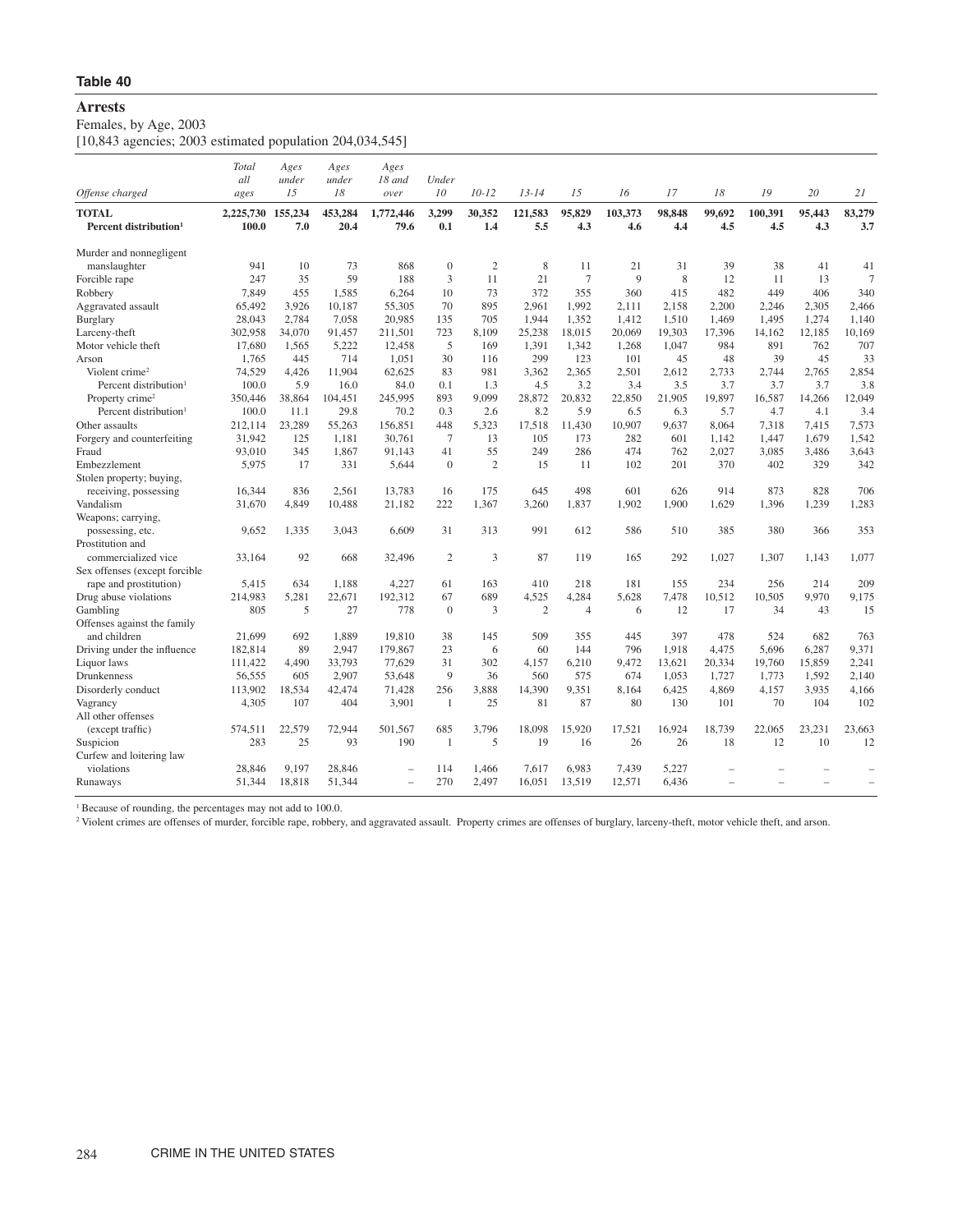## Table 40

### Arrests

Females, by Age, 2003

[10,843 agencies; 2003 estimated population 204,034,545]

| *Offense charged* | *Total all ages* | *Ages under 15* | *Ages under 18* | *Ages 18 and over* | *Under 10* | *10-12* | *13-14* | *15* | *16* | *17* | *18* | *19* | *20* | *21* |
|---|---|---|---|---|---|---|---|---|---|---|---|---|---|---|
| **TOTAL** | **2,225,730** | **155,234** | **453,284** | **1,772,446** | **3,299** | **30,352** | **121,583** | **95,829** | **103,373** | **98,848** | **99,692** | **100,391** | **95,443** | **83,279** |
| **Percent distribution[1]** | **100.0** | **7.0** | **20.4** | **79.6** | **0.1** | **1.4** | **5.5** | **4.3** | **4.6** | **4.4** | **4.5** | **4.5** | **4.3** | **3.7** |
| Murder and nonnegligent manslaughter | 941 | 10 | 73 | 868 | 0 | 2 | 8 | 11 | 21 | 31 | 39 | 38 | 41 | 41 |
| Forcible rape | 247 | 35 | 59 | 188 | 3 | 11 | 21 | 7 | 9 | 8 | 12 | 11 | 13 | 7 |
| Robbery | 7,849 | 455 | 1,585 | 6,264 | 10 | 73 | 372 | 355 | 360 | 415 | 482 | 449 | 406 | 340 |
| Aggravated assault | 65,492 | 3,926 | 10,187 | 55,305 | 70 | 895 | 2,961 | 1,992 | 2,111 | 2,158 | 2,200 | 2,246 | 2,305 | 2,466 |
| Burglary | 28,043 | 2,784 | 7,058 | 20,985 | 135 | 705 | 1,944 | 1,352 | 1,412 | 1,510 | 1,469 | 1,495 | 1,274 | 1,140 |
| Larceny-theft | 302,958 | 34,070 | 91,457 | 211,501 | 723 | 8,109 | 25,238 | 18,015 | 20,069 | 19,303 | 17,396 | 14,162 | 12,185 | 10,169 |
| Motor vehicle theft | 17,680 | 1,565 | 5,222 | 12,458 | 5 | 169 | 1,391 | 1,342 | 1,268 | 1,047 | 984 | 891 | 762 | 707 |
| Arson | 1,765 | 445 | 714 | 1,051 | 30 | 116 | 299 | 123 | 101 | 45 | 48 | 39 | 45 | 33 |
| Violent crime[2] | 74,529 | 4,426 | 11,904 | 62,625 | 83 | 981 | 3,362 | 2,365 | 2,501 | 2,612 | 2,733 | 2,744 | 2,765 | 2,854 |
| Percent distribution[1] | 100.0 | 5.9 | 16.0 | 84.0 | 0.1 | 1.3 | 4.5 | 3.2 | 3.4 | 3.5 | 3.7 | 3.7 | 3.7 | 3.8 |
| Property crime[2] | 350,446 | 38,864 | 104,451 | 245,995 | 893 | 9,099 | 28,872 | 20,832 | 22,850 | 21,905 | 19,897 | 16,587 | 14,266 | 12,049 |
| Percent distribution[1] | 100.0 | 11.1 | 29.8 | 70.2 | 0.3 | 2.6 | 8.2 | 5.9 | 6.5 | 6.3 | 5.7 | 4.7 | 4.1 | 3.4 |
| Other assaults | 212,114 | 23,289 | 55,263 | 156,851 | 448 | 5,323 | 17,518 | 11,430 | 10,907 | 9,637 | 8,064 | 7,318 | 7,415 | 7,573 |
| Forgery and counterfeiting | 31,942 | 125 | 1,181 | 30,761 | 7 | 13 | 105 | 173 | 282 | 601 | 1,142 | 1,447 | 1,679 | 1,542 |
| Fraud | 93,010 | 345 | 1,867 | 91,143 | 41 | 55 | 249 | 286 | 474 | 762 | 2,027 | 3,085 | 3,486 | 3,643 |
| Embezzlement | 5,975 | 17 | 331 | 5,644 | 0 | 2 | 15 | 11 | 102 | 201 | 370 | 402 | 329 | 342 |
| Stolen property; buying, receiving, possessing | 16,344 | 836 | 2,561 | 13,783 | 16 | 175 | 645 | 498 | 601 | 626 | 914 | 873 | 828 | 706 |
| Vandalism | 31,670 | 4,849 | 10,488 | 21,182 | 222 | 1,367 | 3,260 | 1,837 | 1,902 | 1,900 | 1,629 | 1,396 | 1,239 | 1,283 |
| Weapons; carrying, possessing, etc. | 9,652 | 1,335 | 3,043 | 6,609 | 31 | 313 | 991 | 612 | 586 | 510 | 385 | 380 | 366 | 353 |
| Prostitution and commercialized vice | 33,164 | 92 | 668 | 32,496 | 2 | 3 | 87 | 119 | 165 | 292 | 1,027 | 1,307 | 1,143 | 1,077 |
| Sex offenses (except forcible rape and prostitution) | 5,415 | 634 | 1,188 | 4,227 | 61 | 163 | 410 | 218 | 181 | 155 | 234 | 256 | 214 | 209 |
| Drug abuse violations | 214,983 | 5,281 | 22,671 | 192,312 | 67 | 689 | 4,525 | 4,284 | 5,628 | 7,478 | 10,512 | 10,505 | 9,970 | 9,175 |
| Gambling | 805 | 5 | 27 | 778 | 0 | 3 | 2 | 4 | 6 | 12 | 17 | 34 | 43 | 15 |
| Offenses against the family and children | 21,699 | 692 | 1,889 | 19,810 | 38 | 145 | 509 | 355 | 445 | 397 | 478 | 524 | 682 | 763 |
| Driving under the influence | 182,814 | 89 | 2,947 | 179,867 | 23 | 6 | 60 | 144 | 796 | 1,918 | 4,475 | 5,696 | 6,287 | 9,371 |
| Liquor laws | 111,422 | 4,490 | 33,793 | 77,629 | 31 | 302 | 4,157 | 6,210 | 9,472 | 13,621 | 20,334 | 19,760 | 15,859 | 2,241 |
| Drunkenness | 56,555 | 605 | 2,907 | 53,648 | 9 | 36 | 560 | 575 | 674 | 1,053 | 1,727 | 1,773 | 1,592 | 2,140 |
| Disorderly conduct | 113,902 | 18,534 | 42,474 | 71,428 | 256 | 3,888 | 14,390 | 9,351 | 8,164 | 6,425 | 4,869 | 4,157 | 3,935 | 4,166 |
| Vagrancy | 4,305 | 107 | 404 | 3,901 | 1 | 25 | 81 | 87 | 80 | 130 | 101 | 70 | 104 | 102 |
| All other offenses (except traffic) | 574,511 | 22,579 | 72,944 | 501,567 | 685 | 3,796 | 18,098 | 15,920 | 17,521 | 16,924 | 18,739 | 22,065 | 23,231 | 23,663 |
| Suspicion | 283 | 25 | 93 | 190 | 1 | 5 | 19 | 16 | 26 | 26 | 18 | 12 | 10 | 12 |
| Curfew and loitering law violations | 28,846 | 9,197 | 28,846 | – | 114 | 1,466 | 7,617 | 6,983 | 7,439 | 5,227 | – | – | – | – |
| Runaways | 51,344 | 18,818 | 51,344 | – | 270 | 2,497 | 16,051 | 13,519 | 12,571 | 6,436 | – | – | – | – |

[1] Because of rounding, the percentages may not add to 100.0.

[2] Violent crimes are offenses of murder, forcible rape, robbery, and aggravated assault. Property crimes are offenses of burglary, larceny-theft, motor vehicle theft, and arson.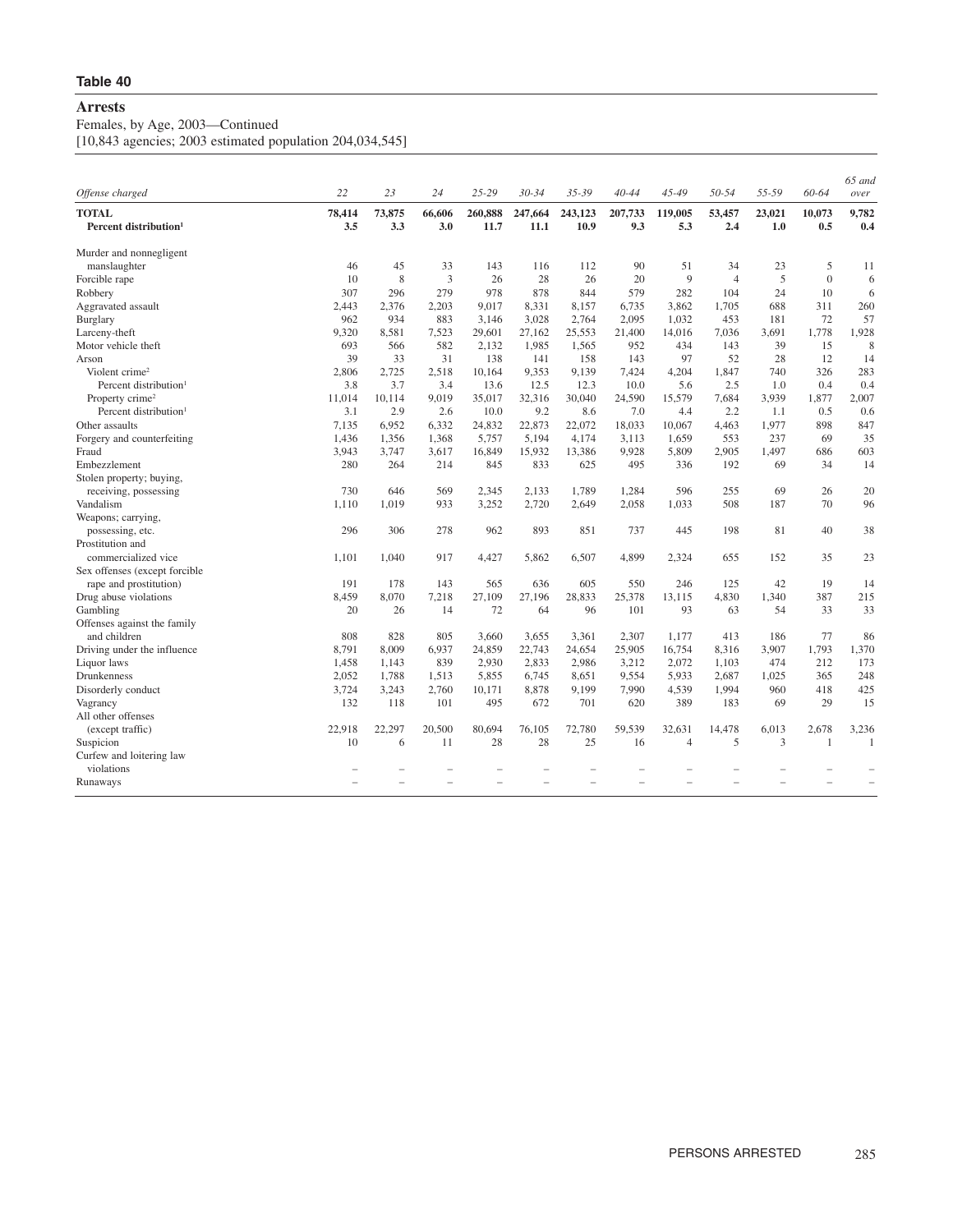**Table 40**

# Arrests

Females, by Age, 2003—Continued

[10,843 agencies; 2003 estimated population 204,034,545]

| *Offense charged* | *22* | *23* | *24* | *25-29* | *30-34* | *35-39* | *40-44* | *45-49* | *50-54* | *55-59* | *60-64* | *65 and over* |
|---|---|---|---|---|---|---|---|---|---|---|---|---|
| **TOTAL** | **78,414** | **73,875** | **66,606** | **260,888** | **247,664** | **243,123** | **207,733** | **119,005** | **53,457** | **23,021** | **10,073** | **9,782** |
| **Percent distribution[1]** | **3.5** | **3.3** | **3.0** | **11.7** | **11.1** | **10.9** | **9.3** | **5.3** | **2.4** | **1.0** | **0.5** | **0.4** |
| Murder and nonnegligent manslaughter | 46 | 45 | 33 | 143 | 116 | 112 | 90 | 51 | 34 | 23 | 5 | 11 |
| Forcible rape | 10 | 8 | 3 | 26 | 28 | 26 | 20 | 9 | 4 | 5 | 0 | 6 |
| Robbery | 307 | 296 | 279 | 978 | 878 | 844 | 579 | 282 | 104 | 24 | 10 | 6 |
| Aggravated assault | 2,443 | 2,376 | 2,203 | 9,017 | 8,331 | 8,157 | 6,735 | 3,862 | 1,705 | 688 | 311 | 260 |
| Burglary | 962 | 934 | 883 | 3,146 | 3,028 | 2,764 | 2,095 | 1,032 | 453 | 181 | 72 | 57 |
| Larceny-theft | 9,320 | 8,581 | 7,523 | 29,601 | 27,162 | 25,553 | 21,400 | 14,016 | 7,036 | 3,691 | 1,778 | 1,928 |
| Motor vehicle theft | 693 | 566 | 582 | 2,132 | 1,985 | 1,565 | 952 | 434 | 143 | 39 | 15 | 8 |
| Arson | 39 | 33 | 31 | 138 | 141 | 158 | 143 | 97 | 52 | 28 | 12 | 14 |
| Violent crime[2] | 2,806 | 2,725 | 2,518 | 10,164 | 9,353 | 9,139 | 7,424 | 4,204 | 1,847 | 740 | 326 | 283 |
| Percent distribution[1] | 3.8 | 3.7 | 3.4 | 13.6 | 12.5 | 12.3 | 10.0 | 5.6 | 2.5 | 1.0 | 0.4 | 0.4 |
| Property crime[2] | 11,014 | 10,114 | 9,019 | 35,017 | 32,316 | 30,040 | 24,590 | 15,579 | 7,684 | 3,939 | 1,877 | 2,007 |
| Percent distribution[1] | 3.1 | 2.9 | 2.6 | 10.0 | 9.2 | 8.6 | 7.0 | 4.4 | 2.2 | 1.1 | 0.5 | 0.6 |
| Other assaults | 7,135 | 6,952 | 6,332 | 24,832 | 22,873 | 22,072 | 18,033 | 10,067 | 4,463 | 1,977 | 898 | 847 |
| Forgery and counterfeiting | 1,436 | 1,356 | 1,368 | 5,757 | 5,194 | 4,174 | 3,113 | 1,659 | 553 | 237 | 69 | 35 |
| Fraud | 3,943 | 3,747 | 3,617 | 16,849 | 15,932 | 13,386 | 9,928 | 5,809 | 2,905 | 1,497 | 686 | 603 |
| Embezzlement | 280 | 264 | 214 | 845 | 833 | 625 | 495 | 336 | 192 | 69 | 34 | 14 |
| Stolen property; buying, receiving, possessing | 730 | 646 | 569 | 2,345 | 2,133 | 1,789 | 1,284 | 596 | 255 | 69 | 26 | 20 |
| Vandalism | 1,110 | 1,019 | 933 | 3,252 | 2,720 | 2,649 | 2,058 | 1,033 | 508 | 187 | 70 | 96 |
| Weapons; carrying, possessing, etc. | 296 | 306 | 278 | 962 | 893 | 851 | 737 | 445 | 198 | 81 | 40 | 38 |
| Prostitution and commercialized vice | 1,101 | 1,040 | 917 | 4,427 | 5,862 | 6,507 | 4,899 | 2,324 | 655 | 152 | 35 | 23 |
| Sex offenses (except forcible rape and prostitution) | 191 | 178 | 143 | 565 | 636 | 605 | 550 | 246 | 125 | 42 | 19 | 14 |
| Drug abuse violations | 8,459 | 8,070 | 7,218 | 27,109 | 27,196 | 28,833 | 25,378 | 13,115 | 4,830 | 1,340 | 387 | 215 |
| Gambling | 20 | 26 | 14 | 72 | 64 | 96 | 101 | 93 | 63 | 54 | 33 | 33 |
| Offenses against the family and children | 808 | 828 | 805 | 3,660 | 3,655 | 3,361 | 2,307 | 1,177 | 413 | 186 | 77 | 86 |
| Driving under the influence | 8,791 | 8,009 | 6,937 | 24,859 | 22,743 | 24,654 | 25,905 | 16,754 | 8,316 | 3,907 | 1,793 | 1,370 |
| Liquor laws | 1,458 | 1,143 | 839 | 2,930 | 2,833 | 2,986 | 3,212 | 2,072 | 1,103 | 474 | 212 | 173 |
| Drunkenness | 2,052 | 1,788 | 1,513 | 5,855 | 6,745 | 8,651 | 9,554 | 5,933 | 2,687 | 1,025 | 365 | 248 |
| Disorderly conduct | 3,724 | 3,243 | 2,760 | 10,171 | 8,878 | 9,199 | 7,990 | 4,539 | 1,994 | 960 | 418 | 425 |
| Vagrancy | 132 | 118 | 101 | 495 | 672 | 701 | 620 | 389 | 183 | 69 | 29 | 15 |
| All other offenses (except traffic) | 22,918 | 22,297 | 20,500 | 80,694 | 76,105 | 72,780 | 59,539 | 32,631 | 14,478 | 6,013 | 2,678 | 3,236 |
| Suspicion | 10 | 6 | 11 | 28 | 28 | 25 | 16 | 4 | 5 | 3 | 1 | 1 |
| Curfew and loitering law violations | – | – | – | – | – | – | – | – | – | – | – | – |
| Runaways | – | – | – | – | – | – | – | – | – | – | – | – |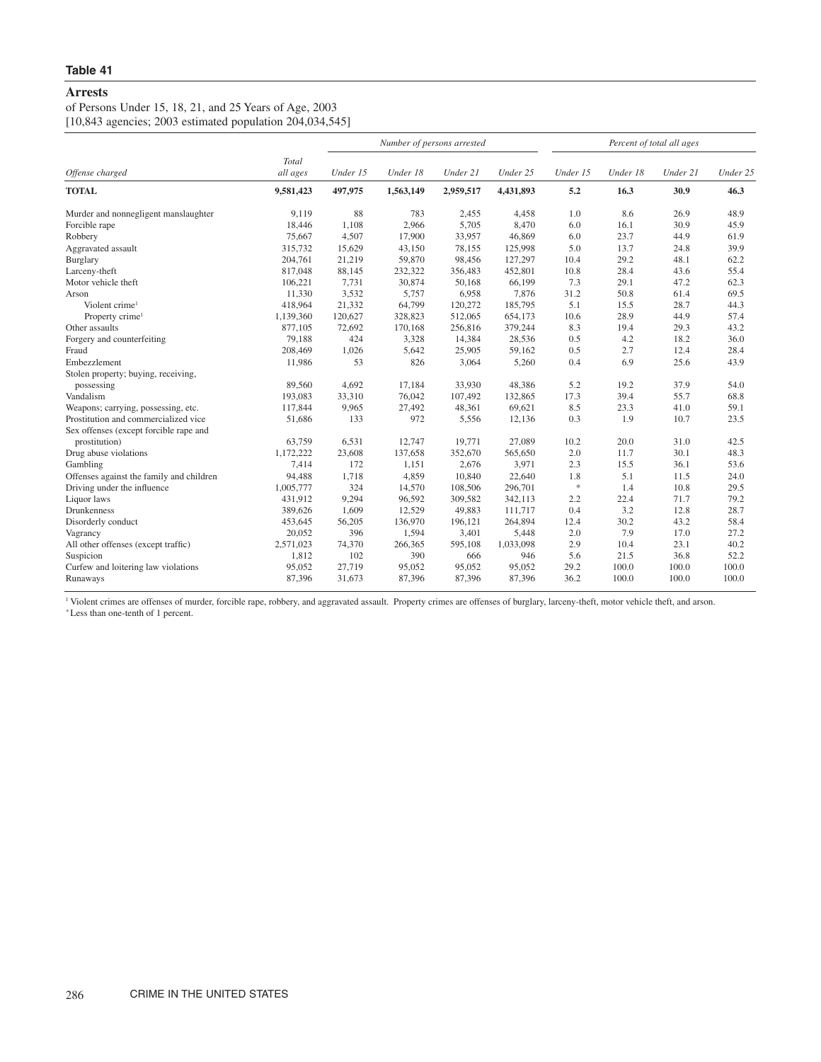**Table 41**

## Arrests

of Persons Under 15, 18, 21, and 25 Years of Age, 2003
[10,843 agencies; 2003 estimated population 204,034,545]

| Offense charged | Total all ages | Number of persons arrested | | | | Percent of total all ages | | | |
|---|---|---|---|---|---|---|---|---|---|
| | | Under 15 | Under 18 | Under 21 | Under 25 | Under 15 | Under 18 | Under 21 | Under 25 |
| **TOTAL** | **9,581,423** | **497,975** | **1,563,149** | **2,959,517** | **4,431,893** | **5.2** | **16.3** | **30.9** | **46.3** |
| Murder and nonnegligent manslaughter | 9,119 | 88 | 783 | 2,455 | 4,458 | 1.0 | 8.6 | 26.9 | 48.9 |
| Forcible rape | 18,446 | 1,108 | 2,966 | 5,705 | 8,470 | 6.0 | 16.1 | 30.9 | 45.9 |
| Robbery | 75,667 | 4,507 | 17,900 | 33,957 | 46,869 | 6.0 | 23.7 | 44.9 | 61.9 |
| Aggravated assault | 315,732 | 15,629 | 43,150 | 78,155 | 125,998 | 5.0 | 13.7 | 24.8 | 39.9 |
| Burglary | 204,761 | 21,219 | 59,870 | 98,456 | 127,297 | 10.4 | 29.2 | 48.1 | 62.2 |
| Larceny-theft | 817,048 | 88,145 | 232,322 | 356,483 | 452,801 | 10.8 | 28.4 | 43.6 | 55.4 |
| Motor vehicle theft | 106,221 | 7,731 | 30,874 | 50,168 | 66,199 | 7.3 | 29.1 | 47.2 | 62.3 |
| Arson | 11,330 | 3,532 | 5,757 | 6,958 | 7,876 | 31.2 | 50.8 | 61.4 | 69.5 |
| Violent crime[1] | 418,964 | 21,332 | 64,799 | 120,272 | 185,795 | 5.1 | 15.5 | 28.7 | 44.3 |
| Property crime[1] | 1,139,360 | 120,627 | 328,823 | 512,065 | 654,173 | 10.6 | 28.9 | 44.9 | 57.4 |
| Other assaults | 877,105 | 72,692 | 170,168 | 256,816 | 379,244 | 8.3 | 19.4 | 29.3 | 43.2 |
| Forgery and counterfeiting | 79,188 | 424 | 3,328 | 14,384 | 28,536 | 0.5 | 4.2 | 18.2 | 36.0 |
| Fraud | 208,469 | 1,026 | 5,642 | 25,905 | 59,162 | 0.5 | 2.7 | 12.4 | 28.4 |
| Embezzlement | 11,986 | 53 | 826 | 3,064 | 5,260 | 0.4 | 6.9 | 25.6 | 43.9 |
| Stolen property; buying, receiving, possessing | 89,560 | 4,692 | 17,184 | 33,930 | 48,386 | 5.2 | 19.2 | 37.9 | 54.0 |
| Vandalism | 193,083 | 33,310 | 76,042 | 107,492 | 132,865 | 17.3 | 39.4 | 55.7 | 68.8 |
| Weapons; carrying, possessing, etc. | 117,844 | 9,965 | 27,492 | 48,361 | 69,621 | 8.5 | 23.3 | 41.0 | 59.1 |
| Prostitution and commercialized vice | 51,686 | 133 | 972 | 5,556 | 12,136 | 0.3 | 1.9 | 10.7 | 23.5 |
| Sex offenses (except forcible rape and prostitution) | 63,759 | 6,531 | 12,747 | 19,771 | 27,089 | 10.2 | 20.0 | 31.0 | 42.5 |
| Drug abuse violations | 1,172,222 | 23,608 | 137,658 | 352,670 | 565,650 | 2.0 | 11.7 | 30.1 | 48.3 |
| Gambling | 7,414 | 172 | 1,151 | 2,676 | 3,971 | 2.3 | 15.5 | 36.1 | 53.6 |
| Offenses against the family and children | 94,488 | 1,718 | 4,859 | 10,840 | 22,640 | 1.8 | 5.1 | 11.5 | 24.0 |
| Driving under the influence | 1,005,777 | 324 | 14,570 | 108,506 | 296,701 | * | 1.4 | 10.8 | 29.5 |
| Liquor laws | 431,912 | 9,294 | 96,592 | 309,582 | 342,113 | 2.2 | 22.4 | 71.7 | 79.2 |
| Drunkenness | 389,626 | 1,609 | 12,529 | 49,883 | 111,717 | 0.4 | 3.2 | 12.8 | 28.7 |
| Disorderly conduct | 453,645 | 56,205 | 136,970 | 196,121 | 264,894 | 12.4 | 30.2 | 43.2 | 58.4 |
| Vagrancy | 20,052 | 396 | 1,594 | 3,401 | 5,448 | 2.0 | 7.9 | 17.0 | 27.2 |
| All other offenses (except traffic) | 2,571,023 | 74,370 | 266,365 | 595,108 | 1,033,098 | 2.9 | 10.4 | 23.1 | 40.2 |
| Suspicion | 1,812 | 102 | 390 | 666 | 946 | 5.6 | 21.5 | 36.8 | 52.2 |
| Curfew and loitering law violations | 95,052 | 27,719 | 95,052 | 95,052 | 95,052 | 29.2 | 100.0 | 100.0 | 100.0 |
| Runaways | 87,396 | 31,673 | 87,396 | 87,396 | 87,396 | 36.2 | 100.0 | 100.0 | 100.0 |

[1] Violent crimes are offenses of murder, forcible rape, robbery, and aggravated assault. Property crimes are offenses of burglary, larceny-theft, motor vehicle theft, and arson.
* Less than one-tenth of 1 percent.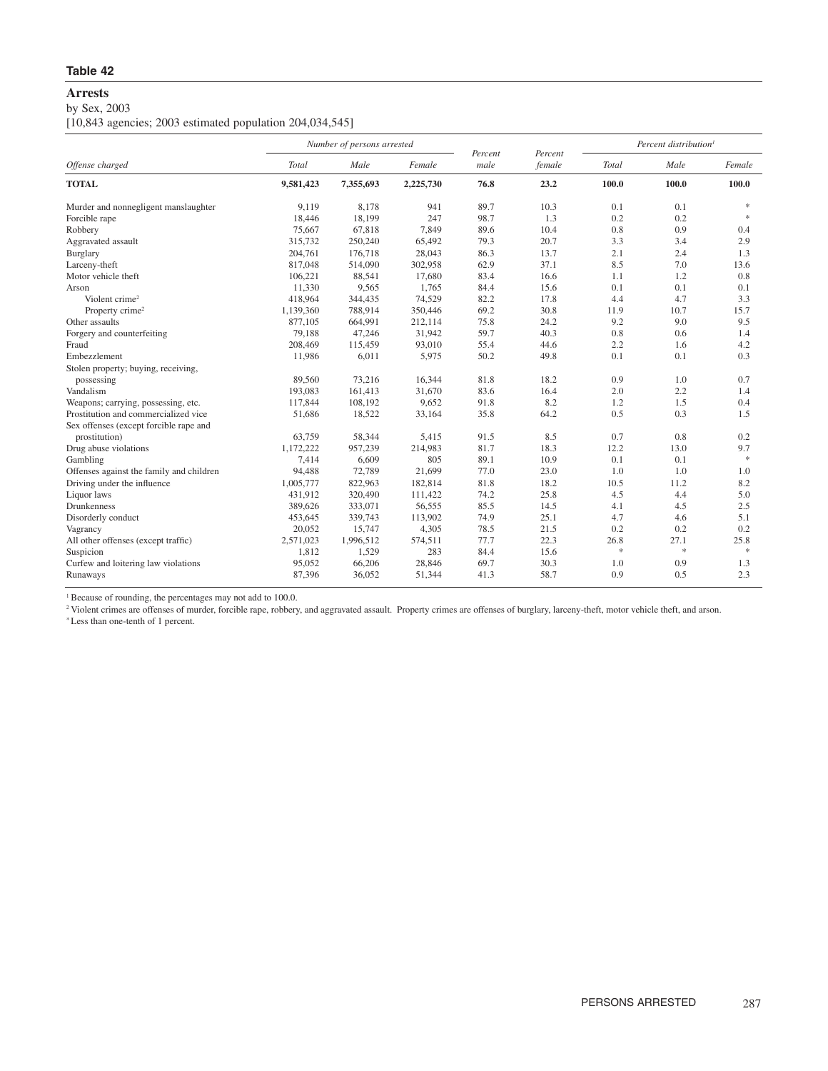## Table 42

### Arrests

by Sex, 2003

[10,843 agencies; 2003 estimated population 204,034,545]

| Offense charged | Number of persons arrested | | | Percent male | Percent female | Percent distribution[1] | | |
|---|---|---|---|---|---|---|---|---|
| | Total | Male | Female | | | Total | Male | Female |
| **TOTAL** | **9,581,423** | **7,355,693** | **2,225,730** | **76.8** | **23.2** | **100.0** | **100.0** | **100.0** |
| Murder and nonnegligent manslaughter | 9,119 | 8,178 | 941 | 89.7 | 10.3 | 0.1 | 0.1 | * |
| Forcible rape | 18,446 | 18,199 | 247 | 98.7 | 1.3 | 0.2 | 0.2 | * |
| Robbery | 75,667 | 67,818 | 7,849 | 89.6 | 10.4 | 0.8 | 0.9 | 0.4 |
| Aggravated assault | 315,732 | 250,240 | 65,492 | 79.3 | 20.7 | 3.3 | 3.4 | 2.9 |
| Burglary | 204,761 | 176,718 | 28,043 | 86.3 | 13.7 | 2.1 | 2.4 | 1.3 |
| Larceny-theft | 817,048 | 514,090 | 302,958 | 62.9 | 37.1 | 8.5 | 7.0 | 13.6 |
| Motor vehicle theft | 106,221 | 88,541 | 17,680 | 83.4 | 16.6 | 1.1 | 1.2 | 0.8 |
| Arson | 11,330 | 9,565 | 1,765 | 84.4 | 15.6 | 0.1 | 0.1 | 0.1 |
| Violent crime[2] | 418,964 | 344,435 | 74,529 | 82.2 | 17.8 | 4.4 | 4.7 | 3.3 |
| Property crime[2] | 1,139,360 | 788,914 | 350,446 | 69.2 | 30.8 | 11.9 | 10.7 | 15.7 |
| Other assaults | 877,105 | 664,991 | 212,114 | 75.8 | 24.2 | 9.2 | 9.0 | 9.5 |
| Forgery and counterfeiting | 79,188 | 47,246 | 31,942 | 59.7 | 40.3 | 0.8 | 0.6 | 1.4 |
| Fraud | 208,469 | 115,459 | 93,010 | 55.4 | 44.6 | 2.2 | 1.6 | 4.2 |
| Embezzlement | 11,986 | 6,011 | 5,975 | 50.2 | 49.8 | 0.1 | 0.1 | 0.3 |
| Stolen property; buying, receiving, possessing | 89,560 | 73,216 | 16,344 | 81.8 | 18.2 | 0.9 | 1.0 | 0.7 |
| Vandalism | 193,083 | 161,413 | 31,670 | 83.6 | 16.4 | 2.0 | 2.2 | 1.4 |
| Weapons; carrying, possessing, etc. | 117,844 | 108,192 | 9,652 | 91.8 | 8.2 | 1.2 | 1.5 | 0.4 |
| Prostitution and commercialized vice | 51,686 | 18,522 | 33,164 | 35.8 | 64.2 | 0.5 | 0.3 | 1.5 |
| Sex offenses (except forcible rape and prostitution) | 63,759 | 58,344 | 5,415 | 91.5 | 8.5 | 0.7 | 0.8 | 0.2 |
| Drug abuse violations | 1,172,222 | 957,239 | 214,983 | 81.7 | 18.3 | 12.2 | 13.0 | 9.7 |
| Gambling | 7,414 | 6,609 | 805 | 89.1 | 10.9 | 0.1 | 0.1 | * |
| Offenses against the family and children | 94,488 | 72,789 | 21,699 | 77.0 | 23.0 | 1.0 | 1.0 | 1.0 |
| Driving under the influence | 1,005,777 | 822,963 | 182,814 | 81.8 | 18.2 | 10.5 | 11.2 | 8.2 |
| Liquor laws | 431,912 | 320,490 | 111,422 | 74.2 | 25.8 | 4.5 | 4.4 | 5.0 |
| Drunkenness | 389,626 | 333,071 | 56,555 | 85.5 | 14.5 | 4.1 | 4.5 | 2.5 |
| Disorderly conduct | 453,645 | 339,743 | 113,902 | 74.9 | 25.1 | 4.7 | 4.6 | 5.1 |
| Vagrancy | 20,052 | 15,747 | 4,305 | 78.5 | 21.5 | 0.2 | 0.2 | 0.2 |
| All other offenses (except traffic) | 2,571,023 | 1,996,512 | 574,511 | 77.7 | 22.3 | 26.8 | 27.1 | 25.8 |
| Suspicion | 1,812 | 1,529 | 283 | 84.4 | 15.6 | * | * | * |
| Curfew and loitering law violations | 95,052 | 66,206 | 28,846 | 69.7 | 30.3 | 1.0 | 0.9 | 1.3 |
| Runaways | 87,396 | 36,052 | 51,344 | 41.3 | 58.7 | 0.9 | 0.5 | 2.3 |

[1] Because of rounding, the percentages may not add to 100.0.

[2] Violent crimes are offenses of murder, forcible rape, robbery, and aggravated assault. Property crimes are offenses of burglary, larceny-theft, motor vehicle theft, and arson.

* Less than one-tenth of 1 percent.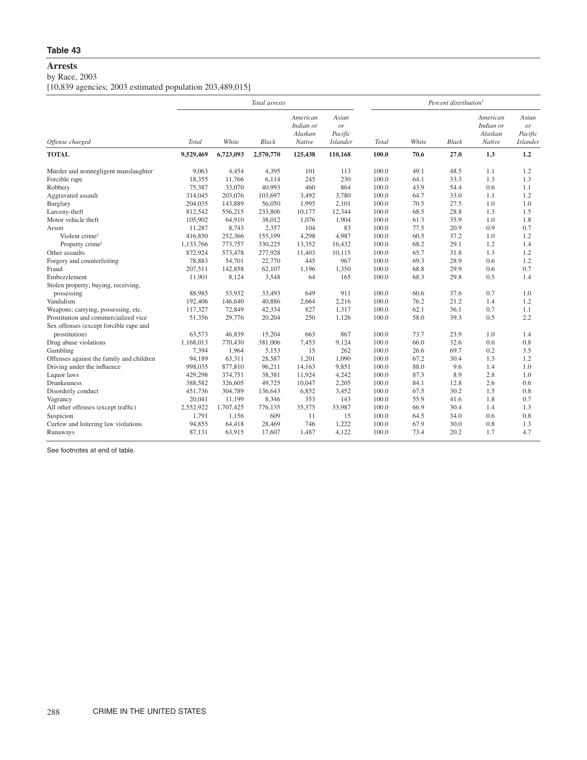**Table 43**

## Arrests

by Race, 2003

[10,839 agencies; 2003 estimated population 203,489,015]

| Offense charged | Total arrests | | | | | Percent distribution[1] | | | | |
|---|---|---|---|---|---|---|---|---|---|---|
| | Total | White | Black | American Indian or Alaskan Native | Asian or Pacific Islander | Total | White | Black | American Indian or Alaskan Native | Asian or Pacific Islander |
| **TOTAL** | **9,529,469** | **6,723,093** | **2,570,770** | **125,438** | **110,168** | **100.0** | **70.6** | **27.0** | **1.3** | **1.2** |
| Murder and nonnegligent manslaughter | 9,063 | 4,454 | 4,395 | 101 | 113 | 100.0 | 49.1 | 48.5 | 1.1 | 1.2 |
| Forcible rape | 18,355 | 11,766 | 6,114 | 245 | 230 | 100.0 | 64.1 | 33.3 | 1.3 | 1.3 |
| Robbery | 75,387 | 33,070 | 40,993 | 460 | 864 | 100.0 | 43.9 | 54.4 | 0.6 | 1.1 |
| Aggravated assault | 314,045 | 203,076 | 103,697 | 3,492 | 3,780 | 100.0 | 64.7 | 33.0 | 1.1 | 1.2 |
| Burglary | 204,035 | 143,889 | 56,050 | 1,995 | 2,101 | 100.0 | 70.5 | 27.5 | 1.0 | 1.0 |
| Larceny-theft | 812,542 | 556,215 | 233,806 | 10,177 | 12,344 | 100.0 | 68.5 | 28.8 | 1.3 | 1.5 |
| Motor vehicle theft | 105,902 | 64,910 | 38,012 | 1,076 | 1,904 | 100.0 | 61.3 | 35.9 | 1.0 | 1.8 |
| Arson | 11,287 | 8,743 | 2,357 | 104 | 83 | 100.0 | 77.5 | 20.9 | 0.9 | 0.7 |
| Violent crime[2] | 416,850 | 252,366 | 155,199 | 4,298 | 4,987 | 100.0 | 60.5 | 37.2 | 1.0 | 1.2 |
| Property crime[2] | 1,133,766 | 773,757 | 330,225 | 13,352 | 16,432 | 100.0 | 68.2 | 29.1 | 1.2 | 1.4 |
| Other assaults | 872,924 | 573,478 | 277,928 | 11,403 | 10,115 | 100.0 | 65.7 | 31.8 | 1.3 | 1.2 |
| Forgery and counterfeiting | 78,883 | 54,701 | 22,770 | 445 | 967 | 100.0 | 69.3 | 28.9 | 0.6 | 1.2 |
| Fraud | 207,511 | 142,858 | 62,107 | 1,196 | 1,350 | 100.0 | 68.8 | 29.9 | 0.6 | 0.7 |
| Embezzlement | 11,901 | 8,124 | 3,548 | 64 | 165 | 100.0 | 68.3 | 29.8 | 0.5 | 1.4 |
| Stolen property; buying, receiving, possessing | 88,985 | 53,932 | 33,493 | 649 | 911 | 100.0 | 60.6 | 37.6 | 0.7 | 1.0 |
| Vandalism | 192,406 | 146,640 | 40,886 | 2,664 | 2,216 | 100.0 | 76.2 | 21.2 | 1.4 | 1.2 |
| Weapons; carrying, possessing, etc. | 117,327 | 72,849 | 42,334 | 827 | 1,317 | 100.0 | 62.1 | 36.1 | 0.7 | 1.1 |
| Prostitution and commercialized vice | 51,356 | 29,776 | 20,204 | 250 | 1,126 | 100.0 | 58.0 | 39.3 | 0.5 | 2.2 |
| Sex offenses (except forcible rape and prostitution) | 63,573 | 46,839 | 15,204 | 663 | 867 | 100.0 | 73.7 | 23.9 | 1.0 | 1.4 |
| Drug abuse violations | 1,168,013 | 770,430 | 381,006 | 7,453 | 9,124 | 100.0 | 66.0 | 32.6 | 0.6 | 0.8 |
| Gambling | 7,394 | 1,964 | 5,153 | 15 | 262 | 100.0 | 26.6 | 69.7 | 0.2 | 3.5 |
| Offenses against the family and children | 94,189 | 63,311 | 28,587 | 1,201 | 1,090 | 100.0 | 67.2 | 30.4 | 1.3 | 1.2 |
| Driving under the influence | 998,035 | 877,810 | 96,211 | 14,163 | 9,851 | 100.0 | 88.0 | 9.6 | 1.4 | 1.0 |
| Liquor laws | 429,298 | 374,751 | 38,381 | 11,924 | 4,242 | 100.0 | 87.3 | 8.9 | 2.8 | 1.0 |
| Drunkenness | 388,582 | 326,605 | 49,725 | 10,047 | 2,205 | 100.0 | 84.1 | 12.8 | 2.6 | 0.6 |
| Disorderly conduct | 451,736 | 304,789 | 136,643 | 6,852 | 3,452 | 100.0 | 67.5 | 30.2 | 1.5 | 0.8 |
| Vagrancy | 20,041 | 11,199 | 8,346 | 353 | 143 | 100.0 | 55.9 | 41.6 | 1.8 | 0.7 |
| All other offenses (except traffic) | 2,552,922 | 1,707,425 | 776,135 | 35,375 | 33,987 | 100.0 | 66.9 | 30.4 | 1.4 | 1.3 |
| Suspicion | 1,791 | 1,156 | 609 | 11 | 15 | 100.0 | 64.5 | 34.0 | 0.6 | 0.8 |
| Curfew and loitering law violations | 94,855 | 64,418 | 28,469 | 746 | 1,222 | 100.0 | 67.9 | 30.0 | 0.8 | 1.3 |
| Runaways | 87,131 | 63,915 | 17,607 | 1,487 | 4,122 | 100.0 | 73.4 | 20.2 | 1.7 | 4.7 |

See footnotes at end of table.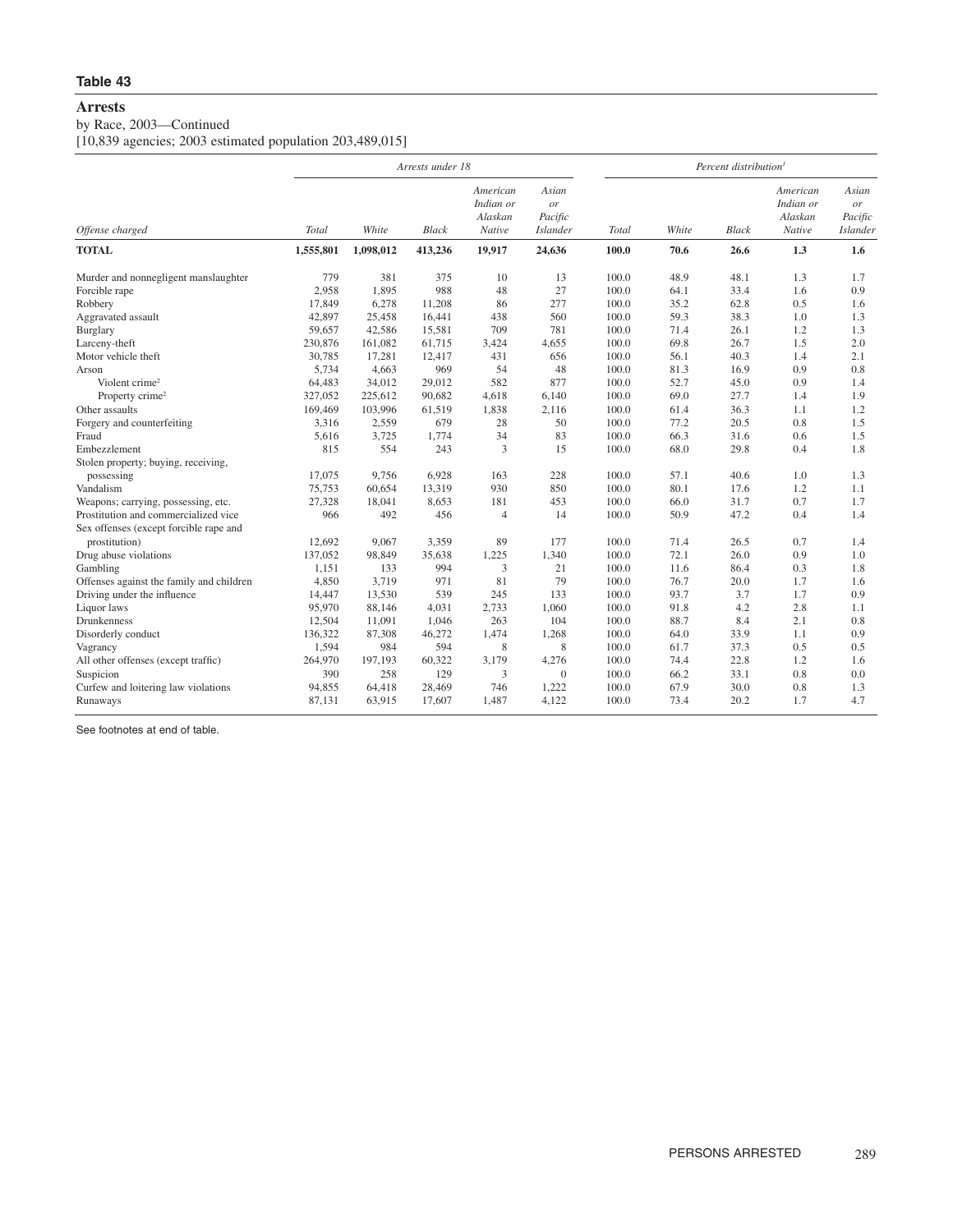**Table 43**

## Arrests

by Race, 2003—Continued

[10,839 agencies; 2003 estimated population 203,489,015]

| Offense charged | Arrests under 18 | | | | | Percent distribution[1] | | | | |
|---|---|---|---|---|---|---|---|---|---|---|
| | Total | White | Black | American Indian or Alaskan Native | Asian or Pacific Islander | Total | White | Black | American Indian or Alaskan Native | Asian or Pacific Islander |
| **TOTAL** | **1,555,801** | **1,098,012** | **413,236** | **19,917** | **24,636** | **100.0** | **70.6** | **26.6** | **1.3** | **1.6** |
| Murder and nonnegligent manslaughter | 779 | 381 | 375 | 10 | 13 | 100.0 | 48.9 | 48.1 | 1.3 | 1.7 |
| Forcible rape | 2,958 | 1,895 | 988 | 48 | 27 | 100.0 | 64.1 | 33.4 | 1.6 | 0.9 |
| Robbery | 17,849 | 6,278 | 11,208 | 86 | 277 | 100.0 | 35.2 | 62.8 | 0.5 | 1.6 |
| Aggravated assault | 42,897 | 25,458 | 16,441 | 438 | 560 | 100.0 | 59.3 | 38.3 | 1.0 | 1.3 |
| Burglary | 59,657 | 42,586 | 15,581 | 709 | 781 | 100.0 | 71.4 | 26.1 | 1.2 | 1.3 |
| Larceny-theft | 230,876 | 161,082 | 61,715 | 3,424 | 4,655 | 100.0 | 69.8 | 26.7 | 1.5 | 2.0 |
| Motor vehicle theft | 30,785 | 17,281 | 12,417 | 431 | 656 | 100.0 | 56.1 | 40.3 | 1.4 | 2.1 |
| Arson | 5,734 | 4,663 | 969 | 54 | 48 | 100.0 | 81.3 | 16.9 | 0.9 | 0.8 |
| Violent crime[2] | 64,483 | 34,012 | 29,012 | 582 | 877 | 100.0 | 52.7 | 45.0 | 0.9 | 1.4 |
| Property crime[2] | 327,052 | 225,612 | 90,682 | 4,618 | 6,140 | 100.0 | 69.0 | 27.7 | 1.4 | 1.9 |
| Other assaults | 169,469 | 103,996 | 61,519 | 1,838 | 2,116 | 100.0 | 61.4 | 36.3 | 1.1 | 1.2 |
| Forgery and counterfeiting | 3,316 | 2,559 | 679 | 28 | 50 | 100.0 | 77.2 | 20.5 | 0.8 | 1.5 |
| Fraud | 5,616 | 3,725 | 1,774 | 34 | 83 | 100.0 | 66.3 | 31.6 | 0.6 | 1.5 |
| Embezzlement | 815 | 554 | 243 | 3 | 15 | 100.0 | 68.0 | 29.8 | 0.4 | 1.8 |
| Stolen property; buying, receiving, possessing | 17,075 | 9,756 | 6,928 | 163 | 228 | 100.0 | 57.1 | 40.6 | 1.0 | 1.3 |
| Vandalism | 75,753 | 60,654 | 13,319 | 930 | 850 | 100.0 | 80.1 | 17.6 | 1.2 | 1.1 |
| Weapons; carrying, possessing, etc. | 27,328 | 18,041 | 8,653 | 181 | 453 | 100.0 | 66.0 | 31.7 | 0.7 | 1.7 |
| Prostitution and commercialized vice | 966 | 492 | 456 | 4 | 14 | 100.0 | 50.9 | 47.2 | 0.4 | 1.4 |
| Sex offenses (except forcible rape and prostitution) | 12,692 | 9,067 | 3,359 | 89 | 177 | 100.0 | 71.4 | 26.5 | 0.7 | 1.4 |
| Drug abuse violations | 137,052 | 98,849 | 35,638 | 1,225 | 1,340 | 100.0 | 72.1 | 26.0 | 0.9 | 1.0 |
| Gambling | 1,151 | 133 | 994 | 3 | 21 | 100.0 | 11.6 | 86.4 | 0.3 | 1.8 |
| Offenses against the family and children | 4,850 | 3,719 | 971 | 81 | 79 | 100.0 | 76.7 | 20.0 | 1.7 | 1.6 |
| Driving under the influence | 14,447 | 13,530 | 539 | 245 | 133 | 100.0 | 93.7 | 3.7 | 1.7 | 0.9 |
| Liquor laws | 95,970 | 88,146 | 4,031 | 2,733 | 1,060 | 100.0 | 91.8 | 4.2 | 2.8 | 1.1 |
| Drunkenness | 12,504 | 11,091 | 1,046 | 263 | 104 | 100.0 | 88.7 | 8.4 | 2.1 | 0.8 |
| Disorderly conduct | 136,322 | 87,308 | 46,272 | 1,474 | 1,268 | 100.0 | 64.0 | 33.9 | 1.1 | 0.9 |
| Vagrancy | 1,594 | 984 | 594 | 8 | 8 | 100.0 | 61.7 | 37.3 | 0.5 | 0.5 |
| All other offenses (except traffic) | 264,970 | 197,193 | 60,322 | 3,179 | 4,276 | 100.0 | 74.4 | 22.8 | 1.2 | 1.6 |
| Suspicion | 390 | 258 | 129 | 3 | 0 | 100.0 | 66.2 | 33.1 | 0.8 | 0.0 |
| Curfew and loitering law violations | 94,855 | 64,418 | 28,469 | 746 | 1,222 | 100.0 | 67.9 | 30.0 | 0.8 | 1.3 |
| Runaways | 87,131 | 63,915 | 17,607 | 1,487 | 4,122 | 100.0 | 73.4 | 20.2 | 1.7 | 4.7 |

See footnotes at end of table.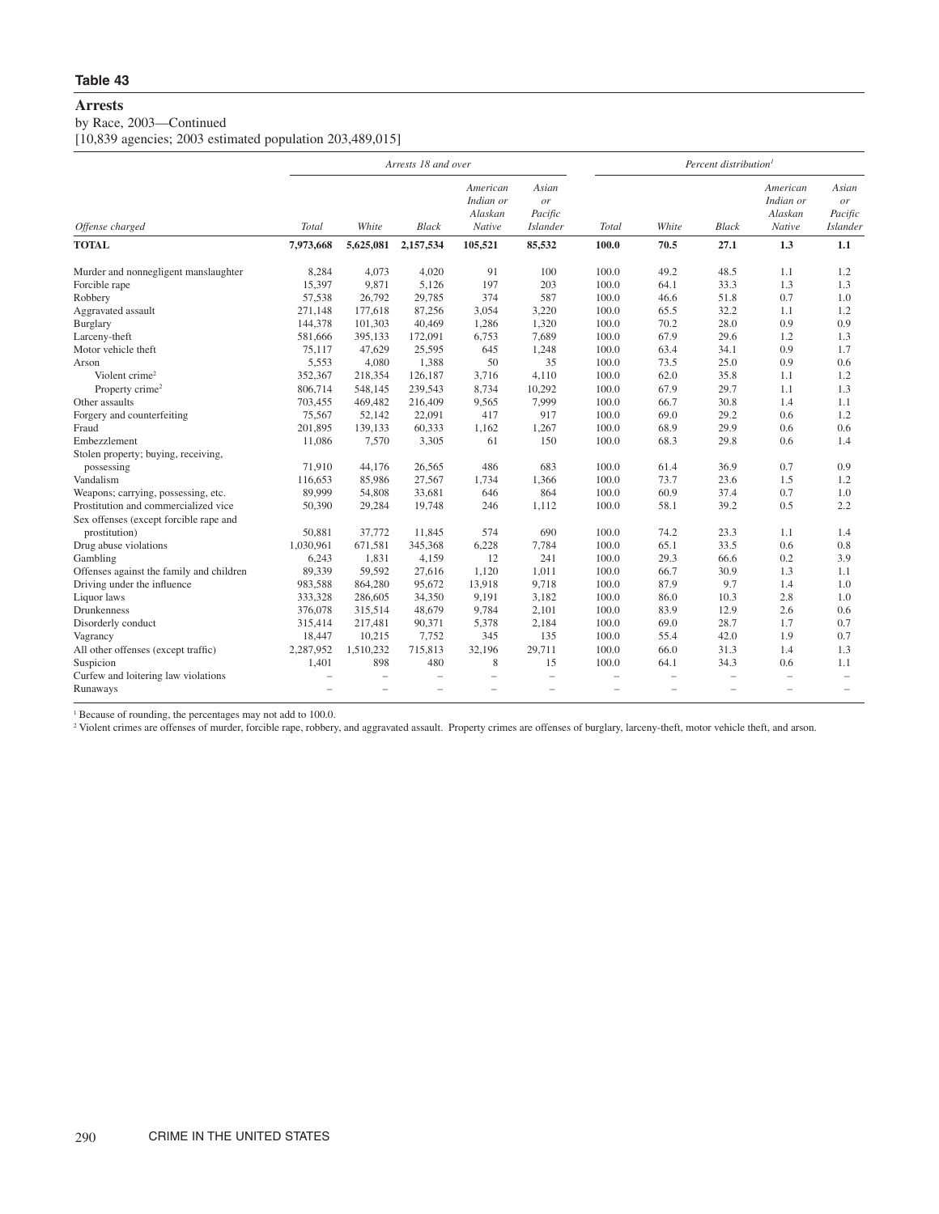**Table 43**

## Arrests

by Race, 2003—Continued

[10,839 agencies; 2003 estimated population 203,489,015]

| Offense charged | Arrests 18 and over | | | | | Percent distribution[1] | | | | |
|---|---|---|---|---|---|---|---|---|---|---|
| | Total | White | Black | American Indian or Alaskan Native | Asian or Pacific Islander | Total | White | Black | American Indian or Alaskan Native | Asian or Pacific Islander |
| **TOTAL** | **7,973,668** | **5,625,081** | **2,157,534** | **105,521** | **85,532** | **100.0** | **70.5** | **27.1** | **1.3** | **1.1** |
| Murder and nonnegligent manslaughter | 8,284 | 4,073 | 4,020 | 91 | 100 | 100.0 | 49.2 | 48.5 | 1.1 | 1.2 |
| Forcible rape | 15,397 | 9,871 | 5,126 | 197 | 203 | 100.0 | 64.1 | 33.3 | 1.3 | 1.3 |
| Robbery | 57,538 | 26,792 | 29,785 | 374 | 587 | 100.0 | 46.6 | 51.8 | 0.7 | 1.0 |
| Aggravated assault | 271,148 | 177,618 | 87,256 | 3,054 | 3,220 | 100.0 | 65.5 | 32.2 | 1.1 | 1.2 |
| Burglary | 144,378 | 101,303 | 40,469 | 1,286 | 1,320 | 100.0 | 70.2 | 28.0 | 0.9 | 0.9 |
| Larceny-theft | 581,666 | 395,133 | 172,091 | 6,753 | 7,689 | 100.0 | 67.9 | 29.6 | 1.2 | 1.3 |
| Motor vehicle theft | 75,117 | 47,629 | 25,595 | 645 | 1,248 | 100.0 | 63.4 | 34.1 | 0.9 | 1.7 |
| Arson | 5,553 | 4,080 | 1,388 | 50 | 35 | 100.0 | 73.5 | 25.0 | 0.9 | 0.6 |
| Violent crime[2] | 352,367 | 218,354 | 126,187 | 3,716 | 4,110 | 100.0 | 62.0 | 35.8 | 1.1 | 1.2 |
| Property crime[2] | 806,714 | 548,145 | 239,543 | 8,734 | 10,292 | 100.0 | 67.9 | 29.7 | 1.1 | 1.3 |
| Other assaults | 703,455 | 469,482 | 216,409 | 9,565 | 7,999 | 100.0 | 66.7 | 30.8 | 1.4 | 1.1 |
| Forgery and counterfeiting | 75,567 | 52,142 | 22,091 | 417 | 917 | 100.0 | 69.0 | 29.2 | 0.6 | 1.2 |
| Fraud | 201,895 | 139,133 | 60,333 | 1,162 | 1,267 | 100.0 | 68.9 | 29.9 | 0.6 | 0.6 |
| Embezzlement | 11,086 | 7,570 | 3,305 | 61 | 150 | 100.0 | 68.3 | 29.8 | 0.6 | 1.4 |
| Stolen property; buying, receiving, possessing | 71,910 | 44,176 | 26,565 | 486 | 683 | 100.0 | 61.4 | 36.9 | 0.7 | 0.9 |
| Vandalism | 116,653 | 85,986 | 27,567 | 1,734 | 1,366 | 100.0 | 73.7 | 23.6 | 1.5 | 1.2 |
| Weapons; carrying, possessing, etc. | 89,999 | 54,808 | 33,681 | 646 | 864 | 100.0 | 60.9 | 37.4 | 0.7 | 1.0 |
| Prostitution and commercialized vice | 50,390 | 29,284 | 19,748 | 246 | 1,112 | 100.0 | 58.1 | 39.2 | 0.5 | 2.2 |
| Sex offenses (except forcible rape and prostitution) | 50,881 | 37,772 | 11,845 | 574 | 690 | 100.0 | 74.2 | 23.3 | 1.1 | 1.4 |
| Drug abuse violations | 1,030,961 | 671,581 | 345,368 | 6,228 | 7,784 | 100.0 | 65.1 | 33.5 | 0.6 | 0.8 |
| Gambling | 6,243 | 1,831 | 4,159 | 12 | 241 | 100.0 | 29.3 | 66.6 | 0.2 | 3.9 |
| Offenses against the family and children | 89,339 | 59,592 | 27,616 | 1,120 | 1,011 | 100.0 | 66.7 | 30.9 | 1.3 | 1.1 |
| Driving under the influence | 983,588 | 864,280 | 95,672 | 13,918 | 9,718 | 100.0 | 87.9 | 9.7 | 1.4 | 1.0 |
| Liquor laws | 333,328 | 286,605 | 34,350 | 9,191 | 3,182 | 100.0 | 86.0 | 10.3 | 2.8 | 1.0 |
| Drunkenness | 376,078 | 315,514 | 48,679 | 9,784 | 2,101 | 100.0 | 83.9 | 12.9 | 2.6 | 0.6 |
| Disorderly conduct | 315,414 | 217,481 | 90,371 | 5,378 | 2,184 | 100.0 | 69.0 | 28.7 | 1.7 | 0.7 |
| Vagrancy | 18,447 | 10,215 | 7,752 | 345 | 135 | 100.0 | 55.4 | 42.0 | 1.9 | 0.7 |
| All other offenses (except traffic) | 2,287,952 | 1,510,232 | 715,813 | 32,196 | 29,711 | 100.0 | 66.0 | 31.3 | 1.4 | 1.3 |
| Suspicion | 1,401 | 898 | 480 | 8 | 15 | 100.0 | 64.1 | 34.3 | 0.6 | 1.1 |
| Curfew and loitering law violations | – | – | – | – | – | – | – | – | – | – |
| Runaways | – | – | – | – | – | – | – | – | – | – |

[1] Because of rounding, the percentages may not add to 100.0.

[2] Violent crimes are offenses of murder, forcible rape, robbery, and aggravated assault. Property crimes are offenses of burglary, larceny-theft, motor vehicle theft, and arson.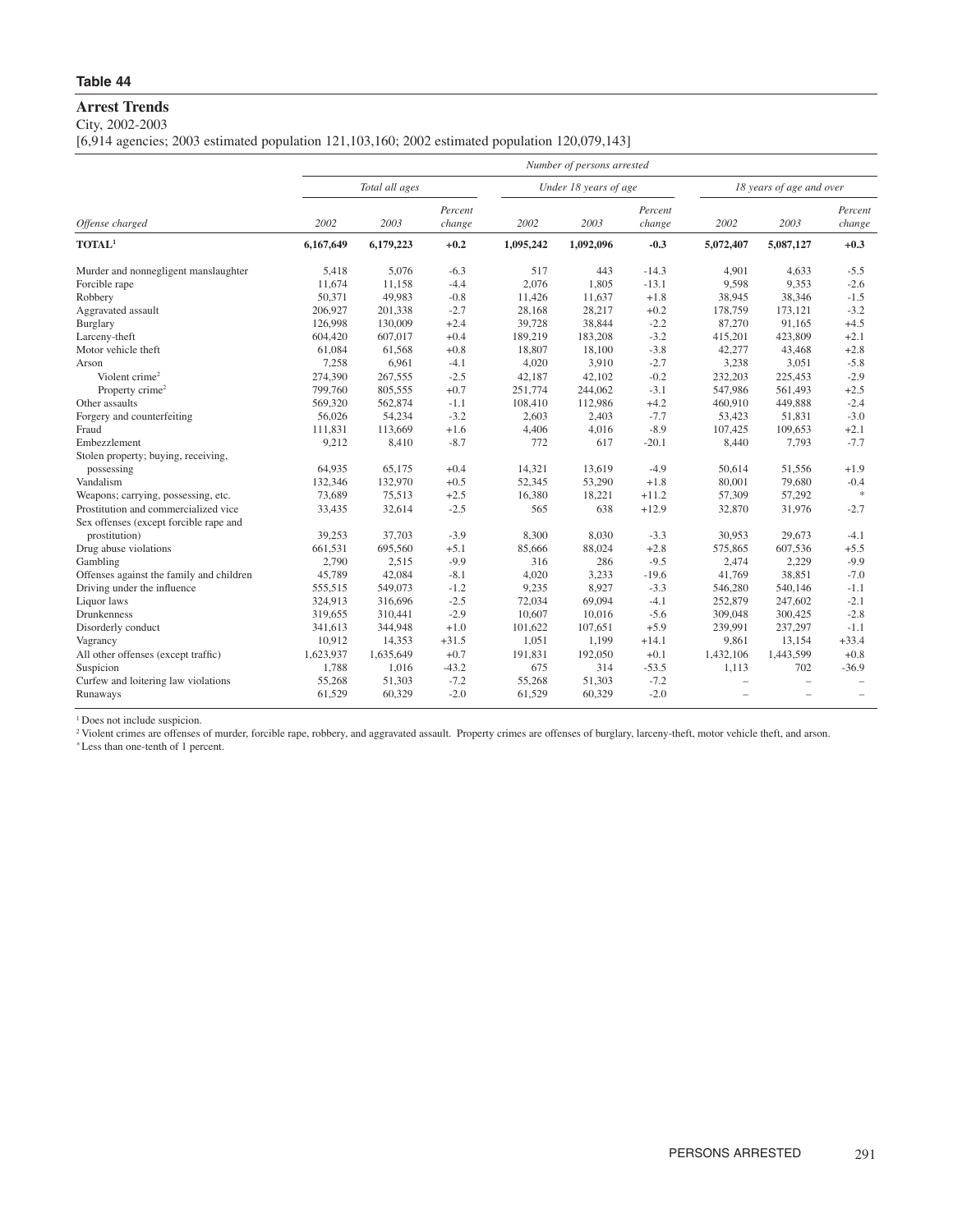**Table 44**

# Arrest Trends

City, 2002-2003

[6,914 agencies; 2003 estimated population 121,103,160; 2002 estimated population 120,079,143]

| | Number of persons arrested | | | | | | | | |
|---|---|---|---|---|---|---|---|---|---|
| | Total all ages | | | Under 18 years of age | | | 18 years of age and over | | |
| *Offense charged* | *2002* | *2003* | *Percent change* | *2002* | *2003* | *Percent change* | *2002* | *2003* | *Percent change* |
| **TOTAL[1]** | **6,167,649** | **6,179,223** | **+0.2** | **1,095,242** | **1,092,096** | **-0.3** | **5,072,407** | **5,087,127** | **+0.3** |
| Murder and nonnegligent manslaughter | 5,418 | 5,076 | -6.3 | 517 | 443 | -14.3 | 4,901 | 4,633 | -5.5 |
| Forcible rape | 11,674 | 11,158 | -4.4 | 2,076 | 1,805 | -13.1 | 9,598 | 9,353 | -2.6 |
| Robbery | 50,371 | 49,983 | -0.8 | 11,426 | 11,637 | +1.8 | 38,945 | 38,346 | -1.5 |
| Aggravated assault | 206,927 | 201,338 | -2.7 | 28,168 | 28,217 | +0.2 | 178,759 | 173,121 | -3.2 |
| Burglary | 126,998 | 130,009 | +2.4 | 39,728 | 38,844 | -2.2 | 87,270 | 91,165 | +4.5 |
| Larceny-theft | 604,420 | 607,017 | +0.4 | 189,219 | 183,208 | -3.2 | 415,201 | 423,809 | +2.1 |
| Motor vehicle theft | 61,084 | 61,568 | +0.8 | 18,807 | 18,100 | -3.8 | 42,277 | 43,468 | +2.8 |
| Arson | 7,258 | 6,961 | -4.1 | 4,020 | 3,910 | -2.7 | 3,238 | 3,051 | -5.8 |
| Violent crime[2] | 274,390 | 267,555 | -2.5 | 42,187 | 42,102 | -0.2 | 232,203 | 225,453 | -2.9 |
| Property crime[2] | 799,760 | 805,555 | +0.7 | 251,774 | 244,062 | -3.1 | 547,986 | 561,493 | +2.5 |
| Other assaults | 569,320 | 562,874 | -1.1 | 108,410 | 112,986 | +4.2 | 460,910 | 449,888 | -2.4 |
| Forgery and counterfeiting | 56,026 | 54,234 | -3.2 | 2,603 | 2,403 | -7.7 | 53,423 | 51,831 | -3.0 |
| Fraud | 111,831 | 113,669 | +1.6 | 4,406 | 4,016 | -8.9 | 107,425 | 109,653 | +2.1 |
| Embezzlement | 9,212 | 8,410 | -8.7 | 772 | 617 | -20.1 | 8,440 | 7,793 | -7.7 |
| Stolen property; buying, receiving, possessing | 64,935 | 65,175 | +0.4 | 14,321 | 13,619 | -4.9 | 50,614 | 51,556 | +1.9 |
| Vandalism | 132,346 | 132,970 | +0.5 | 52,345 | 53,290 | +1.8 | 80,001 | 79,680 | -0.4 |
| Weapons; carrying, possessing, etc. | 73,689 | 75,513 | +2.5 | 16,380 | 18,221 | +11.2 | 57,309 | 57,292 | * |
| Prostitution and commercialized vice | 33,435 | 32,614 | -2.5 | 565 | 638 | +12.9 | 32,870 | 31,976 | -2.7 |
| Sex offenses (except forcible rape and prostitution) | 39,253 | 37,703 | -3.9 | 8,300 | 8,030 | -3.3 | 30,953 | 29,673 | -4.1 |
| Drug abuse violations | 661,531 | 695,560 | +5.1 | 85,666 | 88,024 | +2.8 | 575,865 | 607,536 | +5.5 |
| Gambling | 2,790 | 2,515 | -9.9 | 316 | 286 | -9.5 | 2,474 | 2,229 | -9.9 |
| Offenses against the family and children | 45,789 | 42,084 | -8.1 | 4,020 | 3,233 | -19.6 | 41,769 | 38,851 | -7.0 |
| Driving under the influence | 555,515 | 549,073 | -1.2 | 9,235 | 8,927 | -3.3 | 546,280 | 540,146 | -1.1 |
| Liquor laws | 324,913 | 316,696 | -2.5 | 72,034 | 69,094 | -4.1 | 252,879 | 247,602 | -2.1 |
| Drunkenness | 319,655 | 310,441 | -2.9 | 10,607 | 10,016 | -5.6 | 309,048 | 300,425 | -2.8 |
| Disorderly conduct | 341,613 | 344,948 | +1.0 | 101,622 | 107,651 | +5.9 | 239,991 | 237,297 | -1.1 |
| Vagrancy | 10,912 | 14,353 | +31.5 | 1,051 | 1,199 | +14.1 | 9,861 | 13,154 | +33.4 |
| All other offenses (except traffic) | 1,623,937 | 1,635,649 | +0.7 | 191,831 | 192,050 | +0.1 | 1,432,106 | 1,443,599 | +0.8 |
| Suspicion | 1,788 | 1,016 | -43.2 | 675 | 314 | -53.5 | 1,113 | 702 | -36.9 |
| Curfew and loitering law violations | 55,268 | 51,303 | -7.2 | 55,268 | 51,303 | -7.2 | – | – | – |
| Runaways | 61,529 | 60,329 | -2.0 | 61,529 | 60,329 | -2.0 | – | – | – |

[1] Does not include suspicion.

[2] Violent crimes are offenses of murder, forcible rape, robbery, and aggravated assault. Property crimes are offenses of burglary, larceny-theft, motor vehicle theft, and arson.

* Less than one-tenth of 1 percent.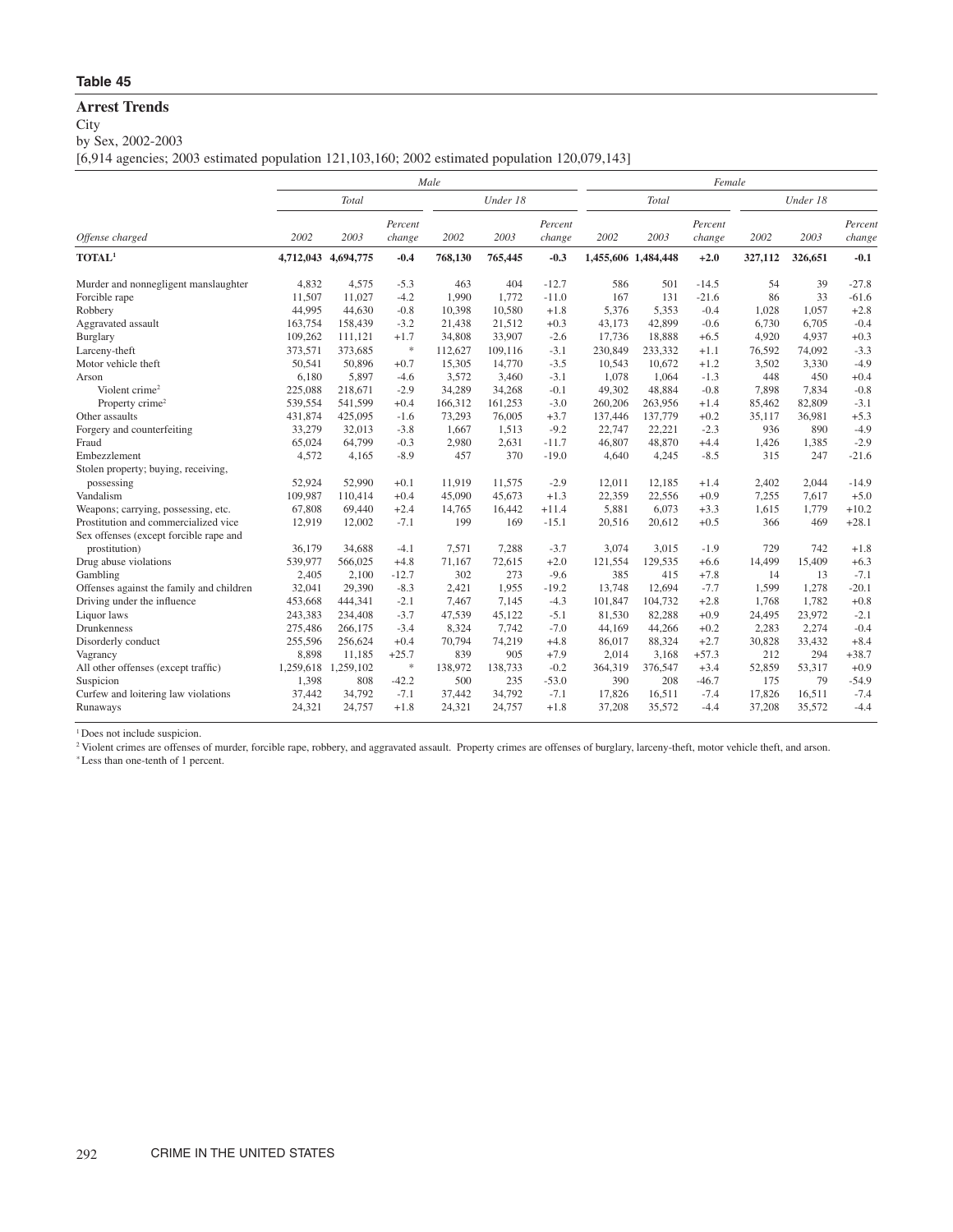**Table 45**

## Arrest Trends

City

by Sex, 2002-2003

[6,914 agencies; 2003 estimated population 121,103,160; 2002 estimated population 120,079,143]

| | *Male* | | | | | | *Female* | | | | | |
|---|---|---|---|---|---|---|---|---|---|---|---|---|
| | *Total* | | | *Under 18* | | | *Total* | | | *Under 18* | | |
| *Offense charged* | *2002* | *2003* | *Percent change* | *2002* | *2003* | *Percent change* | *2002* | *2003* | *Percent change* | *2002* | *2003* | *Percent change* |
| **TOTAL[1]** | **4,712,043** | **4,694,775** | **-0.4** | **768,130** | **765,445** | **-0.3** | **1,455,606** | **1,484,448** | **+2.0** | **327,112** | **326,651** | **-0.1** |
| Murder and nonnegligent manslaughter | 4,832 | 4,575 | -5.3 | 463 | 404 | -12.7 | 586 | 501 | -14.5 | 54 | 39 | -27.8 |
| Forcible rape | 11,507 | 11,027 | -4.2 | 1,990 | 1,772 | -11.0 | 167 | 131 | -21.6 | 86 | 33 | -61.6 |
| Robbery | 44,995 | 44,630 | -0.8 | 10,398 | 10,580 | +1.8 | 5,376 | 5,353 | -0.4 | 1,028 | 1,057 | +2.8 |
| Aggravated assault | 163,754 | 158,439 | -3.2 | 21,438 | 21,512 | +0.3 | 43,173 | 42,899 | -0.6 | 6,730 | 6,705 | -0.4 |
| Burglary | 109,262 | 111,121 | +1.7 | 34,808 | 33,907 | -2.6 | 17,736 | 18,888 | +6.5 | 4,920 | 4,937 | +0.3 |
| Larceny-theft | 373,571 | 373,685 | * | 112,627 | 109,116 | -3.1 | 230,849 | 233,332 | +1.1 | 76,592 | 74,092 | -3.3 |
| Motor vehicle theft | 50,541 | 50,896 | +0.7 | 15,305 | 14,770 | -3.5 | 10,543 | 10,672 | +1.2 | 3,502 | 3,330 | -4.9 |
| Arson | 6,180 | 5,897 | -4.6 | 3,572 | 3,460 | -3.1 | 1,078 | 1,064 | -1.3 | 448 | 450 | +0.4 |
| Violent crime[2] | 225,088 | 218,671 | -2.9 | 34,289 | 34,268 | -0.1 | 49,302 | 48,884 | -0.8 | 7,898 | 7,834 | -0.8 |
| Property crime[2] | 539,554 | 541,599 | +0.4 | 166,312 | 161,253 | -3.0 | 260,206 | 263,956 | +1.4 | 85,462 | 82,809 | -3.1 |
| Other assaults | 431,874 | 425,095 | -1.6 | 73,293 | 76,005 | +3.7 | 137,446 | 137,779 | +0.2 | 35,117 | 36,981 | +5.3 |
| Forgery and counterfeiting | 33,279 | 32,013 | -3.8 | 1,667 | 1,513 | -9.2 | 22,747 | 22,221 | -2.3 | 936 | 890 | -4.9 |
| Fraud | 65,024 | 64,799 | -0.3 | 2,980 | 2,631 | -11.7 | 46,807 | 48,870 | +4.4 | 1,426 | 1,385 | -2.9 |
| Embezzlement | 4,572 | 4,165 | -8.9 | 457 | 370 | -19.0 | 4,640 | 4,245 | -8.5 | 315 | 247 | -21.6 |
| Stolen property; buying, receiving, possessing | 52,924 | 52,990 | +0.1 | 11,919 | 11,575 | -2.9 | 12,011 | 12,185 | +1.4 | 2,402 | 2,044 | -14.9 |
| Vandalism | 109,987 | 110,414 | +0.4 | 45,090 | 45,673 | +1.3 | 22,359 | 22,556 | +0.9 | 7,255 | 7,617 | +5.0 |
| Weapons; carrying, possessing, etc. | 67,808 | 69,440 | +2.4 | 14,765 | 16,442 | +11.4 | 5,881 | 6,073 | +3.3 | 1,615 | 1,779 | +10.2 |
| Prostitution and commercialized vice | 12,919 | 12,002 | -7.1 | 199 | 169 | -15.1 | 20,516 | 20,612 | +0.5 | 366 | 469 | +28.1 |
| Sex offenses (except forcible rape and prostitution) | 36,179 | 34,688 | -4.1 | 7,571 | 7,288 | -3.7 | 3,074 | 3,015 | -1.9 | 729 | 742 | +1.8 |
| Drug abuse violations | 539,977 | 566,025 | +4.8 | 71,167 | 72,615 | +2.0 | 121,554 | 129,535 | +6.6 | 14,499 | 15,409 | +6.3 |
| Gambling | 2,405 | 2,100 | -12.7 | 302 | 273 | -9.6 | 385 | 415 | +7.8 | 14 | 13 | -7.1 |
| Offenses against the family and children | 32,041 | 29,390 | -8.3 | 2,421 | 1,955 | -19.2 | 13,748 | 12,694 | -7.7 | 1,599 | 1,278 | -20.1 |
| Driving under the influence | 453,668 | 444,341 | -2.1 | 7,467 | 7,145 | -4.3 | 101,847 | 104,732 | +2.8 | 1,768 | 1,782 | +0.8 |
| Liquor laws | 243,383 | 234,408 | -3.7 | 47,539 | 45,122 | -5.1 | 81,530 | 82,288 | +0.9 | 24,495 | 23,972 | -2.1 |
| Drunkenness | 275,486 | 266,175 | -3.4 | 8,324 | 7,742 | -7.0 | 44,169 | 44,266 | +0.2 | 2,283 | 2,274 | -0.4 |
| Disorderly conduct | 255,596 | 256,624 | +0.4 | 70,794 | 74,219 | +4.8 | 86,017 | 88,324 | +2.7 | 30,828 | 33,432 | +8.4 |
| Vagrancy | 8,898 | 11,185 | +25.7 | 839 | 905 | +7.9 | 2,014 | 3,168 | +57.3 | 212 | 294 | +38.7 |
| All other offenses (except traffic) | 1,259,618 | 1,259,102 | * | 138,972 | 138,733 | -0.2 | 364,319 | 376,547 | +3.4 | 52,859 | 53,317 | +0.9 |
| Suspicion | 1,398 | 808 | -42.2 | 500 | 235 | -53.0 | 390 | 208 | -46.7 | 175 | 79 | -54.9 |
| Curfew and loitering law violations | 37,442 | 34,792 | -7.1 | 37,442 | 34,792 | -7.1 | 17,826 | 16,511 | -7.4 | 17,826 | 16,511 | -7.4 |
| Runaways | 24,321 | 24,757 | +1.8 | 24,321 | 24,757 | +1.8 | 37,208 | 35,572 | -4.4 | 37,208 | 35,572 | -4.4 |

[1] Does not include suspicion.

[2] Violent crimes are offenses of murder, forcible rape, robbery, and aggravated assault. Property crimes are offenses of burglary, larceny-theft, motor vehicle theft, and arson.

* Less than one-tenth of 1 percent.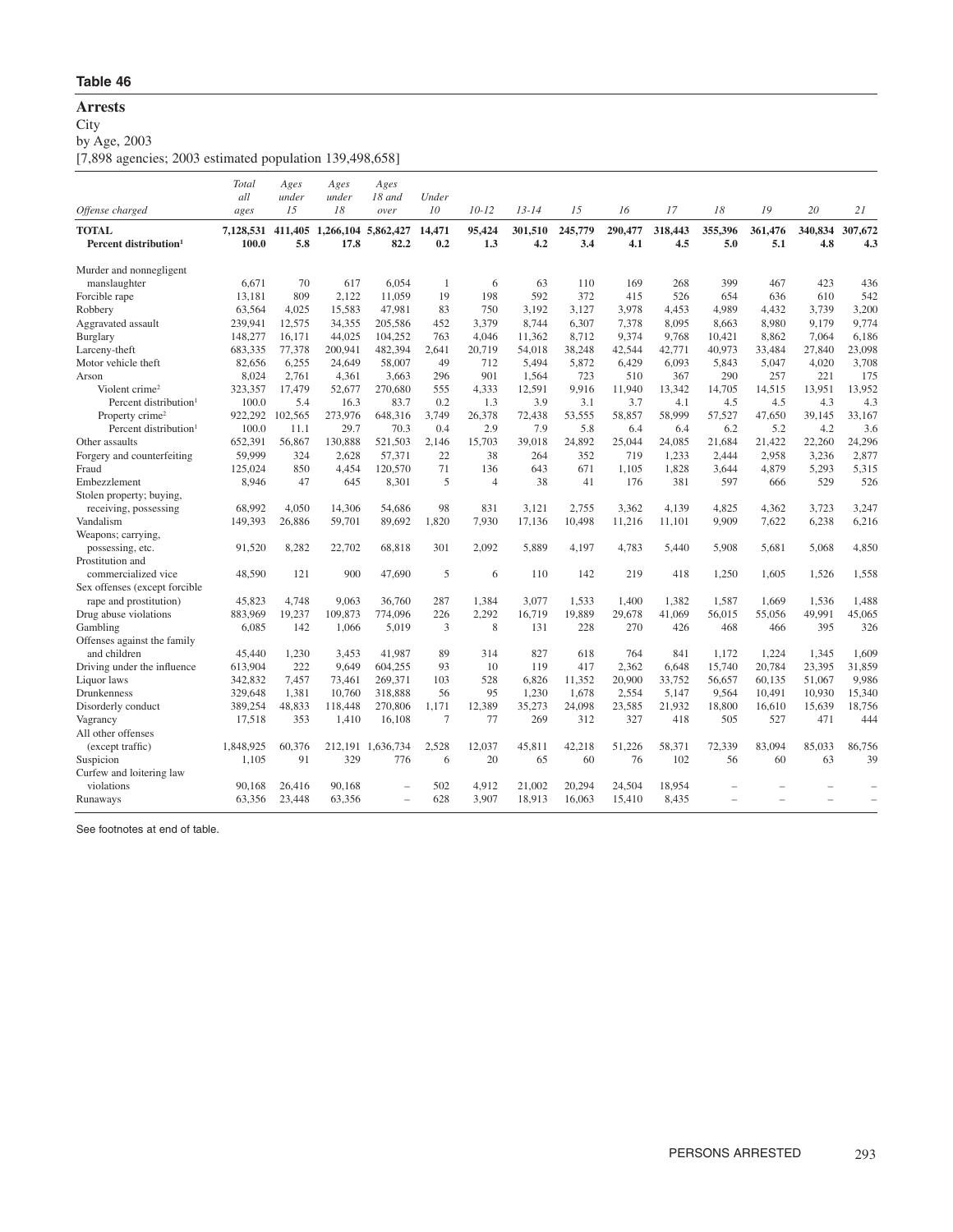**Table 46**

# Arrests

City

by Age, 2003

[7,898 agencies; 2003 estimated population 139,498,658]

| Offense charged | Total all ages | Ages under 15 | Ages under 18 | Ages 18 and over | Under 10 | 10-12 | 13-14 | 15 | 16 | 17 | 18 | 19 | 20 | 21 |
|---|---|---|---|---|---|---|---|---|---|---|---|---|---|---|
| **TOTAL** | **7,128,531** | **411,405** | **1,266,104** | **5,862,427** | **14,471** | **95,424** | **301,510** | **245,779** | **290,477** | **318,443** | **355,396** | **361,476** | **340,834** | **307,672** |
| **Percent distribution[1]** | **100.0** | **5.8** | **17.8** | **82.2** | **0.2** | **1.3** | **4.2** | **3.4** | **4.1** | **4.5** | **5.0** | **5.1** | **4.8** | **4.3** |
| Murder and nonnegligent manslaughter | 6,671 | 70 | 617 | 6,054 | 1 | 6 | 63 | 110 | 169 | 268 | 399 | 467 | 423 | 436 |
| Forcible rape | 13,181 | 809 | 2,122 | 11,059 | 19 | 198 | 592 | 372 | 415 | 526 | 654 | 636 | 610 | 542 |
| Robbery | 63,564 | 4,025 | 15,583 | 47,981 | 83 | 750 | 3,192 | 3,127 | 3,978 | 4,453 | 4,989 | 4,432 | 3,739 | 3,200 |
| Aggravated assault | 239,941 | 12,575 | 34,355 | 205,586 | 452 | 3,379 | 8,744 | 6,307 | 7,378 | 8,095 | 8,663 | 8,980 | 9,179 | 9,774 |
| Burglary | 148,277 | 16,171 | 44,025 | 104,252 | 763 | 4,046 | 11,362 | 8,712 | 9,374 | 9,768 | 10,421 | 8,862 | 7,064 | 6,186 |
| Larceny-theft | 683,335 | 77,378 | 200,941 | 482,394 | 2,641 | 20,719 | 54,018 | 38,248 | 42,544 | 42,771 | 40,973 | 33,484 | 27,840 | 23,098 |
| Motor vehicle theft | 82,656 | 6,255 | 24,649 | 58,007 | 49 | 712 | 5,494 | 5,872 | 6,429 | 6,093 | 5,843 | 5,047 | 4,020 | 3,708 |
| Arson | 8,024 | 2,761 | 4,361 | 3,663 | 296 | 901 | 1,564 | 723 | 510 | 367 | 290 | 257 | 221 | 175 |
| Violent crime[2] | 323,357 | 17,479 | 52,677 | 270,680 | 555 | 4,333 | 12,591 | 9,916 | 11,940 | 13,342 | 14,705 | 14,515 | 13,951 | 13,952 |
| Percent distribution[1] | 100.0 | 5.4 | 16.3 | 83.7 | 0.2 | 1.3 | 3.9 | 3.1 | 3.7 | 4.1 | 4.5 | 4.5 | 4.3 | 4.3 |
| Property crime[2] | 922,292 | 102,565 | 273,976 | 648,316 | 3,749 | 26,378 | 72,438 | 53,555 | 58,857 | 58,999 | 57,527 | 47,650 | 39,145 | 33,167 |
| Percent distribution[1] | 100.0 | 11.1 | 29.7 | 70.3 | 0.4 | 2.9 | 7.9 | 5.8 | 6.4 | 6.4 | 6.2 | 5.2 | 4.2 | 3.6 |
| Other assaults | 652,391 | 56,867 | 130,888 | 521,503 | 2,146 | 15,703 | 39,018 | 24,892 | 25,044 | 24,085 | 21,684 | 21,422 | 22,260 | 24,296 |
| Forgery and counterfeiting | 59,999 | 324 | 2,628 | 57,371 | 22 | 38 | 264 | 352 | 719 | 1,233 | 2,444 | 2,958 | 3,236 | 2,877 |
| Fraud | 125,024 | 850 | 4,454 | 120,570 | 71 | 136 | 643 | 671 | 1,105 | 1,828 | 3,644 | 4,879 | 5,293 | 5,315 |
| Embezzlement | 8,946 | 47 | 645 | 8,301 | 5 | 4 | 38 | 41 | 176 | 381 | 597 | 666 | 529 | 526 |
| Stolen property; buying, receiving, possessing | 68,992 | 4,050 | 14,306 | 54,686 | 98 | 831 | 3,121 | 2,755 | 3,362 | 4,139 | 4,825 | 4,362 | 3,723 | 3,247 |
| Vandalism | 149,393 | 26,886 | 59,701 | 89,692 | 1,820 | 7,930 | 17,136 | 10,498 | 11,216 | 11,101 | 9,909 | 7,622 | 6,238 | 6,216 |
| Weapons; carrying, possessing, etc. | 91,520 | 8,282 | 22,702 | 68,818 | 301 | 2,092 | 5,889 | 4,197 | 4,783 | 5,440 | 5,908 | 5,681 | 5,068 | 4,850 |
| Prostitution and commercialized vice | 48,590 | 121 | 900 | 47,690 | 5 | 6 | 110 | 142 | 219 | 418 | 1,250 | 1,605 | 1,526 | 1,558 |
| Sex offenses (except forcible rape and prostitution) | 45,823 | 4,748 | 9,063 | 36,760 | 287 | 1,384 | 3,077 | 1,533 | 1,400 | 1,382 | 1,587 | 1,669 | 1,536 | 1,488 |
| Drug abuse violations | 883,969 | 19,237 | 109,873 | 774,096 | 226 | 2,292 | 16,719 | 19,889 | 29,678 | 41,069 | 56,015 | 55,056 | 49,991 | 45,065 |
| Gambling | 6,085 | 142 | 1,066 | 5,019 | 3 | 8 | 131 | 228 | 270 | 426 | 468 | 466 | 395 | 326 |
| Offenses against the family and children | 45,440 | 1,230 | 3,453 | 41,987 | 89 | 314 | 827 | 618 | 764 | 841 | 1,172 | 1,224 | 1,345 | 1,609 |
| Driving under the influence | 613,904 | 222 | 9,649 | 604,255 | 93 | 10 | 119 | 417 | 2,362 | 6,648 | 15,740 | 20,784 | 23,395 | 31,859 |
| Liquor laws | 342,832 | 7,457 | 73,461 | 269,371 | 103 | 528 | 6,826 | 11,352 | 20,900 | 33,752 | 56,657 | 60,135 | 51,067 | 9,986 |
| Drunkenness | 329,648 | 1,381 | 10,760 | 318,888 | 56 | 95 | 1,230 | 1,678 | 2,554 | 5,147 | 9,564 | 10,491 | 10,930 | 15,340 |
| Disorderly conduct | 389,254 | 48,833 | 118,448 | 270,806 | 1,171 | 12,389 | 35,273 | 24,098 | 23,585 | 21,932 | 18,800 | 16,610 | 15,639 | 18,756 |
| Vagrancy | 17,518 | 353 | 1,410 | 16,108 | 7 | 77 | 269 | 312 | 327 | 418 | 505 | 527 | 471 | 444 |
| All other offenses (except traffic) | 1,848,925 | 60,376 | 212,191 | 1,636,734 | 2,528 | 12,037 | 45,811 | 42,218 | 51,226 | 58,371 | 72,339 | 83,094 | 85,033 | 86,756 |
| Suspicion | 1,105 | 91 | 329 | 776 | 6 | 20 | 65 | 60 | 76 | 102 | 56 | 60 | 63 | 39 |
| Curfew and loitering law violations | 90,168 | 26,416 | 90,168 | – | 502 | 4,912 | 21,002 | 20,294 | 24,504 | 18,954 | – | – | – | – |
| Runaways | 63,356 | 23,448 | 63,356 | – | 628 | 3,907 | 18,913 | 16,063 | 15,410 | 8,435 | – | – | – | – |

See footnotes at end of table.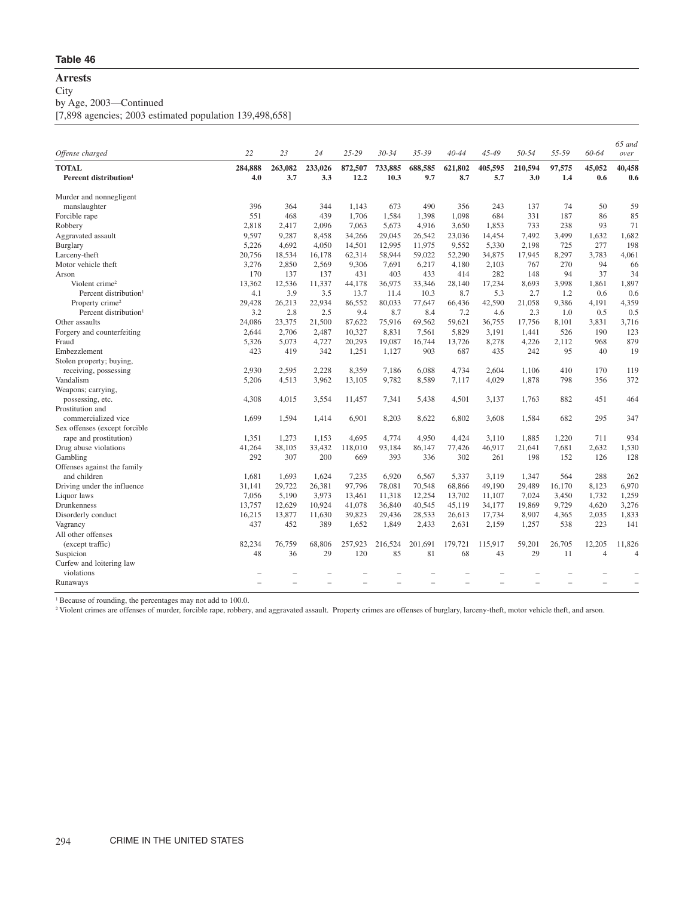## Table 46

# Arrests

City

by Age, 2003—Continued

[7,898 agencies; 2003 estimated population 139,498,658]

| Offense charged | 22 | 23 | 24 | 25-29 | 30-34 | 35-39 | 40-44 | 45-49 | 50-54 | 55-59 | 60-64 | 65 and over |
|---|---|---|---|---|---|---|---|---|---|---|---|---|
| **TOTAL** | **284,888** | **263,082** | **233,026** | **872,507** | **733,885** | **688,585** | **621,802** | **405,595** | **210,594** | **97,575** | **45,052** | **40,458** |
| **Percent distribution[1]** | **4.0** | **3.7** | **3.3** | **12.2** | **10.3** | **9.7** | **8.7** | **5.7** | **3.0** | **1.4** | **0.6** | **0.6** |
| Murder and nonnegligent manslaughter | 396 | 364 | 344 | 1,143 | 673 | 490 | 356 | 243 | 137 | 74 | 50 | 59 |
| Forcible rape | 551 | 468 | 439 | 1,706 | 1,584 | 1,398 | 1,098 | 684 | 331 | 187 | 86 | 85 |
| Robbery | 2,818 | 2,417 | 2,096 | 7,063 | 5,673 | 4,916 | 3,650 | 1,853 | 733 | 238 | 93 | 71 |
| Aggravated assault | 9,597 | 9,287 | 8,458 | 34,266 | 29,045 | 26,542 | 23,036 | 14,454 | 7,492 | 3,499 | 1,632 | 1,682 |
| Burglary | 5,226 | 4,692 | 4,050 | 14,501 | 12,995 | 11,975 | 9,552 | 5,330 | 2,198 | 725 | 277 | 198 |
| Larceny-theft | 20,756 | 18,534 | 16,178 | 62,314 | 58,944 | 59,022 | 52,290 | 34,875 | 17,945 | 8,297 | 3,783 | 4,061 |
| Motor vehicle theft | 3,276 | 2,850 | 2,569 | 9,306 | 7,691 | 6,217 | 4,180 | 2,103 | 767 | 270 | 94 | 66 |
| Arson | 170 | 137 | 137 | 431 | 403 | 433 | 414 | 282 | 148 | 94 | 37 | 34 |
| Violent crime[2] | 13,362 | 12,536 | 11,337 | 44,178 | 36,975 | 33,346 | 28,140 | 17,234 | 8,693 | 3,998 | 1,861 | 1,897 |
| Percent distribution[1] | 4.1 | 3.9 | 3.5 | 13.7 | 11.4 | 10.3 | 8.7 | 5.3 | 2.7 | 1.2 | 0.6 | 0.6 |
| Property crime[2] | 29,428 | 26,213 | 22,934 | 86,552 | 80,033 | 77,647 | 66,436 | 42,590 | 21,058 | 9,386 | 4,191 | 4,359 |
| Percent distribution[1] | 3.2 | 2.8 | 2.5 | 9.4 | 8.7 | 8.4 | 7.2 | 4.6 | 2.3 | 1.0 | 0.5 | 0.5 |
| Other assaults | 24,086 | 23,375 | 21,500 | 87,622 | 75,916 | 69,562 | 59,621 | 36,755 | 17,756 | 8,101 | 3,831 | 3,716 |
| Forgery and counterfeiting | 2,644 | 2,706 | 2,487 | 10,327 | 8,831 | 7,561 | 5,829 | 3,191 | 1,441 | 526 | 190 | 123 |
| Fraud | 5,326 | 5,073 | 4,727 | 20,293 | 19,087 | 16,744 | 13,726 | 8,278 | 4,226 | 2,112 | 968 | 879 |
| Embezzlement | 423 | 419 | 342 | 1,251 | 1,127 | 903 | 687 | 435 | 242 | 95 | 40 | 19 |
| Stolen property; buying, receiving, possessing | 2,930 | 2,595 | 2,228 | 8,359 | 7,186 | 6,088 | 4,734 | 2,604 | 1,106 | 410 | 170 | 119 |
| Vandalism | 5,206 | 4,513 | 3,962 | 13,105 | 9,782 | 8,589 | 7,117 | 4,029 | 1,878 | 798 | 356 | 372 |
| Weapons; carrying, possessing, etc. | 4,308 | 4,015 | 3,554 | 11,457 | 7,341 | 5,438 | 4,501 | 3,137 | 1,763 | 882 | 451 | 464 |
| Prostitution and commercialized vice | 1,699 | 1,594 | 1,414 | 6,901 | 8,203 | 8,622 | 6,802 | 3,608 | 1,584 | 682 | 295 | 347 |
| Sex offenses (except forcible rape and prostitution) | 1,351 | 1,273 | 1,153 | 4,695 | 4,774 | 4,950 | 4,424 | 3,110 | 1,885 | 1,220 | 711 | 934 |
| Drug abuse violations | 41,264 | 38,105 | 33,432 | 118,010 | 93,184 | 86,147 | 77,426 | 46,917 | 21,641 | 7,681 | 2,632 | 1,530 |
| Gambling | 292 | 307 | 200 | 669 | 393 | 336 | 302 | 261 | 198 | 152 | 126 | 128 |
| Offenses against the family and children | 1,681 | 1,693 | 1,624 | 7,235 | 6,920 | 6,567 | 5,337 | 3,119 | 1,347 | 564 | 288 | 262 |
| Driving under the influence | 31,141 | 29,722 | 26,381 | 97,796 | 78,081 | 70,548 | 68,866 | 49,190 | 29,489 | 16,170 | 8,123 | 6,970 |
| Liquor laws | 7,056 | 5,190 | 3,973 | 13,461 | 11,318 | 12,254 | 13,702 | 11,107 | 7,024 | 3,450 | 1,732 | 1,259 |
| Drunkenness | 13,757 | 12,629 | 10,924 | 41,078 | 36,840 | 40,545 | 45,119 | 34,177 | 19,869 | 9,729 | 4,620 | 3,276 |
| Disorderly conduct | 16,215 | 13,877 | 11,630 | 39,823 | 29,436 | 28,533 | 26,613 | 17,734 | 8,907 | 4,365 | 2,035 | 1,833 |
| Vagrancy | 437 | 452 | 389 | 1,652 | 1,849 | 2,433 | 2,631 | 2,159 | 1,257 | 538 | 223 | 141 |
| All other offenses (except traffic) | 82,234 | 76,759 | 68,806 | 257,923 | 216,524 | 201,691 | 179,721 | 115,917 | 59,201 | 26,705 | 12,205 | 11,826 |
| Suspicion | 48 | 36 | 29 | 120 | 85 | 81 | 68 | 43 | 29 | 11 | 4 | 4 |
| Curfew and loitering law violations | – | – | – | – | – | – | – | – | – | – | – | – |
| Runaways | – | – | – | – | – | – | – | – | – | – | – | – |

[1] Because of rounding, the percentages may not add to 100.0.

[2] Violent crimes are offenses of murder, forcible rape, robbery, and aggravated assault. Property crimes are offenses of burglary, larceny-theft, motor vehicle theft, and arson.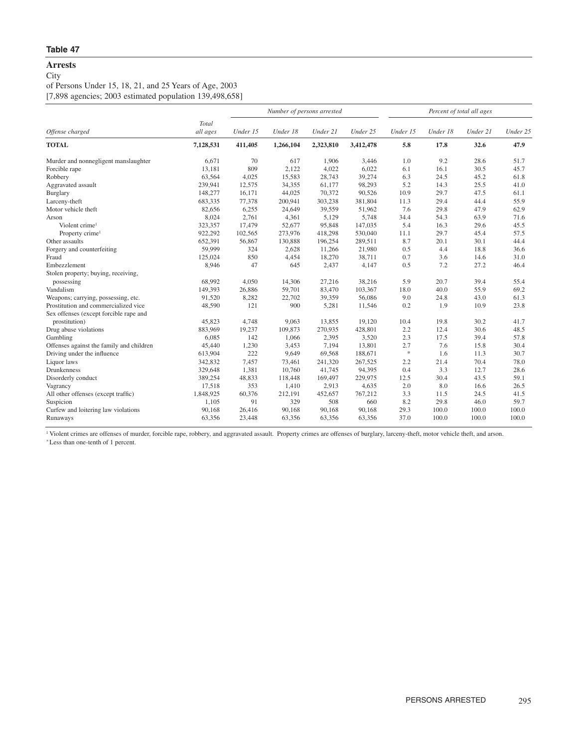**Table 47**

## Arrests

City

of Persons Under 15, 18, 21, and 25 Years of Age, 2003

[7,898 agencies; 2003 estimated population 139,498,658]

| Offense charged | Total all ages | Number of persons arrested | | | | Percent of total all ages | | | |
|---|---|---|---|---|---|---|---|---|---|
| | | Under 15 | Under 18 | Under 21 | Under 25 | Under 15 | Under 18 | Under 21 | Under 25 |
| **TOTAL** | **7,128,531** | **411,405** | **1,266,104** | **2,323,810** | **3,412,478** | **5.8** | **17.8** | **32.6** | **47.9** |
| Murder and nonnegligent manslaughter | 6,671 | 70 | 617 | 1,906 | 3,446 | 1.0 | 9.2 | 28.6 | 51.7 |
| Forcible rape | 13,181 | 809 | 2,122 | 4,022 | 6,022 | 6.1 | 16.1 | 30.5 | 45.7 |
| Robbery | 63,564 | 4,025 | 15,583 | 28,743 | 39,274 | 6.3 | 24.5 | 45.2 | 61.8 |
| Aggravated assault | 239,941 | 12,575 | 34,355 | 61,177 | 98,293 | 5.2 | 14.3 | 25.5 | 41.0 |
| Burglary | 148,277 | 16,171 | 44,025 | 70,372 | 90,526 | 10.9 | 29.7 | 47.5 | 61.1 |
| Larceny-theft | 683,335 | 77,378 | 200,941 | 303,238 | 381,804 | 11.3 | 29.4 | 44.4 | 55.9 |
| Motor vehicle theft | 82,656 | 6,255 | 24,649 | 39,559 | 51,962 | 7.6 | 29.8 | 47.9 | 62.9 |
| Arson | 8,024 | 2,761 | 4,361 | 5,129 | 5,748 | 34.4 | 54.3 | 63.9 | 71.6 |
| Violent crime[1] | 323,357 | 17,479 | 52,677 | 95,848 | 147,035 | 5.4 | 16.3 | 29.6 | 45.5 |
| Property crime[1] | 922,292 | 102,565 | 273,976 | 418,298 | 530,040 | 11.1 | 29.7 | 45.4 | 57.5 |
| Other assaults | 652,391 | 56,867 | 130,888 | 196,254 | 289,511 | 8.7 | 20.1 | 30.1 | 44.4 |
| Forgery and counterfeiting | 59,999 | 324 | 2,628 | 11,266 | 21,980 | 0.5 | 4.4 | 18.8 | 36.6 |
| Fraud | 125,024 | 850 | 4,454 | 18,270 | 38,711 | 0.7 | 3.6 | 14.6 | 31.0 |
| Embezzlement | 8,946 | 47 | 645 | 2,437 | 4,147 | 0.5 | 7.2 | 27.2 | 46.4 |
| Stolen property; buying, receiving, possessing | 68,992 | 4,050 | 14,306 | 27,216 | 38,216 | 5.9 | 20.7 | 39.4 | 55.4 |
| Vandalism | 149,393 | 26,886 | 59,701 | 83,470 | 103,367 | 18.0 | 40.0 | 55.9 | 69.2 |
| Weapons; carrying, possessing, etc. | 91,520 | 8,282 | 22,702 | 39,359 | 56,086 | 9.0 | 24.8 | 43.0 | 61.3 |
| Prostitution and commercialized vice | 48,590 | 121 | 900 | 5,281 | 11,546 | 0.2 | 1.9 | 10.9 | 23.8 |
| Sex offenses (except forcible rape and prostitution) | 45,823 | 4,748 | 9,063 | 13,855 | 19,120 | 10.4 | 19.8 | 30.2 | 41.7 |
| Drug abuse violations | 883,969 | 19,237 | 109,873 | 270,935 | 428,801 | 2.2 | 12.4 | 30.6 | 48.5 |
| Gambling | 6,085 | 142 | 1,066 | 2,395 | 3,520 | 2.3 | 17.5 | 39.4 | 57.8 |
| Offenses against the family and children | 45,440 | 1,230 | 3,453 | 7,194 | 13,801 | 2.7 | 7.6 | 15.8 | 30.4 |
| Driving under the influence | 613,904 | 222 | 9,649 | 69,568 | 188,671 | * | 1.6 | 11.3 | 30.7 |
| Liquor laws | 342,832 | 7,457 | 73,461 | 241,320 | 267,525 | 2.2 | 21.4 | 70.4 | 78.0 |
| Drunkenness | 329,648 | 1,381 | 10,760 | 41,745 | 94,395 | 0.4 | 3.3 | 12.7 | 28.6 |
| Disorderly conduct | 389,254 | 48,833 | 118,448 | 169,497 | 229,975 | 12.5 | 30.4 | 43.5 | 59.1 |
| Vagrancy | 17,518 | 353 | 1,410 | 2,913 | 4,635 | 2.0 | 8.0 | 16.6 | 26.5 |
| All other offenses (except traffic) | 1,848,925 | 60,376 | 212,191 | 452,657 | 767,212 | 3.3 | 11.5 | 24.5 | 41.5 |
| Suspicion | 1,105 | 91 | 329 | 508 | 660 | 8.2 | 29.8 | 46.0 | 59.7 |
| Curfew and loitering law violations | 90,168 | 26,416 | 90,168 | 90,168 | 90,168 | 29.3 | 100.0 | 100.0 | 100.0 |
| Runaways | 63,356 | 23,448 | 63,356 | 63,356 | 63,356 | 37.0 | 100.0 | 100.0 | 100.0 |

[1] Violent crimes are offenses of murder, forcible rape, robbery, and aggravated assault. Property crimes are offenses of burglary, larceny-theft, motor vehicle theft, and arson.

* Less than one-tenth of 1 percent.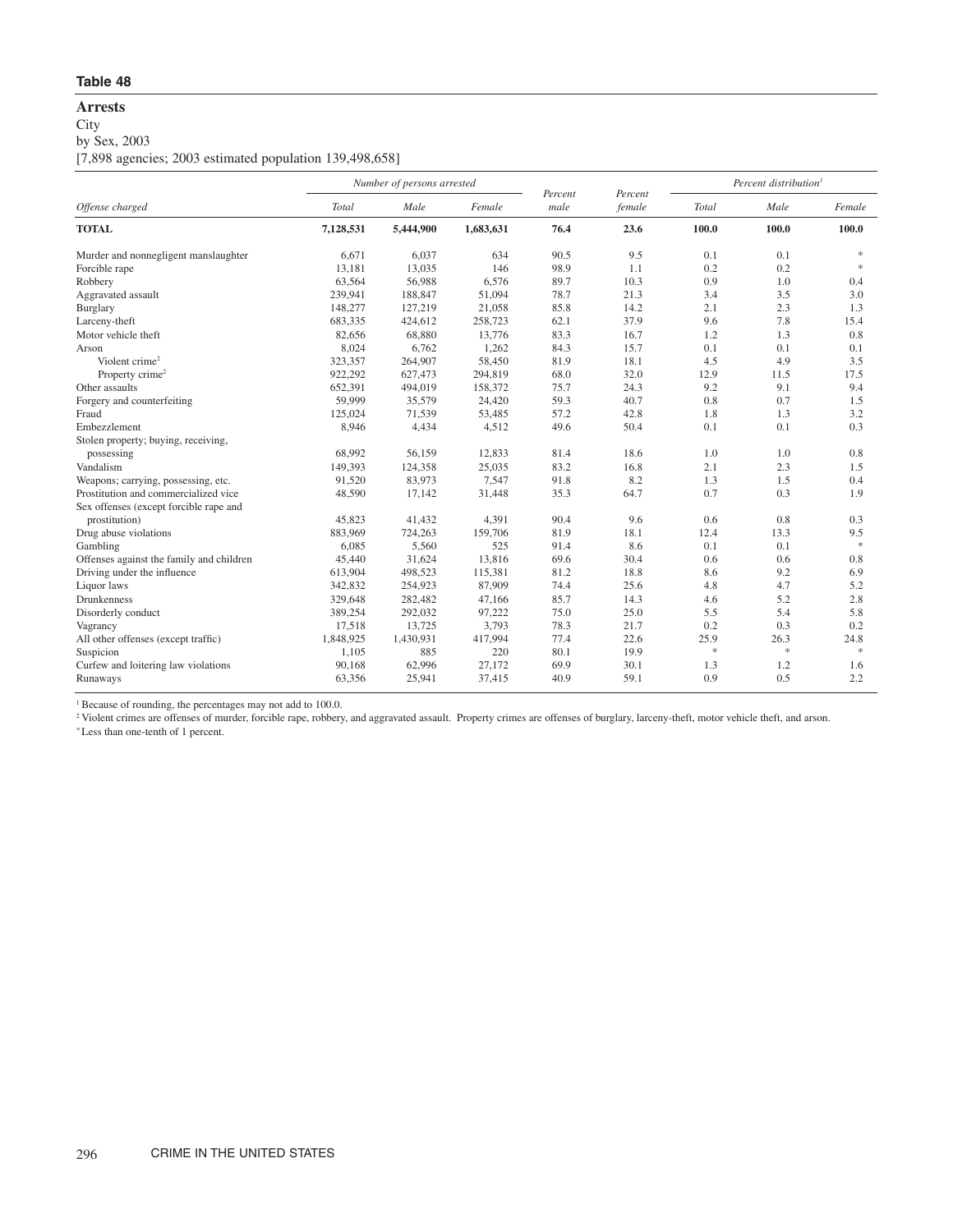**Table 48**

## Arrests

City

by Sex, 2003

[7,898 agencies; 2003 estimated population 139,498,658]

| Offense charged | Number of persons arrested | | | Percent male | Percent female | Percent distribution[1] | | |
|---|---|---|---|---|---|---|---|---|
| | Total | Male | Female | | | Total | Male | Female |
| **TOTAL** | **7,128,531** | **5,444,900** | **1,683,631** | **76.4** | **23.6** | **100.0** | **100.0** | **100.0** |
| Murder and nonnegligent manslaughter | 6,671 | 6,037 | 634 | 90.5 | 9.5 | 0.1 | 0.1 | * |
| Forcible rape | 13,181 | 13,035 | 146 | 98.9 | 1.1 | 0.2 | 0.2 | * |
| Robbery | 63,564 | 56,988 | 6,576 | 89.7 | 10.3 | 0.9 | 1.0 | 0.4 |
| Aggravated assault | 239,941 | 188,847 | 51,094 | 78.7 | 21.3 | 3.4 | 3.5 | 3.0 |
| Burglary | 148,277 | 127,219 | 21,058 | 85.8 | 14.2 | 2.1 | 2.3 | 1.3 |
| Larceny-theft | 683,335 | 424,612 | 258,723 | 62.1 | 37.9 | 9.6 | 7.8 | 15.4 |
| Motor vehicle theft | 82,656 | 68,880 | 13,776 | 83.3 | 16.7 | 1.2 | 1.3 | 0.8 |
| Arson | 8,024 | 6,762 | 1,262 | 84.3 | 15.7 | 0.1 | 0.1 | 0.1 |
| Violent crime[2] | 323,357 | 264,907 | 58,450 | 81.9 | 18.1 | 4.5 | 4.9 | 3.5 |
| Property crime[2] | 922,292 | 627,473 | 294,819 | 68.0 | 32.0 | 12.9 | 11.5 | 17.5 |
| Other assaults | 652,391 | 494,019 | 158,372 | 75.7 | 24.3 | 9.2 | 9.1 | 9.4 |
| Forgery and counterfeiting | 59,999 | 35,579 | 24,420 | 59.3 | 40.7 | 0.8 | 0.7 | 1.5 |
| Fraud | 125,024 | 71,539 | 53,485 | 57.2 | 42.8 | 1.8 | 1.3 | 3.2 |
| Embezzlement | 8,946 | 4,434 | 4,512 | 49.6 | 50.4 | 0.1 | 0.1 | 0.3 |
| Stolen property; buying, receiving, possessing | 68,992 | 56,159 | 12,833 | 81.4 | 18.6 | 1.0 | 1.0 | 0.8 |
| Vandalism | 149,393 | 124,358 | 25,035 | 83.2 | 16.8 | 2.1 | 2.3 | 1.5 |
| Weapons; carrying, possessing, etc. | 91,520 | 83,973 | 7,547 | 91.8 | 8.2 | 1.3 | 1.5 | 0.4 |
| Prostitution and commercialized vice | 48,590 | 17,142 | 31,448 | 35.3 | 64.7 | 0.7 | 0.3 | 1.9 |
| Sex offenses (except forcible rape and prostitution) | 45,823 | 41,432 | 4,391 | 90.4 | 9.6 | 0.6 | 0.8 | 0.3 |
| Drug abuse violations | 883,969 | 724,263 | 159,706 | 81.9 | 18.1 | 12.4 | 13.3 | 9.5 |
| Gambling | 6,085 | 5,560 | 525 | 91.4 | 8.6 | 0.1 | 0.1 | * |
| Offenses against the family and children | 45,440 | 31,624 | 13,816 | 69.6 | 30.4 | 0.6 | 0.6 | 0.8 |
| Driving under the influence | 613,904 | 498,523 | 115,381 | 81.2 | 18.8 | 8.6 | 9.2 | 6.9 |
| Liquor laws | 342,832 | 254,923 | 87,909 | 74.4 | 25.6 | 4.8 | 4.7 | 5.2 |
| Drunkenness | 329,648 | 282,482 | 47,166 | 85.7 | 14.3 | 4.6 | 5.2 | 2.8 |
| Disorderly conduct | 389,254 | 292,032 | 97,222 | 75.0 | 25.0 | 5.5 | 5.4 | 5.8 |
| Vagrancy | 17,518 | 13,725 | 3,793 | 78.3 | 21.7 | 0.2 | 0.3 | 0.2 |
| All other offenses (except traffic) | 1,848,925 | 1,430,931 | 417,994 | 77.4 | 22.6 | 25.9 | 26.3 | 24.8 |
| Suspicion | 1,105 | 885 | 220 | 80.1 | 19.9 | * | * | * |
| Curfew and loitering law violations | 90,168 | 62,996 | 27,172 | 69.9 | 30.1 | 1.3 | 1.2 | 1.6 |
| Runaways | 63,356 | 25,941 | 37,415 | 40.9 | 59.1 | 0.9 | 0.5 | 2.2 |

[1] Because of rounding, the percentages may not add to 100.0.

[2] Violent crimes are offenses of murder, forcible rape, robbery, and aggravated assault. Property crimes are offenses of burglary, larceny-theft, motor vehicle theft, and arson.

* Less than one-tenth of 1 percent.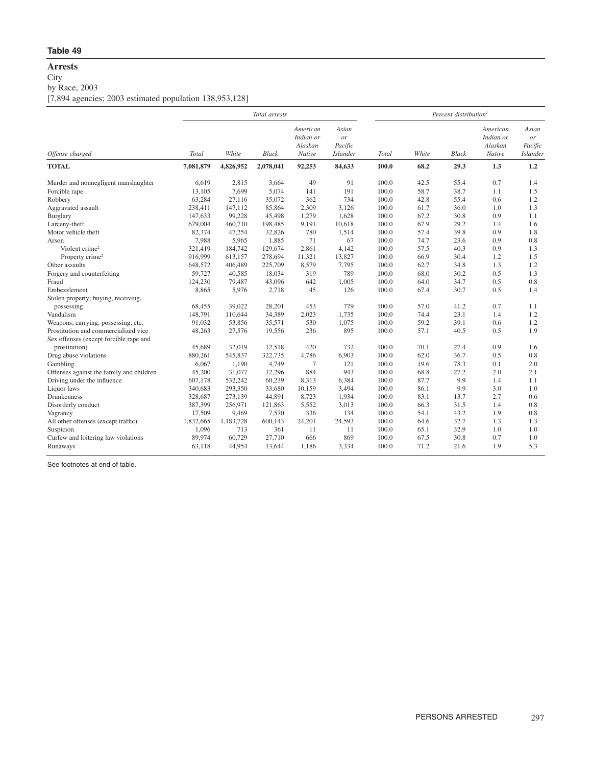## Table 49

**Arrests**

City

by Race, 2003

[7,894 agencies; 2003 estimated population 138,953,128]

| Offense charged | Total arrests | | | | | Percent distribution[1] | | | | |
|---|---|---|---|---|---|---|---|---|---|---|
| | Total | White | Black | American Indian or Alaskan Native | Asian or Pacific Islander | Total | White | Black | American Indian or Alaskan Native | Asian or Pacific Islander |
| **TOTAL** | **7,081,879** | **4,826,952** | **2,078,041** | **92,253** | **84,633** | **100.0** | **68.2** | **29.3** | **1.3** | **1.2** |
| Murder and nonnegligent manslaughter | 6,619 | 2,815 | 3,664 | 49 | 91 | 100.0 | 42.5 | 55.4 | 0.7 | 1.4 |
| Forcible rape | 13,105 | 7,699 | 5,074 | 141 | 191 | 100.0 | 58.7 | 38.7 | 1.1 | 1.5 |
| Robbery | 63,284 | 27,116 | 35,072 | 362 | 734 | 100.0 | 42.8 | 55.4 | 0.6 | 1.2 |
| Aggravated assault | 238,411 | 147,112 | 85,864 | 2,309 | 3,126 | 100.0 | 61.7 | 36.0 | 1.0 | 1.3 |
| Burglary | 147,633 | 99,228 | 45,498 | 1,279 | 1,628 | 100.0 | 67.2 | 30.8 | 0.9 | 1.1 |
| Larceny-theft | 679,004 | 460,710 | 198,485 | 9,191 | 10,618 | 100.0 | 67.9 | 29.2 | 1.4 | 1.6 |
| Motor vehicle theft | 82,374 | 47,254 | 32,826 | 780 | 1,514 | 100.0 | 57.4 | 39.8 | 0.9 | 1.8 |
| Arson | 7,988 | 5,965 | 1,885 | 71 | 67 | 100.0 | 74.7 | 23.6 | 0.9 | 0.8 |
| Violent crime[2] | 321,419 | 184,742 | 129,674 | 2,861 | 4,142 | 100.0 | 57.5 | 40.3 | 0.9 | 1.3 |
| Property crime[2] | 916,999 | 613,157 | 278,694 | 11,321 | 13,827 | 100.0 | 66.9 | 30.4 | 1.2 | 1.5 |
| Other assaults | 648,572 | 406,489 | 225,709 | 8,579 | 7,795 | 100.0 | 62.7 | 34.8 | 1.3 | 1.2 |
| Forgery and counterfeiting | 59,727 | 40,585 | 18,034 | 319 | 789 | 100.0 | 68.0 | 30.2 | 0.5 | 1.3 |
| Fraud | 124,230 | 79,487 | 43,096 | 642 | 1,005 | 100.0 | 64.0 | 34.7 | 0.5 | 0.8 |
| Embezzlement | 8,865 | 5,976 | 2,718 | 45 | 126 | 100.0 | 67.4 | 30.7 | 0.5 | 1.4 |
| Stolen property; buying, receiving, possessing | 68,455 | 39,022 | 28,201 | 453 | 779 | 100.0 | 57.0 | 41.2 | 0.7 | 1.1 |
| Vandalism | 148,791 | 110,644 | 34,389 | 2,023 | 1,735 | 100.0 | 74.4 | 23.1 | 1.4 | 1.2 |
| Weapons; carrying, possessing, etc. | 91,032 | 53,856 | 35,571 | 530 | 1,075 | 100.0 | 59.2 | 39.1 | 0.6 | 1.2 |
| Prostitution and commercialized vice | 48,263 | 27,576 | 19,556 | 236 | 895 | 100.0 | 57.1 | 40.5 | 0.5 | 1.9 |
| Sex offenses (except forcible rape and prostitution) | 45,689 | 32,019 | 12,518 | 420 | 732 | 100.0 | 70.1 | 27.4 | 0.9 | 1.6 |
| Drug abuse violations | 880,261 | 545,837 | 322,735 | 4,786 | 6,903 | 100.0 | 62.0 | 36.7 | 0.5 | 0.8 |
| Gambling | 6,067 | 1,190 | 4,749 | 7 | 121 | 100.0 | 19.6 | 78.3 | 0.1 | 2.0 |
| Offenses against the family and children | 45,200 | 31,077 | 12,296 | 884 | 943 | 100.0 | 68.8 | 27.2 | 2.0 | 2.1 |
| Driving under the influence | 607,178 | 532,242 | 60,239 | 8,313 | 6,384 | 100.0 | 87.7 | 9.9 | 1.4 | 1.1 |
| Liquor laws | 340,683 | 293,350 | 33,680 | 10,159 | 3,494 | 100.0 | 86.1 | 9.9 | 3.0 | 1.0 |
| Drunkenness | 328,687 | 273,139 | 44,891 | 8,723 | 1,934 | 100.0 | 83.1 | 13.7 | 2.7 | 0.6 |
| Disorderly conduct | 387,399 | 256,971 | 121,863 | 5,552 | 3,013 | 100.0 | 66.3 | 31.5 | 1.4 | 0.8 |
| Vagrancy | 17,509 | 9,469 | 7,570 | 336 | 134 | 100.0 | 54.1 | 43.2 | 1.9 | 0.8 |
| All other offenses (except traffic) | 1,832,665 | 1,183,728 | 600,143 | 24,201 | 24,593 | 100.0 | 64.6 | 32.7 | 1.3 | 1.3 |
| Suspicion | 1,096 | 713 | 361 | 11 | 11 | 100.0 | 65.1 | 32.9 | 1.0 | 1.0 |
| Curfew and loitering law violations | 89,974 | 60,729 | 27,710 | 666 | 869 | 100.0 | 67.5 | 30.8 | 0.7 | 1.0 |
| Runaways | 63,118 | 44,954 | 13,644 | 1,186 | 3,334 | 100.0 | 71.2 | 21.6 | 1.9 | 5.3 |

See footnotes at end of table.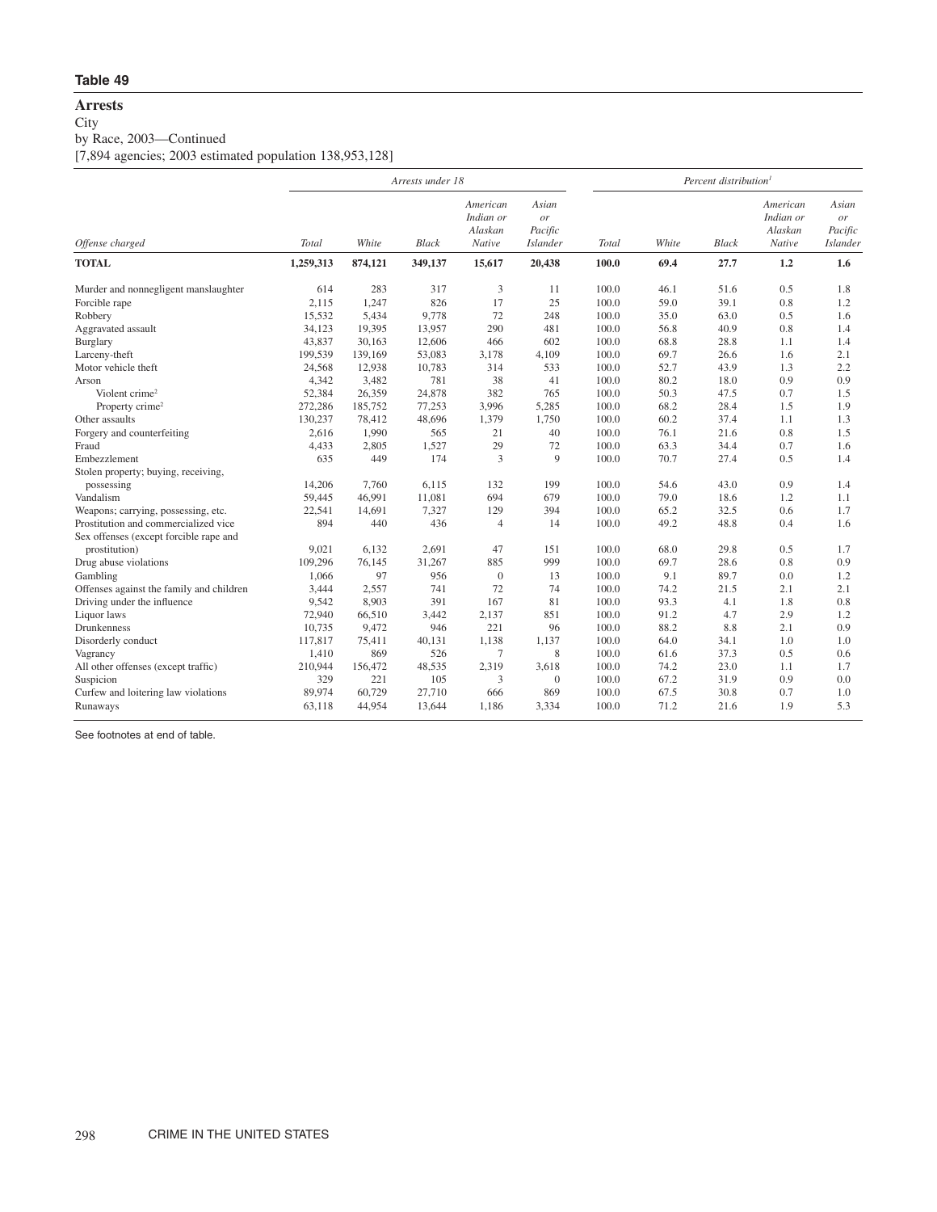## Table 49

### Arrests

City

by Race, 2003—Continued

[7,894 agencies; 2003 estimated population 138,953,128]

| Offense charged | Arrests under 18 | | | | | Percent distribution[1] | | | | |
|---|---|---|---|---|---|---|---|---|---|---|
| | *Total* | *White* | *Black* | *American Indian or Alaskan Native* | *Asian or Pacific Islander* | *Total* | *White* | *Black* | *American Indian or Alaskan Native* | *Asian or Pacific Islander* |
| **TOTAL** | **1,259,313** | **874,121** | **349,137** | **15,617** | **20,438** | **100.0** | **69.4** | **27.7** | **1.2** | **1.6** |
| Murder and nonnegligent manslaughter | 614 | 283 | 317 | 3 | 11 | 100.0 | 46.1 | 51.6 | 0.5 | 1.8 |
| Forcible rape | 2,115 | 1,247 | 826 | 17 | 25 | 100.0 | 59.0 | 39.1 | 0.8 | 1.2 |
| Robbery | 15,532 | 5,434 | 9,778 | 72 | 248 | 100.0 | 35.0 | 63.0 | 0.5 | 1.6 |
| Aggravated assault | 34,123 | 19,395 | 13,957 | 290 | 481 | 100.0 | 56.8 | 40.9 | 0.8 | 1.4 |
| Burglary | 43,837 | 30,163 | 12,606 | 466 | 602 | 100.0 | 68.8 | 28.8 | 1.1 | 1.4 |
| Larceny-theft | 199,539 | 139,169 | 53,083 | 3,178 | 4,109 | 100.0 | 69.7 | 26.6 | 1.6 | 2.1 |
| Motor vehicle theft | 24,568 | 12,938 | 10,783 | 314 | 533 | 100.0 | 52.7 | 43.9 | 1.3 | 2.2 |
| Arson | 4,342 | 3,482 | 781 | 38 | 41 | 100.0 | 80.2 | 18.0 | 0.9 | 0.9 |
| Violent crime[2] | 52,384 | 26,359 | 24,878 | 382 | 765 | 100.0 | 50.3 | 47.5 | 0.7 | 1.5 |
| Property crime[2] | 272,286 | 185,752 | 77,253 | 3,996 | 5,285 | 100.0 | 68.2 | 28.4 | 1.5 | 1.9 |
| Other assaults | 130,237 | 78,412 | 48,696 | 1,379 | 1,750 | 100.0 | 60.2 | 37.4 | 1.1 | 1.3 |
| Forgery and counterfeiting | 2,616 | 1,990 | 565 | 21 | 40 | 100.0 | 76.1 | 21.6 | 0.8 | 1.5 |
| Fraud | 4,433 | 2,805 | 1,527 | 29 | 72 | 100.0 | 63.3 | 34.4 | 0.7 | 1.6 |
| Embezzlement | 635 | 449 | 174 | 3 | 9 | 100.0 | 70.7 | 27.4 | 0.5 | 1.4 |
| Stolen property; buying, receiving, possessing | 14,206 | 7,760 | 6,115 | 132 | 199 | 100.0 | 54.6 | 43.0 | 0.9 | 1.4 |
| Vandalism | 59,445 | 46,991 | 11,081 | 694 | 679 | 100.0 | 79.0 | 18.6 | 1.2 | 1.1 |
| Weapons; carrying, possessing, etc. | 22,541 | 14,691 | 7,327 | 129 | 394 | 100.0 | 65.2 | 32.5 | 0.6 | 1.7 |
| Prostitution and commercialized vice | 894 | 440 | 436 | 4 | 14 | 100.0 | 49.2 | 48.8 | 0.4 | 1.6 |
| Sex offenses (except forcible rape and prostitution) | 9,021 | 6,132 | 2,691 | 47 | 151 | 100.0 | 68.0 | 29.8 | 0.5 | 1.7 |
| Drug abuse violations | 109,296 | 76,145 | 31,267 | 885 | 999 | 100.0 | 69.7 | 28.6 | 0.8 | 0.9 |
| Gambling | 1,066 | 97 | 956 | 0 | 13 | 100.0 | 9.1 | 89.7 | 0.0 | 1.2 |
| Offenses against the family and children | 3,444 | 2,557 | 741 | 72 | 74 | 100.0 | 74.2 | 21.5 | 2.1 | 2.1 |
| Driving under the influence | 9,542 | 8,903 | 391 | 167 | 81 | 100.0 | 93.3 | 4.1 | 1.8 | 0.8 |
| Liquor laws | 72,940 | 66,510 | 3,442 | 2,137 | 851 | 100.0 | 91.2 | 4.7 | 2.9 | 1.2 |
| Drunkenness | 10,735 | 9,472 | 946 | 221 | 96 | 100.0 | 88.2 | 8.8 | 2.1 | 0.9 |
| Disorderly conduct | 117,817 | 75,411 | 40,131 | 1,138 | 1,137 | 100.0 | 64.0 | 34.1 | 1.0 | 1.0 |
| Vagrancy | 1,410 | 869 | 526 | 7 | 8 | 100.0 | 61.6 | 37.3 | 0.5 | 0.6 |
| All other offenses (except traffic) | 210,944 | 156,472 | 48,535 | 2,319 | 3,618 | 100.0 | 74.2 | 23.0 | 1.1 | 1.7 |
| Suspicion | 329 | 221 | 105 | 3 | 0 | 100.0 | 67.2 | 31.9 | 0.9 | 0.0 |
| Curfew and loitering law violations | 89,974 | 60,729 | 27,710 | 666 | 869 | 100.0 | 67.5 | 30.8 | 0.7 | 1.0 |
| Runaways | 63,118 | 44,954 | 13,644 | 1,186 | 3,334 | 100.0 | 71.2 | 21.6 | 1.9 | 5.3 |

See footnotes at end of table.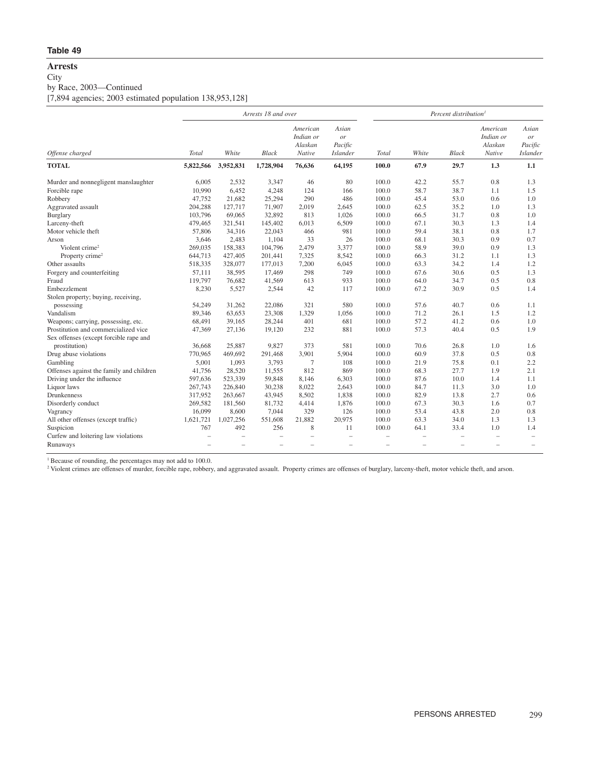**Table 49**

## Arrests

City

by Race, 2003—Continued

[7,894 agencies; 2003 estimated population 138,953,128]

| Offense charged | Arrests 18 and over | | | | | Percent distribution[1] | | | | |
|---|---|---|---|---|---|---|---|---|---|---|
| | Total | White | Black | American Indian or Alaskan Native | Asian or Pacific Islander | Total | White | Black | American Indian or Alaskan Native | Asian or Pacific Islander |
| **TOTAL** | **5,822,566** | **3,952,831** | **1,728,904** | **76,636** | **64,195** | **100.0** | **67.9** | **29.7** | **1.3** | **1.1** |
| Murder and nonnegligent manslaughter | 6,005 | 2,532 | 3,347 | 46 | 80 | 100.0 | 42.2 | 55.7 | 0.8 | 1.3 |
| Forcible rape | 10,990 | 6,452 | 4,248 | 124 | 166 | 100.0 | 58.7 | 38.7 | 1.1 | 1.5 |
| Robbery | 47,752 | 21,682 | 25,294 | 290 | 486 | 100.0 | 45.4 | 53.0 | 0.6 | 1.0 |
| Aggravated assault | 204,288 | 127,717 | 71,907 | 2,019 | 2,645 | 100.0 | 62.5 | 35.2 | 1.0 | 1.3 |
| Burglary | 103,796 | 69,065 | 32,892 | 813 | 1,026 | 100.0 | 66.5 | 31.7 | 0.8 | 1.0 |
| Larceny-theft | 479,465 | 321,541 | 145,402 | 6,013 | 6,509 | 100.0 | 67.1 | 30.3 | 1.3 | 1.4 |
| Motor vehicle theft | 57,806 | 34,316 | 22,043 | 466 | 981 | 100.0 | 59.4 | 38.1 | 0.8 | 1.7 |
| Arson | 3,646 | 2,483 | 1,104 | 33 | 26 | 100.0 | 68.1 | 30.3 | 0.9 | 0.7 |
| Violent crime[2] | 269,035 | 158,383 | 104,796 | 2,479 | 3,377 | 100.0 | 58.9 | 39.0 | 0.9 | 1.3 |
| Property crime[2] | 644,713 | 427,405 | 201,441 | 7,325 | 8,542 | 100.0 | 66.3 | 31.2 | 1.1 | 1.3 |
| Other assaults | 518,335 | 328,077 | 177,013 | 7,200 | 6,045 | 100.0 | 63.3 | 34.2 | 1.4 | 1.2 |
| Forgery and counterfeiting | 57,111 | 38,595 | 17,469 | 298 | 749 | 100.0 | 67.6 | 30.6 | 0.5 | 1.3 |
| Fraud | 119,797 | 76,682 | 41,569 | 613 | 933 | 100.0 | 64.0 | 34.7 | 0.5 | 0.8 |
| Embezzlement | 8,230 | 5,527 | 2,544 | 42 | 117 | 100.0 | 67.2 | 30.9 | 0.5 | 1.4 |
| Stolen property; buying, receiving, possessing | 54,249 | 31,262 | 22,086 | 321 | 580 | 100.0 | 57.6 | 40.7 | 0.6 | 1.1 |
| Vandalism | 89,346 | 63,653 | 23,308 | 1,329 | 1,056 | 100.0 | 71.2 | 26.1 | 1.5 | 1.2 |
| Weapons; carrying, possessing, etc. | 68,491 | 39,165 | 28,244 | 401 | 681 | 100.0 | 57.2 | 41.2 | 0.6 | 1.0 |
| Prostitution and commercialized vice | 47,369 | 27,136 | 19,120 | 232 | 881 | 100.0 | 57.3 | 40.4 | 0.5 | 1.9 |
| Sex offenses (except forcible rape and prostitution) | 36,668 | 25,887 | 9,827 | 373 | 581 | 100.0 | 70.6 | 26.8 | 1.0 | 1.6 |
| Drug abuse violations | 770,965 | 469,692 | 291,468 | 3,901 | 5,904 | 100.0 | 60.9 | 37.8 | 0.5 | 0.8 |
| Gambling | 5,001 | 1,093 | 3,793 | 7 | 108 | 100.0 | 21.9 | 75.8 | 0.1 | 2.2 |
| Offenses against the family and children | 41,756 | 28,520 | 11,555 | 812 | 869 | 100.0 | 68.3 | 27.7 | 1.9 | 2.1 |
| Driving under the influence | 597,636 | 523,339 | 59,848 | 8,146 | 6,303 | 100.0 | 87.6 | 10.0 | 1.4 | 1.1 |
| Liquor laws | 267,743 | 226,840 | 30,238 | 8,022 | 2,643 | 100.0 | 84.7 | 11.3 | 3.0 | 1.0 |
| Drunkenness | 317,952 | 263,667 | 43,945 | 8,502 | 1,838 | 100.0 | 82.9 | 13.8 | 2.7 | 0.6 |
| Disorderly conduct | 269,582 | 181,560 | 81,732 | 4,414 | 1,876 | 100.0 | 67.3 | 30.3 | 1.6 | 0.7 |
| Vagrancy | 16,099 | 8,600 | 7,044 | 329 | 126 | 100.0 | 53.4 | 43.8 | 2.0 | 0.8 |
| All other offenses (except traffic) | 1,621,721 | 1,027,256 | 551,608 | 21,882 | 20,975 | 100.0 | 63.3 | 34.0 | 1.3 | 1.3 |
| Suspicion | 767 | 492 | 256 | 8 | 11 | 100.0 | 64.1 | 33.4 | 1.0 | 1.4 |
| Curfew and loitering law violations | – | – | – | – | – | – | – | – | – | – |
| Runaways | – | – | – | – | – | – | – | – | – | – |

[1] Because of rounding, the percentages may not add to 100.0.

[2] Violent crimes are offenses of murder, forcible rape, robbery, and aggravated assault. Property crimes are offenses of burglary, larceny-theft, motor vehicle theft, and arson.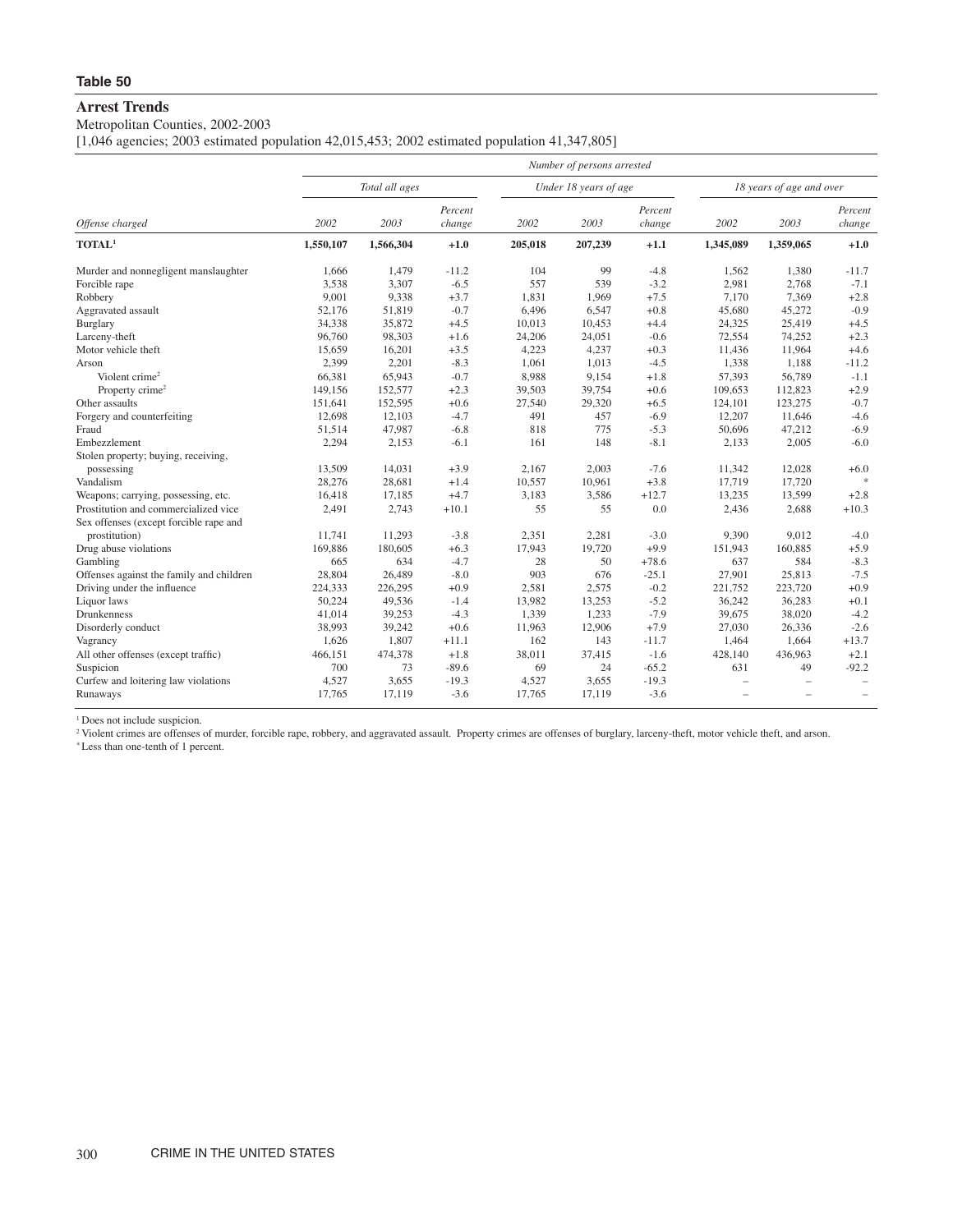## Table 50

### Arrest Trends

Metropolitan Counties, 2002-2003

[1,046 agencies; 2003 estimated population 42,015,453; 2002 estimated population 41,347,805]

| Offense charged | Number of persons arrested | | | | | | | | |
|---|---|---|---|---|---|---|---|---|---|
| | Total all ages | | | Under 18 years of age | | | 18 years of age and over | | |
| | 2002 | 2003 | Percent change | 2002 | 2003 | Percent change | 2002 | 2003 | Percent change |
| **TOTAL[1]** | **1,550,107** | **1,566,304** | **+1.0** | **205,018** | **207,239** | **+1.1** | **1,345,089** | **1,359,065** | **+1.0** |
| Murder and nonnegligent manslaughter | 1,666 | 1,479 | -11.2 | 104 | 99 | -4.8 | 1,562 | 1,380 | -11.7 |
| Forcible rape | 3,538 | 3,307 | -6.5 | 557 | 539 | -3.2 | 2,981 | 2,768 | -7.1 |
| Robbery | 9,001 | 9,338 | +3.7 | 1,831 | 1,969 | +7.5 | 7,170 | 7,369 | +2.8 |
| Aggravated assault | 52,176 | 51,819 | -0.7 | 6,496 | 6,547 | +0.8 | 45,680 | 45,272 | -0.9 |
| Burglary | 34,338 | 35,872 | +4.5 | 10,013 | 10,453 | +4.4 | 24,325 | 25,419 | +4.5 |
| Larceny-theft | 96,760 | 98,303 | +1.6 | 24,206 | 24,051 | -0.6 | 72,554 | 74,252 | +2.3 |
| Motor vehicle theft | 15,659 | 16,201 | +3.5 | 4,223 | 4,237 | +0.3 | 11,436 | 11,964 | +4.6 |
| Arson | 2,399 | 2,201 | -8.3 | 1,061 | 1,013 | -4.5 | 1,338 | 1,188 | -11.2 |
| Violent crime[2] | 66,381 | 65,943 | -0.7 | 8,988 | 9,154 | +1.8 | 57,393 | 56,789 | -1.1 |
| Property crime[2] | 149,156 | 152,577 | +2.3 | 39,503 | 39,754 | +0.6 | 109,653 | 112,823 | +2.9 |
| Other assaults | 151,641 | 152,595 | +0.6 | 27,540 | 29,320 | +6.5 | 124,101 | 123,275 | -0.7 |
| Forgery and counterfeiting | 12,698 | 12,103 | -4.7 | 491 | 457 | -6.9 | 12,207 | 11,646 | -4.6 |
| Fraud | 51,514 | 47,987 | -6.8 | 818 | 775 | -5.3 | 50,696 | 47,212 | -6.9 |
| Embezzlement | 2,294 | 2,153 | -6.1 | 161 | 148 | -8.1 | 2,133 | 2,005 | -6.0 |
| Stolen property; buying, receiving, possessing | 13,509 | 14,031 | +3.9 | 2,167 | 2,003 | -7.6 | 11,342 | 12,028 | +6.0 |
| Vandalism | 28,276 | 28,681 | +1.4 | 10,557 | 10,961 | +3.8 | 17,719 | 17,720 | * |
| Weapons; carrying, possessing, etc. | 16,418 | 17,185 | +4.7 | 3,183 | 3,586 | +12.7 | 13,235 | 13,599 | +2.8 |
| Prostitution and commercialized vice | 2,491 | 2,743 | +10.1 | 55 | 55 | 0.0 | 2,436 | 2,688 | +10.3 |
| Sex offenses (except forcible rape and prostitution) | 11,741 | 11,293 | -3.8 | 2,351 | 2,281 | -3.0 | 9,390 | 9,012 | -4.0 |
| Drug abuse violations | 169,886 | 180,605 | +6.3 | 17,943 | 19,720 | +9.9 | 151,943 | 160,885 | +5.9 |
| Gambling | 665 | 634 | -4.7 | 28 | 50 | +78.6 | 637 | 584 | -8.3 |
| Offenses against the family and children | 28,804 | 26,489 | -8.0 | 903 | 676 | -25.1 | 27,901 | 25,813 | -7.5 |
| Driving under the influence | 224,333 | 226,295 | +0.9 | 2,581 | 2,575 | -0.2 | 221,752 | 223,720 | +0.9 |
| Liquor laws | 50,224 | 49,536 | -1.4 | 13,982 | 13,253 | -5.2 | 36,242 | 36,283 | +0.1 |
| Drunkenness | 41,014 | 39,253 | -4.3 | 1,339 | 1,233 | -7.9 | 39,675 | 38,020 | -4.2 |
| Disorderly conduct | 38,993 | 39,242 | +0.6 | 11,963 | 12,906 | +7.9 | 27,030 | 26,336 | -2.6 |
| Vagrancy | 1,626 | 1,807 | +11.1 | 162 | 143 | -11.7 | 1,464 | 1,664 | +13.7 |
| All other offenses (except traffic) | 466,151 | 474,378 | +1.8 | 38,011 | 37,415 | -1.6 | 428,140 | 436,963 | +2.1 |
| Suspicion | 700 | 73 | -89.6 | 69 | 24 | -65.2 | 631 | 49 | -92.2 |
| Curfew and loitering law violations | 4,527 | 3,655 | -19.3 | 4,527 | 3,655 | -19.3 | – | – | – |
| Runaways | 17,765 | 17,119 | -3.6 | 17,765 | 17,119 | -3.6 | – | – | – |

[1] Does not include suspicion.

[2] Violent crimes are offenses of murder, forcible rape, robbery, and aggravated assault. Property crimes are offenses of burglary, larceny-theft, motor vehicle theft, and arson.

* Less than one-tenth of 1 percent.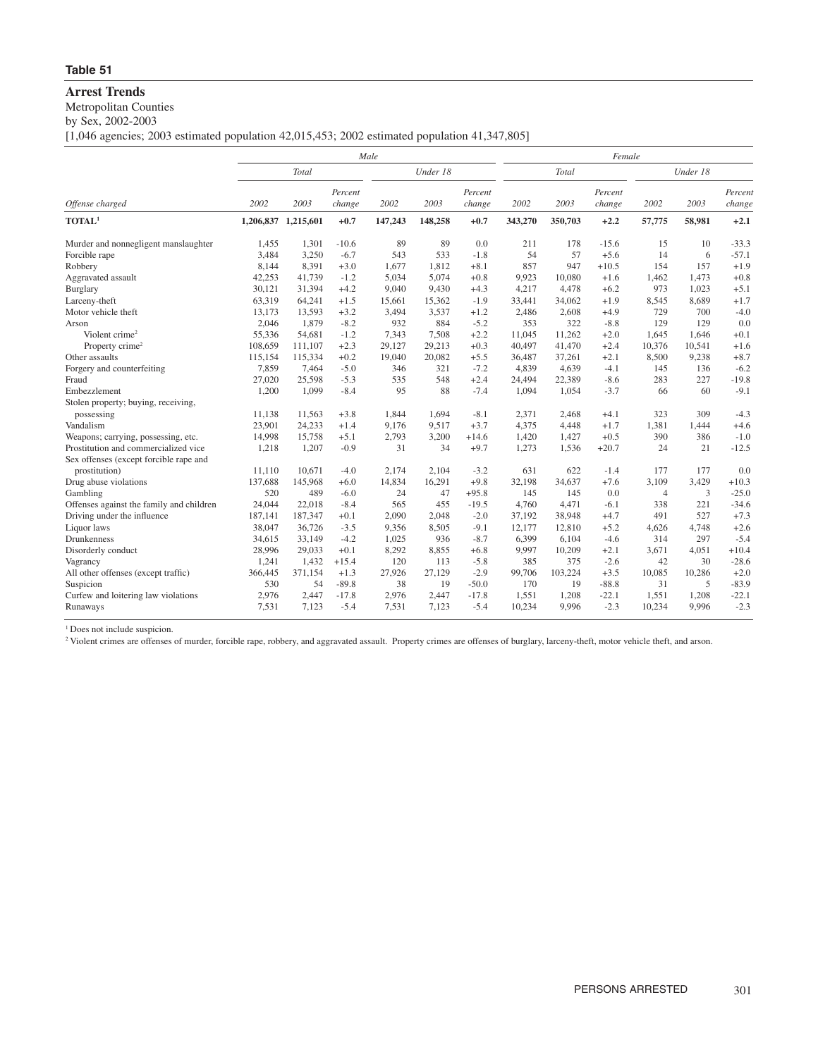## Table 51

### Arrest Trends

Metropolitan Counties

by Sex, 2002-2003

[1,046 agencies; 2003 estimated population 42,015,453; 2002 estimated population 41,347,805]

| | Male | | | | | | Female | | | | | |
|---|---|---|---|---|---|---|---|---|---|---|---|---|
| | Total | | | Under 18 | | | Total | | | Under 18 | | |
| Offense charged | 2002 | 2003 | Percent change | 2002 | 2003 | Percent change | 2002 | 2003 | Percent change | 2002 | 2003 | Percent change |
| **TOTAL[1]** | **1,206,837** | **1,215,601** | **+0.7** | **147,243** | **148,258** | **+0.7** | **343,270** | **350,703** | **+2.2** | **57,775** | **58,981** | **+2.1** |
| Murder and nonnegligent manslaughter | 1,455 | 1,301 | -10.6 | 89 | 89 | 0.0 | 211 | 178 | -15.6 | 15 | 10 | -33.3 |
| Forcible rape | 3,484 | 3,250 | -6.7 | 543 | 533 | -1.8 | 54 | 57 | +5.6 | 14 | 6 | -57.1 |
| Robbery | 8,144 | 8,391 | +3.0 | 1,677 | 1,812 | +8.1 | 857 | 947 | +10.5 | 154 | 157 | +1.9 |
| Aggravated assault | 42,253 | 41,739 | -1.2 | 5,034 | 5,074 | +0.8 | 9,923 | 10,080 | +1.6 | 1,462 | 1,473 | +0.8 |
| Burglary | 30,121 | 31,394 | +4.2 | 9,040 | 9,430 | +4.3 | 4,217 | 4,478 | +6.2 | 973 | 1,023 | +5.1 |
| Larceny-theft | 63,319 | 64,241 | +1.5 | 15,661 | 15,362 | -1.9 | 33,441 | 34,062 | +1.9 | 8,545 | 8,689 | +1.7 |
| Motor vehicle theft | 13,173 | 13,593 | +3.2 | 3,494 | 3,537 | +1.2 | 2,486 | 2,608 | +4.9 | 729 | 700 | -4.0 |
| Arson | 2,046 | 1,879 | -8.2 | 932 | 884 | -5.2 | 353 | 322 | -8.8 | 129 | 129 | 0.0 |
| Violent crime[2] | 55,336 | 54,681 | -1.2 | 7,343 | 7,508 | +2.2 | 11,045 | 11,262 | +2.0 | 1,645 | 1,646 | +0.1 |
| Property crime[2] | 108,659 | 111,107 | +2.3 | 29,127 | 29,213 | +0.3 | 40,497 | 41,470 | +2.4 | 10,376 | 10,541 | +1.6 |
| Other assaults | 115,154 | 115,334 | +0.2 | 19,040 | 20,082 | +5.5 | 36,487 | 37,261 | +2.1 | 8,500 | 9,238 | +8.7 |
| Forgery and counterfeiting | 7,859 | 7,464 | -5.0 | 346 | 321 | -7.2 | 4,839 | 4,639 | -4.1 | 145 | 136 | -6.2 |
| Fraud | 27,020 | 25,598 | -5.3 | 535 | 548 | +2.4 | 24,494 | 22,389 | -8.6 | 283 | 227 | -19.8 |
| Embezzlement | 1,200 | 1,099 | -8.4 | 95 | 88 | -7.4 | 1,094 | 1,054 | -3.7 | 66 | 60 | -9.1 |
| Stolen property; buying, receiving, possessing | 11,138 | 11,563 | +3.8 | 1,844 | 1,694 | -8.1 | 2,371 | 2,468 | +4.1 | 323 | 309 | -4.3 |
| Vandalism | 23,901 | 24,233 | +1.4 | 9,176 | 9,517 | +3.7 | 4,375 | 4,448 | +1.7 | 1,381 | 1,444 | +4.6 |
| Weapons; carrying, possessing, etc. | 14,998 | 15,758 | +5.1 | 2,793 | 3,200 | +14.6 | 1,420 | 1,427 | +0.5 | 390 | 386 | -1.0 |
| Prostitution and commercialized vice | 1,218 | 1,207 | -0.9 | 31 | 34 | +9.7 | 1,273 | 1,536 | +20.7 | 24 | 21 | -12.5 |
| Sex offenses (except forcible rape and prostitution) | 11,110 | 10,671 | -4.0 | 2,174 | 2,104 | -3.2 | 631 | 622 | -1.4 | 177 | 177 | 0.0 |
| Drug abuse violations | 137,688 | 145,968 | +6.0 | 14,834 | 16,291 | +9.8 | 32,198 | 34,637 | +7.6 | 3,109 | 3,429 | +10.3 |
| Gambling | 520 | 489 | -6.0 | 24 | 47 | +95.8 | 145 | 145 | 0.0 | 4 | 3 | -25.0 |
| Offenses against the family and children | 24,044 | 22,018 | -8.4 | 565 | 455 | -19.5 | 4,760 | 4,471 | -6.1 | 338 | 221 | -34.6 |
| Driving under the influence | 187,141 | 187,347 | +0.1 | 2,090 | 2,048 | -2.0 | 37,192 | 38,948 | +4.7 | 491 | 527 | +7.3 |
| Liquor laws | 38,047 | 36,726 | -3.5 | 9,356 | 8,505 | -9.1 | 12,177 | 12,810 | +5.2 | 4,626 | 4,748 | +2.6 |
| Drunkenness | 34,615 | 33,149 | -4.2 | 1,025 | 936 | -8.7 | 6,399 | 6,104 | -4.6 | 314 | 297 | -5.4 |
| Disorderly conduct | 28,996 | 29,033 | +0.1 | 8,292 | 8,855 | +6.8 | 9,997 | 10,209 | +2.1 | 3,671 | 4,051 | +10.4 |
| Vagrancy | 1,241 | 1,432 | +15.4 | 120 | 113 | -5.8 | 385 | 375 | -2.6 | 42 | 30 | -28.6 |
| All other offenses (except traffic) | 366,445 | 371,154 | +1.3 | 27,926 | 27,129 | -2.9 | 99,706 | 103,224 | +3.5 | 10,085 | 10,286 | +2.0 |
| Suspicion | 530 | 54 | -89.8 | 38 | 19 | -50.0 | 170 | 19 | -88.8 | 31 | 5 | -83.9 |
| Curfew and loitering law violations | 2,976 | 2,447 | -17.8 | 2,976 | 2,447 | -17.8 | 1,551 | 1,208 | -22.1 | 1,551 | 1,208 | -22.1 |
| Runaways | 7,531 | 7,123 | -5.4 | 7,531 | 7,123 | -5.4 | 10,234 | 9,996 | -2.3 | 10,234 | 9,996 | -2.3 |

[1] Does not include suspicion.

[2] Violent crimes are offenses of murder, forcible rape, robbery, and aggravated assault. Property crimes are offenses of burglary, larceny-theft, motor vehicle theft, and arson.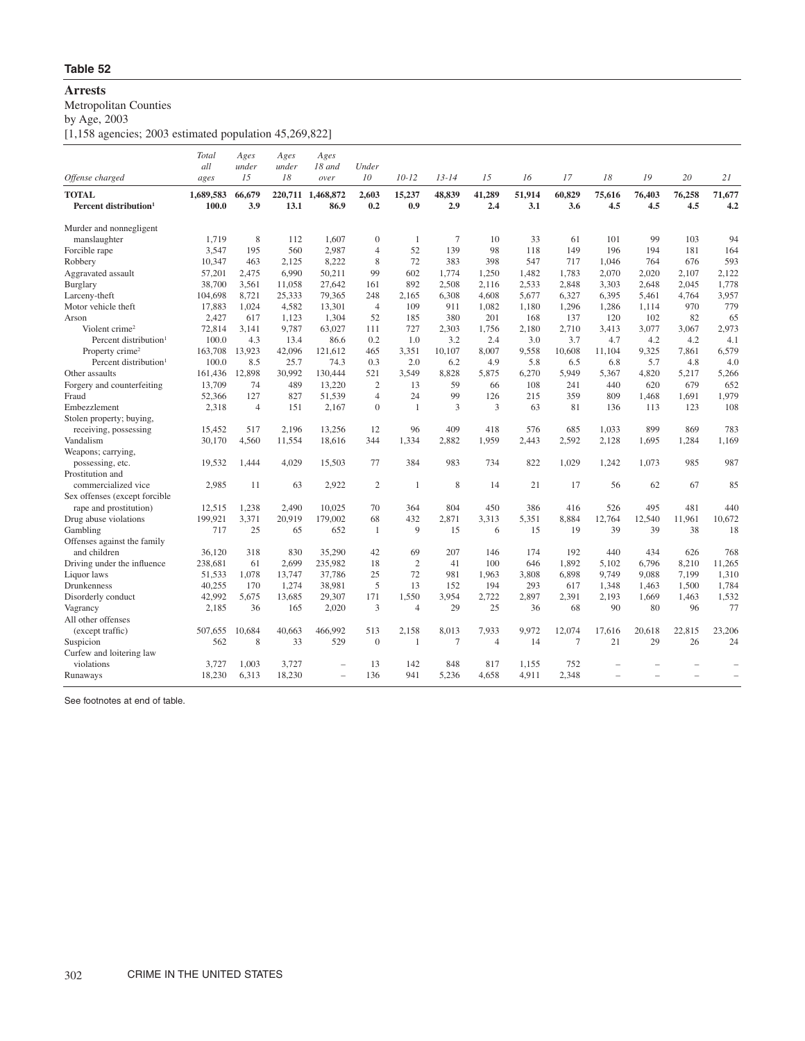**Table 52**

## Arrests

Metropolitan Counties

by Age, 2003

[1,158 agencies; 2003 estimated population 45,269,822]

| Offense charged | Total all ages | Ages under 15 | Ages under 18 | Ages 18 and over | Under 10 | 10-12 | 13-14 | 15 | 16 | 17 | 18 | 19 | 20 | 21 |
|---|---|---|---|---|---|---|---|---|---|---|---|---|---|---|
| **TOTAL** | **1,689,583** | **66,679** | **220,711** | **1,468,872** | **2,603** | **15,237** | **48,839** | **41,289** | **51,914** | **60,829** | **75,616** | **76,403** | **76,258** | **71,677** |
| **Percent distribution[1]** | **100.0** | **3.9** | **13.1** | **86.9** | **0.2** | **0.9** | **2.9** | **2.4** | **3.1** | **3.6** | **4.5** | **4.5** | **4.5** | **4.2** |
| Murder and nonnegligent manslaughter | 1,719 | 8 | 112 | 1,607 | 0 | 1 | 7 | 10 | 33 | 61 | 101 | 99 | 103 | 94 |
| Forcible rape | 3,547 | 195 | 560 | 2,987 | 4 | 52 | 139 | 98 | 118 | 149 | 196 | 194 | 181 | 164 |
| Robbery | 10,347 | 463 | 2,125 | 8,222 | 8 | 72 | 383 | 398 | 547 | 717 | 1,046 | 764 | 676 | 593 |
| Aggravated assault | 57,201 | 2,475 | 6,990 | 50,211 | 99 | 602 | 1,774 | 1,250 | 1,482 | 1,783 | 2,070 | 2,020 | 2,107 | 2,122 |
| Burglary | 38,700 | 3,561 | 11,058 | 27,642 | 161 | 892 | 2,508 | 2,116 | 2,533 | 2,848 | 3,303 | 2,648 | 2,045 | 1,778 |
| Larceny-theft | 104,698 | 8,721 | 25,333 | 79,365 | 248 | 2,165 | 6,308 | 4,608 | 5,677 | 6,327 | 6,395 | 5,461 | 4,764 | 3,957 |
| Motor vehicle theft | 17,883 | 1,024 | 4,582 | 13,301 | 4 | 109 | 911 | 1,082 | 1,180 | 1,296 | 1,286 | 1,114 | 970 | 779 |
| Arson | 2,427 | 617 | 1,123 | 1,304 | 52 | 185 | 380 | 201 | 168 | 137 | 120 | 102 | 82 | 65 |
| Violent crime[2] | 72,814 | 3,141 | 9,787 | 63,027 | 111 | 727 | 2,303 | 1,756 | 2,180 | 2,710 | 3,413 | 3,077 | 3,067 | 2,973 |
| Percent distribution[1] | 100.0 | 4.3 | 13.4 | 86.6 | 0.2 | 1.0 | 3.2 | 2.4 | 3.0 | 3.7 | 4.7 | 4.2 | 4.2 | 4.1 |
| Property crime[2] | 163,708 | 13,923 | 42,096 | 121,612 | 465 | 3,351 | 10,107 | 8,007 | 9,558 | 10,608 | 11,104 | 9,325 | 7,861 | 6,579 |
| Percent distribution[1] | 100.0 | 8.5 | 25.7 | 74.3 | 0.3 | 2.0 | 6.2 | 4.9 | 5.8 | 6.5 | 6.8 | 5.7 | 4.8 | 4.0 |
| Other assaults | 161,436 | 12,898 | 30,992 | 130,444 | 521 | 3,549 | 8,828 | 5,875 | 6,270 | 5,949 | 5,367 | 4,820 | 5,217 | 5,266 |
| Forgery and counterfeiting | 13,709 | 74 | 489 | 13,220 | 2 | 13 | 59 | 66 | 108 | 241 | 440 | 620 | 679 | 652 |
| Fraud | 52,366 | 127 | 827 | 51,539 | 4 | 24 | 99 | 126 | 215 | 359 | 809 | 1,468 | 1,691 | 1,979 |
| Embezzlement | 2,318 | 4 | 151 | 2,167 | 0 | 1 | 3 | 3 | 63 | 81 | 136 | 113 | 123 | 108 |
| Stolen property; buying, receiving, possessing | 15,452 | 517 | 2,196 | 13,256 | 12 | 96 | 409 | 418 | 576 | 685 | 1,033 | 899 | 869 | 783 |
| Vandalism | 30,170 | 4,560 | 11,554 | 18,616 | 344 | 1,334 | 2,882 | 1,959 | 2,443 | 2,592 | 2,128 | 1,695 | 1,284 | 1,169 |
| Weapons; carrying, possessing, etc. | 19,532 | 1,444 | 4,029 | 15,503 | 77 | 384 | 983 | 734 | 822 | 1,029 | 1,242 | 1,073 | 985 | 987 |
| Prostitution and commercialized vice | 2,985 | 11 | 63 | 2,922 | 2 | 1 | 8 | 14 | 21 | 17 | 56 | 62 | 67 | 85 |
| Sex offenses (except forcible rape and prostitution) | 12,515 | 1,238 | 2,490 | 10,025 | 70 | 364 | 804 | 450 | 386 | 416 | 526 | 495 | 481 | 440 |
| Drug abuse violations | 199,921 | 3,371 | 20,919 | 179,002 | 68 | 432 | 2,871 | 3,313 | 5,351 | 8,884 | 12,764 | 12,540 | 11,961 | 10,672 |
| Gambling | 717 | 25 | 65 | 652 | 1 | 9 | 15 | 6 | 15 | 19 | 39 | 39 | 38 | 18 |
| Offenses against the family and children | 36,120 | 318 | 830 | 35,290 | 42 | 69 | 207 | 146 | 174 | 192 | 440 | 434 | 626 | 768 |
| Driving under the influence | 238,681 | 61 | 2,699 | 235,982 | 18 | 2 | 41 | 100 | 646 | 1,892 | 5,102 | 6,796 | 8,210 | 11,265 |
| Liquor laws | 51,533 | 1,078 | 13,747 | 37,786 | 25 | 72 | 981 | 1,963 | 3,808 | 6,898 | 9,749 | 9,088 | 7,199 | 1,310 |
| Drunkenness | 40,255 | 170 | 1,274 | 38,981 | 5 | 13 | 152 | 194 | 293 | 617 | 1,348 | 1,463 | 1,500 | 1,784 |
| Disorderly conduct | 42,992 | 5,675 | 13,685 | 29,307 | 171 | 1,550 | 3,954 | 2,722 | 2,897 | 2,391 | 2,193 | 1,669 | 1,463 | 1,532 |
| Vagrancy | 2,185 | 36 | 165 | 2,020 | 3 | 4 | 29 | 25 | 36 | 68 | 90 | 80 | 96 | 77 |
| All other offenses (except traffic) | 507,655 | 10,684 | 40,663 | 466,992 | 513 | 2,158 | 8,013 | 7,933 | 9,972 | 12,074 | 17,616 | 20,618 | 22,815 | 23,206 |
| Suspicion | 562 | 8 | 33 | 529 | 0 | 1 | 7 | 4 | 14 | 7 | 21 | 29 | 26 | 24 |
| Curfew and loitering law violations | 3,727 | 1,003 | 3,727 | – | 13 | 142 | 848 | 817 | 1,155 | 752 | – | – | – | – |
| Runaways | 18,230 | 6,313 | 18,230 | – | 136 | 941 | 5,236 | 4,658 | 4,911 | 2,348 | – | – | – | – |

See footnotes at end of table.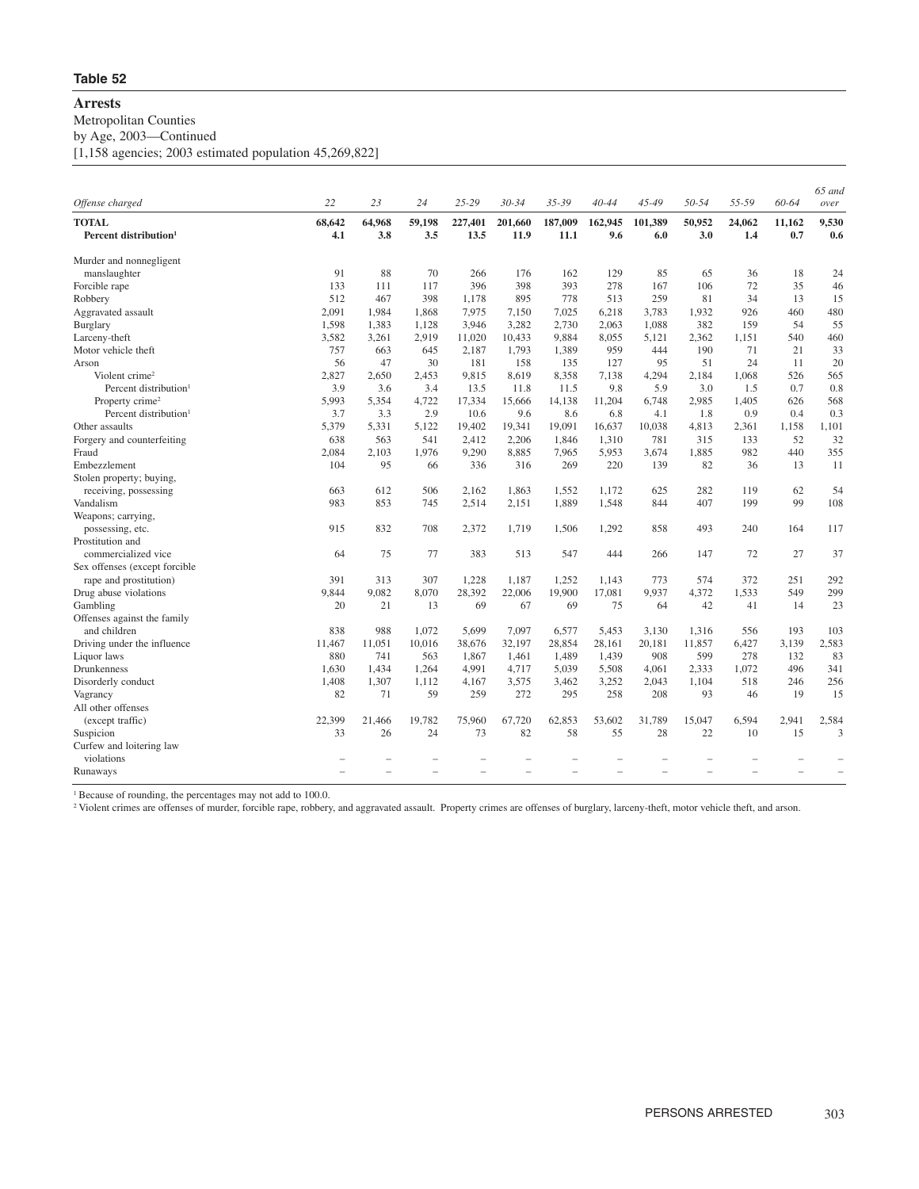**Table 52**

# Arrests

Metropolitan Counties
by Age, 2003—Continued
[1,158 agencies; 2003 estimated population 45,269,822]

| Offense charged | 22 | 23 | 24 | 25-29 | 30-34 | 35-39 | 40-44 | 45-49 | 50-54 | 55-59 | 60-64 | 65 and over |
|---|---|---|---|---|---|---|---|---|---|---|---|---|
| **TOTAL** | **68,642** | **64,968** | **59,198** | **227,401** | **201,660** | **187,009** | **162,945** | **101,389** | **50,952** | **24,062** | **11,162** | **9,530** |
| **Percent distribution[1]** | **4.1** | **3.8** | **3.5** | **13.5** | **11.9** | **11.1** | **9.6** | **6.0** | **3.0** | **1.4** | **0.7** | **0.6** |
| Murder and nonnegligent manslaughter | 91 | 88 | 70 | 266 | 176 | 162 | 129 | 85 | 65 | 36 | 18 | 24 |
| Forcible rape | 133 | 111 | 117 | 396 | 398 | 393 | 278 | 167 | 106 | 72 | 35 | 46 |
| Robbery | 512 | 467 | 398 | 1,178 | 895 | 778 | 513 | 259 | 81 | 34 | 13 | 15 |
| Aggravated assault | 2,091 | 1,984 | 1,868 | 7,975 | 7,150 | 7,025 | 6,218 | 3,783 | 1,932 | 926 | 460 | 480 |
| Burglary | 1,598 | 1,383 | 1,128 | 3,946 | 3,282 | 2,730 | 2,063 | 1,088 | 382 | 159 | 54 | 55 |
| Larceny-theft | 3,582 | 3,261 | 2,919 | 11,020 | 10,433 | 9,884 | 8,055 | 5,121 | 2,362 | 1,151 | 540 | 460 |
| Motor vehicle theft | 757 | 663 | 645 | 2,187 | 1,793 | 1,389 | 959 | 444 | 190 | 71 | 21 | 33 |
| Arson | 56 | 47 | 30 | 181 | 158 | 135 | 127 | 95 | 51 | 24 | 11 | 20 |
| Violent crime[2] | 2,827 | 2,650 | 2,453 | 9,815 | 8,619 | 8,358 | 7,138 | 4,294 | 2,184 | 1,068 | 526 | 565 |
| Percent distribution[1] | 3.9 | 3.6 | 3.4 | 13.5 | 11.8 | 11.5 | 9.8 | 5.9 | 3.0 | 1.5 | 0.7 | 0.8 |
| Property crime[2] | 5,993 | 5,354 | 4,722 | 17,334 | 15,666 | 14,138 | 11,204 | 6,748 | 2,985 | 1,405 | 626 | 568 |
| Percent distribution[1] | 3.7 | 3.3 | 2.9 | 10.6 | 9.6 | 8.6 | 6.8 | 4.1 | 1.8 | 0.9 | 0.4 | 0.3 |
| Other assaults | 5,379 | 5,331 | 5,122 | 19,402 | 19,341 | 19,091 | 16,637 | 10,038 | 4,813 | 2,361 | 1,158 | 1,101 |
| Forgery and counterfeiting | 638 | 563 | 541 | 2,412 | 2,206 | 1,846 | 1,310 | 781 | 315 | 133 | 52 | 32 |
| Fraud | 2,084 | 2,103 | 1,976 | 9,290 | 8,885 | 7,965 | 5,953 | 3,674 | 1,885 | 982 | 440 | 355 |
| Embezzlement | 104 | 95 | 66 | 336 | 316 | 269 | 220 | 139 | 82 | 36 | 13 | 11 |
| Stolen property; buying, receiving, possessing | 663 | 612 | 506 | 2,162 | 1,863 | 1,552 | 1,172 | 625 | 282 | 119 | 62 | 54 |
| Vandalism | 983 | 853 | 745 | 2,514 | 2,151 | 1,889 | 1,548 | 844 | 407 | 199 | 99 | 108 |
| Weapons; carrying, possessing, etc. | 915 | 832 | 708 | 2,372 | 1,719 | 1,506 | 1,292 | 858 | 493 | 240 | 164 | 117 |
| Prostitution and commercialized vice | 64 | 75 | 77 | 383 | 513 | 547 | 444 | 266 | 147 | 72 | 27 | 37 |
| Sex offenses (except forcible rape and prostitution) | 391 | 313 | 307 | 1,228 | 1,187 | 1,252 | 1,143 | 773 | 574 | 372 | 251 | 292 |
| Drug abuse violations | 9,844 | 9,082 | 8,070 | 28,392 | 22,006 | 19,900 | 17,081 | 9,937 | 4,372 | 1,533 | 549 | 299 |
| Gambling | 20 | 21 | 13 | 69 | 67 | 69 | 75 | 64 | 42 | 41 | 14 | 23 |
| Offenses against the family and children | 838 | 988 | 1,072 | 5,699 | 7,097 | 6,577 | 5,453 | 3,130 | 1,316 | 556 | 193 | 103 |
| Driving under the influence | 11,467 | 11,051 | 10,016 | 38,676 | 32,197 | 28,854 | 28,161 | 20,181 | 11,857 | 6,427 | 3,139 | 2,583 |
| Liquor laws | 880 | 741 | 563 | 1,867 | 1,461 | 1,489 | 1,439 | 908 | 599 | 278 | 132 | 83 |
| Drunkenness | 1,630 | 1,434 | 1,264 | 4,991 | 4,717 | 5,039 | 5,508 | 4,061 | 2,333 | 1,072 | 496 | 341 |
| Disorderly conduct | 1,408 | 1,307 | 1,112 | 4,167 | 3,575 | 3,462 | 3,252 | 2,043 | 1,104 | 518 | 246 | 256 |
| Vagrancy | 82 | 71 | 59 | 259 | 272 | 295 | 258 | 208 | 93 | 46 | 19 | 15 |
| All other offenses (except traffic) | 22,399 | 21,466 | 19,782 | 75,960 | 67,720 | 62,853 | 53,602 | 31,789 | 15,047 | 6,594 | 2,941 | 2,584 |
| Suspicion | 33 | 26 | 24 | 73 | 82 | 58 | 55 | 28 | 22 | 10 | 15 | 3 |
| Curfew and loitering law violations | – | – | – | – | – | – | – | – | – | – | – | – |
| Runaways | – | – | – | – | – | – | – | – | – | – | – | – |

[1] Because of rounding, the percentages may not add to 100.0.
[2] Violent crimes are offenses of murder, forcible rape, robbery, and aggravated assault. Property crimes are offenses of burglary, larceny-theft, motor vehicle theft, and arson.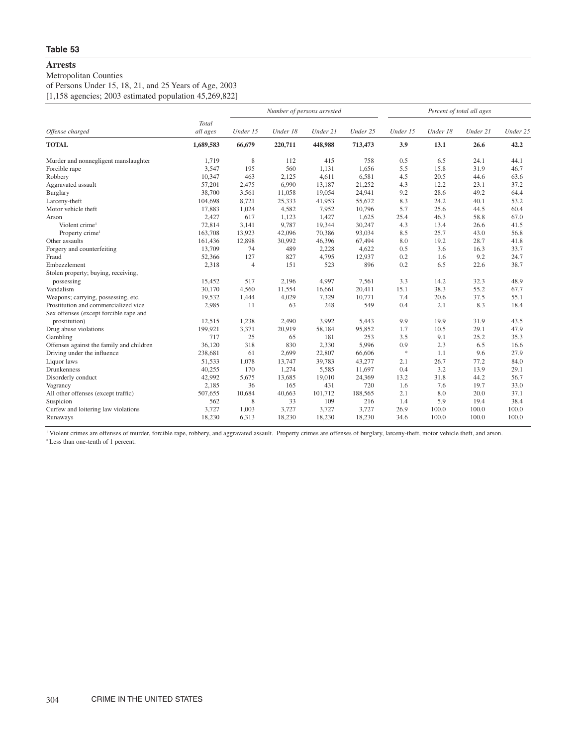**Table 53**

## Arrests

Metropolitan Counties
of Persons Under 15, 18, 21, and 25 Years of Age, 2003
[1,158 agencies; 2003 estimated population 45,269,822]

| Offense charged | Total all ages | Number of persons arrested | | | | Percent of total all ages | | | |
|---|---|---|---|---|---|---|---|---|---|
| | | Under 15 | Under 18 | Under 21 | Under 25 | Under 15 | Under 18 | Under 21 | Under 25 |
| **TOTAL** | **1,689,583** | **66,679** | **220,711** | **448,988** | **713,473** | **3.9** | **13.1** | **26.6** | **42.2** |
| Murder and nonnegligent manslaughter | 1,719 | 8 | 112 | 415 | 758 | 0.5 | 6.5 | 24.1 | 44.1 |
| Forcible rape | 3,547 | 195 | 560 | 1,131 | 1,656 | 5.5 | 15.8 | 31.9 | 46.7 |
| Robbery | 10,347 | 463 | 2,125 | 4,611 | 6,581 | 4.5 | 20.5 | 44.6 | 63.6 |
| Aggravated assault | 57,201 | 2,475 | 6,990 | 13,187 | 21,252 | 4.3 | 12.2 | 23.1 | 37.2 |
| Burglary | 38,700 | 3,561 | 11,058 | 19,054 | 24,941 | 9.2 | 28.6 | 49.2 | 64.4 |
| Larceny-theft | 104,698 | 8,721 | 25,333 | 41,953 | 55,672 | 8.3 | 24.2 | 40.1 | 53.2 |
| Motor vehicle theft | 17,883 | 1,024 | 4,582 | 7,952 | 10,796 | 5.7 | 25.6 | 44.5 | 60.4 |
| Arson | 2,427 | 617 | 1,123 | 1,427 | 1,625 | 25.4 | 46.3 | 58.8 | 67.0 |
| Violent crime[1] | 72,814 | 3,141 | 9,787 | 19,344 | 30,247 | 4.3 | 13.4 | 26.6 | 41.5 |
| Property crime[1] | 163,708 | 13,923 | 42,096 | 70,386 | 93,034 | 8.5 | 25.7 | 43.0 | 56.8 |
| Other assaults | 161,436 | 12,898 | 30,992 | 46,396 | 67,494 | 8.0 | 19.2 | 28.7 | 41.8 |
| Forgery and counterfeiting | 13,709 | 74 | 489 | 2,228 | 4,622 | 0.5 | 3.6 | 16.3 | 33.7 |
| Fraud | 52,366 | 127 | 827 | 4,795 | 12,937 | 0.2 | 1.6 | 9.2 | 24.7 |
| Embezzlement | 2,318 | 4 | 151 | 523 | 896 | 0.2 | 6.5 | 22.6 | 38.7 |
| Stolen property; buying, receiving, possessing | 15,452 | 517 | 2,196 | 4,997 | 7,561 | 3.3 | 14.2 | 32.3 | 48.9 |
| Vandalism | 30,170 | 4,560 | 11,554 | 16,661 | 20,411 | 15.1 | 38.3 | 55.2 | 67.7 |
| Weapons; carrying, possessing, etc. | 19,532 | 1,444 | 4,029 | 7,329 | 10,771 | 7.4 | 20.6 | 37.5 | 55.1 |
| Prostitution and commercialized vice | 2,985 | 11 | 63 | 248 | 549 | 0.4 | 2.1 | 8.3 | 18.4 |
| Sex offenses (except forcible rape and prostitution) | 12,515 | 1,238 | 2,490 | 3,992 | 5,443 | 9.9 | 19.9 | 31.9 | 43.5 |
| Drug abuse violations | 199,921 | 3,371 | 20,919 | 58,184 | 95,852 | 1.7 | 10.5 | 29.1 | 47.9 |
| Gambling | 717 | 25 | 65 | 181 | 253 | 3.5 | 9.1 | 25.2 | 35.3 |
| Offenses against the family and children | 36,120 | 318 | 830 | 2,330 | 5,996 | 0.9 | 2.3 | 6.5 | 16.6 |
| Driving under the influence | 238,681 | 61 | 2,699 | 22,807 | 66,606 | * | 1.1 | 9.6 | 27.9 |
| Liquor laws | 51,533 | 1,078 | 13,747 | 39,783 | 43,277 | 2.1 | 26.7 | 77.2 | 84.0 |
| Drunkenness | 40,255 | 170 | 1,274 | 5,585 | 11,697 | 0.4 | 3.2 | 13.9 | 29.1 |
| Disorderly conduct | 42,992 | 5,675 | 13,685 | 19,010 | 24,369 | 13.2 | 31.8 | 44.2 | 56.7 |
| Vagrancy | 2,185 | 36 | 165 | 431 | 720 | 1.6 | 7.6 | 19.7 | 33.0 |
| All other offenses (except traffic) | 507,655 | 10,684 | 40,663 | 101,712 | 188,565 | 2.1 | 8.0 | 20.0 | 37.1 |
| Suspicion | 562 | 8 | 33 | 109 | 216 | 1.4 | 5.9 | 19.4 | 38.4 |
| Curfew and loitering law violations | 3,727 | 1,003 | 3,727 | 3,727 | 3,727 | 26.9 | 100.0 | 100.0 | 100.0 |
| Runaways | 18,230 | 6,313 | 18,230 | 18,230 | 18,230 | 34.6 | 100.0 | 100.0 | 100.0 |

[1] Violent crimes are offenses of murder, forcible rape, robbery, and aggravated assault. Property crimes are offenses of burglary, larceny-theft, motor vehicle theft, and arson.
* Less than one-tenth of 1 percent.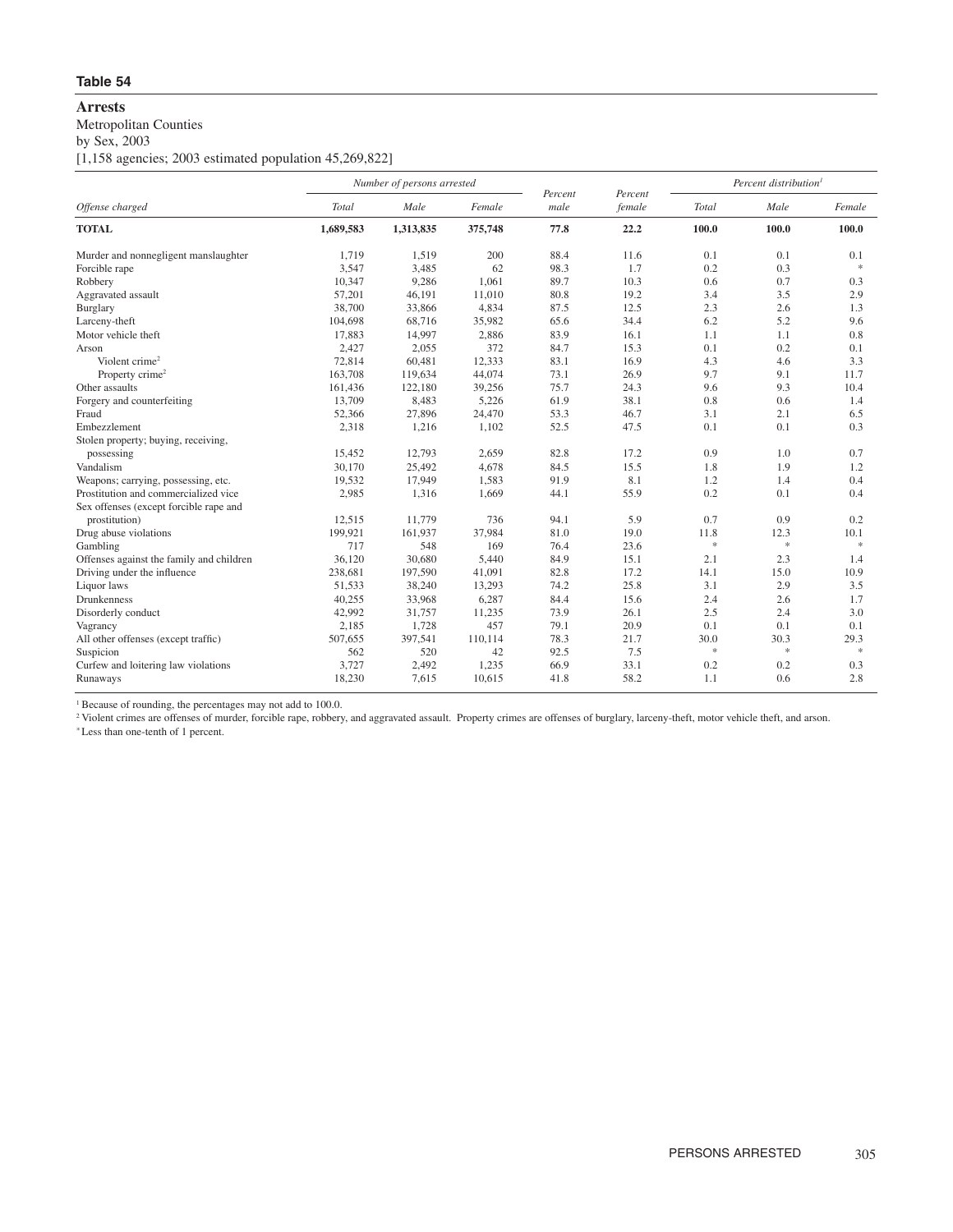**Table 54**

## Arrests

Metropolitan Counties
by Sex, 2003
[1,158 agencies; 2003 estimated population 45,269,822]

| Offense charged | Number of persons arrested | | | Percent male | Percent female | Percent distribution[1] | | |
|---|---|---|---|---|---|---|---|---|
| | Total | Male | Female | | | Total | Male | Female |
| **TOTAL** | **1,689,583** | **1,313,835** | **375,748** | **77.8** | **22.2** | **100.0** | **100.0** | **100.0** |
| Murder and nonnegligent manslaughter | 1,719 | 1,519 | 200 | 88.4 | 11.6 | 0.1 | 0.1 | 0.1 |
| Forcible rape | 3,547 | 3,485 | 62 | 98.3 | 1.7 | 0.2 | 0.3 | * |
| Robbery | 10,347 | 9,286 | 1,061 | 89.7 | 10.3 | 0.6 | 0.7 | 0.3 |
| Aggravated assault | 57,201 | 46,191 | 11,010 | 80.8 | 19.2 | 3.4 | 3.5 | 2.9 |
| Burglary | 38,700 | 33,866 | 4,834 | 87.5 | 12.5 | 2.3 | 2.6 | 1.3 |
| Larceny-theft | 104,698 | 68,716 | 35,982 | 65.6 | 34.4 | 6.2 | 5.2 | 9.6 |
| Motor vehicle theft | 17,883 | 14,997 | 2,886 | 83.9 | 16.1 | 1.1 | 1.1 | 0.8 |
| Arson | 2,427 | 2,055 | 372 | 84.7 | 15.3 | 0.1 | 0.2 | 0.1 |
| Violent crime[2] | 72,814 | 60,481 | 12,333 | 83.1 | 16.9 | 4.3 | 4.6 | 3.3 |
| Property crime[2] | 163,708 | 119,634 | 44,074 | 73.1 | 26.9 | 9.7 | 9.1 | 11.7 |
| Other assaults | 161,436 | 122,180 | 39,256 | 75.7 | 24.3 | 9.6 | 9.3 | 10.4 |
| Forgery and counterfeiting | 13,709 | 8,483 | 5,226 | 61.9 | 38.1 | 0.8 | 0.6 | 1.4 |
| Fraud | 52,366 | 27,896 | 24,470 | 53.3 | 46.7 | 3.1 | 2.1 | 6.5 |
| Embezzlement | 2,318 | 1,216 | 1,102 | 52.5 | 47.5 | 0.1 | 0.1 | 0.3 |
| Stolen property; buying, receiving, possessing | 15,452 | 12,793 | 2,659 | 82.8 | 17.2 | 0.9 | 1.0 | 0.7 |
| Vandalism | 30,170 | 25,492 | 4,678 | 84.5 | 15.5 | 1.8 | 1.9 | 1.2 |
| Weapons; carrying, possessing, etc. | 19,532 | 17,949 | 1,583 | 91.9 | 8.1 | 1.2 | 1.4 | 0.4 |
| Prostitution and commercialized vice | 2,985 | 1,316 | 1,669 | 44.1 | 55.9 | 0.2 | 0.1 | 0.4 |
| Sex offenses (except forcible rape and prostitution) | 12,515 | 11,779 | 736 | 94.1 | 5.9 | 0.7 | 0.9 | 0.2 |
| Drug abuse violations | 199,921 | 161,937 | 37,984 | 81.0 | 19.0 | 11.8 | 12.3 | 10.1 |
| Gambling | 717 | 548 | 169 | 76.4 | 23.6 | * | * | * |
| Offenses against the family and children | 36,120 | 30,680 | 5,440 | 84.9 | 15.1 | 2.1 | 2.3 | 1.4 |
| Driving under the influence | 238,681 | 197,590 | 41,091 | 82.8 | 17.2 | 14.1 | 15.0 | 10.9 |
| Liquor laws | 51,533 | 38,240 | 13,293 | 74.2 | 25.8 | 3.1 | 2.9 | 3.5 |
| Drunkenness | 40,255 | 33,968 | 6,287 | 84.4 | 15.6 | 2.4 | 2.6 | 1.7 |
| Disorderly conduct | 42,992 | 31,757 | 11,235 | 73.9 | 26.1 | 2.5 | 2.4 | 3.0 |
| Vagrancy | 2,185 | 1,728 | 457 | 79.1 | 20.9 | 0.1 | 0.1 | 0.1 |
| All other offenses (except traffic) | 507,655 | 397,541 | 110,114 | 78.3 | 21.7 | 30.0 | 30.3 | 29.3 |
| Suspicion | 562 | 520 | 42 | 92.5 | 7.5 | * | * | * |
| Curfew and loitering law violations | 3,727 | 2,492 | 1,235 | 66.9 | 33.1 | 0.2 | 0.2 | 0.3 |
| Runaways | 18,230 | 7,615 | 10,615 | 41.8 | 58.2 | 1.1 | 0.6 | 2.8 |

[1] Because of rounding, the percentages may not add to 100.0.

[2] Violent crimes are offenses of murder, forcible rape, robbery, and aggravated assault. Property crimes are offenses of burglary, larceny-theft, motor vehicle theft, and arson.

\* Less than one-tenth of 1 percent.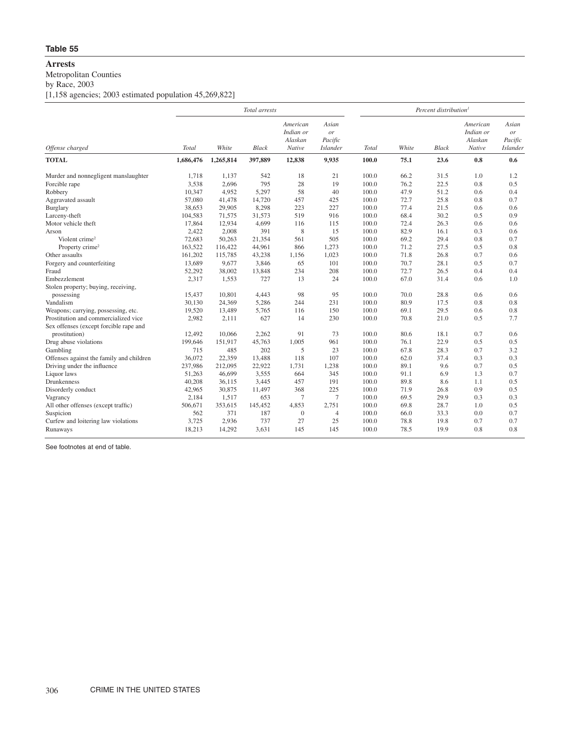**Table 55**

**Arrests**

Metropolitan Counties

by Race, 2003

[1,158 agencies; 2003 estimated population 45,269,822]

| Offense charged | Total arrests | | | | | Percent distribution[1] | | | | |
|---|---|---|---|---|---|---|---|---|---|---|
| | *Total* | *White* | *Black* | *American Indian or Alaskan Native* | *Asian or Pacific Islander* | *Total* | *White* | *Black* | *American Indian or Alaskan Native* | *Asian or Pacific Islander* |
| **TOTAL** | **1,686,476** | **1,265,814** | **397,889** | **12,838** | **9,935** | **100.0** | **75.1** | **23.6** | **0.8** | **0.6** |
| Murder and nonnegligent manslaughter | 1,718 | 1,137 | 542 | 18 | 21 | 100.0 | 66.2 | 31.5 | 1.0 | 1.2 |
| Forcible rape | 3,538 | 2,696 | 795 | 28 | 19 | 100.0 | 76.2 | 22.5 | 0.8 | 0.5 |
| Robbery | 10,347 | 4,952 | 5,297 | 58 | 40 | 100.0 | 47.9 | 51.2 | 0.6 | 0.4 |
| Aggravated assault | 57,080 | 41,478 | 14,720 | 457 | 425 | 100.0 | 72.7 | 25.8 | 0.8 | 0.7 |
| Burglary | 38,653 | 29,905 | 8,298 | 223 | 227 | 100.0 | 77.4 | 21.5 | 0.6 | 0.6 |
| Larceny-theft | 104,583 | 71,575 | 31,573 | 519 | 916 | 100.0 | 68.4 | 30.2 | 0.5 | 0.9 |
| Motor vehicle theft | 17,864 | 12,934 | 4,699 | 116 | 115 | 100.0 | 72.4 | 26.3 | 0.6 | 0.6 |
| Arson | 2,422 | 2,008 | 391 | 8 | 15 | 100.0 | 82.9 | 16.1 | 0.3 | 0.6 |
| Violent crime[2] | 72,683 | 50,263 | 21,354 | 561 | 505 | 100.0 | 69.2 | 29.4 | 0.8 | 0.7 |
| Property crime[2] | 163,522 | 116,422 | 44,961 | 866 | 1,273 | 100.0 | 71.2 | 27.5 | 0.5 | 0.8 |
| Other assaults | 161,202 | 115,785 | 43,238 | 1,156 | 1,023 | 100.0 | 71.8 | 26.8 | 0.7 | 0.6 |
| Forgery and counterfeiting | 13,689 | 9,677 | 3,846 | 65 | 101 | 100.0 | 70.7 | 28.1 | 0.5 | 0.7 |
| Fraud | 52,292 | 38,002 | 13,848 | 234 | 208 | 100.0 | 72.7 | 26.5 | 0.4 | 0.4 |
| Embezzlement | 2,317 | 1,553 | 727 | 13 | 24 | 100.0 | 67.0 | 31.4 | 0.6 | 1.0 |
| Stolen property; buying, receiving, possessing | 15,437 | 10,801 | 4,443 | 98 | 95 | 100.0 | 70.0 | 28.8 | 0.6 | 0.6 |
| Vandalism | 30,130 | 24,369 | 5,286 | 244 | 231 | 100.0 | 80.9 | 17.5 | 0.8 | 0.8 |
| Weapons; carrying, possessing, etc. | 19,520 | 13,489 | 5,765 | 116 | 150 | 100.0 | 69.1 | 29.5 | 0.6 | 0.8 |
| Prostitution and commercialized vice | 2,982 | 2,111 | 627 | 14 | 230 | 100.0 | 70.8 | 21.0 | 0.5 | 7.7 |
| Sex offenses (except forcible rape and prostitution) | 12,492 | 10,066 | 2,262 | 91 | 73 | 100.0 | 80.6 | 18.1 | 0.7 | 0.6 |
| Drug abuse violations | 199,646 | 151,917 | 45,763 | 1,005 | 961 | 100.0 | 76.1 | 22.9 | 0.5 | 0.5 |
| Gambling | 715 | 485 | 202 | 5 | 23 | 100.0 | 67.8 | 28.3 | 0.7 | 3.2 |
| Offenses against the family and children | 36,072 | 22,359 | 13,488 | 118 | 107 | 100.0 | 62.0 | 37.4 | 0.3 | 0.3 |
| Driving under the influence | 237,986 | 212,095 | 22,922 | 1,731 | 1,238 | 100.0 | 89.1 | 9.6 | 0.7 | 0.5 |
| Liquor laws | 51,263 | 46,699 | 3,555 | 664 | 345 | 100.0 | 91.1 | 6.9 | 1.3 | 0.7 |
| Drunkenness | 40,208 | 36,115 | 3,445 | 457 | 191 | 100.0 | 89.8 | 8.6 | 1.1 | 0.5 |
| Disorderly conduct | 42,965 | 30,875 | 11,497 | 368 | 225 | 100.0 | 71.9 | 26.8 | 0.9 | 0.5 |
| Vagrancy | 2,184 | 1,517 | 653 | 7 | 7 | 100.0 | 69.5 | 29.9 | 0.3 | 0.3 |
| All other offenses (except traffic) | 506,671 | 353,615 | 145,452 | 4,853 | 2,751 | 100.0 | 69.8 | 28.7 | 1.0 | 0.5 |
| Suspicion | 562 | 371 | 187 | 0 | 4 | 100.0 | 66.0 | 33.3 | 0.0 | 0.7 |
| Curfew and loitering law violations | 3,725 | 2,936 | 737 | 27 | 25 | 100.0 | 78.8 | 19.8 | 0.7 | 0.7 |
| Runaways | 18,213 | 14,292 | 3,631 | 145 | 145 | 100.0 | 78.5 | 19.9 | 0.8 | 0.8 |

See footnotes at end of table.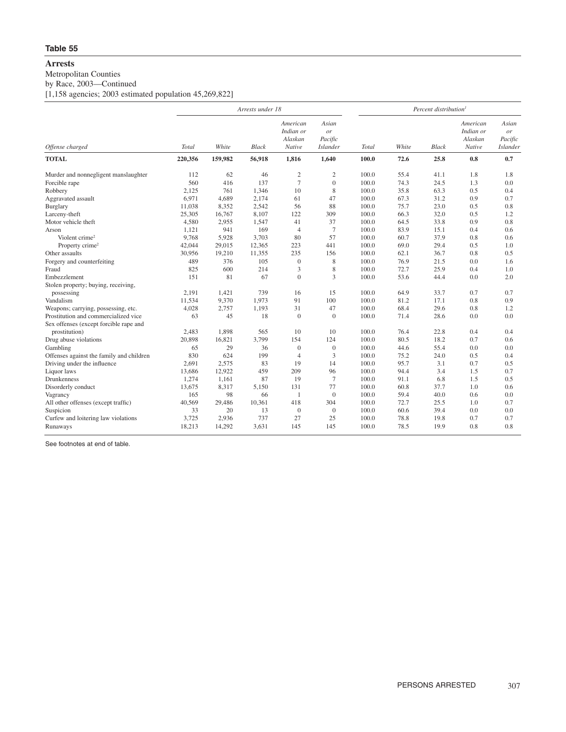**Table 55**

# Arrests

Metropolitan Counties

by Race, 2003—Continued

[1,158 agencies; 2003 estimated population 45,269,822]

| | Arrests under 18 | | | | | Percent distribution[1] | | | | |
|---|---|---|---|---|---|---|---|---|---|---|
| Offense charged | Total | White | Black | American Indian or Alaskan Native | Asian or Pacific Islander | Total | White | Black | American Indian or Alaskan Native | Asian or Pacific Islander |
| **TOTAL** | **220,356** | **159,982** | **56,918** | **1,816** | **1,640** | **100.0** | **72.6** | **25.8** | **0.8** | **0.7** |
| Murder and nonnegligent manslaughter | 112 | 62 | 46 | 2 | 2 | 100.0 | 55.4 | 41.1 | 1.8 | 1.8 |
| Forcible rape | 560 | 416 | 137 | 7 | 0 | 100.0 | 74.3 | 24.5 | 1.3 | 0.0 |
| Robbery | 2,125 | 761 | 1,346 | 10 | 8 | 100.0 | 35.8 | 63.3 | 0.5 | 0.4 |
| Aggravated assault | 6,971 | 4,689 | 2,174 | 61 | 47 | 100.0 | 67.3 | 31.2 | 0.9 | 0.7 |
| Burglary | 11,038 | 8,352 | 2,542 | 56 | 88 | 100.0 | 75.7 | 23.0 | 0.5 | 0.8 |
| Larceny-theft | 25,305 | 16,767 | 8,107 | 122 | 309 | 100.0 | 66.3 | 32.0 | 0.5 | 1.2 |
| Motor vehicle theft | 4,580 | 2,955 | 1,547 | 41 | 37 | 100.0 | 64.5 | 33.8 | 0.9 | 0.8 |
| Arson | 1,121 | 941 | 169 | 4 | 7 | 100.0 | 83.9 | 15.1 | 0.4 | 0.6 |
| Violent crime[2] | 9,768 | 5,928 | 3,703 | 80 | 57 | 100.0 | 60.7 | 37.9 | 0.8 | 0.6 |
| Property crime[2] | 42,044 | 29,015 | 12,365 | 223 | 441 | 100.0 | 69.0 | 29.4 | 0.5 | 1.0 |
| Other assaults | 30,956 | 19,210 | 11,355 | 235 | 156 | 100.0 | 62.1 | 36.7 | 0.8 | 0.5 |
| Forgery and counterfeiting | 489 | 376 | 105 | 0 | 8 | 100.0 | 76.9 | 21.5 | 0.0 | 1.6 |
| Fraud | 825 | 600 | 214 | 3 | 8 | 100.0 | 72.7 | 25.9 | 0.4 | 1.0 |
| Embezzlement | 151 | 81 | 67 | 0 | 3 | 100.0 | 53.6 | 44.4 | 0.0 | 2.0 |
| Stolen property; buying, receiving, possessing | 2,191 | 1,421 | 739 | 16 | 15 | 100.0 | 64.9 | 33.7 | 0.7 | 0.7 |
| Vandalism | 11,534 | 9,370 | 1,973 | 91 | 100 | 100.0 | 81.2 | 17.1 | 0.8 | 0.9 |
| Weapons; carrying, possessing, etc. | 4,028 | 2,757 | 1,193 | 31 | 47 | 100.0 | 68.4 | 29.6 | 0.8 | 1.2 |
| Prostitution and commercialized vice | 63 | 45 | 18 | 0 | 0 | 100.0 | 71.4 | 28.6 | 0.0 | 0.0 |
| Sex offenses (except forcible rape and prostitution) | 2,483 | 1,898 | 565 | 10 | 10 | 100.0 | 76.4 | 22.8 | 0.4 | 0.4 |
| Drug abuse violations | 20,898 | 16,821 | 3,799 | 154 | 124 | 100.0 | 80.5 | 18.2 | 0.7 | 0.6 |
| Gambling | 65 | 29 | 36 | 0 | 0 | 100.0 | 44.6 | 55.4 | 0.0 | 0.0 |
| Offenses against the family and children | 830 | 624 | 199 | 4 | 3 | 100.0 | 75.2 | 24.0 | 0.5 | 0.4 |
| Driving under the influence | 2,691 | 2,575 | 83 | 19 | 14 | 100.0 | 95.7 | 3.1 | 0.7 | 0.5 |
| Liquor laws | 13,686 | 12,922 | 459 | 209 | 96 | 100.0 | 94.4 | 3.4 | 1.5 | 0.7 |
| Drunkenness | 1,274 | 1,161 | 87 | 19 | 7 | 100.0 | 91.1 | 6.8 | 1.5 | 0.5 |
| Disorderly conduct | 13,675 | 8,317 | 5,150 | 131 | 77 | 100.0 | 60.8 | 37.7 | 1.0 | 0.6 |
| Vagrancy | 165 | 98 | 66 | 1 | 0 | 100.0 | 59.4 | 40.0 | 0.6 | 0.0 |
| All other offenses (except traffic) | 40,569 | 29,486 | 10,361 | 418 | 304 | 100.0 | 72.7 | 25.5 | 1.0 | 0.7 |
| Suspicion | 33 | 20 | 13 | 0 | 0 | 100.0 | 60.6 | 39.4 | 0.0 | 0.0 |
| Curfew and loitering law violations | 3,725 | 2,936 | 737 | 27 | 25 | 100.0 | 78.8 | 19.8 | 0.7 | 0.7 |
| Runaways | 18,213 | 14,292 | 3,631 | 145 | 145 | 100.0 | 78.5 | 19.9 | 0.8 | 0.8 |

See footnotes at end of table.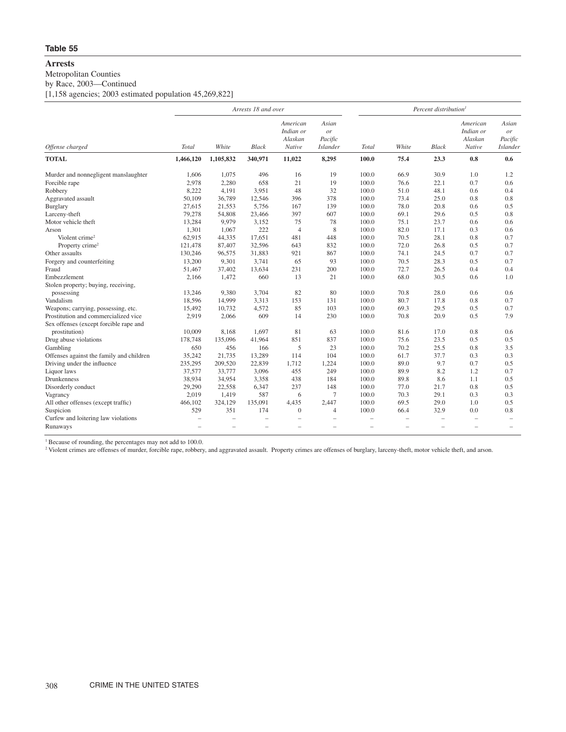**Table 55**

## Arrests

Metropolitan Counties
by Race, 2003—Continued
[1,158 agencies; 2003 estimated population 45,269,822]

| Offense charged | Arrests 18 and over | | | | | Percent distribution[1] | | | | |
|---|---|---|---|---|---|---|---|---|---|---|
| | Total | White | Black | American Indian or Alaskan Native | Asian or Pacific Islander | Total | White | Black | American Indian or Alaskan Native | Asian or Pacific Islander |
| **TOTAL** | **1,466,120** | **1,105,832** | **340,971** | **11,022** | **8,295** | **100.0** | **75.4** | **23.3** | **0.8** | **0.6** |
| Murder and nonnegligent manslaughter | 1,606 | 1,075 | 496 | 16 | 19 | 100.0 | 66.9 | 30.9 | 1.0 | 1.2 |
| Forcible rape | 2,978 | 2,280 | 658 | 21 | 19 | 100.0 | 76.6 | 22.1 | 0.7 | 0.6 |
| Robbery | 8,222 | 4,191 | 3,951 | 48 | 32 | 100.0 | 51.0 | 48.1 | 0.6 | 0.4 |
| Aggravated assault | 50,109 | 36,789 | 12,546 | 396 | 378 | 100.0 | 73.4 | 25.0 | 0.8 | 0.8 |
| Burglary | 27,615 | 21,553 | 5,756 | 167 | 139 | 100.0 | 78.0 | 20.8 | 0.6 | 0.5 |
| Larceny-theft | 79,278 | 54,808 | 23,466 | 397 | 607 | 100.0 | 69.1 | 29.6 | 0.5 | 0.8 |
| Motor vehicle theft | 13,284 | 9,979 | 3,152 | 75 | 78 | 100.0 | 75.1 | 23.7 | 0.6 | 0.6 |
| Arson | 1,301 | 1,067 | 222 | 4 | 8 | 100.0 | 82.0 | 17.1 | 0.3 | 0.6 |
| Violent crime[2] | 62,915 | 44,335 | 17,651 | 481 | 448 | 100.0 | 70.5 | 28.1 | 0.8 | 0.7 |
| Property crime[2] | 121,478 | 87,407 | 32,596 | 643 | 832 | 100.0 | 72.0 | 26.8 | 0.5 | 0.7 |
| Other assaults | 130,246 | 96,575 | 31,883 | 921 | 867 | 100.0 | 74.1 | 24.5 | 0.7 | 0.7 |
| Forgery and counterfeiting | 13,200 | 9,301 | 3,741 | 65 | 93 | 100.0 | 70.5 | 28.3 | 0.5 | 0.7 |
| Fraud | 51,467 | 37,402 | 13,634 | 231 | 200 | 100.0 | 72.7 | 26.5 | 0.4 | 0.4 |
| Embezzlement | 2,166 | 1,472 | 660 | 13 | 21 | 100.0 | 68.0 | 30.5 | 0.6 | 1.0 |
| Stolen property; buying, receiving, possessing | 13,246 | 9,380 | 3,704 | 82 | 80 | 100.0 | 70.8 | 28.0 | 0.6 | 0.6 |
| Vandalism | 18,596 | 14,999 | 3,313 | 153 | 131 | 100.0 | 80.7 | 17.8 | 0.8 | 0.7 |
| Weapons; carrying, possessing, etc. | 15,492 | 10,732 | 4,572 | 85 | 103 | 100.0 | 69.3 | 29.5 | 0.5 | 0.7 |
| Prostitution and commercialized vice | 2,919 | 2,066 | 609 | 14 | 230 | 100.0 | 70.8 | 20.9 | 0.5 | 7.9 |
| Sex offenses (except forcible rape and prostitution) | 10,009 | 8,168 | 1,697 | 81 | 63 | 100.0 | 81.6 | 17.0 | 0.8 | 0.6 |
| Drug abuse violations | 178,748 | 135,096 | 41,964 | 851 | 837 | 100.0 | 75.6 | 23.5 | 0.5 | 0.5 |
| Gambling | 650 | 456 | 166 | 5 | 23 | 100.0 | 70.2 | 25.5 | 0.8 | 3.5 |
| Offenses against the family and children | 35,242 | 21,735 | 13,289 | 114 | 104 | 100.0 | 61.7 | 37.7 | 0.3 | 0.3 |
| Driving under the influence | 235,295 | 209,520 | 22,839 | 1,712 | 1,224 | 100.0 | 89.0 | 9.7 | 0.7 | 0.5 |
| Liquor laws | 37,577 | 33,777 | 3,096 | 455 | 249 | 100.0 | 89.9 | 8.2 | 1.2 | 0.7 |
| Drunkenness | 38,934 | 34,954 | 3,358 | 438 | 184 | 100.0 | 89.8 | 8.6 | 1.1 | 0.5 |
| Disorderly conduct | 29,290 | 22,558 | 6,347 | 237 | 148 | 100.0 | 77.0 | 21.7 | 0.8 | 0.5 |
| Vagrancy | 2,019 | 1,419 | 587 | 6 | 7 | 100.0 | 70.3 | 29.1 | 0.3 | 0.3 |
| All other offenses (except traffic) | 466,102 | 324,129 | 135,091 | 4,435 | 2,447 | 100.0 | 69.5 | 29.0 | 1.0 | 0.5 |
| Suspicion | 529 | 351 | 174 | 0 | 4 | 100.0 | 66.4 | 32.9 | 0.0 | 0.8 |
| Curfew and loitering law violations | – | – | – | – | – | – | – | – | – | – |
| Runaways | – | – | – | – | – | – | – | – | – | – |

[1] Because of rounding, the percentages may not add to 100.0.
[2] Violent crimes are offenses of murder, forcible rape, robbery, and aggravated assault. Property crimes are offenses of burglary, larceny-theft, motor vehicle theft, and arson.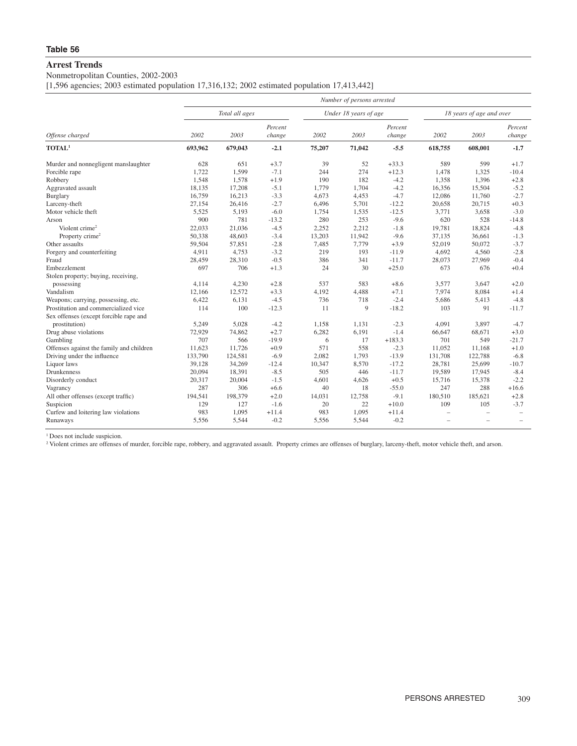**Table 56**

## Arrest Trends

Nonmetropolitan Counties, 2002-2003

[1,596 agencies; 2003 estimated population 17,316,132; 2002 estimated population 17,413,442]

| | Number of persons arrested | | | | | | | | |
|---|---|---|---|---|---|---|---|---|---|
| | Total all ages | | | Under 18 years of age | | | 18 years of age and over | | |
| *Offense charged* | *2002* | *2003* | *Percent change* | *2002* | *2003* | *Percent change* | *2002* | *2003* | *Percent change* |
| **TOTAL[1]** | **693,962** | **679,043** | **-2.1** | **75,207** | **71,042** | **-5.5** | **618,755** | **608,001** | **-1.7** |
| Murder and nonnegligent manslaughter | 628 | 651 | +3.7 | 39 | 52 | +33.3 | 589 | 599 | +1.7 |
| Forcible rape | 1,722 | 1,599 | -7.1 | 244 | 274 | +12.3 | 1,478 | 1,325 | -10.4 |
| Robbery | 1,548 | 1,578 | +1.9 | 190 | 182 | -4.2 | 1,358 | 1,396 | +2.8 |
| Aggravated assault | 18,135 | 17,208 | -5.1 | 1,779 | 1,704 | -4.2 | 16,356 | 15,504 | -5.2 |
| Burglary | 16,759 | 16,213 | -3.3 | 4,673 | 4,453 | -4.7 | 12,086 | 11,760 | -2.7 |
| Larceny-theft | 27,154 | 26,416 | -2.7 | 6,496 | 5,701 | -12.2 | 20,658 | 20,715 | +0.3 |
| Motor vehicle theft | 5,525 | 5,193 | -6.0 | 1,754 | 1,535 | -12.5 | 3,771 | 3,658 | -3.0 |
| Arson | 900 | 781 | -13.2 | 280 | 253 | -9.6 | 620 | 528 | -14.8 |
| Violent crime[2] | 22,033 | 21,036 | -4.5 | 2,252 | 2,212 | -1.8 | 19,781 | 18,824 | -4.8 |
| Property crime[2] | 50,338 | 48,603 | -3.4 | 13,203 | 11,942 | -9.6 | 37,135 | 36,661 | -1.3 |
| Other assaults | 59,504 | 57,851 | -2.8 | 7,485 | 7,779 | +3.9 | 52,019 | 50,072 | -3.7 |
| Forgery and counterfeiting | 4,911 | 4,753 | -3.2 | 219 | 193 | -11.9 | 4,692 | 4,560 | -2.8 |
| Fraud | 28,459 | 28,310 | -0.5 | 386 | 341 | -11.7 | 28,073 | 27,969 | -0.4 |
| Embezzlement | 697 | 706 | +1.3 | 24 | 30 | +25.0 | 673 | 676 | +0.4 |
| Stolen property; buying, receiving, possessing | 4,114 | 4,230 | +2.8 | 537 | 583 | +8.6 | 3,577 | 3,647 | +2.0 |
| Vandalism | 12,166 | 12,572 | +3.3 | 4,192 | 4,488 | +7.1 | 7,974 | 8,084 | +1.4 |
| Weapons; carrying, possessing, etc. | 6,422 | 6,131 | -4.5 | 736 | 718 | -2.4 | 5,686 | 5,413 | -4.8 |
| Prostitution and commercialized vice | 114 | 100 | -12.3 | 11 | 9 | -18.2 | 103 | 91 | -11.7 |
| Sex offenses (except forcible rape and prostitution) | 5,249 | 5,028 | -4.2 | 1,158 | 1,131 | -2.3 | 4,091 | 3,897 | -4.7 |
| Drug abuse violations | 72,929 | 74,862 | +2.7 | 6,282 | 6,191 | -1.4 | 66,647 | 68,671 | +3.0 |
| Gambling | 707 | 566 | -19.9 | 6 | 17 | +183.3 | 701 | 549 | -21.7 |
| Offenses against the family and children | 11,623 | 11,726 | +0.9 | 571 | 558 | -2.3 | 11,052 | 11,168 | +1.0 |
| Driving under the influence | 133,790 | 124,581 | -6.9 | 2,082 | 1,793 | -13.9 | 131,708 | 122,788 | -6.8 |
| Liquor laws | 39,128 | 34,269 | -12.4 | 10,347 | 8,570 | -17.2 | 28,781 | 25,699 | -10.7 |
| Drunkenness | 20,094 | 18,391 | -8.5 | 505 | 446 | -11.7 | 19,589 | 17,945 | -8.4 |
| Disorderly conduct | 20,317 | 20,004 | -1.5 | 4,601 | 4,626 | +0.5 | 15,716 | 15,378 | -2.2 |
| Vagrancy | 287 | 306 | +6.6 | 40 | 18 | -55.0 | 247 | 288 | +16.6 |
| All other offenses (except traffic) | 194,541 | 198,379 | +2.0 | 14,031 | 12,758 | -9.1 | 180,510 | 185,621 | +2.8 |
| Suspicion | 129 | 127 | -1.6 | 20 | 22 | +10.0 | 109 | 105 | -3.7 |
| Curfew and loitering law violations | 983 | 1,095 | +11.4 | 983 | 1,095 | +11.4 | – | – | – |
| Runaways | 5,556 | 5,544 | -0.2 | 5,556 | 5,544 | -0.2 | – | – | – |

[1] Does not include suspicion.

[2] Violent crimes are offenses of murder, forcible rape, robbery, and aggravated assault. Property crimes are offenses of burglary, larceny-theft, motor vehicle theft, and arson.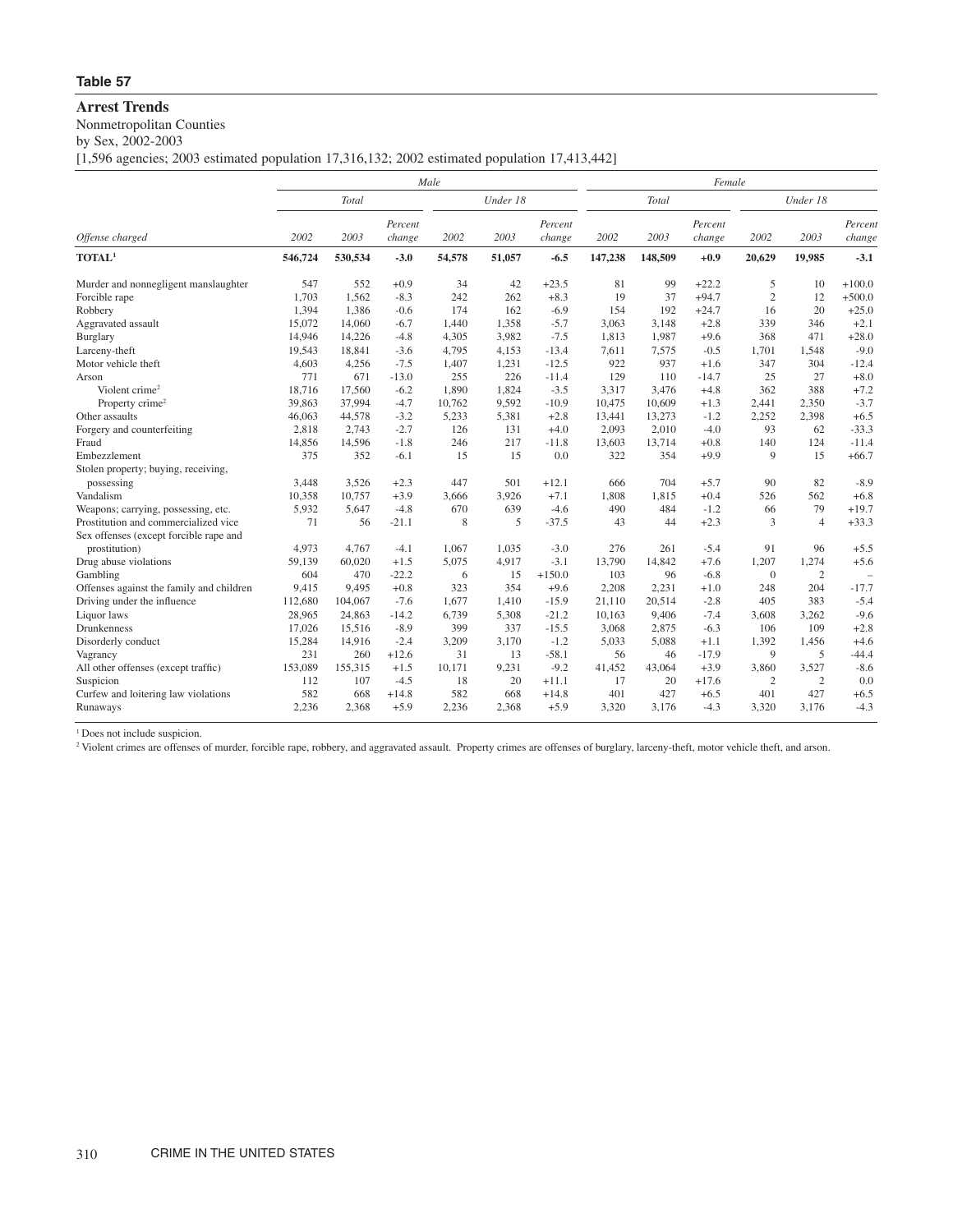**Table 57**

## Arrest Trends

Nonmetropolitan Counties

by Sex, 2002-2003

[1,596 agencies; 2003 estimated population 17,316,132; 2002 estimated population 17,413,442]

| | Male | | | | | | Female | | | | | |
|---|---|---|---|---|---|---|---|---|---|---|---|---|
| | Total | | | Under 18 | | | Total | | | Under 18 | | |
| Offense charged | 2002 | 2003 | Percent change | 2002 | 2003 | Percent change | 2002 | 2003 | Percent change | 2002 | 2003 | Percent change |
| **TOTAL[1]** | **546,724** | **530,534** | **-3.0** | **54,578** | **51,057** | **-6.5** | **147,238** | **148,509** | **+0.9** | **20,629** | **19,985** | **-3.1** |
| Murder and nonnegligent manslaughter | 547 | 552 | +0.9 | 34 | 42 | +23.5 | 81 | 99 | +22.2 | 5 | 10 | +100.0 |
| Forcible rape | 1,703 | 1,562 | -8.3 | 242 | 262 | +8.3 | 19 | 37 | +94.7 | 2 | 12 | +500.0 |
| Robbery | 1,394 | 1,386 | -0.6 | 174 | 162 | -6.9 | 154 | 192 | +24.7 | 16 | 20 | +25.0 |
| Aggravated assault | 15,072 | 14,060 | -6.7 | 1,440 | 1,358 | -5.7 | 3,063 | 3,148 | +2.8 | 339 | 346 | +2.1 |
| Burglary | 14,946 | 14,226 | -4.8 | 4,305 | 3,982 | -7.5 | 1,813 | 1,987 | +9.6 | 368 | 471 | +28.0 |
| Larceny-theft | 19,543 | 18,841 | -3.6 | 4,795 | 4,153 | -13.4 | 7,611 | 7,575 | -0.5 | 1,701 | 1,548 | -9.0 |
| Motor vehicle theft | 4,603 | 4,256 | -7.5 | 1,407 | 1,231 | -12.5 | 922 | 937 | +1.6 | 347 | 304 | -12.4 |
| Arson | 771 | 671 | -13.0 | 255 | 226 | -11.4 | 129 | 110 | -14.7 | 25 | 27 | +8.0 |
| Violent crime[2] | 18,716 | 17,560 | -6.2 | 1,890 | 1,824 | -3.5 | 3,317 | 3,476 | +4.8 | 362 | 388 | +7.2 |
| Property crime[2] | 39,863 | 37,994 | -4.7 | 10,762 | 9,592 | -10.9 | 10,475 | 10,609 | +1.3 | 2,441 | 2,350 | -3.7 |
| Other assaults | 46,063 | 44,578 | -3.2 | 5,233 | 5,381 | +2.8 | 13,441 | 13,273 | -1.2 | 2,252 | 2,398 | +6.5 |
| Forgery and counterfeiting | 2,818 | 2,743 | -2.7 | 126 | 131 | +4.0 | 2,093 | 2,010 | -4.0 | 93 | 62 | -33.3 |
| Fraud | 14,856 | 14,596 | -1.8 | 246 | 217 | -11.8 | 13,603 | 13,714 | +0.8 | 140 | 124 | -11.4 |
| Embezzlement | 375 | 352 | -6.1 | 15 | 15 | 0.0 | 322 | 354 | +9.9 | 9 | 15 | +66.7 |
| Stolen property; buying, receiving, possessing | 3,448 | 3,526 | +2.3 | 447 | 501 | +12.1 | 666 | 704 | +5.7 | 90 | 82 | -8.9 |
| Vandalism | 10,358 | 10,757 | +3.9 | 3,666 | 3,926 | +7.1 | 1,808 | 1,815 | +0.4 | 526 | 562 | +6.8 |
| Weapons; carrying, possessing, etc. | 5,932 | 5,647 | -4.8 | 670 | 639 | -4.6 | 490 | 484 | -1.2 | 66 | 79 | +19.7 |
| Prostitution and commercialized vice | 71 | 56 | -21.1 | 8 | 5 | -37.5 | 43 | 44 | +2.3 | 3 | 4 | +33.3 |
| Sex offenses (except forcible rape and prostitution) | 4,973 | 4,767 | -4.1 | 1,067 | 1,035 | -3.0 | 276 | 261 | -5.4 | 91 | 96 | +5.5 |
| Drug abuse violations | 59,139 | 60,020 | +1.5 | 5,075 | 4,917 | -3.1 | 13,790 | 14,842 | +7.6 | 1,207 | 1,274 | +5.6 |
| Gambling | 604 | 470 | -22.2 | 6 | 15 | +150.0 | 103 | 96 | -6.8 | 0 | 2 | – |
| Offenses against the family and children | 9,415 | 9,495 | +0.8 | 323 | 354 | +9.6 | 2,208 | 2,231 | +1.0 | 248 | 204 | -17.7 |
| Driving under the influence | 112,680 | 104,067 | -7.6 | 1,677 | 1,410 | -15.9 | 21,110 | 20,514 | -2.8 | 405 | 383 | -5.4 |
| Liquor laws | 28,965 | 24,863 | -14.2 | 6,739 | 5,308 | -21.2 | 10,163 | 9,406 | -7.4 | 3,608 | 3,262 | -9.6 |
| Drunkenness | 17,026 | 15,516 | -8.9 | 399 | 337 | -15.5 | 3,068 | 2,875 | -6.3 | 106 | 109 | +2.8 |
| Disorderly conduct | 15,284 | 14,916 | -2.4 | 3,209 | 3,170 | -1.2 | 5,033 | 5,088 | +1.1 | 1,392 | 1,456 | +4.6 |
| Vagrancy | 231 | 260 | +12.6 | 31 | 13 | -58.1 | 56 | 46 | -17.9 | 9 | 5 | -44.4 |
| All other offenses (except traffic) | 153,089 | 155,315 | +1.5 | 10,171 | 9,231 | -9.2 | 41,452 | 43,064 | +3.9 | 3,860 | 3,527 | -8.6 |
| Suspicion | 112 | 107 | -4.5 | 18 | 20 | +11.1 | 17 | 20 | +17.6 | 2 | 2 | 0.0 |
| Curfew and loitering law violations | 582 | 668 | +14.8 | 582 | 668 | +14.8 | 401 | 427 | +6.5 | 401 | 427 | +6.5 |
| Runaways | 2,236 | 2,368 | +5.9 | 2,236 | 2,368 | +5.9 | 3,320 | 3,176 | -4.3 | 3,320 | 3,176 | -4.3 |

[1] Does not include suspicion.

[2] Violent crimes are offenses of murder, forcible rape, robbery, and aggravated assault. Property crimes are offenses of burglary, larceny-theft, motor vehicle theft, and arson.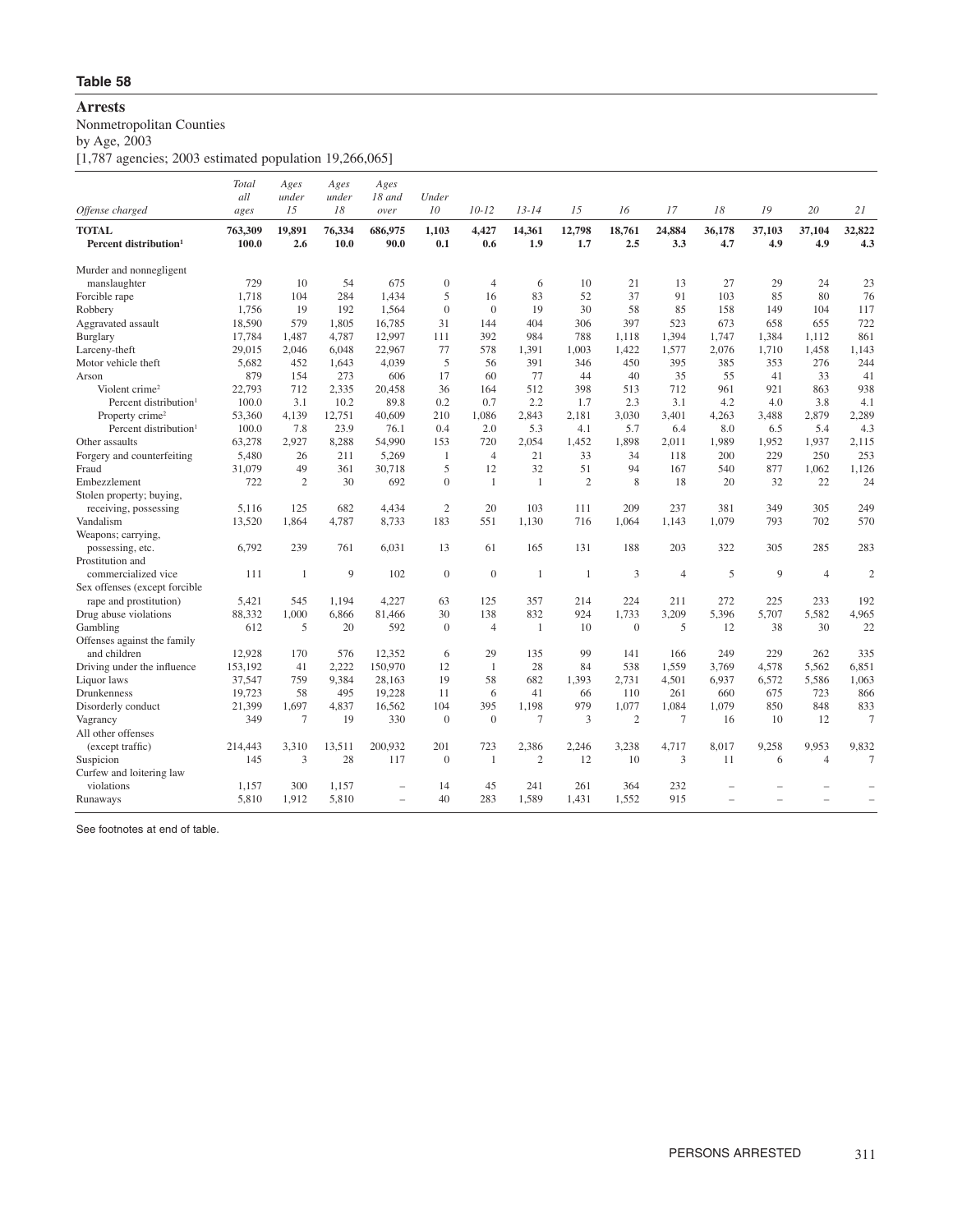**Table 58**

# Arrests

Nonmetropolitan Counties
by Age, 2003
[1,787 agencies; 2003 estimated population 19,266,065]

| Offense charged | Total all ages | Ages under 15 | Ages under 18 | Ages 18 and over | Under 10 | 10-12 | 13-14 | 15 | 16 | 17 | 18 | 19 | 20 | 21 |
|---|---|---|---|---|---|---|---|---|---|---|---|---|---|---|
| **TOTAL** | **763,309** | **19,891** | **76,334** | **686,975** | **1,103** | **4,427** | **14,361** | **12,798** | **18,761** | **24,884** | **36,178** | **37,103** | **37,104** | **32,822** |
| **Percent distribution[1]** | **100.0** | **2.6** | **10.0** | **90.0** | **0.1** | **0.6** | **1.9** | **1.7** | **2.5** | **3.3** | **4.7** | **4.9** | **4.9** | **4.3** |
| Murder and nonnegligent manslaughter | 729 | 10 | 54 | 675 | 0 | 4 | 6 | 10 | 21 | 13 | 27 | 29 | 24 | 23 |
| Forcible rape | 1,718 | 104 | 284 | 1,434 | 5 | 16 | 83 | 52 | 37 | 91 | 103 | 85 | 80 | 76 |
| Robbery | 1,756 | 19 | 192 | 1,564 | 0 | 0 | 19 | 30 | 58 | 85 | 158 | 149 | 104 | 117 |
| Aggravated assault | 18,590 | 579 | 1,805 | 16,785 | 31 | 144 | 404 | 306 | 397 | 523 | 673 | 658 | 655 | 722 |
| Burglary | 17,784 | 1,487 | 4,787 | 12,997 | 111 | 392 | 984 | 788 | 1,118 | 1,394 | 1,747 | 1,384 | 1,112 | 861 |
| Larceny-theft | 29,015 | 2,046 | 6,048 | 22,967 | 77 | 578 | 1,391 | 1,003 | 1,422 | 1,577 | 2,076 | 1,710 | 1,458 | 1,143 |
| Motor vehicle theft | 5,682 | 452 | 1,643 | 4,039 | 5 | 56 | 391 | 346 | 450 | 395 | 385 | 353 | 276 | 244 |
| Arson | 879 | 154 | 273 | 606 | 17 | 60 | 77 | 44 | 40 | 35 | 55 | 41 | 33 | 41 |
| Violent crime[2] | 22,793 | 712 | 2,335 | 20,458 | 36 | 164 | 512 | 398 | 513 | 712 | 961 | 921 | 863 | 938 |
| Percent distribution[1] | 100.0 | 3.1 | 10.2 | 89.8 | 0.2 | 0.7 | 2.2 | 1.7 | 2.3 | 3.1 | 4.2 | 4.0 | 3.8 | 4.1 |
| Property crime[2] | 53,360 | 4,139 | 12,751 | 40,609 | 210 | 1,086 | 2,843 | 2,181 | 3,030 | 3,401 | 4,263 | 3,488 | 2,879 | 2,289 |
| Percent distribution[1] | 100.0 | 7.8 | 23.9 | 76.1 | 0.4 | 2.0 | 5.3 | 4.1 | 5.7 | 6.4 | 8.0 | 6.5 | 5.4 | 4.3 |
| Other assaults | 63,278 | 2,927 | 8,288 | 54,990 | 153 | 720 | 2,054 | 1,452 | 1,898 | 2,011 | 1,989 | 1,952 | 1,937 | 2,115 |
| Forgery and counterfeiting | 5,480 | 26 | 211 | 5,269 | 1 | 4 | 21 | 33 | 34 | 118 | 200 | 229 | 250 | 253 |
| Fraud | 31,079 | 49 | 361 | 30,718 | 5 | 12 | 32 | 51 | 94 | 167 | 540 | 877 | 1,062 | 1,126 |
| Embezzlement | 722 | 2 | 30 | 692 | 0 | 1 | 1 | 2 | 8 | 18 | 20 | 32 | 22 | 24 |
| Stolen property; buying, receiving, possessing | 5,116 | 125 | 682 | 4,434 | 2 | 20 | 103 | 111 | 209 | 237 | 381 | 349 | 305 | 249 |
| Vandalism | 13,520 | 1,864 | 4,787 | 8,733 | 183 | 551 | 1,130 | 716 | 1,064 | 1,143 | 1,079 | 793 | 702 | 570 |
| Weapons; carrying, possessing, etc. | 6,792 | 239 | 761 | 6,031 | 13 | 61 | 165 | 131 | 188 | 203 | 322 | 305 | 285 | 283 |
| Prostitution and commercialized vice | 111 | 1 | 9 | 102 | 0 | 0 | 1 | 1 | 3 | 4 | 5 | 9 | 4 | 2 |
| Sex offenses (except forcible rape and prostitution) | 5,421 | 545 | 1,194 | 4,227 | 63 | 125 | 357 | 214 | 224 | 211 | 272 | 225 | 233 | 192 |
| Drug abuse violations | 88,332 | 1,000 | 6,866 | 81,466 | 30 | 138 | 832 | 924 | 1,733 | 3,209 | 5,396 | 5,707 | 5,582 | 4,965 |
| Gambling | 612 | 5 | 20 | 592 | 0 | 4 | 1 | 10 | 0 | 5 | 12 | 38 | 30 | 22 |
| Offenses against the family and children | 12,928 | 170 | 576 | 12,352 | 6 | 29 | 135 | 99 | 141 | 166 | 249 | 229 | 262 | 335 |
| Driving under the influence | 153,192 | 41 | 2,222 | 150,970 | 12 | 1 | 28 | 84 | 538 | 1,559 | 3,769 | 4,578 | 5,562 | 6,851 |
| Liquor laws | 37,547 | 759 | 9,384 | 28,163 | 19 | 58 | 682 | 1,393 | 2,731 | 4,501 | 6,937 | 6,572 | 5,586 | 1,063 |
| Drunkenness | 19,723 | 58 | 495 | 19,228 | 11 | 6 | 41 | 66 | 110 | 261 | 660 | 675 | 723 | 866 |
| Disorderly conduct | 21,399 | 1,697 | 4,837 | 16,562 | 104 | 395 | 1,198 | 979 | 1,077 | 1,084 | 1,079 | 850 | 848 | 833 |
| Vagrancy | 349 | 7 | 19 | 330 | 0 | 0 | 7 | 3 | 2 | 7 | 16 | 10 | 12 | 7 |
| All other offenses (except traffic) | 214,443 | 3,310 | 13,511 | 200,932 | 201 | 723 | 2,386 | 2,246 | 3,238 | 4,717 | 8,017 | 9,258 | 9,953 | 9,832 |
| Suspicion | 145 | 3 | 28 | 117 | 0 | 1 | 2 | 12 | 10 | 3 | 11 | 6 | 4 | 7 |
| Curfew and loitering law violations | 1,157 | 300 | 1,157 | – | 14 | 45 | 241 | 261 | 364 | 232 | – | – | – | – |
| Runaways | 5,810 | 1,912 | 5,810 | – | 40 | 283 | 1,589 | 1,431 | 1,552 | 915 | – | – | – | – |

See footnotes at end of table.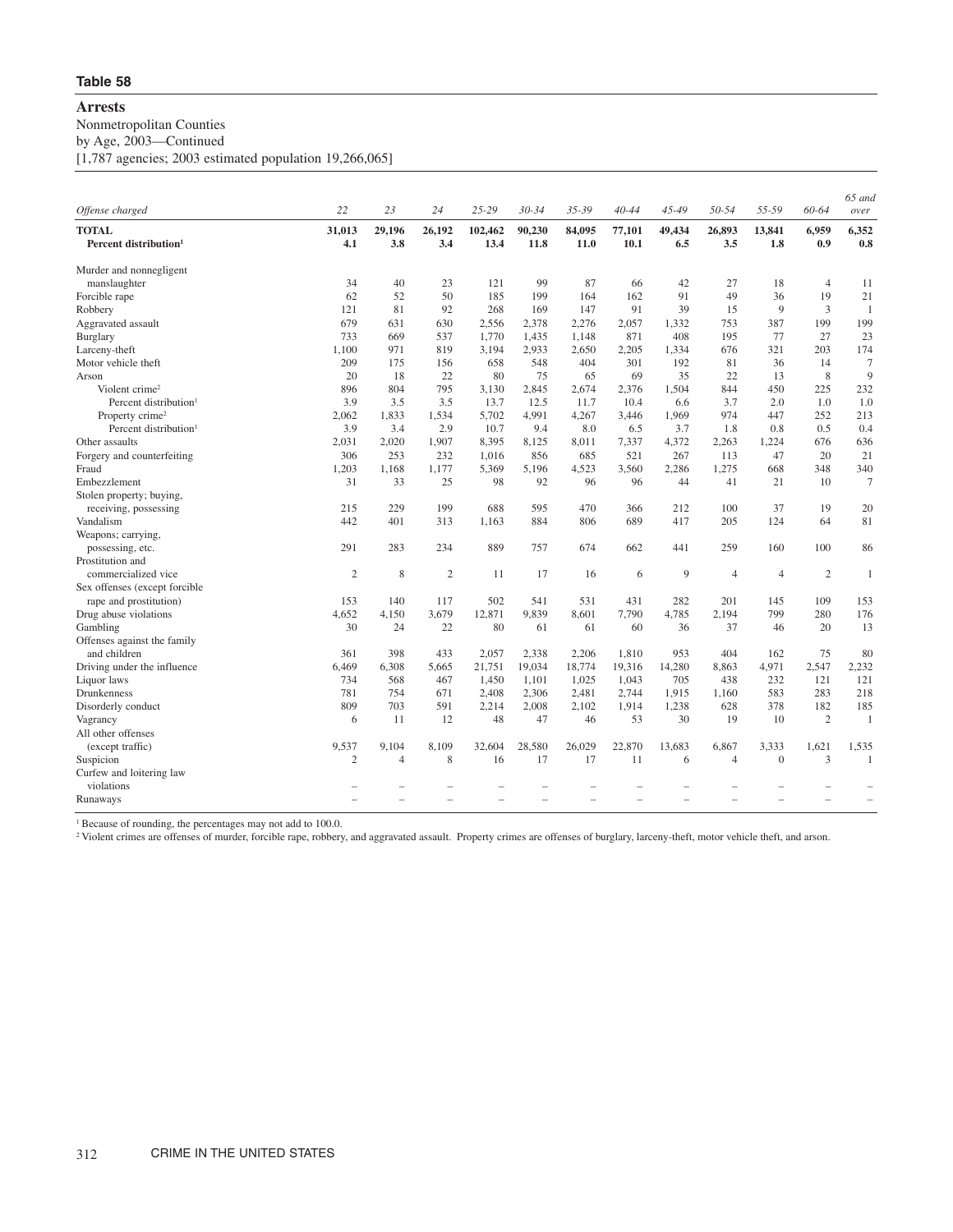**Table 58**

# Arrests

Nonmetropolitan Counties
by Age, 2003—Continued
[1,787 agencies; 2003 estimated population 19,266,065]

| Offense charged | 22 | 23 | 24 | 25-29 | 30-34 | 35-39 | 40-44 | 45-49 | 50-54 | 55-59 | 60-64 | 65 and over |
|---|---|---|---|---|---|---|---|---|---|---|---|---|
| **TOTAL** | **31,013** | **29,196** | **26,192** | **102,462** | **90,230** | **84,095** | **77,101** | **49,434** | **26,893** | **13,841** | **6,959** | **6,352** |
| **Percent distribution[1]** | **4.1** | **3.8** | **3.4** | **13.4** | **11.8** | **11.0** | **10.1** | **6.5** | **3.5** | **1.8** | **0.9** | **0.8** |
| Murder and nonnegligent manslaughter | 34 | 40 | 23 | 121 | 99 | 87 | 66 | 42 | 27 | 18 | 4 | 11 |
| Forcible rape | 62 | 52 | 50 | 185 | 199 | 164 | 162 | 91 | 49 | 36 | 19 | 21 |
| Robbery | 121 | 81 | 92 | 268 | 169 | 147 | 91 | 39 | 15 | 9 | 3 | 1 |
| Aggravated assault | 679 | 631 | 630 | 2,556 | 2,378 | 2,276 | 2,057 | 1,332 | 753 | 387 | 199 | 199 |
| Burglary | 733 | 669 | 537 | 1,770 | 1,435 | 1,148 | 871 | 408 | 195 | 77 | 27 | 23 |
| Larceny-theft | 1,100 | 971 | 819 | 3,194 | 2,933 | 2,650 | 2,205 | 1,334 | 676 | 321 | 203 | 174 |
| Motor vehicle theft | 209 | 175 | 156 | 658 | 548 | 404 | 301 | 192 | 81 | 36 | 14 | 7 |
| Arson | 20 | 18 | 22 | 80 | 75 | 65 | 69 | 35 | 22 | 13 | 8 | 9 |
| Violent crime[2] | 896 | 804 | 795 | 3,130 | 2,845 | 2,674 | 2,376 | 1,504 | 844 | 450 | 225 | 232 |
| Percent distribution[1] | 3.9 | 3.5 | 3.5 | 13.7 | 12.5 | 11.7 | 10.4 | 6.6 | 3.7 | 2.0 | 1.0 | 1.0 |
| Property crime[2] | 2,062 | 1,833 | 1,534 | 5,702 | 4,991 | 4,267 | 3,446 | 1,969 | 974 | 447 | 252 | 213 |
| Percent distribution[1] | 3.9 | 3.4 | 2.9 | 10.7 | 9.4 | 8.0 | 6.5 | 3.7 | 1.8 | 0.8 | 0.5 | 0.4 |
| Other assaults | 2,031 | 2,020 | 1,907 | 8,395 | 8,125 | 8,011 | 7,337 | 4,372 | 2,263 | 1,224 | 676 | 636 |
| Forgery and counterfeiting | 306 | 253 | 232 | 1,016 | 856 | 685 | 521 | 267 | 113 | 47 | 20 | 21 |
| Fraud | 1,203 | 1,168 | 1,177 | 5,369 | 5,196 | 4,523 | 3,560 | 2,286 | 1,275 | 668 | 348 | 340 |
| Embezzlement | 31 | 33 | 25 | 98 | 92 | 96 | 96 | 44 | 41 | 21 | 10 | 7 |
| Stolen property; buying, receiving, possessing | 215 | 229 | 199 | 688 | 595 | 470 | 366 | 212 | 100 | 37 | 19 | 20 |
| Vandalism | 442 | 401 | 313 | 1,163 | 884 | 806 | 689 | 417 | 205 | 124 | 64 | 81 |
| Weapons; carrying, possessing, etc. | 291 | 283 | 234 | 889 | 757 | 674 | 662 | 441 | 259 | 160 | 100 | 86 |
| Prostitution and commercialized vice | 2 | 8 | 2 | 11 | 17 | 16 | 6 | 9 | 4 | 4 | 2 | 1 |
| Sex offenses (except forcible rape and prostitution) | 153 | 140 | 117 | 502 | 541 | 531 | 431 | 282 | 201 | 145 | 109 | 153 |
| Drug abuse violations | 4,652 | 4,150 | 3,679 | 12,871 | 9,839 | 8,601 | 7,790 | 4,785 | 2,194 | 799 | 280 | 176 |
| Gambling | 30 | 24 | 22 | 80 | 61 | 61 | 60 | 36 | 37 | 46 | 20 | 13 |
| Offenses against the family and children | 361 | 398 | 433 | 2,057 | 2,338 | 2,206 | 1,810 | 953 | 404 | 162 | 75 | 80 |
| Driving under the influence | 6,469 | 6,308 | 5,665 | 21,751 | 19,034 | 18,774 | 19,316 | 14,280 | 8,863 | 4,971 | 2,547 | 2,232 |
| Liquor laws | 734 | 568 | 467 | 1,450 | 1,101 | 1,025 | 1,043 | 705 | 438 | 232 | 121 | 121 |
| Drunkenness | 781 | 754 | 671 | 2,408 | 2,306 | 2,481 | 2,744 | 1,915 | 1,160 | 583 | 283 | 218 |
| Disorderly conduct | 809 | 703 | 591 | 2,214 | 2,008 | 2,102 | 1,914 | 1,238 | 628 | 378 | 182 | 185 |
| Vagrancy | 6 | 11 | 12 | 48 | 47 | 46 | 53 | 30 | 19 | 10 | 2 | 1 |
| All other offenses (except traffic) | 9,537 | 9,104 | 8,109 | 32,604 | 28,580 | 26,029 | 22,870 | 13,683 | 6,867 | 3,333 | 1,621 | 1,535 |
| Suspicion | 2 | 4 | 8 | 16 | 17 | 17 | 11 | 6 | 4 | 0 | 3 | 1 |
| Curfew and loitering law violations | – | – | – | – | – | – | – | – | – | – | – | – |
| Runaways | – | – | – | – | – | – | – | – | – | – | – | – |

[1] Because of rounding, the percentages may not add to 100.0.

[2] Violent crimes are offenses of murder, forcible rape, robbery, and aggravated assault. Property crimes are offenses of burglary, larceny-theft, motor vehicle theft, and arson.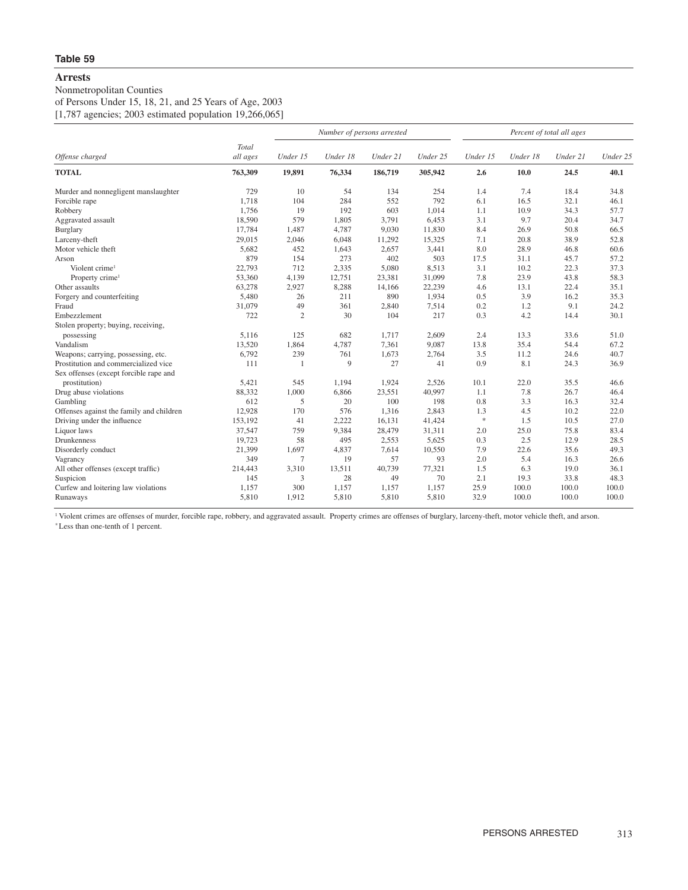# Table 59

## Arrests

Nonmetropolitan Counties
of Persons Under 15, 18, 21, and 25 Years of Age, 2003
[1,787 agencies; 2003 estimated population 19,266,065]

| Offense charged | Total all ages | Number of persons arrested | | | | Percent of total all ages | | | |
|---|---|---|---|---|---|---|---|---|---|
| | | Under 15 | Under 18 | Under 21 | Under 25 | Under 15 | Under 18 | Under 21 | Under 25 |
| **TOTAL** | **763,309** | **19,891** | **76,334** | **186,719** | **305,942** | **2.6** | **10.0** | **24.5** | **40.1** |
| Murder and nonnegligent manslaughter | 729 | 10 | 54 | 134 | 254 | 1.4 | 7.4 | 18.4 | 34.8 |
| Forcible rape | 1,718 | 104 | 284 | 552 | 792 | 6.1 | 16.5 | 32.1 | 46.1 |
| Robbery | 1,756 | 19 | 192 | 603 | 1,014 | 1.1 | 10.9 | 34.3 | 57.7 |
| Aggravated assault | 18,590 | 579 | 1,805 | 3,791 | 6,453 | 3.1 | 9.7 | 20.4 | 34.7 |
| Burglary | 17,784 | 1,487 | 4,787 | 9,030 | 11,830 | 8.4 | 26.9 | 50.8 | 66.5 |
| Larceny-theft | 29,015 | 2,046 | 6,048 | 11,292 | 15,325 | 7.1 | 20.8 | 38.9 | 52.8 |
| Motor vehicle theft | 5,682 | 452 | 1,643 | 2,657 | 3,441 | 8.0 | 28.9 | 46.8 | 60.6 |
| Arson | 879 | 154 | 273 | 402 | 503 | 17.5 | 31.1 | 45.7 | 57.2 |
| Violent crime[1] | 22,793 | 712 | 2,335 | 5,080 | 8,513 | 3.1 | 10.2 | 22.3 | 37.3 |
| Property crime[1] | 53,360 | 4,139 | 12,751 | 23,381 | 31,099 | 7.8 | 23.9 | 43.8 | 58.3 |
| Other assaults | 63,278 | 2,927 | 8,288 | 14,166 | 22,239 | 4.6 | 13.1 | 22.4 | 35.1 |
| Forgery and counterfeiting | 5,480 | 26 | 211 | 890 | 1,934 | 0.5 | 3.9 | 16.2 | 35.3 |
| Fraud | 31,079 | 49 | 361 | 2,840 | 7,514 | 0.2 | 1.2 | 9.1 | 24.2 |
| Embezzlement | 722 | 2 | 30 | 104 | 217 | 0.3 | 4.2 | 14.4 | 30.1 |
| Stolen property; buying, receiving, possessing | 5,116 | 125 | 682 | 1,717 | 2,609 | 2.4 | 13.3 | 33.6 | 51.0 |
| Vandalism | 13,520 | 1,864 | 4,787 | 7,361 | 9,087 | 13.8 | 35.4 | 54.4 | 67.2 |
| Weapons; carrying, possessing, etc. | 6,792 | 239 | 761 | 1,673 | 2,764 | 3.5 | 11.2 | 24.6 | 40.7 |
| Prostitution and commercialized vice | 111 | 1 | 9 | 27 | 41 | 0.9 | 8.1 | 24.3 | 36.9 |
| Sex offenses (except forcible rape and prostitution) | 5,421 | 545 | 1,194 | 1,924 | 2,526 | 10.1 | 22.0 | 35.5 | 46.6 |
| Drug abuse violations | 88,332 | 1,000 | 6,866 | 23,551 | 40,997 | 1.1 | 7.8 | 26.7 | 46.4 |
| Gambling | 612 | 5 | 20 | 100 | 198 | 0.8 | 3.3 | 16.3 | 32.4 |
| Offenses against the family and children | 12,928 | 170 | 576 | 1,316 | 2,843 | 1.3 | 4.5 | 10.2 | 22.0 |
| Driving under the influence | 153,192 | 41 | 2,222 | 16,131 | 41,424 | * | 1.5 | 10.5 | 27.0 |
| Liquor laws | 37,547 | 759 | 9,384 | 28,479 | 31,311 | 2.0 | 25.0 | 75.8 | 83.4 |
| Drunkenness | 19,723 | 58 | 495 | 2,553 | 5,625 | 0.3 | 2.5 | 12.9 | 28.5 |
| Disorderly conduct | 21,399 | 1,697 | 4,837 | 7,614 | 10,550 | 7.9 | 22.6 | 35.6 | 49.3 |
| Vagrancy | 349 | 7 | 19 | 57 | 93 | 2.0 | 5.4 | 16.3 | 26.6 |
| All other offenses (except traffic) | 214,443 | 3,310 | 13,511 | 40,739 | 77,321 | 1.5 | 6.3 | 19.0 | 36.1 |
| Suspicion | 145 | 3 | 28 | 49 | 70 | 2.1 | 19.3 | 33.8 | 48.3 |
| Curfew and loitering law violations | 1,157 | 300 | 1,157 | 1,157 | 1,157 | 25.9 | 100.0 | 100.0 | 100.0 |
| Runaways | 5,810 | 1,912 | 5,810 | 5,810 | 5,810 | 32.9 | 100.0 | 100.0 | 100.0 |

[1] Violent crimes are offenses of murder, forcible rape, robbery, and aggravated assault. Property crimes are offenses of burglary, larceny-theft, motor vehicle theft, and arson.

* Less than one-tenth of 1 percent.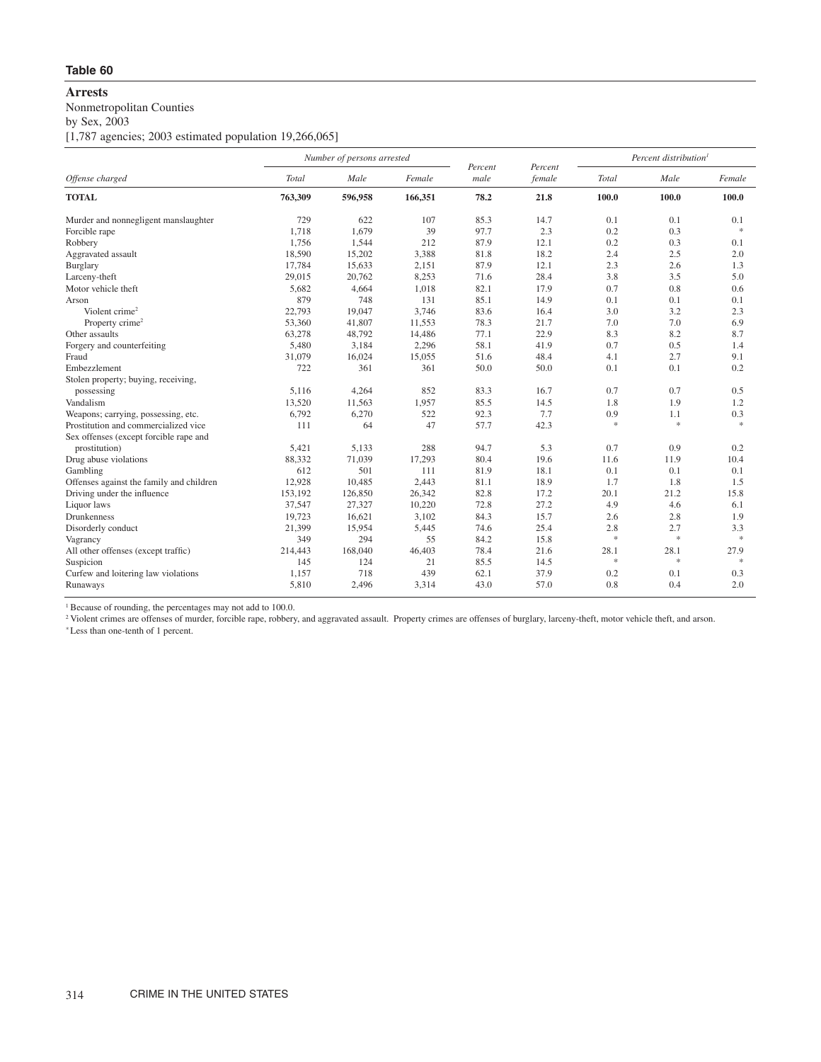**Table 60**

# Arrests

Nonmetropolitan Counties
by Sex, 2003
[1,787 agencies; 2003 estimated population 19,266,065]

| Offense charged | Number of persons arrested | | | Percent male | Percent female | Percent distribution[1] | | |
|---|---|---|---|---|---|---|---|---|
| | Total | Male | Female | | | Total | Male | Female |
| **TOTAL** | **763,309** | **596,958** | **166,351** | **78.2** | **21.8** | **100.0** | **100.0** | **100.0** |
| Murder and nonnegligent manslaughter | 729 | 622 | 107 | 85.3 | 14.7 | 0.1 | 0.1 | 0.1 |
| Forcible rape | 1,718 | 1,679 | 39 | 97.7 | 2.3 | 0.2 | 0.3 | * |
| Robbery | 1,756 | 1,544 | 212 | 87.9 | 12.1 | 0.2 | 0.3 | 0.1 |
| Aggravated assault | 18,590 | 15,202 | 3,388 | 81.8 | 18.2 | 2.4 | 2.5 | 2.0 |
| Burglary | 17,784 | 15,633 | 2,151 | 87.9 | 12.1 | 2.3 | 2.6 | 1.3 |
| Larceny-theft | 29,015 | 20,762 | 8,253 | 71.6 | 28.4 | 3.8 | 3.5 | 5.0 |
| Motor vehicle theft | 5,682 | 4,664 | 1,018 | 82.1 | 17.9 | 0.7 | 0.8 | 0.6 |
| Arson | 879 | 748 | 131 | 85.1 | 14.9 | 0.1 | 0.1 | 0.1 |
| Violent crime[2] | 22,793 | 19,047 | 3,746 | 83.6 | 16.4 | 3.0 | 3.2 | 2.3 |
| Property crime[2] | 53,360 | 41,807 | 11,553 | 78.3 | 21.7 | 7.0 | 7.0 | 6.9 |
| Other assaults | 63,278 | 48,792 | 14,486 | 77.1 | 22.9 | 8.3 | 8.2 | 8.7 |
| Forgery and counterfeiting | 5,480 | 3,184 | 2,296 | 58.1 | 41.9 | 0.7 | 0.5 | 1.4 |
| Fraud | 31,079 | 16,024 | 15,055 | 51.6 | 48.4 | 4.1 | 2.7 | 9.1 |
| Embezzlement | 722 | 361 | 361 | 50.0 | 50.0 | 0.1 | 0.1 | 0.2 |
| Stolen property; buying, receiving, possessing | 5,116 | 4,264 | 852 | 83.3 | 16.7 | 0.7 | 0.7 | 0.5 |
| Vandalism | 13,520 | 11,563 | 1,957 | 85.5 | 14.5 | 1.8 | 1.9 | 1.2 |
| Weapons; carrying, possessing, etc. | 6,792 | 6,270 | 522 | 92.3 | 7.7 | 0.9 | 1.1 | 0.3 |
| Prostitution and commercialized vice | 111 | 64 | 47 | 57.7 | 42.3 | * | * | * |
| Sex offenses (except forcible rape and prostitution) | 5,421 | 5,133 | 288 | 94.7 | 5.3 | 0.7 | 0.9 | 0.2 |
| Drug abuse violations | 88,332 | 71,039 | 17,293 | 80.4 | 19.6 | 11.6 | 11.9 | 10.4 |
| Gambling | 612 | 501 | 111 | 81.9 | 18.1 | 0.1 | 0.1 | 0.1 |
| Offenses against the family and children | 12,928 | 10,485 | 2,443 | 81.1 | 18.9 | 1.7 | 1.8 | 1.5 |
| Driving under the influence | 153,192 | 126,850 | 26,342 | 82.8 | 17.2 | 20.1 | 21.2 | 15.8 |
| Liquor laws | 37,547 | 27,327 | 10,220 | 72.8 | 27.2 | 4.9 | 4.6 | 6.1 |
| Drunkenness | 19,723 | 16,621 | 3,102 | 84.3 | 15.7 | 2.6 | 2.8 | 1.9 |
| Disorderly conduct | 21,399 | 15,954 | 5,445 | 74.6 | 25.4 | 2.8 | 2.7 | 3.3 |
| Vagrancy | 349 | 294 | 55 | 84.2 | 15.8 | * | * | * |
| All other offenses (except traffic) | 214,443 | 168,040 | 46,403 | 78.4 | 21.6 | 28.1 | 28.1 | 27.9 |
| Suspicion | 145 | 124 | 21 | 85.5 | 14.5 | * | * | * |
| Curfew and loitering law violations | 1,157 | 718 | 439 | 62.1 | 37.9 | 0.2 | 0.1 | 0.3 |
| Runaways | 5,810 | 2,496 | 3,314 | 43.0 | 57.0 | 0.8 | 0.4 | 2.0 |

[1] Because of rounding, the percentages may not add to 100.0.
[2] Violent crimes are offenses of murder, forcible rape, robbery, and aggravated assault. Property crimes are offenses of burglary, larceny-theft, motor vehicle theft, and arson.
* Less than one-tenth of 1 percent.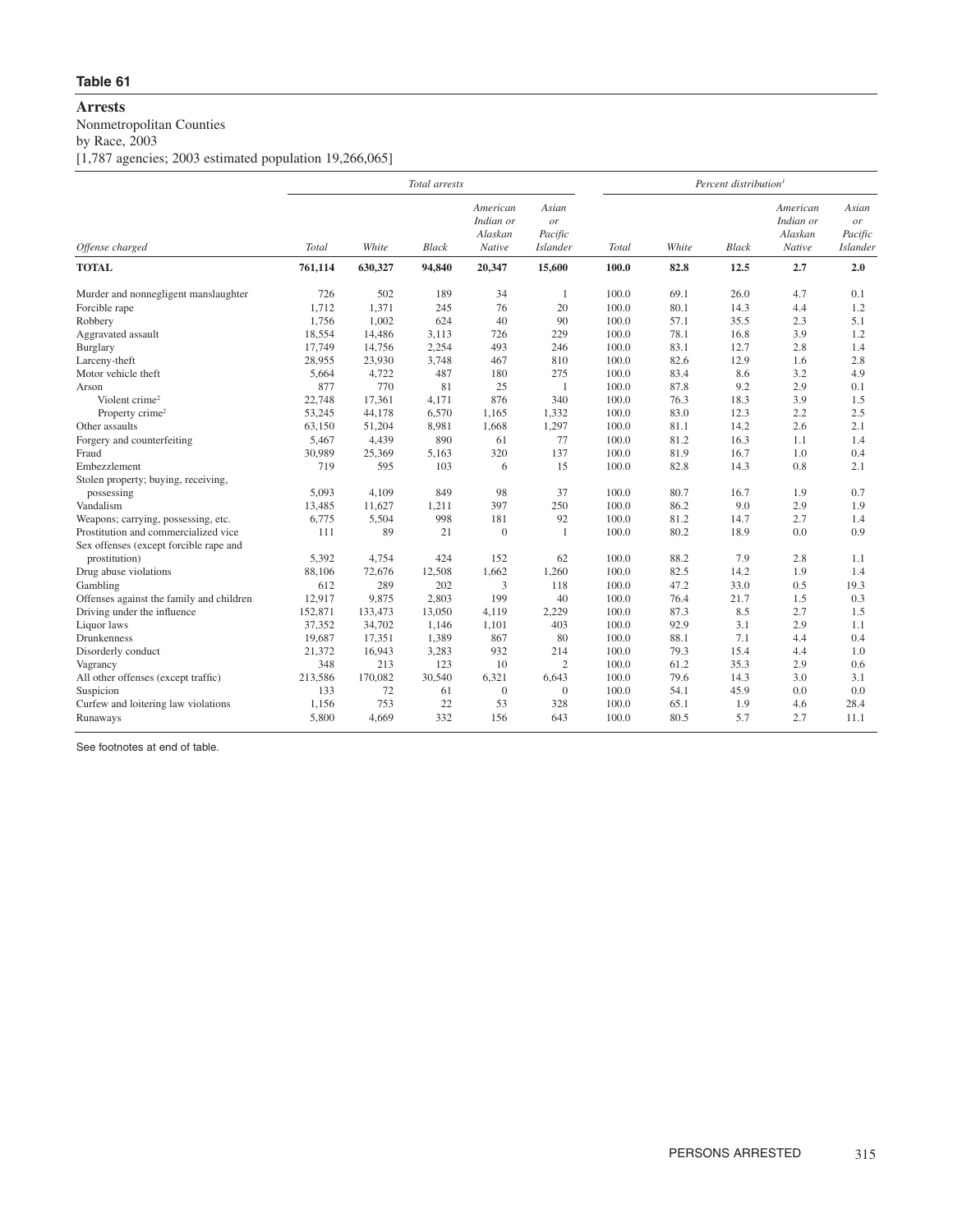**Table 61**

# Arrests

Nonmetropolitan Counties
by Race, 2003
[1,787 agencies; 2003 estimated population 19,266,065]

| | Total arrests | | | | | Percent distribution[1] | | | | |
|---|---|---|---|---|---|---|---|---|---|---|
| *Offense charged* | *Total* | *White* | *Black* | *American Indian or Alaskan Native* | *Asian or Pacific Islander* | *Total* | *White* | *Black* | *American Indian or Alaskan Native* | *Asian or Pacific Islander* |
| **TOTAL** | **761,114** | **630,327** | **94,840** | **20,347** | **15,600** | **100.0** | **82.8** | **12.5** | **2.7** | **2.0** |
| Murder and nonnegligent manslaughter | 726 | 502 | 189 | 34 | 1 | 100.0 | 69.1 | 26.0 | 4.7 | 0.1 |
| Forcible rape | 1,712 | 1,371 | 245 | 76 | 20 | 100.0 | 80.1 | 14.3 | 4.4 | 1.2 |
| Robbery | 1,756 | 1,002 | 624 | 40 | 90 | 100.0 | 57.1 | 35.5 | 2.3 | 5.1 |
| Aggravated assault | 18,554 | 14,486 | 3,113 | 726 | 229 | 100.0 | 78.1 | 16.8 | 3.9 | 1.2 |
| Burglary | 17,749 | 14,756 | 2,254 | 493 | 246 | 100.0 | 83.1 | 12.7 | 2.8 | 1.4 |
| Larceny-theft | 28,955 | 23,930 | 3,748 | 467 | 810 | 100.0 | 82.6 | 12.9 | 1.6 | 2.8 |
| Motor vehicle theft | 5,664 | 4,722 | 487 | 180 | 275 | 100.0 | 83.4 | 8.6 | 3.2 | 4.9 |
| Arson | 877 | 770 | 81 | 25 | 1 | 100.0 | 87.8 | 9.2 | 2.9 | 0.1 |
| Violent crime[2] | 22,748 | 17,361 | 4,171 | 876 | 340 | 100.0 | 76.3 | 18.3 | 3.9 | 1.5 |
| Property crime[2] | 53,245 | 44,178 | 6,570 | 1,165 | 1,332 | 100.0 | 83.0 | 12.3 | 2.2 | 2.5 |
| Other assaults | 63,150 | 51,204 | 8,981 | 1,668 | 1,297 | 100.0 | 81.1 | 14.2 | 2.6 | 2.1 |
| Forgery and counterfeiting | 5,467 | 4,439 | 890 | 61 | 77 | 100.0 | 81.2 | 16.3 | 1.1 | 1.4 |
| Fraud | 30,989 | 25,369 | 5,163 | 320 | 137 | 100.0 | 81.9 | 16.7 | 1.0 | 0.4 |
| Embezzlement | 719 | 595 | 103 | 6 | 15 | 100.0 | 82.8 | 14.3 | 0.8 | 2.1 |
| Stolen property; buying, receiving, possessing | 5,093 | 4,109 | 849 | 98 | 37 | 100.0 | 80.7 | 16.7 | 1.9 | 0.7 |
| Vandalism | 13,485 | 11,627 | 1,211 | 397 | 250 | 100.0 | 86.2 | 9.0 | 2.9 | 1.9 |
| Weapons; carrying, possessing, etc. | 6,775 | 5,504 | 998 | 181 | 92 | 100.0 | 81.2 | 14.7 | 2.7 | 1.4 |
| Prostitution and commercialized vice | 111 | 89 | 21 | 0 | 1 | 100.0 | 80.2 | 18.9 | 0.0 | 0.9 |
| Sex offenses (except forcible rape and prostitution) | 5,392 | 4,754 | 424 | 152 | 62 | 100.0 | 88.2 | 7.9 | 2.8 | 1.1 |
| Drug abuse violations | 88,106 | 72,676 | 12,508 | 1,662 | 1,260 | 100.0 | 82.5 | 14.2 | 1.9 | 1.4 |
| Gambling | 612 | 289 | 202 | 3 | 118 | 100.0 | 47.2 | 33.0 | 0.5 | 19.3 |
| Offenses against the family and children | 12,917 | 9,875 | 2,803 | 199 | 40 | 100.0 | 76.4 | 21.7 | 1.5 | 0.3 |
| Driving under the influence | 152,871 | 133,473 | 13,050 | 4,119 | 2,229 | 100.0 | 87.3 | 8.5 | 2.7 | 1.5 |
| Liquor laws | 37,352 | 34,702 | 1,146 | 1,101 | 403 | 100.0 | 92.9 | 3.1 | 2.9 | 1.1 |
| Drunkenness | 19,687 | 17,351 | 1,389 | 867 | 80 | 100.0 | 88.1 | 7.1 | 4.4 | 0.4 |
| Disorderly conduct | 21,372 | 16,943 | 3,283 | 932 | 214 | 100.0 | 79.3 | 15.4 | 4.4 | 1.0 |
| Vagrancy | 348 | 213 | 123 | 10 | 2 | 100.0 | 61.2 | 35.3 | 2.9 | 0.6 |
| All other offenses (except traffic) | 213,586 | 170,082 | 30,540 | 6,321 | 6,643 | 100.0 | 79.6 | 14.3 | 3.0 | 3.1 |
| Suspicion | 133 | 72 | 61 | 0 | 0 | 100.0 | 54.1 | 45.9 | 0.0 | 0.0 |
| Curfew and loitering law violations | 1,156 | 753 | 22 | 53 | 328 | 100.0 | 65.1 | 1.9 | 4.6 | 28.4 |
| Runaways | 5,800 | 4,669 | 332 | 156 | 643 | 100.0 | 80.5 | 5.7 | 2.7 | 11.1 |

See footnotes at end of table.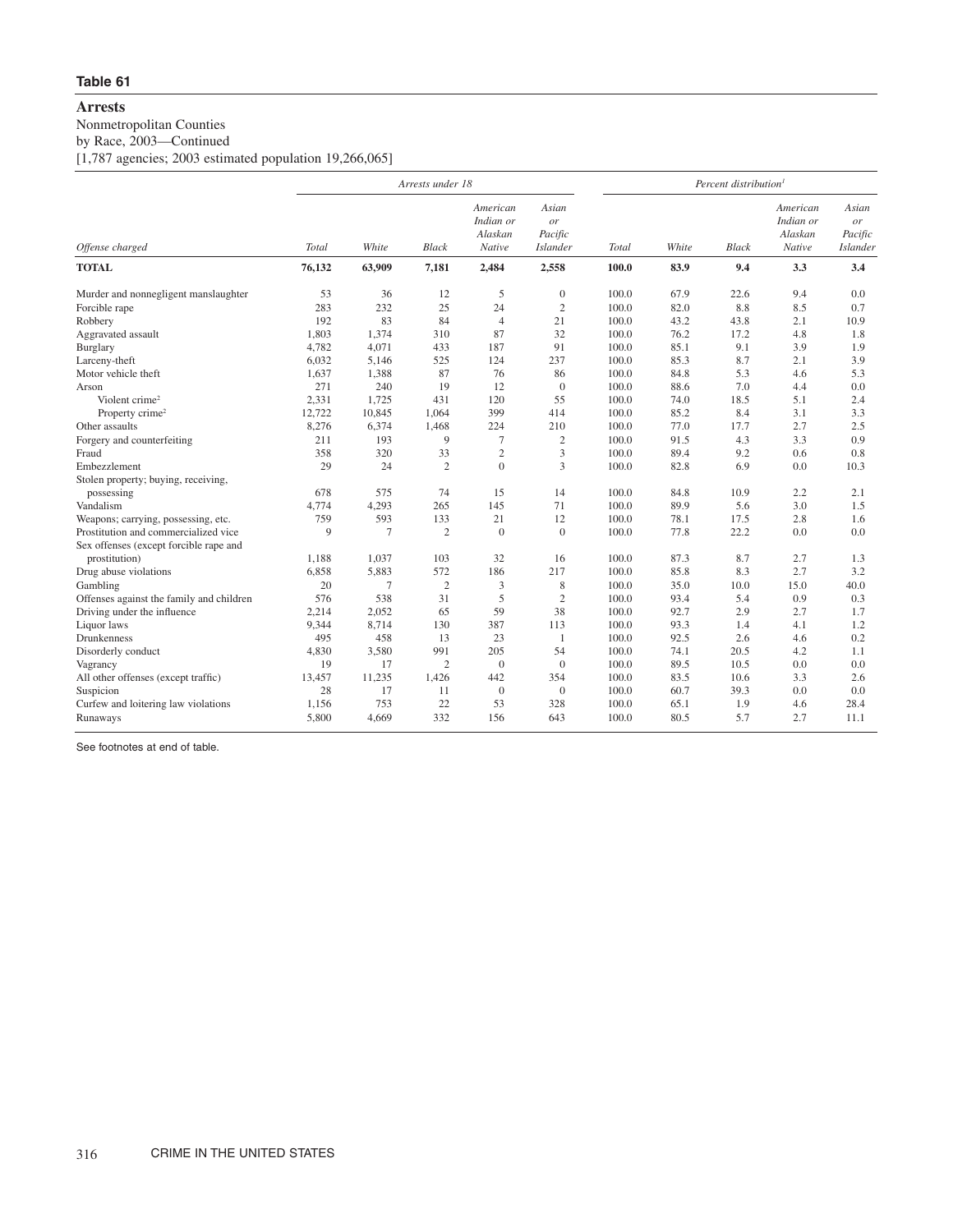**Table 61**

# Arrests

Nonmetropolitan Counties
by Race, 2003—Continued
[1,787 agencies; 2003 estimated population 19,266,065]

| Offense charged | Arrests under 18 | | | | | Percent distribution[1] | | | | |
|---|---|---|---|---|---|---|---|---|---|---|
| | Total | White | Black | American Indian or Alaskan Native | Asian or Pacific Islander | Total | White | Black | American Indian or Alaskan Native | Asian or Pacific Islander |
| **TOTAL** | **76,132** | **63,909** | **7,181** | **2,484** | **2,558** | **100.0** | **83.9** | **9.4** | **3.3** | **3.4** |
| Murder and nonnegligent manslaughter | 53 | 36 | 12 | 5 | 0 | 100.0 | 67.9 | 22.6 | 9.4 | 0.0 |
| Forcible rape | 283 | 232 | 25 | 24 | 2 | 100.0 | 82.0 | 8.8 | 8.5 | 0.7 |
| Robbery | 192 | 83 | 84 | 4 | 21 | 100.0 | 43.2 | 43.8 | 2.1 | 10.9 |
| Aggravated assault | 1,803 | 1,374 | 310 | 87 | 32 | 100.0 | 76.2 | 17.2 | 4.8 | 1.8 |
| Burglary | 4,782 | 4,071 | 433 | 187 | 91 | 100.0 | 85.1 | 9.1 | 3.9 | 1.9 |
| Larceny-theft | 6,032 | 5,146 | 525 | 124 | 237 | 100.0 | 85.3 | 8.7 | 2.1 | 3.9 |
| Motor vehicle theft | 1,637 | 1,388 | 87 | 76 | 86 | 100.0 | 84.8 | 5.3 | 4.6 | 5.3 |
| Arson | 271 | 240 | 19 | 12 | 0 | 100.0 | 88.6 | 7.0 | 4.4 | 0.0 |
| Violent crime[2] | 2,331 | 1,725 | 431 | 120 | 55 | 100.0 | 74.0 | 18.5 | 5.1 | 2.4 |
| Property crime[2] | 12,722 | 10,845 | 1,064 | 399 | 414 | 100.0 | 85.2 | 8.4 | 3.1 | 3.3 |
| Other assaults | 8,276 | 6,374 | 1,468 | 224 | 210 | 100.0 | 77.0 | 17.7 | 2.7 | 2.5 |
| Forgery and counterfeiting | 211 | 193 | 9 | 7 | 2 | 100.0 | 91.5 | 4.3 | 3.3 | 0.9 |
| Fraud | 358 | 320 | 33 | 2 | 3 | 100.0 | 89.4 | 9.2 | 0.6 | 0.8 |
| Embezzlement | 29 | 24 | 2 | 0 | 3 | 100.0 | 82.8 | 6.9 | 0.0 | 10.3 |
| Stolen property; buying, receiving, possessing | 678 | 575 | 74 | 15 | 14 | 100.0 | 84.8 | 10.9 | 2.2 | 2.1 |
| Vandalism | 4,774 | 4,293 | 265 | 145 | 71 | 100.0 | 89.9 | 5.6 | 3.0 | 1.5 |
| Weapons; carrying, possessing, etc. | 759 | 593 | 133 | 21 | 12 | 100.0 | 78.1 | 17.5 | 2.8 | 1.6 |
| Prostitution and commercialized vice | 9 | 7 | 2 | 0 | 0 | 100.0 | 77.8 | 22.2 | 0.0 | 0.0 |
| Sex offenses (except forcible rape and prostitution) | 1,188 | 1,037 | 103 | 32 | 16 | 100.0 | 87.3 | 8.7 | 2.7 | 1.3 |
| Drug abuse violations | 6,858 | 5,883 | 572 | 186 | 217 | 100.0 | 85.8 | 8.3 | 2.7 | 3.2 |
| Gambling | 20 | 7 | 2 | 3 | 8 | 100.0 | 35.0 | 10.0 | 15.0 | 40.0 |
| Offenses against the family and children | 576 | 538 | 31 | 5 | 2 | 100.0 | 93.4 | 5.4 | 0.9 | 0.3 |
| Driving under the influence | 2,214 | 2,052 | 65 | 59 | 38 | 100.0 | 92.7 | 2.9 | 2.7 | 1.7 |
| Liquor laws | 9,344 | 8,714 | 130 | 387 | 113 | 100.0 | 93.3 | 1.4 | 4.1 | 1.2 |
| Drunkenness | 495 | 458 | 13 | 23 | 1 | 100.0 | 92.5 | 2.6 | 4.6 | 0.2 |
| Disorderly conduct | 4,830 | 3,580 | 991 | 205 | 54 | 100.0 | 74.1 | 20.5 | 4.2 | 1.1 |
| Vagrancy | 19 | 17 | 2 | 0 | 0 | 100.0 | 89.5 | 10.5 | 0.0 | 0.0 |
| All other offenses (except traffic) | 13,457 | 11,235 | 1,426 | 442 | 354 | 100.0 | 83.5 | 10.6 | 3.3 | 2.6 |
| Suspicion | 28 | 17 | 11 | 0 | 0 | 100.0 | 60.7 | 39.3 | 0.0 | 0.0 |
| Curfew and loitering law violations | 1,156 | 753 | 22 | 53 | 328 | 100.0 | 65.1 | 1.9 | 4.6 | 28.4 |
| Runaways | 5,800 | 4,669 | 332 | 156 | 643 | 100.0 | 80.5 | 5.7 | 2.7 | 11.1 |

See footnotes at end of table.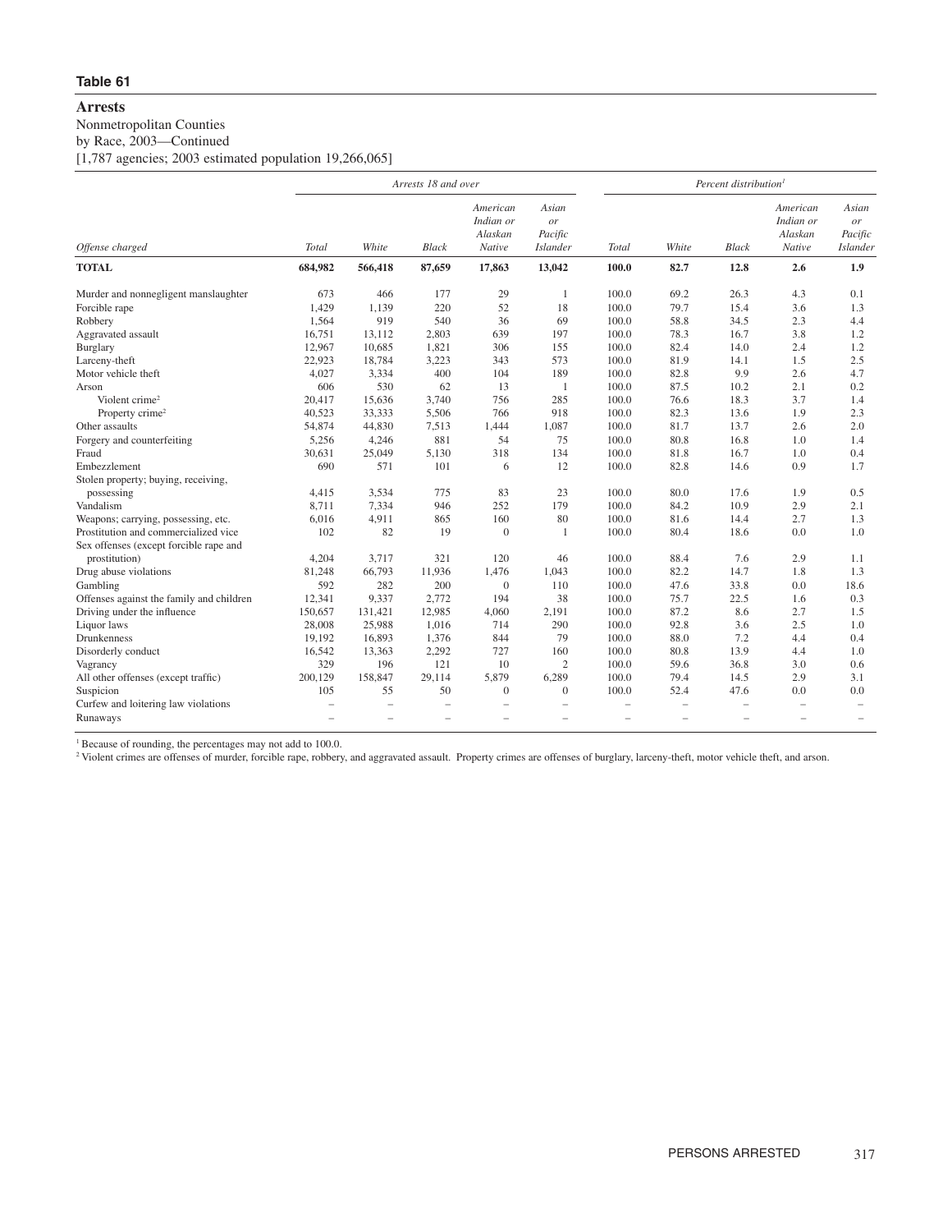## Table 61

### Arrests

Nonmetropolitan Counties
by Race, 2003—Continued
[1,787 agencies; 2003 estimated population 19,266,065]

| Offense charged | Arrests 18 and over | | | | | Percent distribution[1] | | | | |
|---|---|---|---|---|---|---|---|---|---|---|
| | Total | White | Black | American Indian or Alaskan Native | Asian or Pacific Islander | Total | White | Black | American Indian or Alaskan Native | Asian or Pacific Islander |
| **TOTAL** | **684,982** | **566,418** | **87,659** | **17,863** | **13,042** | **100.0** | **82.7** | **12.8** | **2.6** | **1.9** |
| Murder and nonnegligent manslaughter | 673 | 466 | 177 | 29 | 1 | 100.0 | 69.2 | 26.3 | 4.3 | 0.1 |
| Forcible rape | 1,429 | 1,139 | 220 | 52 | 18 | 100.0 | 79.7 | 15.4 | 3.6 | 1.3 |
| Robbery | 1,564 | 919 | 540 | 36 | 69 | 100.0 | 58.8 | 34.5 | 2.3 | 4.4 |
| Aggravated assault | 16,751 | 13,112 | 2,803 | 639 | 197 | 100.0 | 78.3 | 16.7 | 3.8 | 1.2 |
| Burglary | 12,967 | 10,685 | 1,821 | 306 | 155 | 100.0 | 82.4 | 14.0 | 2.4 | 1.2 |
| Larceny-theft | 22,923 | 18,784 | 3,223 | 343 | 573 | 100.0 | 81.9 | 14.1 | 1.5 | 2.5 |
| Motor vehicle theft | 4,027 | 3,334 | 400 | 104 | 189 | 100.0 | 82.8 | 9.9 | 2.6 | 4.7 |
| Arson | 606 | 530 | 62 | 13 | 1 | 100.0 | 87.5 | 10.2 | 2.1 | 0.2 |
| Violent crime[2] | 20,417 | 15,636 | 3,740 | 756 | 285 | 100.0 | 76.6 | 18.3 | 3.7 | 1.4 |
| Property crime[2] | 40,523 | 33,333 | 5,506 | 766 | 918 | 100.0 | 82.3 | 13.6 | 1.9 | 2.3 |
| Other assaults | 54,874 | 44,830 | 7,513 | 1,444 | 1,087 | 100.0 | 81.7 | 13.7 | 2.6 | 2.0 |
| Forgery and counterfeiting | 5,256 | 4,246 | 881 | 54 | 75 | 100.0 | 80.8 | 16.8 | 1.0 | 1.4 |
| Fraud | 30,631 | 25,049 | 5,130 | 318 | 134 | 100.0 | 81.8 | 16.7 | 1.0 | 0.4 |
| Embezzlement | 690 | 571 | 101 | 6 | 12 | 100.0 | 82.8 | 14.6 | 0.9 | 1.7 |
| Stolen property; buying, receiving, possessing | 4,415 | 3,534 | 775 | 83 | 23 | 100.0 | 80.0 | 17.6 | 1.9 | 0.5 |
| Vandalism | 8,711 | 7,334 | 946 | 252 | 179 | 100.0 | 84.2 | 10.9 | 2.9 | 2.1 |
| Weapons; carrying, possessing, etc. | 6,016 | 4,911 | 865 | 160 | 80 | 100.0 | 81.6 | 14.4 | 2.7 | 1.3 |
| Prostitution and commercialized vice | 102 | 82 | 19 | 0 | 1 | 100.0 | 80.4 | 18.6 | 0.0 | 1.0 |
| Sex offenses (except forcible rape and prostitution) | 4,204 | 3,717 | 321 | 120 | 46 | 100.0 | 88.4 | 7.6 | 2.9 | 1.1 |
| Drug abuse violations | 81,248 | 66,793 | 11,936 | 1,476 | 1,043 | 100.0 | 82.2 | 14.7 | 1.8 | 1.3 |
| Gambling | 592 | 282 | 200 | 0 | 110 | 100.0 | 47.6 | 33.8 | 0.0 | 18.6 |
| Offenses against the family and children | 12,341 | 9,337 | 2,772 | 194 | 38 | 100.0 | 75.7 | 22.5 | 1.6 | 0.3 |
| Driving under the influence | 150,657 | 131,421 | 12,985 | 4,060 | 2,191 | 100.0 | 87.2 | 8.6 | 2.7 | 1.5 |
| Liquor laws | 28,008 | 25,988 | 1,016 | 714 | 290 | 100.0 | 92.8 | 3.6 | 2.5 | 1.0 |
| Drunkenness | 19,192 | 16,893 | 1,376 | 844 | 79 | 100.0 | 88.0 | 7.2 | 4.4 | 0.4 |
| Disorderly conduct | 16,542 | 13,363 | 2,292 | 727 | 160 | 100.0 | 80.8 | 13.9 | 4.4 | 1.0 |
| Vagrancy | 329 | 196 | 121 | 10 | 2 | 100.0 | 59.6 | 36.8 | 3.0 | 0.6 |
| All other offenses (except traffic) | 200,129 | 158,847 | 29,114 | 5,879 | 6,289 | 100.0 | 79.4 | 14.5 | 2.9 | 3.1 |
| Suspicion | 105 | 55 | 50 | 0 | 0 | 100.0 | 52.4 | 47.6 | 0.0 | 0.0 |
| Curfew and loitering law violations | – | – | – | – | – | – | – | – | – | – |
| Runaways | – | – | – | – | – | – | – | – | – | – |

[1] Because of rounding, the percentages may not add to 100.0.
[2] Violent crimes are offenses of murder, forcible rape, robbery, and aggravated assault. Property crimes are offenses of burglary, larceny-theft, motor vehicle theft, and arson.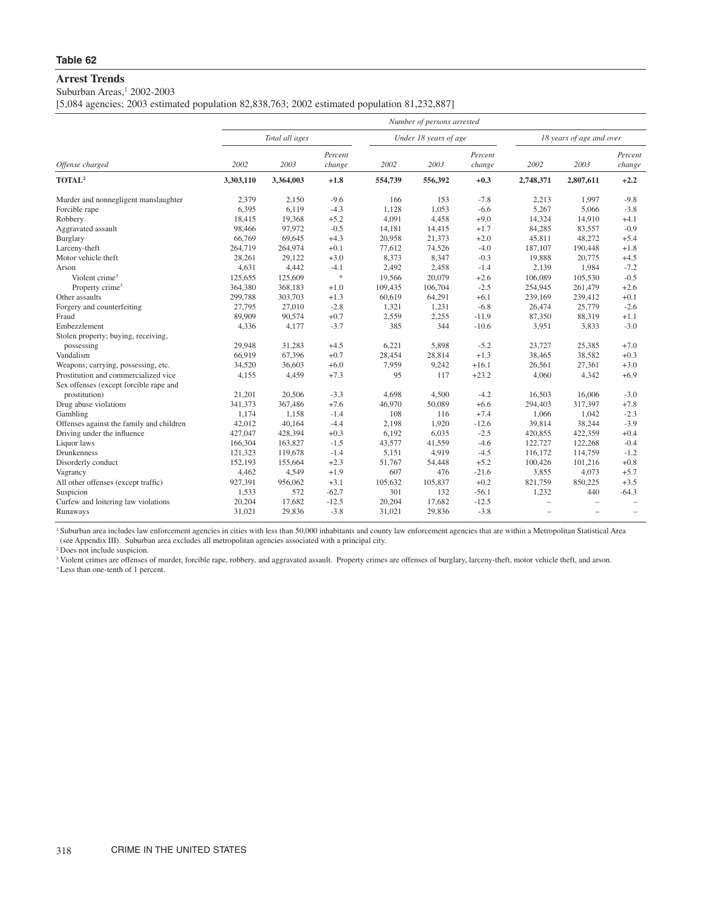**Table 62**

## Arrest Trends

Suburban Areas,[1] 2002-2003

[5,084 agencies; 2003 estimated population 82,838,763; 2002 estimated population 81,232,887]

| Offense charged | Number of persons arrested | | | | | | | | |
|---|---|---|---|---|---|---|---|---|---|
| | *Total all ages* | | | *Under 18 years of age* | | | *18 years of age and over* | | |
| | 2002 | 2003 | Percent change | 2002 | 2003 | Percent change | 2002 | 2003 | Percent change |
| **TOTAL[2]** | **3,303,110** | **3,364,003** | **+1.8** | **554,739** | **556,392** | **+0.3** | **2,748,371** | **2,807,611** | **+2.2** |
| Murder and nonnegligent manslaughter | 2,379 | 2,150 | -9.6 | 166 | 153 | -7.8 | 2,213 | 1,997 | -9.8 |
| Forcible rape | 6,395 | 6,119 | -4.3 | 1,128 | 1,053 | -6.6 | 5,267 | 5,066 | -3.8 |
| Robbery | 18,415 | 19,368 | +5.2 | 4,091 | 4,458 | +9.0 | 14,324 | 14,910 | +4.1 |
| Aggravated assault | 98,466 | 97,972 | -0.5 | 14,181 | 14,415 | +1.7 | 84,285 | 83,557 | -0.9 |
| Burglary | 66,769 | 69,645 | +4.3 | 20,958 | 21,373 | +2.0 | 45,811 | 48,272 | +5.4 |
| Larceny-theft | 264,719 | 264,974 | +0.1 | 77,612 | 74,526 | -4.0 | 187,107 | 190,448 | +1.8 |
| Motor vehicle theft | 28,261 | 29,122 | +3.0 | 8,373 | 8,347 | -0.3 | 19,888 | 20,775 | +4.5 |
| Arson | 4,631 | 4,442 | -4.1 | 2,492 | 2,458 | -1.4 | 2,139 | 1,984 | -7.2 |
| Violent crime[3] | 125,655 | 125,609 | * | 19,566 | 20,079 | +2.6 | 106,089 | 105,530 | -0.5 |
| Property crime[3] | 364,380 | 368,183 | +1.0 | 109,435 | 106,704 | -2.5 | 254,945 | 261,479 | +2.6 |
| Other assaults | 299,788 | 303,703 | +1.3 | 60,619 | 64,291 | +6.1 | 239,169 | 239,412 | +0.1 |
| Forgery and counterfeiting | 27,795 | 27,010 | -2.8 | 1,321 | 1,231 | -6.8 | 26,474 | 25,779 | -2.6 |
| Fraud | 89,909 | 90,574 | +0.7 | 2,559 | 2,255 | -11.9 | 87,350 | 88,319 | +1.1 |
| Embezzlement | 4,336 | 4,177 | -3.7 | 385 | 344 | -10.6 | 3,951 | 3,833 | -3.0 |
| Stolen property; buying, receiving, possessing | 29,948 | 31,283 | +4.5 | 6,221 | 5,898 | -5.2 | 23,727 | 25,385 | +7.0 |
| Vandalism | 66,919 | 67,396 | +0.7 | 28,454 | 28,814 | +1.3 | 38,465 | 38,582 | +0.3 |
| Weapons; carrying, possessing, etc. | 34,520 | 36,603 | +6.0 | 7,959 | 9,242 | +16.1 | 26,561 | 27,361 | +3.0 |
| Prostitution and commercialized vice | 4,155 | 4,459 | +7.3 | 95 | 117 | +23.2 | 4,060 | 4,342 | +6.9 |
| Sex offenses (except forcible rape and prostitution) | 21,201 | 20,506 | -3.3 | 4,698 | 4,500 | -4.2 | 16,503 | 16,006 | -3.0 |
| Drug abuse violations | 341,373 | 367,486 | +7.6 | 46,970 | 50,089 | +6.6 | 294,403 | 317,397 | +7.8 |
| Gambling | 1,174 | 1,158 | -1.4 | 108 | 116 | +7.4 | 1,066 | 1,042 | -2.3 |
| Offenses against the family and children | 42,012 | 40,164 | -4.4 | 2,198 | 1,920 | -12.6 | 39,814 | 38,244 | -3.9 |
| Driving under the influence | 427,047 | 428,394 | +0.3 | 6,192 | 6,035 | -2.5 | 420,855 | 422,359 | +0.4 |
| Liquor laws | 166,304 | 163,827 | -1.5 | 43,577 | 41,559 | -4.6 | 122,727 | 122,268 | -0.4 |
| Drunkenness | 121,323 | 119,678 | -1.4 | 5,151 | 4,919 | -4.5 | 116,172 | 114,759 | -1.2 |
| Disorderly conduct | 152,193 | 155,664 | +2.3 | 51,767 | 54,448 | +5.2 | 100,426 | 101,216 | +0.8 |
| Vagrancy | 4,462 | 4,549 | +1.9 | 607 | 476 | -21.6 | 3,855 | 4,073 | +5.7 |
| All other offenses (except traffic) | 927,391 | 956,062 | +3.1 | 105,632 | 105,837 | +0.2 | 821,759 | 850,225 | +3.5 |
| Suspicion | 1,533 | 572 | -62.7 | 301 | 132 | -56.1 | 1,232 | 440 | -64.3 |
| Curfew and loitering law violations | 20,204 | 17,682 | -12.5 | 20,204 | 17,682 | -12.5 | – | – | – |
| Runaways | 31,021 | 29,836 | -3.8 | 31,021 | 29,836 | -3.8 | – | – | – |

[1] Suburban area includes law enforcement agencies in cities with less than 50,000 inhabitants and county law enforcement agencies that are within a Metropolitan Statistical Area (see Appendix III). Suburban area excludes all metropolitan agencies associated with a principal city.

[2] Does not include suspicion.

[3] Violent crimes are offenses of murder, forcible rape, robbery, and aggravated assault. Property crimes are offenses of burglary, larceny-theft, motor vehicle theft, and arson.

* Less than one-tenth of 1 percent.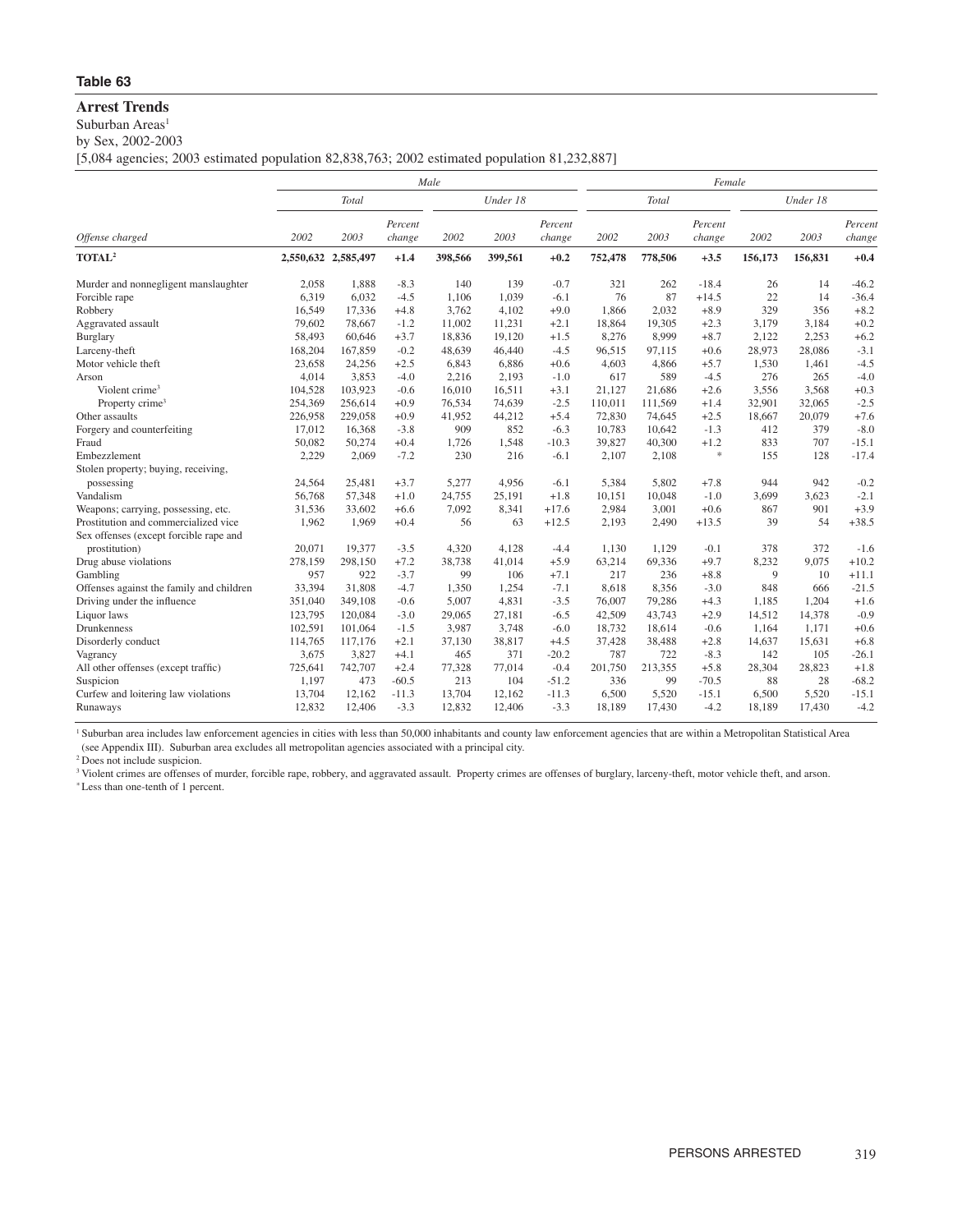**Table 63**

## Arrest Trends

Suburban Areas[1]

by Sex, 2002-2003

[5,084 agencies; 2003 estimated population 82,838,763; 2002 estimated population 81,232,887]

| | Male | | | | | | Female | | | | | |
|---|---|---|---|---|---|---|---|---|---|---|---|---|
| | Total | | | Under 18 | | | Total | | | Under 18 | | |
| Offense charged | 2002 | 2003 | Percent change | 2002 | 2003 | Percent change | 2002 | 2003 | Percent change | 2002 | 2003 | Percent change |
| **TOTAL[2]** | **2,550,632** | **2,585,497** | **+1.4** | **398,566** | **399,561** | **+0.2** | **752,478** | **778,506** | **+3.5** | **156,173** | **156,831** | **+0.4** |
| Murder and nonnegligent manslaughter | 2,058 | 1,888 | -8.3 | 140 | 139 | -0.7 | 321 | 262 | -18.4 | 26 | 14 | -46.2 |
| Forcible rape | 6,319 | 6,032 | -4.5 | 1,106 | 1,039 | -6.1 | 76 | 87 | +14.5 | 22 | 14 | -36.4 |
| Robbery | 16,549 | 17,336 | +4.8 | 3,762 | 4,102 | +9.0 | 1,866 | 2,032 | +8.9 | 329 | 356 | +8.2 |
| Aggravated assault | 79,602 | 78,667 | -1.2 | 11,002 | 11,231 | +2.1 | 18,864 | 19,305 | +2.3 | 3,179 | 3,184 | +0.2 |
| Burglary | 58,493 | 60,646 | +3.7 | 18,836 | 19,120 | +1.5 | 8,276 | 8,999 | +8.7 | 2,122 | 2,253 | +6.2 |
| Larceny-theft | 168,204 | 167,859 | -0.2 | 48,639 | 46,440 | -4.5 | 96,515 | 97,115 | +0.6 | 28,973 | 28,086 | -3.1 |
| Motor vehicle theft | 23,658 | 24,256 | +2.5 | 6,843 | 6,886 | +0.6 | 4,603 | 4,866 | +5.7 | 1,530 | 1,461 | -4.5 |
| Arson | 4,014 | 3,853 | -4.0 | 2,216 | 2,193 | -1.0 | 617 | 589 | -4.5 | 276 | 265 | -4.0 |
| Violent crime[3] | 104,528 | 103,923 | -0.6 | 16,010 | 16,511 | +3.1 | 21,127 | 21,686 | +2.6 | 3,556 | 3,568 | +0.3 |
| Property crime[3] | 254,369 | 256,614 | +0.9 | 76,534 | 74,639 | -2.5 | 110,011 | 111,569 | +1.4 | 32,901 | 32,065 | -2.5 |
| Other assaults | 226,958 | 229,058 | +0.9 | 41,952 | 44,212 | +5.4 | 72,830 | 74,645 | +2.5 | 18,667 | 20,079 | +7.6 |
| Forgery and counterfeiting | 17,012 | 16,368 | -3.8 | 909 | 852 | -6.3 | 10,783 | 10,642 | -1.3 | 412 | 379 | -8.0 |
| Fraud | 50,082 | 50,274 | +0.4 | 1,726 | 1,548 | -10.3 | 39,827 | 40,300 | +1.2 | 833 | 707 | -15.1 |
| Embezzlement | 2,229 | 2,069 | -7.2 | 230 | 216 | -6.1 | 2,107 | 2,108 | * | 155 | 128 | -17.4 |
| Stolen property; buying, receiving, possessing | 24,564 | 25,481 | +3.7 | 5,277 | 4,956 | -6.1 | 5,384 | 5,802 | +7.8 | 944 | 942 | -0.2 |
| Vandalism | 56,768 | 57,348 | +1.0 | 24,755 | 25,191 | +1.8 | 10,151 | 10,048 | -1.0 | 3,699 | 3,623 | -2.1 |
| Weapons; carrying, possessing, etc. | 31,536 | 33,602 | +6.6 | 7,092 | 8,341 | +17.6 | 2,984 | 3,001 | +0.6 | 867 | 901 | +3.9 |
| Prostitution and commercialized vice | 1,962 | 1,969 | +0.4 | 56 | 63 | +12.5 | 2,193 | 2,490 | +13.5 | 39 | 54 | +38.5 |
| Sex offenses (except forcible rape and prostitution) | 20,071 | 19,377 | -3.5 | 4,320 | 4,128 | -4.4 | 1,130 | 1,129 | -0.1 | 378 | 372 | -1.6 |
| Drug abuse violations | 278,159 | 298,150 | +7.2 | 38,738 | 41,014 | +5.9 | 63,214 | 69,336 | +9.7 | 8,232 | 9,075 | +10.2 |
| Gambling | 957 | 922 | -3.7 | 99 | 106 | +7.1 | 217 | 236 | +8.8 | 9 | 10 | +11.1 |
| Offenses against the family and children | 33,394 | 31,808 | -4.7 | 1,350 | 1,254 | -7.1 | 8,618 | 8,356 | -3.0 | 848 | 666 | -21.5 |
| Driving under the influence | 351,040 | 349,108 | -0.6 | 5,007 | 4,831 | -3.5 | 76,007 | 79,286 | +4.3 | 1,185 | 1,204 | +1.6 |
| Liquor laws | 123,795 | 120,084 | -3.0 | 29,065 | 27,181 | -6.5 | 42,509 | 43,743 | +2.9 | 14,512 | 14,378 | -0.9 |
| Drunkenness | 102,591 | 101,064 | -1.5 | 3,987 | 3,748 | -6.0 | 18,732 | 18,614 | -0.6 | 1,164 | 1,171 | +0.6 |
| Disorderly conduct | 114,765 | 117,176 | +2.1 | 37,130 | 38,817 | +4.5 | 37,428 | 38,488 | +2.8 | 14,637 | 15,631 | +6.8 |
| Vagrancy | 3,675 | 3,827 | +4.1 | 465 | 371 | -20.2 | 787 | 722 | -8.3 | 142 | 105 | -26.1 |
| All other offenses (except traffic) | 725,641 | 742,707 | +2.4 | 77,328 | 77,014 | -0.4 | 201,750 | 213,355 | +5.8 | 28,304 | 28,823 | +1.8 |
| Suspicion | 1,197 | 473 | -60.5 | 213 | 104 | -51.2 | 336 | 99 | -70.5 | 88 | 28 | -68.2 |
| Curfew and loitering law violations | 13,704 | 12,162 | -11.3 | 13,704 | 12,162 | -11.3 | 6,500 | 5,520 | -15.1 | 6,500 | 5,520 | -15.1 |
| Runaways | 12,832 | 12,406 | -3.3 | 12,832 | 12,406 | -3.3 | 18,189 | 17,430 | -4.2 | 18,189 | 17,430 | -4.2 |

[1] Suburban area includes law enforcement agencies in cities with less than 50,000 inhabitants and county law enforcement agencies that are within a Metropolitan Statistical Area (see Appendix III). Suburban area excludes all metropolitan agencies associated with a principal city.

[2] Does not include suspicion.

[3] Violent crimes are offenses of murder, forcible rape, robbery, and aggravated assault. Property crimes are offenses of burglary, larceny-theft, motor vehicle theft, and arson.

* Less than one-tenth of 1 percent.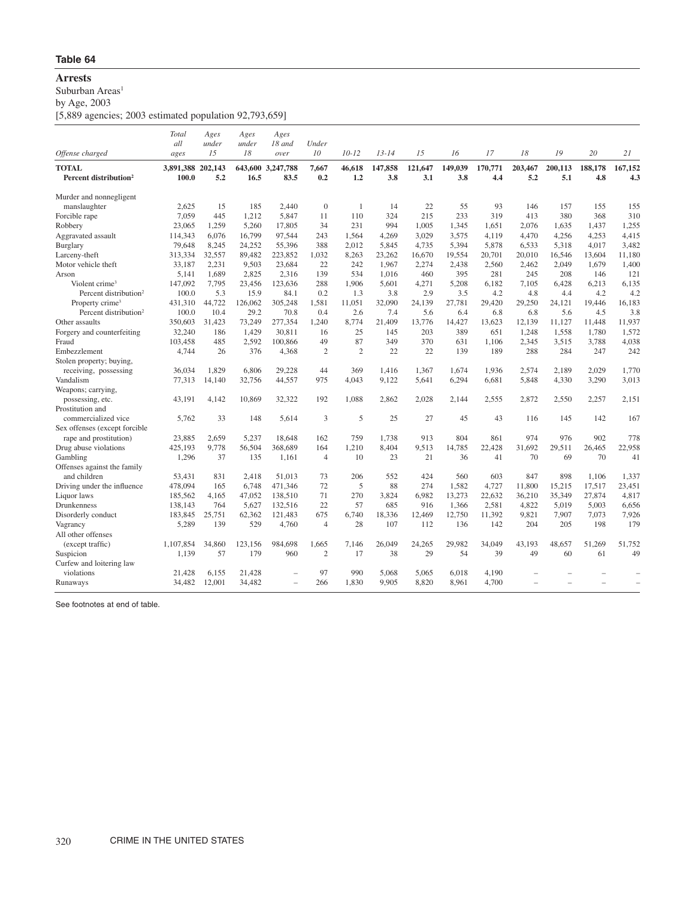## Table 64

### Arrests

Suburban Areas[1]

by Age, 2003

[5,889 agencies; 2003 estimated population 92,793,659]

| Offense charged | Total all ages | Ages under 15 | Ages under 18 | Ages 18 and over | Under 10 | 10-12 | 13-14 | 15 | 16 | 17 | 18 | 19 | 20 | 21 |
|---|---|---|---|---|---|---|---|---|---|---|---|---|---|---|
| **TOTAL** | **3,891,388** | **202,143** | **643,600** | **3,247,788** | **7,667** | **46,618** | **147,858** | **121,647** | **149,039** | **170,771** | **203,467** | **200,113** | **188,178** | **167,152** |
| **Percent distribution[2]** | **100.0** | **5.2** | **16.5** | **83.5** | **0.2** | **1.2** | **3.8** | **3.1** | **3.8** | **4.4** | **5.2** | **5.1** | **4.8** | **4.3** |
| Murder and nonnegligent manslaughter | 2,625 | 15 | 185 | 2,440 | 0 | 1 | 14 | 22 | 55 | 93 | 146 | 157 | 155 | 155 |
| Forcible rape | 7,059 | 445 | 1,212 | 5,847 | 11 | 110 | 324 | 215 | 233 | 319 | 413 | 380 | 368 | 310 |
| Robbery | 23,065 | 1,259 | 5,260 | 17,805 | 34 | 231 | 994 | 1,005 | 1,345 | 1,651 | 2,076 | 1,635 | 1,437 | 1,255 |
| Aggravated assault | 114,343 | 6,076 | 16,799 | 97,544 | 243 | 1,564 | 4,269 | 3,029 | 3,575 | 4,119 | 4,470 | 4,256 | 4,253 | 4,415 |
| Burglary | 79,648 | 8,245 | 24,252 | 55,396 | 388 | 2,012 | 5,845 | 4,735 | 5,394 | 5,878 | 6,533 | 5,318 | 4,017 | 3,482 |
| Larceny-theft | 313,334 | 32,557 | 89,482 | 223,852 | 1,032 | 8,263 | 23,262 | 16,670 | 19,554 | 20,701 | 20,010 | 16,546 | 13,604 | 11,180 |
| Motor vehicle theft | 33,187 | 2,231 | 9,503 | 23,684 | 22 | 242 | 1,967 | 2,274 | 2,438 | 2,560 | 2,462 | 2,049 | 1,679 | 1,400 |
| Arson | 5,141 | 1,689 | 2,825 | 2,316 | 139 | 534 | 1,016 | 460 | 395 | 281 | 245 | 208 | 146 | 121 |
| Violent crime[3] | 147,092 | 7,795 | 23,456 | 123,636 | 288 | 1,906 | 5,601 | 4,271 | 5,208 | 6,182 | 7,105 | 6,428 | 6,213 | 6,135 |
| Percent distribution[2] | 100.0 | 5.3 | 15.9 | 84.1 | 0.2 | 1.3 | 3.8 | 2.9 | 3.5 | 4.2 | 4.8 | 4.4 | 4.2 | 4.2 |
| Property crime[3] | 431,310 | 44,722 | 126,062 | 305,248 | 1,581 | 11,051 | 32,090 | 24,139 | 27,781 | 29,420 | 29,250 | 24,121 | 19,446 | 16,183 |
| Percent distribution[2] | 100.0 | 10.4 | 29.2 | 70.8 | 0.4 | 2.6 | 7.4 | 5.6 | 6.4 | 6.8 | 6.8 | 5.6 | 4.5 | 3.8 |
| Other assaults | 350,603 | 31,423 | 73,249 | 277,354 | 1,240 | 8,774 | 21,409 | 13,776 | 14,427 | 13,623 | 12,139 | 11,127 | 11,448 | 11,937 |
| Forgery and counterfeiting | 32,240 | 186 | 1,429 | 30,811 | 16 | 25 | 145 | 203 | 389 | 651 | 1,248 | 1,558 | 1,780 | 1,572 |
| Fraud | 103,458 | 485 | 2,592 | 100,866 | 49 | 87 | 349 | 370 | 631 | 1,106 | 2,345 | 3,515 | 3,788 | 4,038 |
| Embezzlement | 4,744 | 26 | 376 | 4,368 | 2 | 2 | 22 | 22 | 139 | 189 | 288 | 284 | 247 | 242 |
| Stolen property; buying, receiving, possessing | 36,034 | 1,829 | 6,806 | 29,228 | 44 | 369 | 1,416 | 1,367 | 1,674 | 1,936 | 2,574 | 2,189 | 2,029 | 1,770 |
| Vandalism | 77,313 | 14,140 | 32,756 | 44,557 | 975 | 4,043 | 9,122 | 5,641 | 6,294 | 6,681 | 5,848 | 4,330 | 3,290 | 3,013 |
| Weapons; carrying, possessing, etc. | 43,191 | 4,142 | 10,869 | 32,322 | 192 | 1,088 | 2,862 | 2,028 | 2,144 | 2,555 | 2,872 | 2,550 | 2,257 | 2,151 |
| Prostitution and commercialized vice | 5,762 | 33 | 148 | 5,614 | 3 | 5 | 25 | 27 | 45 | 43 | 116 | 145 | 142 | 167 |
| Sex offenses (except forcible rape and prostitution) | 23,885 | 2,659 | 5,237 | 18,648 | 162 | 759 | 1,738 | 913 | 804 | 861 | 974 | 976 | 902 | 778 |
| Drug abuse violations | 425,193 | 9,778 | 56,504 | 368,689 | 164 | 1,210 | 8,404 | 9,513 | 14,785 | 22,428 | 31,692 | 29,511 | 26,465 | 22,958 |
| Gambling | 1,296 | 37 | 135 | 1,161 | 4 | 10 | 23 | 21 | 36 | 41 | 70 | 69 | 70 | 41 |
| Offenses against the family and children | 53,431 | 831 | 2,418 | 51,013 | 73 | 206 | 552 | 424 | 560 | 603 | 847 | 898 | 1,106 | 1,337 |
| Driving under the influence | 478,094 | 165 | 6,748 | 471,346 | 72 | 5 | 88 | 274 | 1,582 | 4,727 | 11,800 | 15,215 | 17,517 | 23,451 |
| Liquor laws | 185,562 | 4,165 | 47,052 | 138,510 | 71 | 270 | 3,824 | 6,982 | 13,273 | 22,632 | 36,210 | 35,349 | 27,874 | 4,817 |
| Drunkenness | 138,143 | 764 | 5,627 | 132,516 | 22 | 57 | 685 | 916 | 1,366 | 2,581 | 4,822 | 5,019 | 5,003 | 6,656 |
| Disorderly conduct | 183,845 | 25,751 | 62,362 | 121,483 | 675 | 6,740 | 18,336 | 12,469 | 12,750 | 11,392 | 9,821 | 7,907 | 7,073 | 7,926 |
| Vagrancy | 5,289 | 139 | 529 | 4,760 | 4 | 28 | 107 | 112 | 136 | 142 | 204 | 205 | 198 | 179 |
| All other offenses (except traffic) | 1,107,854 | 34,860 | 123,156 | 984,698 | 1,665 | 7,146 | 26,049 | 24,265 | 29,982 | 34,049 | 43,193 | 48,657 | 51,269 | 51,752 |
| Suspicion | 1,139 | 57 | 179 | 960 | 2 | 17 | 38 | 29 | 54 | 39 | 49 | 60 | 61 | 49 |
| Curfew and loitering law violations | 21,428 | 6,155 | 21,428 | – | 97 | 990 | 5,068 | 5,065 | 6,018 | 4,190 | – | – | – | – |
| Runaways | 34,482 | 12,001 | 34,482 | – | 266 | 1,830 | 9,905 | 8,820 | 8,961 | 4,700 | – | – | – | – |

See footnotes at end of table.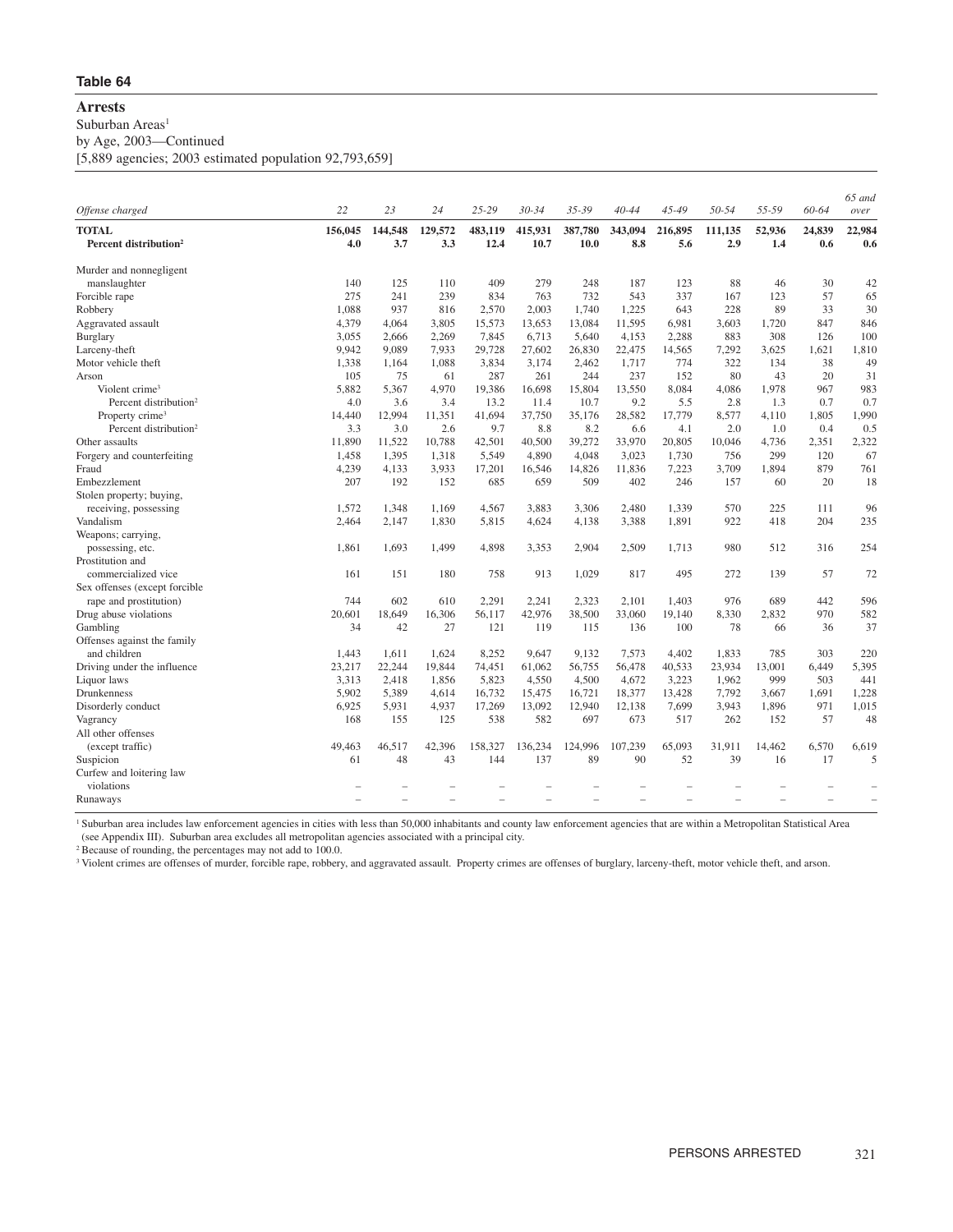**Table 64**

# Arrests

Suburban Areas[1]

by Age, 2003—Continued

[5,889 agencies; 2003 estimated population 92,793,659]

| *Offense charged* | *22* | *23* | *24* | *25-29* | *30-34* | *35-39* | *40-44* | *45-49* | *50-54* | *55-59* | *60-64* | *65 and over* |
|---|---|---|---|---|---|---|---|---|---|---|---|---|
| **TOTAL** | **156,045** | **144,548** | **129,572** | **483,119** | **415,931** | **387,780** | **343,094** | **216,895** | **111,135** | **52,936** | **24,839** | **22,984** |
| **Percent distribution[2]** | **4.0** | **3.7** | **3.3** | **12.4** | **10.7** | **10.0** | **8.8** | **5.6** | **2.9** | **1.4** | **0.6** | **0.6** |
| Murder and nonnegligent manslaughter | 140 | 125 | 110 | 409 | 279 | 248 | 187 | 123 | 88 | 46 | 30 | 42 |
| Forcible rape | 275 | 241 | 239 | 834 | 763 | 732 | 543 | 337 | 167 | 123 | 57 | 65 |
| Robbery | 1,088 | 937 | 816 | 2,570 | 2,003 | 1,740 | 1,225 | 643 | 228 | 89 | 33 | 30 |
| Aggravated assault | 4,379 | 4,064 | 3,805 | 15,573 | 13,653 | 13,084 | 11,595 | 6,981 | 3,603 | 1,720 | 847 | 846 |
| Burglary | 3,055 | 2,666 | 2,269 | 7,845 | 6,713 | 5,640 | 4,153 | 2,288 | 883 | 308 | 126 | 100 |
| Larceny-theft | 9,942 | 9,089 | 7,933 | 29,728 | 27,602 | 26,830 | 22,475 | 14,565 | 7,292 | 3,625 | 1,621 | 1,810 |
| Motor vehicle theft | 1,338 | 1,164 | 1,088 | 3,834 | 3,174 | 2,462 | 1,717 | 774 | 322 | 134 | 38 | 49 |
| Arson | 105 | 75 | 61 | 287 | 261 | 244 | 237 | 152 | 80 | 43 | 20 | 31 |
| Violent crime[3] | 5,882 | 5,367 | 4,970 | 19,386 | 16,698 | 15,804 | 13,550 | 8,084 | 4,086 | 1,978 | 967 | 983 |
| Percent distribution[2] | 4.0 | 3.6 | 3.4 | 13.2 | 11.4 | 10.7 | 9.2 | 5.5 | 2.8 | 1.3 | 0.7 | 0.7 |
| Property crime[3] | 14,440 | 12,994 | 11,351 | 41,694 | 37,750 | 35,176 | 28,582 | 17,779 | 8,577 | 4,110 | 1,805 | 1,990 |
| Percent distribution[2] | 3.3 | 3.0 | 2.6 | 9.7 | 8.8 | 8.2 | 6.6 | 4.1 | 2.0 | 1.0 | 0.4 | 0.5 |
| Other assaults | 11,890 | 11,522 | 10,788 | 42,501 | 40,500 | 39,272 | 33,970 | 20,805 | 10,046 | 4,736 | 2,351 | 2,322 |
| Forgery and counterfeiting | 1,458 | 1,395 | 1,318 | 5,549 | 4,890 | 4,048 | 3,023 | 1,730 | 756 | 299 | 120 | 67 |
| Fraud | 4,239 | 4,133 | 3,933 | 17,201 | 16,546 | 14,826 | 11,836 | 7,223 | 3,709 | 1,894 | 879 | 761 |
| Embezzlement | 207 | 192 | 152 | 685 | 659 | 509 | 402 | 246 | 157 | 60 | 20 | 18 |
| Stolen property; buying, receiving, possessing | 1,572 | 1,348 | 1,169 | 4,567 | 3,883 | 3,306 | 2,480 | 1,339 | 570 | 225 | 111 | 96 |
| Vandalism | 2,464 | 2,147 | 1,830 | 5,815 | 4,624 | 4,138 | 3,388 | 1,891 | 922 | 418 | 204 | 235 |
| Weapons; carrying, possessing, etc. | 1,861 | 1,693 | 1,499 | 4,898 | 3,353 | 2,904 | 2,509 | 1,713 | 980 | 512 | 316 | 254 |
| Prostitution and commercialized vice | 161 | 151 | 180 | 758 | 913 | 1,029 | 817 | 495 | 272 | 139 | 57 | 72 |
| Sex offenses (except forcible rape and prostitution) | 744 | 602 | 610 | 2,291 | 2,241 | 2,323 | 2,101 | 1,403 | 976 | 689 | 442 | 596 |
| Drug abuse violations | 20,601 | 18,649 | 16,306 | 56,117 | 42,976 | 38,500 | 33,060 | 19,140 | 8,330 | 2,832 | 970 | 582 |
| Gambling | 34 | 42 | 27 | 121 | 119 | 115 | 136 | 100 | 78 | 66 | 36 | 37 |
| Offenses against the family and children | 1,443 | 1,611 | 1,624 | 8,252 | 9,647 | 9,132 | 7,573 | 4,402 | 1,833 | 785 | 303 | 220 |
| Driving under the influence | 23,217 | 22,244 | 19,844 | 74,451 | 61,062 | 56,755 | 56,478 | 40,533 | 23,934 | 13,001 | 6,449 | 5,395 |
| Liquor laws | 3,313 | 2,418 | 1,856 | 5,823 | 4,550 | 4,500 | 4,672 | 3,223 | 1,962 | 999 | 503 | 441 |
| Drunkenness | 5,902 | 5,389 | 4,614 | 16,732 | 15,475 | 16,721 | 18,377 | 13,428 | 7,792 | 3,667 | 1,691 | 1,228 |
| Disorderly conduct | 6,925 | 5,931 | 4,937 | 17,269 | 13,092 | 12,940 | 12,138 | 7,699 | 3,943 | 1,896 | 971 | 1,015 |
| Vagrancy | 168 | 155 | 125 | 538 | 582 | 697 | 673 | 517 | 262 | 152 | 57 | 48 |
| All other offenses (except traffic) | 49,463 | 46,517 | 42,396 | 158,327 | 136,234 | 124,996 | 107,239 | 65,093 | 31,911 | 14,462 | 6,570 | 6,619 |
| Suspicion | 61 | 48 | 43 | 144 | 137 | 89 | 90 | 52 | 39 | 16 | 17 | 5 |
| Curfew and loitering law violations | – | – | – | – | – | – | – | – | – | – | – | – |
| Runaways | – | – | – | – | – | – | – | – | – | – | – | – |

[1] Suburban area includes law enforcement agencies in cities with less than 50,000 inhabitants and county law enforcement agencies that are within a Metropolitan Statistical Area (see Appendix III). Suburban area excludes all metropolitan agencies associated with a principal city.

[2] Because of rounding, the percentages may not add to 100.0.

[3] Violent crimes are offenses of murder, forcible rape, robbery, and aggravated assault. Property crimes are offenses of burglary, larceny-theft, motor vehicle theft, and arson.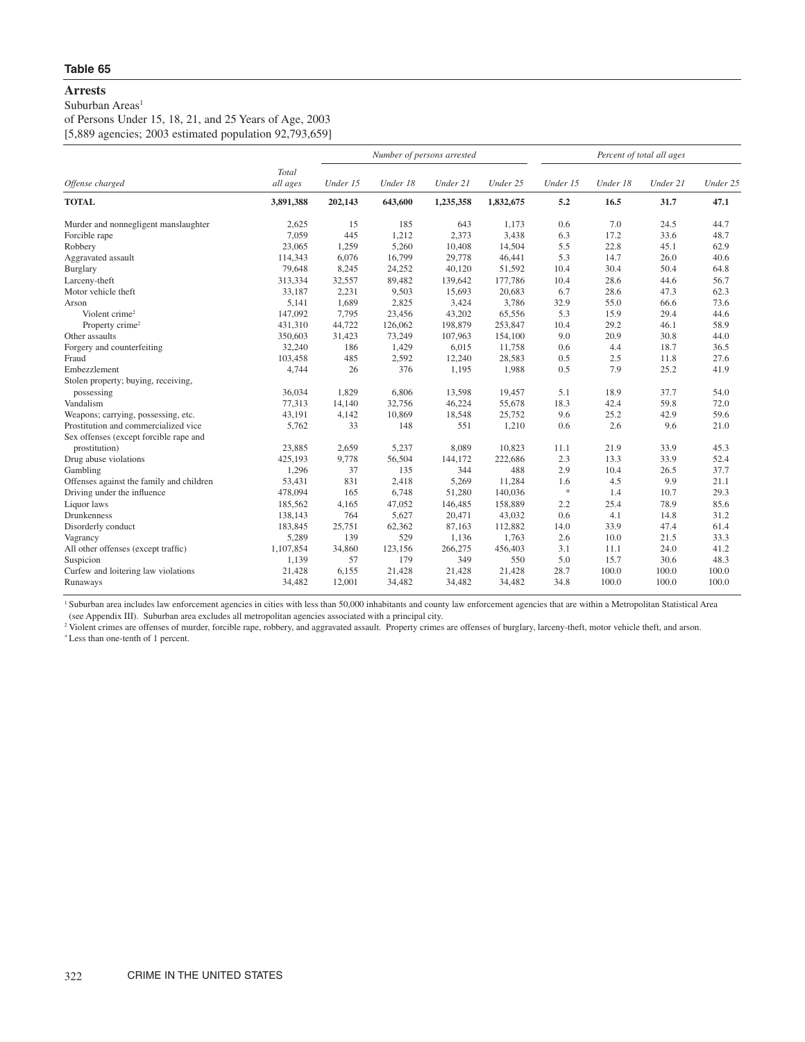**Table 65**

## Arrests

Suburban Areas[1]

of Persons Under 15, 18, 21, and 25 Years of Age, 2003

[5,889 agencies; 2003 estimated population 92,793,659]

| Offense charged | Total all ages | *Number of persons arrested* | | | | *Percent of total all ages* | | | |
|---|---|---|---|---|---|---|---|---|---|
| | | Under 15 | Under 18 | Under 21 | Under 25 | Under 15 | Under 18 | Under 21 | Under 25 |
| **TOTAL** | **3,891,388** | **202,143** | **643,600** | **1,235,358** | **1,832,675** | **5.2** | **16.5** | **31.7** | **47.1** |
| Murder and nonnegligent manslaughter | 2,625 | 15 | 185 | 643 | 1,173 | 0.6 | 7.0 | 24.5 | 44.7 |
| Forcible rape | 7,059 | 445 | 1,212 | 2,373 | 3,438 | 6.3 | 17.2 | 33.6 | 48.7 |
| Robbery | 23,065 | 1,259 | 5,260 | 10,408 | 14,504 | 5.5 | 22.8 | 45.1 | 62.9 |
| Aggravated assault | 114,343 | 6,076 | 16,799 | 29,778 | 46,441 | 5.3 | 14.7 | 26.0 | 40.6 |
| Burglary | 79,648 | 8,245 | 24,252 | 40,120 | 51,592 | 10.4 | 30.4 | 50.4 | 64.8 |
| Larceny-theft | 313,334 | 32,557 | 89,482 | 139,642 | 177,786 | 10.4 | 28.6 | 44.6 | 56.7 |
| Motor vehicle theft | 33,187 | 2,231 | 9,503 | 15,693 | 20,683 | 6.7 | 28.6 | 47.3 | 62.3 |
| Arson | 5,141 | 1,689 | 2,825 | 3,424 | 3,786 | 32.9 | 55.0 | 66.6 | 73.6 |
| Violent crime[2] | 147,092 | 7,795 | 23,456 | 43,202 | 65,556 | 5.3 | 15.9 | 29.4 | 44.6 |
| Property crime[2] | 431,310 | 44,722 | 126,062 | 198,879 | 253,847 | 10.4 | 29.2 | 46.1 | 58.9 |
| Other assaults | 350,603 | 31,423 | 73,249 | 107,963 | 154,100 | 9.0 | 20.9 | 30.8 | 44.0 |
| Forgery and counterfeiting | 32,240 | 186 | 1,429 | 6,015 | 11,758 | 0.6 | 4.4 | 18.7 | 36.5 |
| Fraud | 103,458 | 485 | 2,592 | 12,240 | 28,583 | 0.5 | 2.5 | 11.8 | 27.6 |
| Embezzlement | 4,744 | 26 | 376 | 1,195 | 1,988 | 0.5 | 7.9 | 25.2 | 41.9 |
| Stolen property; buying, receiving, possessing | 36,034 | 1,829 | 6,806 | 13,598 | 19,457 | 5.1 | 18.9 | 37.7 | 54.0 |
| Vandalism | 77,313 | 14,140 | 32,756 | 46,224 | 55,678 | 18.3 | 42.4 | 59.8 | 72.0 |
| Weapons; carrying, possessing, etc. | 43,191 | 4,142 | 10,869 | 18,548 | 25,752 | 9.6 | 25.2 | 42.9 | 59.6 |
| Prostitution and commercialized vice | 5,762 | 33 | 148 | 551 | 1,210 | 0.6 | 2.6 | 9.6 | 21.0 |
| Sex offenses (except forcible rape and prostitution) | 23,885 | 2,659 | 5,237 | 8,089 | 10,823 | 11.1 | 21.9 | 33.9 | 45.3 |
| Drug abuse violations | 425,193 | 9,778 | 56,504 | 144,172 | 222,686 | 2.3 | 13.3 | 33.9 | 52.4 |
| Gambling | 1,296 | 37 | 135 | 344 | 488 | 2.9 | 10.4 | 26.5 | 37.7 |
| Offenses against the family and children | 53,431 | 831 | 2,418 | 5,269 | 11,284 | 1.6 | 4.5 | 9.9 | 21.1 |
| Driving under the influence | 478,094 | 165 | 6,748 | 51,280 | 140,036 | * | 1.4 | 10.7 | 29.3 |
| Liquor laws | 185,562 | 4,165 | 47,052 | 146,485 | 158,889 | 2.2 | 25.4 | 78.9 | 85.6 |
| Drunkenness | 138,143 | 764 | 5,627 | 20,471 | 43,032 | 0.6 | 4.1 | 14.8 | 31.2 |
| Disorderly conduct | 183,845 | 25,751 | 62,362 | 87,163 | 112,882 | 14.0 | 33.9 | 47.4 | 61.4 |
| Vagrancy | 5,289 | 139 | 529 | 1,136 | 1,763 | 2.6 | 10.0 | 21.5 | 33.3 |
| All other offenses (except traffic) | 1,107,854 | 34,860 | 123,156 | 266,275 | 456,403 | 3.1 | 11.1 | 24.0 | 41.2 |
| Suspicion | 1,139 | 57 | 179 | 349 | 550 | 5.0 | 15.7 | 30.6 | 48.3 |
| Curfew and loitering law violations | 21,428 | 6,155 | 21,428 | 21,428 | 21,428 | 28.7 | 100.0 | 100.0 | 100.0 |
| Runaways | 34,482 | 12,001 | 34,482 | 34,482 | 34,482 | 34.8 | 100.0 | 100.0 | 100.0 |

[1] Suburban area includes law enforcement agencies in cities with less than 50,000 inhabitants and county law enforcement agencies that are within a Metropolitan Statistical Area (see Appendix III). Suburban area excludes all metropolitan agencies associated with a principal city.

[2] Violent crimes are offenses of murder, forcible rape, robbery, and aggravated assault. Property crimes are offenses of burglary, larceny-theft, motor vehicle theft, and arson.

\* Less than one-tenth of 1 percent.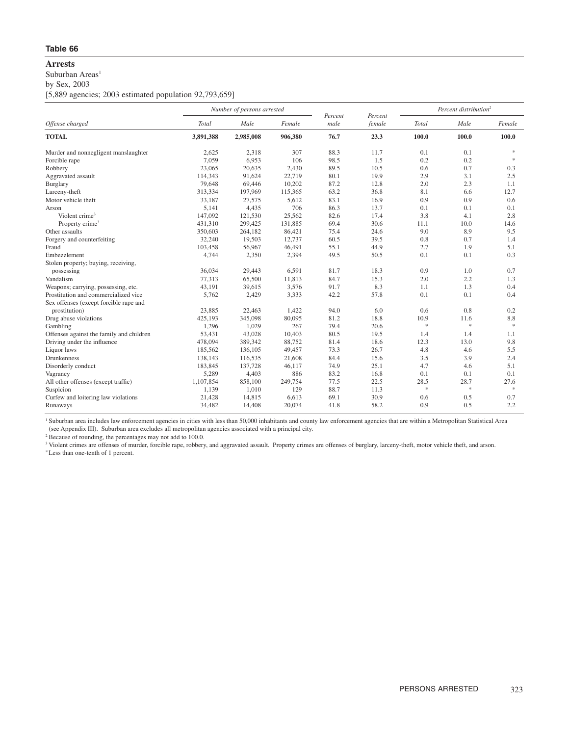## Table 66

### Arrests

Suburban Areas[1]

by Sex, 2003

[5,889 agencies; 2003 estimated population 92,793,659]

| Offense charged | Number of persons arrested | | | Percent male | Percent female | Percent distribution[2] | | |
|---|---|---|---|---|---|---|---|---|
| | Total | Male | Female | | | Total | Male | Female |
| **TOTAL** | **3,891,388** | **2,985,008** | **906,380** | **76.7** | **23.3** | **100.0** | **100.0** | **100.0** |
| Murder and nonnegligent manslaughter | 2,625 | 2,318 | 307 | 88.3 | 11.7 | 0.1 | 0.1 | * |
| Forcible rape | 7,059 | 6,953 | 106 | 98.5 | 1.5 | 0.2 | 0.2 | * |
| Robbery | 23,065 | 20,635 | 2,430 | 89.5 | 10.5 | 0.6 | 0.7 | 0.3 |
| Aggravated assault | 114,343 | 91,624 | 22,719 | 80.1 | 19.9 | 2.9 | 3.1 | 2.5 |
| Burglary | 79,648 | 69,446 | 10,202 | 87.2 | 12.8 | 2.0 | 2.3 | 1.1 |
| Larceny-theft | 313,334 | 197,969 | 115,365 | 63.2 | 36.8 | 8.1 | 6.6 | 12.7 |
| Motor vehicle theft | 33,187 | 27,575 | 5,612 | 83.1 | 16.9 | 0.9 | 0.9 | 0.6 |
| Arson | 5,141 | 4,435 | 706 | 86.3 | 13.7 | 0.1 | 0.1 | 0.1 |
| Violent crime[3] | 147,092 | 121,530 | 25,562 | 82.6 | 17.4 | 3.8 | 4.1 | 2.8 |
| Property crime[3] | 431,310 | 299,425 | 131,885 | 69.4 | 30.6 | 11.1 | 10.0 | 14.6 |
| Other assaults | 350,603 | 264,182 | 86,421 | 75.4 | 24.6 | 9.0 | 8.9 | 9.5 |
| Forgery and counterfeiting | 32,240 | 19,503 | 12,737 | 60.5 | 39.5 | 0.8 | 0.7 | 1.4 |
| Fraud | 103,458 | 56,967 | 46,491 | 55.1 | 44.9 | 2.7 | 1.9 | 5.1 |
| Embezzlement | 4,744 | 2,350 | 2,394 | 49.5 | 50.5 | 0.1 | 0.1 | 0.3 |
| Stolen property; buying, receiving, possessing | 36,034 | 29,443 | 6,591 | 81.7 | 18.3 | 0.9 | 1.0 | 0.7 |
| Vandalism | 77,313 | 65,500 | 11,813 | 84.7 | 15.3 | 2.0 | 2.2 | 1.3 |
| Weapons; carrying, possessing, etc. | 43,191 | 39,615 | 3,576 | 91.7 | 8.3 | 1.1 | 1.3 | 0.4 |
| Prostitution and commercialized vice | 5,762 | 2,429 | 3,333 | 42.2 | 57.8 | 0.1 | 0.1 | 0.4 |
| Sex offenses (except forcible rape and prostitution) | 23,885 | 22,463 | 1,422 | 94.0 | 6.0 | 0.6 | 0.8 | 0.2 |
| Drug abuse violations | 425,193 | 345,098 | 80,095 | 81.2 | 18.8 | 10.9 | 11.6 | 8.8 |
| Gambling | 1,296 | 1,029 | 267 | 79.4 | 20.6 | * | * | * |
| Offenses against the family and children | 53,431 | 43,028 | 10,403 | 80.5 | 19.5 | 1.4 | 1.4 | 1.1 |
| Driving under the influence | 478,094 | 389,342 | 88,752 | 81.4 | 18.6 | 12.3 | 13.0 | 9.8 |
| Liquor laws | 185,562 | 136,105 | 49,457 | 73.3 | 26.7 | 4.8 | 4.6 | 5.5 |
| Drunkenness | 138,143 | 116,535 | 21,608 | 84.4 | 15.6 | 3.5 | 3.9 | 2.4 |
| Disorderly conduct | 183,845 | 137,728 | 46,117 | 74.9 | 25.1 | 4.7 | 4.6 | 5.1 |
| Vagrancy | 5,289 | 4,403 | 886 | 83.2 | 16.8 | 0.1 | 0.1 | 0.1 |
| All other offenses (except traffic) | 1,107,854 | 858,100 | 249,754 | 77.5 | 22.5 | 28.5 | 28.7 | 27.6 |
| Suspicion | 1,139 | 1,010 | 129 | 88.7 | 11.3 | * | * | * |
| Curfew and loitering law violations | 21,428 | 14,815 | 6,613 | 69.1 | 30.9 | 0.6 | 0.5 | 0.7 |
| Runaways | 34,482 | 14,408 | 20,074 | 41.8 | 58.2 | 0.9 | 0.5 | 2.2 |

[1] Suburban area includes law enforcement agencies in cities with less than 50,000 inhabitants and county law enforcement agencies that are within a Metropolitan Statistical Area (see Appendix III). Suburban area excludes all metropolitan agencies associated with a principal city.

[2] Because of rounding, the percentages may not add to 100.0.

[3] Violent crimes are offenses of murder, forcible rape, robbery, and aggravated assault. Property crimes are offenses of burglary, larceny-theft, motor vehicle theft, and arson.

* Less than one-tenth of 1 percent.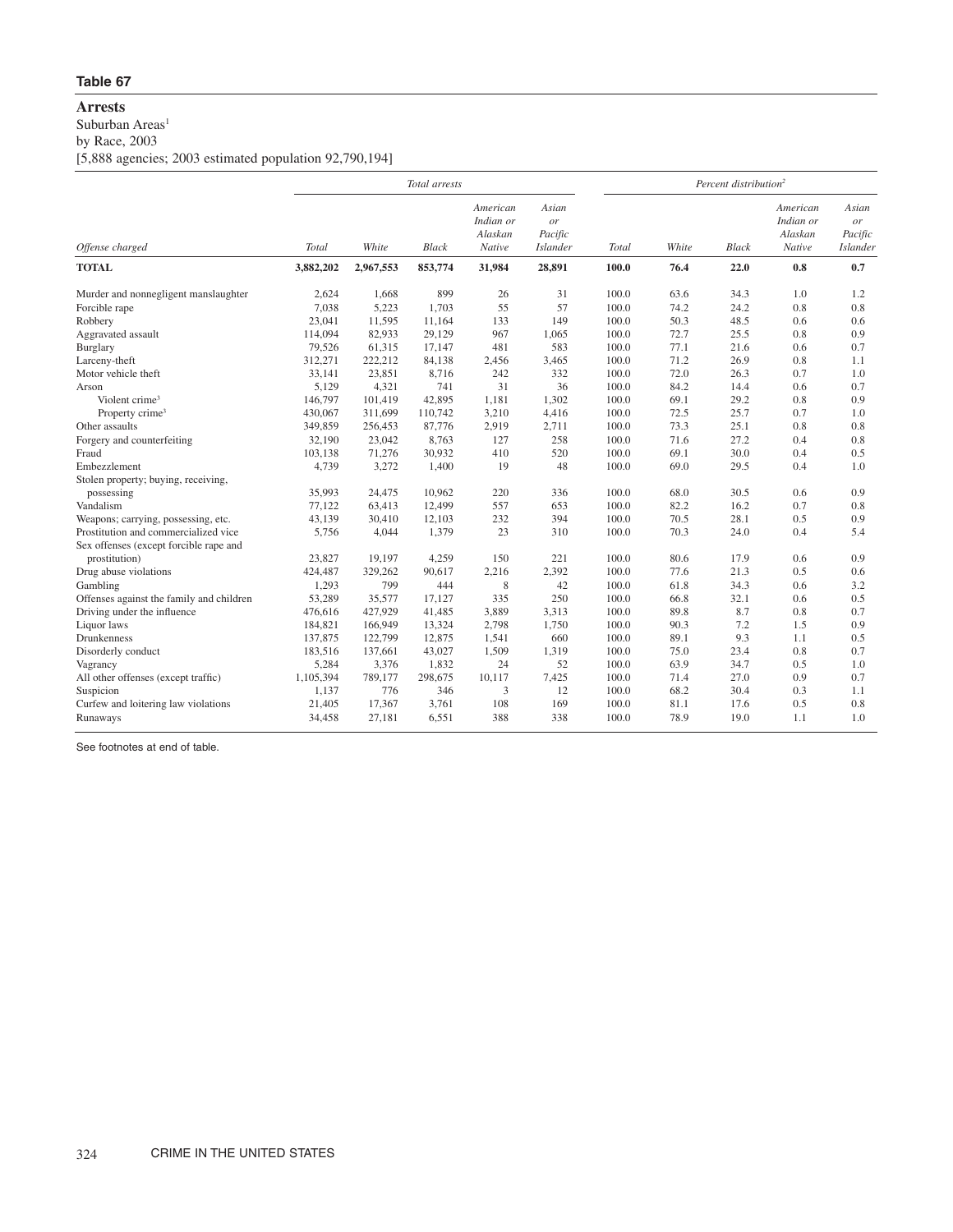**Table 67**

**Arrests**

Suburban Areas[1]

by Race, 2003

[5,888 agencies; 2003 estimated population 92,790,194]

| Offense charged | Total arrests | | | | | Percent distribution[2] | | | | |
|---|---|---|---|---|---|---|---|---|---|---|
| | *Total* | *White* | *Black* | *American Indian or Alaskan Native* | *Asian or Pacific Islander* | *Total* | *White* | *Black* | *American Indian or Alaskan Native* | *Asian or Pacific Islander* |
| **TOTAL** | **3,882,202** | **2,967,553** | **853,774** | **31,984** | **28,891** | **100.0** | **76.4** | **22.0** | **0.8** | **0.7** |
| Murder and nonnegligent manslaughter | 2,624 | 1,668 | 899 | 26 | 31 | 100.0 | 63.6 | 34.3 | 1.0 | 1.2 |
| Forcible rape | 7,038 | 5,223 | 1,703 | 55 | 57 | 100.0 | 74.2 | 24.2 | 0.8 | 0.8 |
| Robbery | 23,041 | 11,595 | 11,164 | 133 | 149 | 100.0 | 50.3 | 48.5 | 0.6 | 0.6 |
| Aggravated assault | 114,094 | 82,933 | 29,129 | 967 | 1,065 | 100.0 | 72.7 | 25.5 | 0.8 | 0.9 |
| Burglary | 79,526 | 61,315 | 17,147 | 481 | 583 | 100.0 | 77.1 | 21.6 | 0.6 | 0.7 |
| Larceny-theft | 312,271 | 222,212 | 84,138 | 2,456 | 3,465 | 100.0 | 71.2 | 26.9 | 0.8 | 1.1 |
| Motor vehicle theft | 33,141 | 23,851 | 8,716 | 242 | 332 | 100.0 | 72.0 | 26.3 | 0.7 | 1.0 |
| Arson | 5,129 | 4,321 | 741 | 31 | 36 | 100.0 | 84.2 | 14.4 | 0.6 | 0.7 |
| Violent crime[3] | 146,797 | 101,419 | 42,895 | 1,181 | 1,302 | 100.0 | 69.1 | 29.2 | 0.8 | 0.9 |
| Property crime[3] | 430,067 | 311,699 | 110,742 | 3,210 | 4,416 | 100.0 | 72.5 | 25.7 | 0.7 | 1.0 |
| Other assaults | 349,859 | 256,453 | 87,776 | 2,919 | 2,711 | 100.0 | 73.3 | 25.1 | 0.8 | 0.8 |
| Forgery and counterfeiting | 32,190 | 23,042 | 8,763 | 127 | 258 | 100.0 | 71.6 | 27.2 | 0.4 | 0.8 |
| Fraud | 103,138 | 71,276 | 30,932 | 410 | 520 | 100.0 | 69.1 | 30.0 | 0.4 | 0.5 |
| Embezzlement | 4,739 | 3,272 | 1,400 | 19 | 48 | 100.0 | 69.0 | 29.5 | 0.4 | 1.0 |
| Stolen property; buying, receiving, possessing | 35,993 | 24,475 | 10,962 | 220 | 336 | 100.0 | 68.0 | 30.5 | 0.6 | 0.9 |
| Vandalism | 77,122 | 63,413 | 12,499 | 557 | 653 | 100.0 | 82.2 | 16.2 | 0.7 | 0.8 |
| Weapons; carrying, possessing, etc. | 43,139 | 30,410 | 12,103 | 232 | 394 | 100.0 | 70.5 | 28.1 | 0.5 | 0.9 |
| Prostitution and commercialized vice | 5,756 | 4,044 | 1,379 | 23 | 310 | 100.0 | 70.3 | 24.0 | 0.4 | 5.4 |
| Sex offenses (except forcible rape and prostitution) | 23,827 | 19,197 | 4,259 | 150 | 221 | 100.0 | 80.6 | 17.9 | 0.6 | 0.9 |
| Drug abuse violations | 424,487 | 329,262 | 90,617 | 2,216 | 2,392 | 100.0 | 77.6 | 21.3 | 0.5 | 0.6 |
| Gambling | 1,293 | 799 | 444 | 8 | 42 | 100.0 | 61.8 | 34.3 | 0.6 | 3.2 |
| Offenses against the family and children | 53,289 | 35,577 | 17,127 | 335 | 250 | 100.0 | 66.8 | 32.1 | 0.6 | 0.5 |
| Driving under the influence | 476,616 | 427,929 | 41,485 | 3,889 | 3,313 | 100.0 | 89.8 | 8.7 | 0.8 | 0.7 |
| Liquor laws | 184,821 | 166,949 | 13,324 | 2,798 | 1,750 | 100.0 | 90.3 | 7.2 | 1.5 | 0.9 |
| Drunkenness | 137,875 | 122,799 | 12,875 | 1,541 | 660 | 100.0 | 89.1 | 9.3 | 1.1 | 0.5 |
| Disorderly conduct | 183,516 | 137,661 | 43,027 | 1,509 | 1,319 | 100.0 | 75.0 | 23.4 | 0.8 | 0.7 |
| Vagrancy | 5,284 | 3,376 | 1,832 | 24 | 52 | 100.0 | 63.9 | 34.7 | 0.5 | 1.0 |
| All other offenses (except traffic) | 1,105,394 | 789,177 | 298,675 | 10,117 | 7,425 | 100.0 | 71.4 | 27.0 | 0.9 | 0.7 |
| Suspicion | 1,137 | 776 | 346 | 3 | 12 | 100.0 | 68.2 | 30.4 | 0.3 | 1.1 |
| Curfew and loitering law violations | 21,405 | 17,367 | 3,761 | 108 | 169 | 100.0 | 81.1 | 17.6 | 0.5 | 0.8 |
| Runaways | 34,458 | 27,181 | 6,551 | 388 | 338 | 100.0 | 78.9 | 19.0 | 1.1 | 1.0 |

See footnotes at end of table.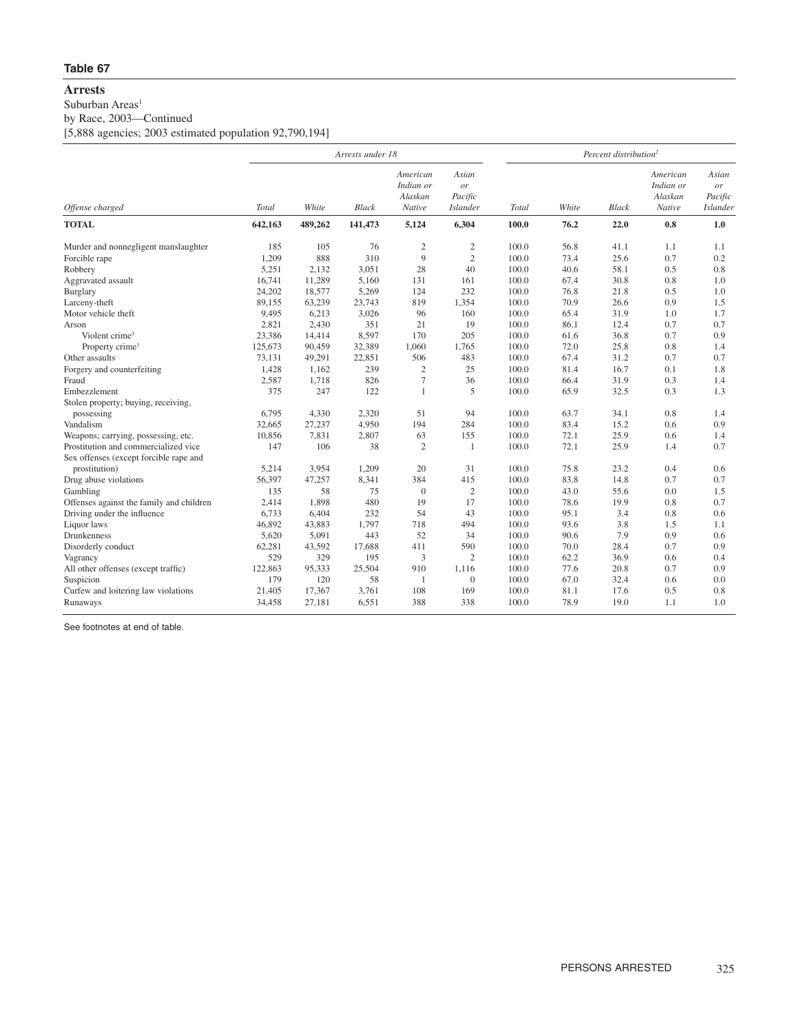**Table 67**

## Arrests

Suburban Areas[1]

by Race, 2003—Continued

[5,888 agencies; 2003 estimated population 92,790,194]

| | *Arrests under 18* | | | | | *Percent distribution*[2] | | | | |
|---|---|---|---|---|---|---|---|---|---|---|
| *Offense charged* | *Total* | *White* | *Black* | *American Indian or Alaskan Native* | *Asian or Pacific Islander* | *Total* | *White* | *Black* | *American Indian or Alaskan Native* | *Asian or Pacific Islander* |
| **TOTAL** | **642,163** | **489,262** | **141,473** | **5,124** | **6,304** | **100.0** | **76.2** | **22.0** | **0.8** | **1.0** |
| Murder and nonnegligent manslaughter | 185 | 105 | 76 | 2 | 2 | 100.0 | 56.8 | 41.1 | 1.1 | 1.1 |
| Forcible rape | 1,209 | 888 | 310 | 9 | 2 | 100.0 | 73.4 | 25.6 | 0.7 | 0.2 |
| Robbery | 5,251 | 2,132 | 3,051 | 28 | 40 | 100.0 | 40.6 | 58.1 | 0.5 | 0.8 |
| Aggravated assault | 16,741 | 11,289 | 5,160 | 131 | 161 | 100.0 | 67.4 | 30.8 | 0.8 | 1.0 |
| Burglary | 24,202 | 18,577 | 5,269 | 124 | 232 | 100.0 | 76.8 | 21.8 | 0.5 | 1.0 |
| Larceny-theft | 89,155 | 63,239 | 23,743 | 819 | 1,354 | 100.0 | 70.9 | 26.6 | 0.9 | 1.5 |
| Motor vehicle theft | 9,495 | 6,213 | 3,026 | 96 | 160 | 100.0 | 65.4 | 31.9 | 1.0 | 1.7 |
| Arson | 2,821 | 2,430 | 351 | 21 | 19 | 100.0 | 86.1 | 12.4 | 0.7 | 0.7 |
| Violent crime[3] | 23,386 | 14,414 | 8,597 | 170 | 205 | 100.0 | 61.6 | 36.8 | 0.7 | 0.9 |
| Property crime[3] | 125,673 | 90,459 | 32,389 | 1,060 | 1,765 | 100.0 | 72.0 | 25.8 | 0.8 | 1.4 |
| Other assaults | 73,131 | 49,291 | 22,851 | 506 | 483 | 100.0 | 67.4 | 31.2 | 0.7 | 0.7 |
| Forgery and counterfeiting | 1,428 | 1,162 | 239 | 2 | 25 | 100.0 | 81.4 | 16.7 | 0.1 | 1.8 |
| Fraud | 2,587 | 1,718 | 826 | 7 | 36 | 100.0 | 66.4 | 31.9 | 0.3 | 1.4 |
| Embezzlement | 375 | 247 | 122 | 1 | 5 | 100.0 | 65.9 | 32.5 | 0.3 | 1.3 |
| Stolen property; buying, receiving, possessing | 6,795 | 4,330 | 2,320 | 51 | 94 | 100.0 | 63.7 | 34.1 | 0.8 | 1.4 |
| Vandalism | 32,665 | 27,237 | 4,950 | 194 | 284 | 100.0 | 83.4 | 15.2 | 0.6 | 0.9 |
| Weapons; carrying, possessing, etc. | 10,856 | 7,831 | 2,807 | 63 | 155 | 100.0 | 72.1 | 25.9 | 0.6 | 1.4 |
| Prostitution and commercialized vice | 147 | 106 | 38 | 2 | 1 | 100.0 | 72.1 | 25.9 | 1.4 | 0.7 |
| Sex offenses (except forcible rape and prostitution) | 5,214 | 3,954 | 1,209 | 20 | 31 | 100.0 | 75.8 | 23.2 | 0.4 | 0.6 |
| Drug abuse violations | 56,397 | 47,257 | 8,341 | 384 | 415 | 100.0 | 83.8 | 14.8 | 0.7 | 0.7 |
| Gambling | 135 | 58 | 75 | 0 | 2 | 100.0 | 43.0 | 55.6 | 0.0 | 1.5 |
| Offenses against the family and children | 2,414 | 1,898 | 480 | 19 | 17 | 100.0 | 78.6 | 19.9 | 0.8 | 0.7 |
| Driving under the influence | 6,733 | 6,404 | 232 | 54 | 43 | 100.0 | 95.1 | 3.4 | 0.8 | 0.6 |
| Liquor laws | 46,892 | 43,883 | 1,797 | 718 | 494 | 100.0 | 93.6 | 3.8 | 1.5 | 1.1 |
| Drunkenness | 5,620 | 5,091 | 443 | 52 | 34 | 100.0 | 90.6 | 7.9 | 0.9 | 0.6 |
| Disorderly conduct | 62,281 | 43,592 | 17,688 | 411 | 590 | 100.0 | 70.0 | 28.4 | 0.7 | 0.9 |
| Vagrancy | 529 | 329 | 195 | 3 | 2 | 100.0 | 62.2 | 36.9 | 0.6 | 0.4 |
| All other offenses (except traffic) | 122,863 | 95,333 | 25,504 | 910 | 1,116 | 100.0 | 77.6 | 20.8 | 0.7 | 0.9 |
| Suspicion | 179 | 120 | 58 | 1 | 0 | 100.0 | 67.0 | 32.4 | 0.6 | 0.0 |
| Curfew and loitering law violations | 21,405 | 17,367 | 3,761 | 108 | 169 | 100.0 | 81.1 | 17.6 | 0.5 | 0.8 |
| Runaways | 34,458 | 27,181 | 6,551 | 388 | 338 | 100.0 | 78.9 | 19.0 | 1.1 | 1.0 |

See footnotes at end of table.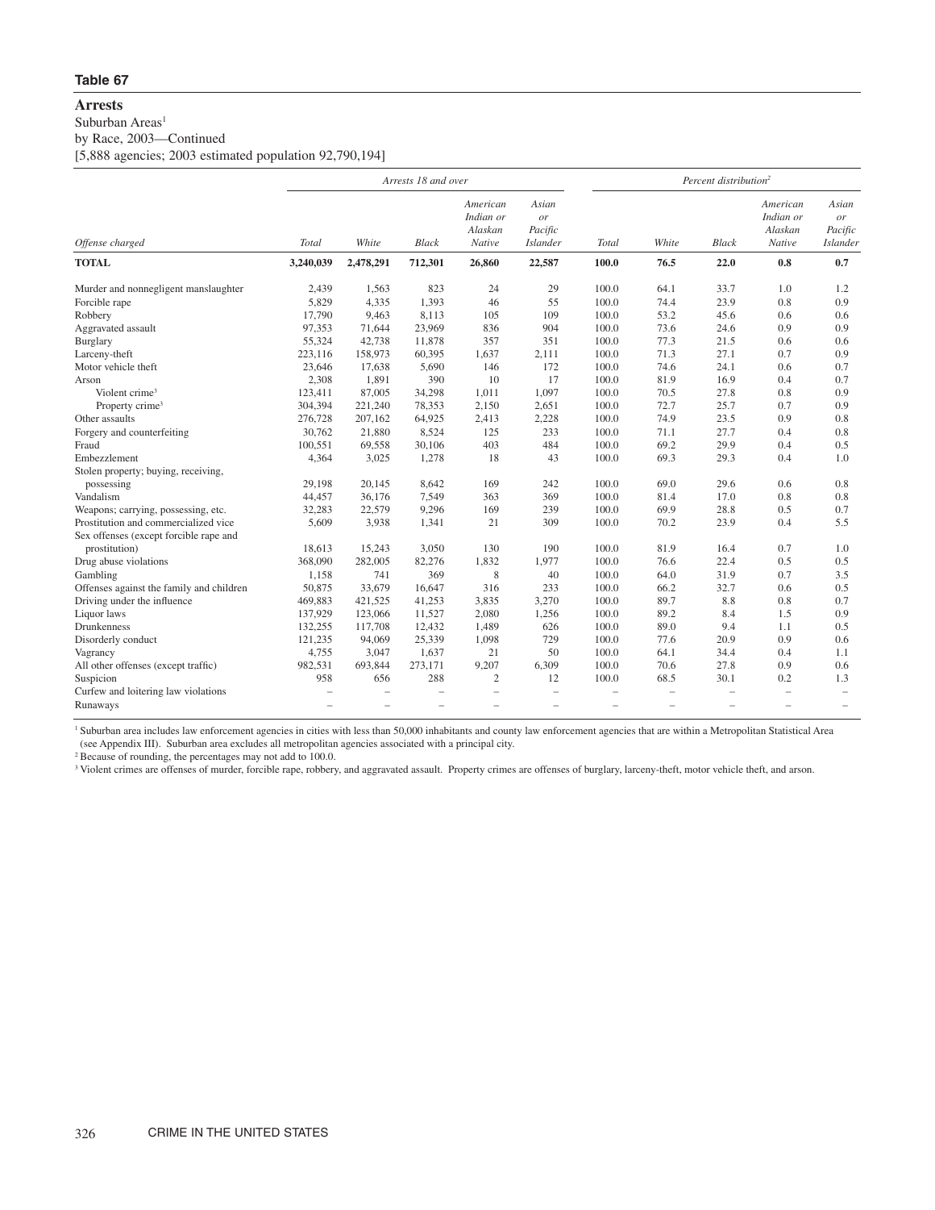## Table 67

### Arrests

Suburban Areas[1]

by Race, 2003—Continued

[5,888 agencies; 2003 estimated population 92,790,194]

| | *Arrests 18 and over* | | | | | *Percent distribution*[2] | | | | |
|---|---|---|---|---|---|---|---|---|---|---|
| *Offense charged* | *Total* | *White* | *Black* | *American Indian or Alaskan Native* | *Asian or Pacific Islander* | *Total* | *White* | *Black* | *American Indian or Alaskan Native* | *Asian or Pacific Islander* |
| **TOTAL** | **3,240,039** | **2,478,291** | **712,301** | **26,860** | **22,587** | **100.0** | **76.5** | **22.0** | **0.8** | **0.7** |
| Murder and nonnegligent manslaughter | 2,439 | 1,563 | 823 | 24 | 29 | 100.0 | 64.1 | 33.7 | 1.0 | 1.2 |
| Forcible rape | 5,829 | 4,335 | 1,393 | 46 | 55 | 100.0 | 74.4 | 23.9 | 0.8 | 0.9 |
| Robbery | 17,790 | 9,463 | 8,113 | 105 | 109 | 100.0 | 53.2 | 45.6 | 0.6 | 0.6 |
| Aggravated assault | 97,353 | 71,644 | 23,969 | 836 | 904 | 100.0 | 73.6 | 24.6 | 0.9 | 0.9 |
| Burglary | 55,324 | 42,738 | 11,878 | 357 | 351 | 100.0 | 77.3 | 21.5 | 0.6 | 0.6 |
| Larceny-theft | 223,116 | 158,973 | 60,395 | 1,637 | 2,111 | 100.0 | 71.3 | 27.1 | 0.7 | 0.9 |
| Motor vehicle theft | 23,646 | 17,638 | 5,690 | 146 | 172 | 100.0 | 74.6 | 24.1 | 0.6 | 0.7 |
| Arson | 2,308 | 1,891 | 390 | 10 | 17 | 100.0 | 81.9 | 16.9 | 0.4 | 0.7 |
| Violent crime[3] | 123,411 | 87,005 | 34,298 | 1,011 | 1,097 | 100.0 | 70.5 | 27.8 | 0.8 | 0.9 |
| Property crime[3] | 304,394 | 221,240 | 78,353 | 2,150 | 2,651 | 100.0 | 72.7 | 25.7 | 0.7 | 0.9 |
| Other assaults | 276,728 | 207,162 | 64,925 | 2,413 | 2,228 | 100.0 | 74.9 | 23.5 | 0.9 | 0.8 |
| Forgery and counterfeiting | 30,762 | 21,880 | 8,524 | 125 | 233 | 100.0 | 71.1 | 27.7 | 0.4 | 0.8 |
| Fraud | 100,551 | 69,558 | 30,106 | 403 | 484 | 100.0 | 69.2 | 29.9 | 0.4 | 0.5 |
| Embezzlement | 4,364 | 3,025 | 1,278 | 18 | 43 | 100.0 | 69.3 | 29.3 | 0.4 | 1.0 |
| Stolen property; buying, receiving, possessing | 29,198 | 20,145 | 8,642 | 169 | 242 | 100.0 | 69.0 | 29.6 | 0.6 | 0.8 |
| Vandalism | 44,457 | 36,176 | 7,549 | 363 | 369 | 100.0 | 81.4 | 17.0 | 0.8 | 0.8 |
| Weapons; carrying, possessing, etc. | 32,283 | 22,579 | 9,296 | 169 | 239 | 100.0 | 69.9 | 28.8 | 0.5 | 0.7 |
| Prostitution and commercialized vice | 5,609 | 3,938 | 1,341 | 21 | 309 | 100.0 | 70.2 | 23.9 | 0.4 | 5.5 |
| Sex offenses (except forcible rape and prostitution) | 18,613 | 15,243 | 3,050 | 130 | 190 | 100.0 | 81.9 | 16.4 | 0.7 | 1.0 |
| Drug abuse violations | 368,090 | 282,005 | 82,276 | 1,832 | 1,977 | 100.0 | 76.6 | 22.4 | 0.5 | 0.5 |
| Gambling | 1,158 | 741 | 369 | 8 | 40 | 100.0 | 64.0 | 31.9 | 0.7 | 3.5 |
| Offenses against the family and children | 50,875 | 33,679 | 16,647 | 316 | 233 | 100.0 | 66.2 | 32.7 | 0.6 | 0.5 |
| Driving under the influence | 469,883 | 421,525 | 41,253 | 3,835 | 3,270 | 100.0 | 89.7 | 8.8 | 0.8 | 0.7 |
| Liquor laws | 137,929 | 123,066 | 11,527 | 2,080 | 1,256 | 100.0 | 89.2 | 8.4 | 1.5 | 0.9 |
| Drunkenness | 132,255 | 117,708 | 12,432 | 1,489 | 626 | 100.0 | 89.0 | 9.4 | 1.1 | 0.5 |
| Disorderly conduct | 121,235 | 94,069 | 25,339 | 1,098 | 729 | 100.0 | 77.6 | 20.9 | 0.9 | 0.6 |
| Vagrancy | 4,755 | 3,047 | 1,637 | 21 | 50 | 100.0 | 64.1 | 34.4 | 0.4 | 1.1 |
| All other offenses (except traffic) | 982,531 | 693,844 | 273,171 | 9,207 | 6,309 | 100.0 | 70.6 | 27.8 | 0.9 | 0.6 |
| Suspicion | 958 | 656 | 288 | 2 | 12 | 100.0 | 68.5 | 30.1 | 0.2 | 1.3 |
| Curfew and loitering law violations | – | – | – | – | – | – | – | – | – | – |
| Runaways | – | – | – | – | – | – | – | – | – | – |

[1] Suburban area includes law enforcement agencies in cities with less than 50,000 inhabitants and county law enforcement agencies that are within a Metropolitan Statistical Area (see Appendix III). Suburban area excludes all metropolitan agencies associated with a principal city.

[2] Because of rounding, the percentages may not add to 100.0.

[3] Violent crimes are offenses of murder, forcible rape, robbery, and aggravated assault. Property crimes are offenses of burglary, larceny-theft, motor vehicle theft, and arson.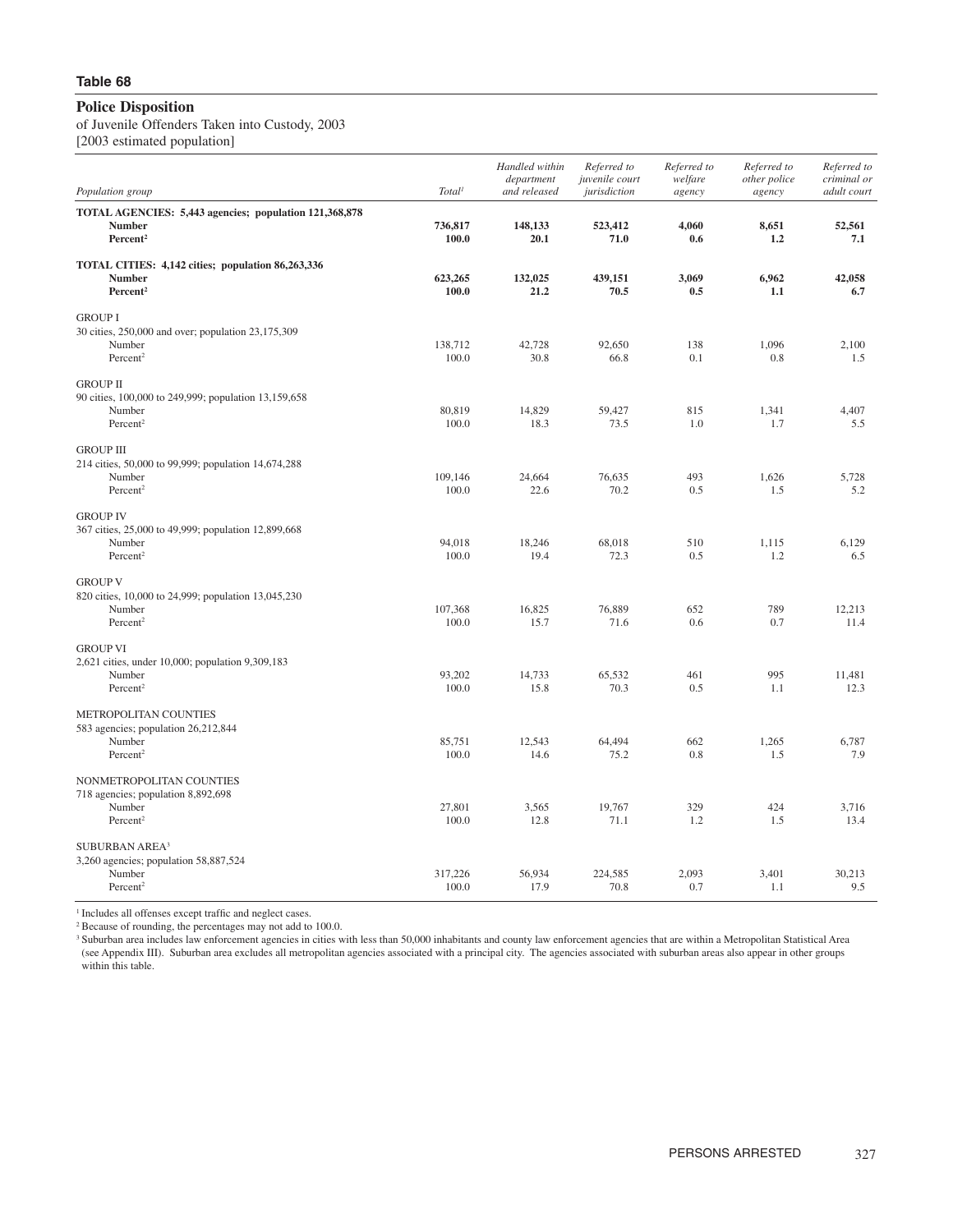**Table 68**

## Police Disposition

of Juvenile Offenders Taken into Custody, 2003
[2003 estimated population]

| Population group | Total[1] | Handled within department and released | Referred to juvenile court jurisdiction | Referred to welfare agency | Referred to other police agency | Referred to criminal or adult court |
|---|---|---|---|---|---|---|
| **TOTAL AGENCIES: 5,443 agencies; population 121,368,878** | | | | | | |
| **Number** | **736,817** | **148,133** | **523,412** | **4,060** | **8,651** | **52,561** |
| **Percent[2]** | **100.0** | **20.1** | **71.0** | **0.6** | **1.2** | **7.1** |
| **TOTAL CITIES: 4,142 cities; population 86,263,336** | | | | | | |
| **Number** | **623,265** | **132,025** | **439,151** | **3,069** | **6,962** | **42,058** |
| **Percent[2]** | **100.0** | **21.2** | **70.5** | **0.5** | **1.1** | **6.7** |
| GROUP I | | | | | | |
| 30 cities, 250,000 and over; population 23,175,309 | | | | | | |
| Number | 138,712 | 42,728 | 92,650 | 138 | 1,096 | 2,100 |
| Percent[2] | 100.0 | 30.8 | 66.8 | 0.1 | 0.8 | 1.5 |
| GROUP II | | | | | | |
| 90 cities, 100,000 to 249,999; population 13,159,658 | | | | | | |
| Number | 80,819 | 14,829 | 59,427 | 815 | 1,341 | 4,407 |
| Percent[2] | 100.0 | 18.3 | 73.5 | 1.0 | 1.7 | 5.5 |
| GROUP III | | | | | | |
| 214 cities, 50,000 to 99,999; population 14,674,288 | | | | | | |
| Number | 109,146 | 24,664 | 76,635 | 493 | 1,626 | 5,728 |
| Percent[2] | 100.0 | 22.6 | 70.2 | 0.5 | 1.5 | 5.2 |
| GROUP IV | | | | | | |
| 367 cities, 25,000 to 49,999; population 12,899,668 | | | | | | |
| Number | 94,018 | 18,246 | 68,018 | 510 | 1,115 | 6,129 |
| Percent[2] | 100.0 | 19.4 | 72.3 | 0.5 | 1.2 | 6.5 |
| GROUP V | | | | | | |
| 820 cities, 10,000 to 24,999; population 13,045,230 | | | | | | |
| Number | 107,368 | 16,825 | 76,889 | 652 | 789 | 12,213 |
| Percent[2] | 100.0 | 15.7 | 71.6 | 0.6 | 0.7 | 11.4 |
| GROUP VI | | | | | | |
| 2,621 cities, under 10,000; population 9,309,183 | | | | | | |
| Number | 93,202 | 14,733 | 65,532 | 461 | 995 | 11,481 |
| Percent[2] | 100.0 | 15.8 | 70.3 | 0.5 | 1.1 | 12.3 |
| METROPOLITAN COUNTIES | | | | | | |
| 583 agencies; population 26,212,844 | | | | | | |
| Number | 85,751 | 12,543 | 64,494 | 662 | 1,265 | 6,787 |
| Percent[2] | 100.0 | 14.6 | 75.2 | 0.8 | 1.5 | 7.9 |
| NONMETROPOLITAN COUNTIES | | | | | | |
| 718 agencies; population 8,892,698 | | | | | | |
| Number | 27,801 | 3,565 | 19,767 | 329 | 424 | 3,716 |
| Percent[2] | 100.0 | 12.8 | 71.1 | 1.2 | 1.5 | 13.4 |
| SUBURBAN AREA[3] | | | | | | |
| 3,260 agencies; population 58,887,524 | | | | | | |
| Number | 317,226 | 56,934 | 224,585 | 2,093 | 3,401 | 30,213 |
| Percent[2] | 100.0 | 17.9 | 70.8 | 0.7 | 1.1 | 9.5 |

[1] Includes all offenses except traffic and neglect cases.
[2] Because of rounding, the percentages may not add to 100.0.
[3] Suburban area includes law enforcement agencies in cities with less than 50,000 inhabitants and county law enforcement agencies that are within a Metropolitan Statistical Area (see Appendix III). Suburban area excludes all metropolitan agencies associated with a principal city. The agencies associated with suburban areas also appear in other groups within this table.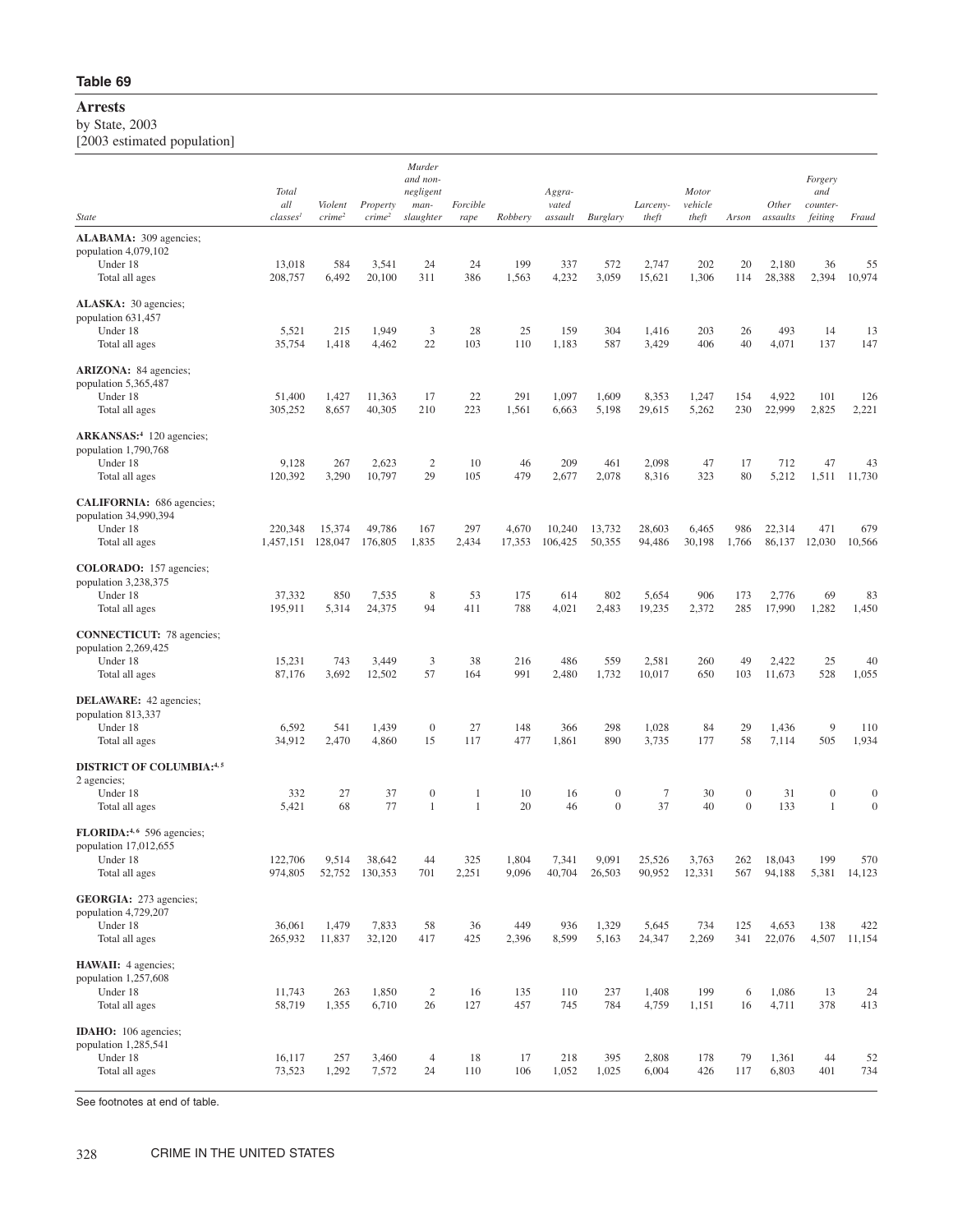**Table 69**

# Arrests

by State, 2003

[2003 estimated population]

| State | Total all classes[1] | Violent crime[2] | Property crime[2] | Murder and non-negligent man-slaughter | Forcible rape | Robbery | Aggra-vated assault | Burglary | Larceny-theft | Motor vehicle theft | Arson | Other assaults | Forgery and counter-feiting | Fraud |
|---|---|---|---|---|---|---|---|---|---|---|---|---|---|---|
| **ALABAMA:** 309 agencies; population 4,079,102 | | | | | | | | | | | | | | |
| Under 18 | 13,018 | 584 | 3,541 | 24 | 24 | 199 | 337 | 572 | 2,747 | 202 | 20 | 2,180 | 36 | 55 |
| Total all ages | 208,757 | 6,492 | 20,100 | 311 | 386 | 1,563 | 4,232 | 3,059 | 15,621 | 1,306 | 114 | 28,388 | 2,394 | 10,974 |
| **ALASKA:** 30 agencies; population 631,457 | | | | | | | | | | | | | | |
| Under 18 | 5,521 | 215 | 1,949 | 3 | 28 | 25 | 159 | 304 | 1,416 | 203 | 26 | 493 | 14 | 13 |
| Total all ages | 35,754 | 1,418 | 4,462 | 22 | 103 | 110 | 1,183 | 587 | 3,429 | 406 | 40 | 4,071 | 137 | 147 |
| **ARIZONA:** 84 agencies; population 5,365,487 | | | | | | | | | | | | | | |
| Under 18 | 51,400 | 1,427 | 11,363 | 17 | 22 | 291 | 1,097 | 1,609 | 8,353 | 1,247 | 154 | 4,922 | 101 | 126 |
| Total all ages | 305,252 | 8,657 | 40,305 | 210 | 223 | 1,561 | 6,663 | 5,198 | 29,615 | 5,262 | 230 | 22,999 | 2,825 | 2,221 |
| **ARKANSAS:**[4] 120 agencies; population 1,790,768 | | | | | | | | | | | | | | |
| Under 18 | 9,128 | 267 | 2,623 | 2 | 10 | 46 | 209 | 461 | 2,098 | 47 | 17 | 712 | 47 | 43 |
| Total all ages | 120,392 | 3,290 | 10,797 | 29 | 105 | 479 | 2,677 | 2,078 | 8,316 | 323 | 80 | 5,212 | 1,511 | 11,730 |
| **CALIFORNIA:** 686 agencies; population 34,990,394 | | | | | | | | | | | | | | |
| Under 18 | 220,348 | 15,374 | 49,786 | 167 | 297 | 4,670 | 10,240 | 13,732 | 28,603 | 6,465 | 986 | 22,314 | 471 | 679 |
| Total all ages | 1,457,151 | 128,047 | 176,805 | 1,835 | 2,434 | 17,353 | 106,425 | 50,355 | 94,486 | 30,198 | 1,766 | 86,137 | 12,030 | 10,566 |
| **COLORADO:** 157 agencies; population 3,238,375 | | | | | | | | | | | | | | |
| Under 18 | 37,332 | 850 | 7,535 | 8 | 53 | 175 | 614 | 802 | 5,654 | 906 | 173 | 2,776 | 69 | 83 |
| Total all ages | 195,911 | 5,314 | 24,375 | 94 | 411 | 788 | 4,021 | 2,483 | 19,235 | 2,372 | 285 | 17,990 | 1,282 | 1,450 |
| **CONNECTICUT:** 78 agencies; population 2,269,425 | | | | | | | | | | | | | | |
| Under 18 | 15,231 | 743 | 3,449 | 3 | 38 | 216 | 486 | 559 | 2,581 | 260 | 49 | 2,422 | 25 | 40 |
| Total all ages | 87,176 | 3,692 | 12,502 | 57 | 164 | 991 | 2,480 | 1,732 | 10,017 | 650 | 103 | 11,673 | 528 | 1,055 |
| **DELAWARE:** 42 agencies; population 813,337 | | | | | | | | | | | | | | |
| Under 18 | 6,592 | 541 | 1,439 | 0 | 27 | 148 | 366 | 298 | 1,028 | 84 | 29 | 1,436 | 9 | 110 |
| Total all ages | 34,912 | 2,470 | 4,860 | 15 | 117 | 477 | 1,861 | 890 | 3,735 | 177 | 58 | 7,114 | 505 | 1,934 |
| **DISTRICT OF COLUMBIA:**[4, 5] 2 agencies; | | | | | | | | | | | | | | |
| Under 18 | 332 | 27 | 37 | 0 | 1 | 10 | 16 | 0 | 7 | 30 | 0 | 31 | 0 | 0 |
| Total all ages | 5,421 | 68 | 77 | 1 | 1 | 20 | 46 | 0 | 37 | 40 | 0 | 133 | 1 | 0 |
| **FLORIDA:**[4, 6] 596 agencies; population 17,012,655 | | | | | | | | | | | | | | |
| Under 18 | 122,706 | 9,514 | 38,642 | 44 | 325 | 1,804 | 7,341 | 9,091 | 25,526 | 3,763 | 262 | 18,043 | 199 | 570 |
| Total all ages | 974,805 | 52,752 | 130,353 | 701 | 2,251 | 9,096 | 40,704 | 26,503 | 90,952 | 12,331 | 567 | 94,188 | 5,381 | 14,123 |
| **GEORGIA:** 273 agencies; population 4,729,207 | | | | | | | | | | | | | | |
| Under 18 | 36,061 | 1,479 | 7,833 | 58 | 36 | 449 | 936 | 1,329 | 5,645 | 734 | 125 | 4,653 | 138 | 422 |
| Total all ages | 265,932 | 11,837 | 32,120 | 417 | 425 | 2,396 | 8,599 | 5,163 | 24,347 | 2,269 | 341 | 22,076 | 4,507 | 11,154 |
| **HAWAII:** 4 agencies; population 1,257,608 | | | | | | | | | | | | | | |
| Under 18 | 11,743 | 263 | 1,850 | 2 | 16 | 135 | 110 | 237 | 1,408 | 199 | 6 | 1,086 | 13 | 24 |
| Total all ages | 58,719 | 1,355 | 6,710 | 26 | 127 | 457 | 745 | 784 | 4,759 | 1,151 | 16 | 4,711 | 378 | 413 |
| **IDAHO:** 106 agencies; population 1,285,541 | | | | | | | | | | | | | | |
| Under 18 | 16,117 | 257 | 3,460 | 4 | 18 | 17 | 218 | 395 | 2,808 | 178 | 79 | 1,361 | 44 | 52 |
| Total all ages | 73,523 | 1,292 | 7,572 | 24 | 110 | 106 | 1,052 | 1,025 | 6,004 | 426 | 117 | 6,803 | 401 | 734 |

See footnotes at end of table.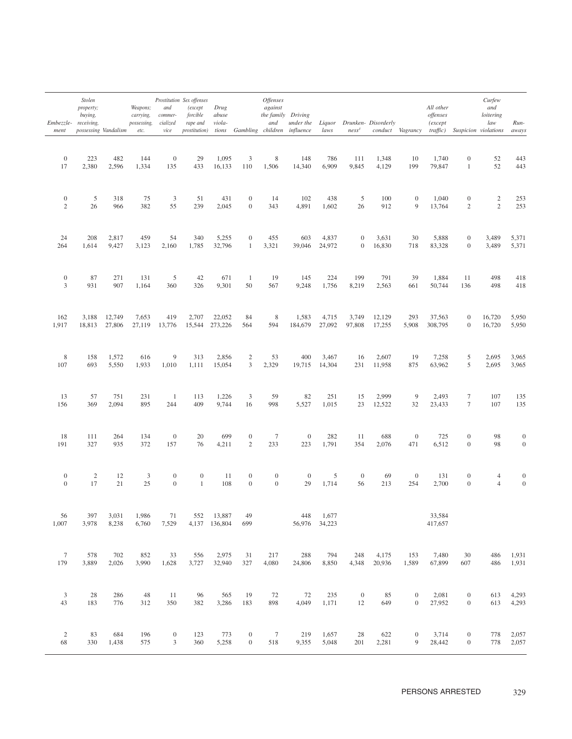| Embezzlement | Stolen property; buying, receiving, possessing | Vandalism | Weapons; carrying, possessing, etc. | Prostitution and commercialized vice | Sex offenses (except forcible rape and prostitution) | Drug abuse violations | Gambling | Offenses against the family and children | Driving under the influence | Liquor laws | Drunkenness[3] | Disorderly conduct | Vagrancy | All other offenses (except traffic) | Suspicion | Curfew and loitering law violations | Runaways |
|---|---|---|---|---|---|---|---|---|---|---|---|---|---|---|---|---|---|
| 0 | 223 | 482 | 144 | 0 | 29 | 1,095 | 3 | 8 | 148 | 786 | 111 | 1,348 | 10 | 1,740 | 0 | 52 | 443 |
| 17 | 2,380 | 2,596 | 1,334 | 135 | 433 | 16,133 | 110 | 1,506 | 14,340 | 6,909 | 9,845 | 4,129 | 199 | 79,847 | 1 | 52 | 443 |
| 0 | 5 | 318 | 75 | 3 | 51 | 431 | 0 | 14 | 102 | 438 | 5 | 100 | 0 | 1,040 | 0 | 2 | 253 |
| 2 | 26 | 966 | 382 | 55 | 239 | 2,045 | 0 | 343 | 4,891 | 1,602 | 26 | 912 | 9 | 13,764 | 2 | 2 | 253 |
| 24 | 208 | 2,817 | 459 | 54 | 340 | 5,255 | 0 | 455 | 603 | 4,837 | 0 | 3,631 | 30 | 5,888 | 0 | 3,489 | 5,371 |
| 264 | 1,614 | 9,427 | 3,123 | 2,160 | 1,785 | 32,796 | 1 | 3,321 | 39,046 | 24,972 | 0 | 16,830 | 718 | 83,328 | 0 | 3,489 | 5,371 |
| 0 | 87 | 271 | 131 | 5 | 42 | 671 | 1 | 19 | 145 | 224 | 199 | 791 | 39 | 1,884 | 11 | 498 | 418 |
| 3 | 931 | 907 | 1,164 | 360 | 326 | 9,301 | 50 | 567 | 9,248 | 1,756 | 8,219 | 2,563 | 661 | 50,744 | 136 | 498 | 418 |
| 162 | 3,188 | 12,749 | 7,653 | 419 | 2,707 | 22,052 | 84 | 8 | 1,583 | 4,715 | 3,749 | 12,129 | 293 | 37,563 | 0 | 16,720 | 5,950 |
| 1,917 | 18,813 | 27,806 | 27,119 | 13,776 | 15,544 | 273,226 | 564 | 594 | 184,679 | 27,092 | 97,808 | 17,255 | 5,908 | 308,795 | 0 | 16,720 | 5,950 |
| 8 | 158 | 1,572 | 616 | 9 | 313 | 2,856 | 2 | 53 | 400 | 3,467 | 16 | 2,607 | 19 | 7,258 | 5 | 2,695 | 3,965 |
| 107 | 693 | 5,550 | 1,933 | 1,010 | 1,111 | 15,054 | 3 | 2,329 | 19,715 | 14,304 | 231 | 11,958 | 875 | 63,962 | 5 | 2,695 | 3,965 |
| 13 | 57 | 751 | 231 | 1 | 113 | 1,226 | 3 | 59 | 82 | 251 | 15 | 2,999 | 9 | 2,493 | 7 | 107 | 135 |
| 156 | 369 | 2,094 | 895 | 244 | 409 | 9,744 | 16 | 998 | 5,527 | 1,015 | 23 | 12,522 | 32 | 23,433 | 7 | 107 | 135 |
| 18 | 111 | 264 | 134 | 0 | 20 | 699 | 0 | 7 | 0 | 282 | 11 | 688 | 0 | 725 | 0 | 98 | 0 |
| 191 | 327 | 935 | 372 | 157 | 76 | 4,211 | 2 | 233 | 223 | 1,791 | 354 | 2,076 | 471 | 6,512 | 0 | 98 | 0 |
| 0 | 2 | 12 | 3 | 0 | 0 | 11 | 0 | 0 | 0 | 5 | 0 | 69 | 0 | 131 | 0 | 4 | 0 |
| 0 | 17 | 21 | 25 | 0 | 1 | 108 | 0 | 0 | 29 | 1,714 | 56 | 213 | 254 | 2,700 | 0 | 4 | 0 |
| 56 | 397 | 3,031 | 1,986 | 71 | 552 | 13,887 | 49 | | 448 | 1,677 | | | | 33,584 | | | |
| 1,007 | 3,978 | 8,238 | 6,760 | 7,529 | 4,137 | 136,804 | 699 | | 56,976 | 34,223 | | | | 417,657 | | | |
| 7 | 578 | 702 | 852 | 33 | 556 | 2,975 | 31 | 217 | 288 | 794 | 248 | 4,175 | 153 | 7,480 | 30 | 486 | 1,931 |
| 179 | 3,889 | 2,026 | 3,990 | 1,628 | 3,727 | 32,940 | 327 | 4,080 | 24,806 | 8,850 | 4,348 | 20,936 | 1,589 | 67,899 | 607 | 486 | 1,931 |
| 3 | 28 | 286 | 48 | 11 | 96 | 565 | 19 | 72 | 72 | 235 | 0 | 85 | 0 | 2,081 | 0 | 613 | 4,293 |
| 43 | 183 | 776 | 312 | 350 | 382 | 3,286 | 183 | 898 | 4,049 | 1,171 | 12 | 649 | 0 | 27,952 | 0 | 613 | 4,293 |
| 2 | 83 | 684 | 196 | 0 | 123 | 773 | 0 | 7 | 219 | 1,657 | 28 | 622 | 0 | 3,714 | 0 | 778 | 2,057 |
| 68 | 330 | 1,438 | 575 | 3 | 360 | 5,258 | 0 | 518 | 9,355 | 5,048 | 201 | 2,281 | 9 | 28,442 | 0 | 778 | 2,057 |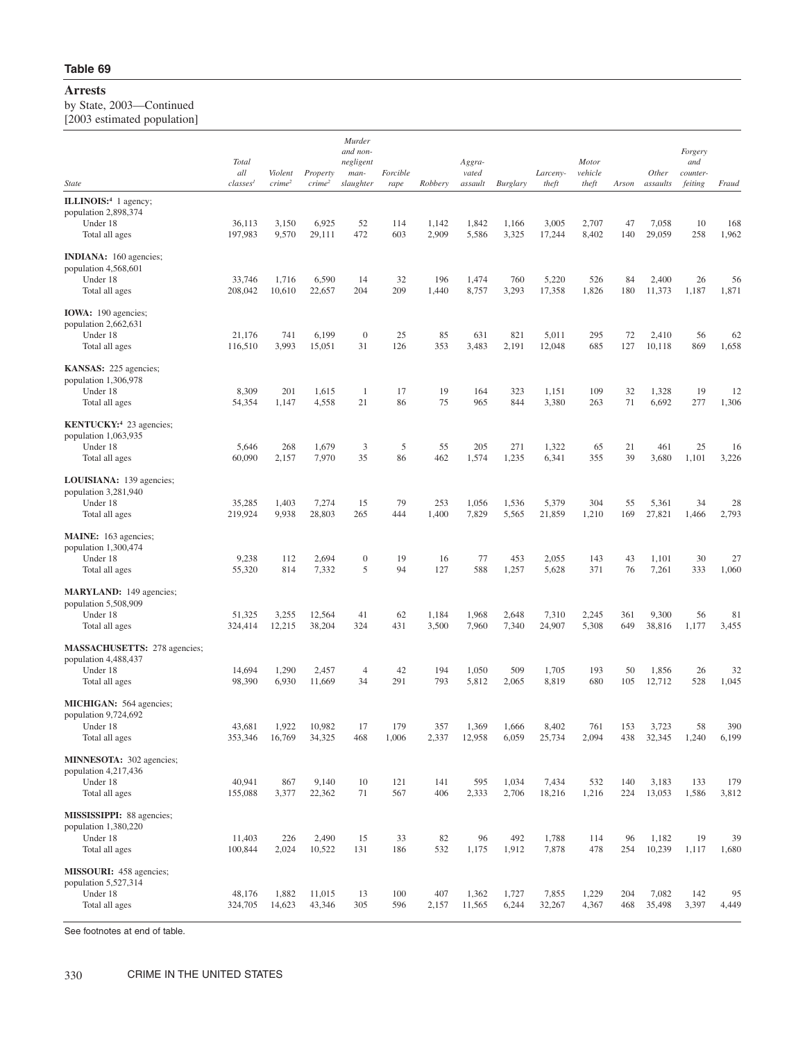**Table 69**

# Arrests

by State, 2003—Continued
[2003 estimated population]

| State | Total all classes[1] | Violent crime[2] | Property crime[2] | Murder and non-negligent man-slaughter | Forcible rape | Robbery | Aggra-vated assault | Burglary | Larceny-theft | Motor vehicle theft | Arson | Other assaults | Forgery and counter-feiting | Fraud |
|---|---|---|---|---|---|---|---|---|---|---|---|---|---|---|
| **ILLINOIS:**[4] 1 agency; population 2,898,374 | | | | | | | | | | | | | | |
| Under 18 | 36,113 | 3,150 | 6,925 | 52 | 114 | 1,142 | 1,842 | 1,166 | 3,005 | 2,707 | 47 | 7,058 | 10 | 168 |
| Total all ages | 197,983 | 9,570 | 29,111 | 472 | 603 | 2,909 | 5,586 | 3,325 | 17,244 | 8,402 | 140 | 29,059 | 258 | 1,962 |
| **INDIANA:** 160 agencies; population 4,568,601 | | | | | | | | | | | | | | |
| Under 18 | 33,746 | 1,716 | 6,590 | 14 | 32 | 196 | 1,474 | 760 | 5,220 | 526 | 84 | 2,400 | 26 | 56 |
| Total all ages | 208,042 | 10,610 | 22,657 | 204 | 209 | 1,440 | 8,757 | 3,293 | 17,358 | 1,826 | 180 | 11,373 | 1,187 | 1,871 |
| **IOWA:** 190 agencies; population 2,662,631 | | | | | | | | | | | | | | |
| Under 18 | 21,176 | 741 | 6,199 | 0 | 25 | 85 | 631 | 821 | 5,011 | 295 | 72 | 2,410 | 56 | 62 |
| Total all ages | 116,510 | 3,993 | 15,051 | 31 | 126 | 353 | 3,483 | 2,191 | 12,048 | 685 | 127 | 10,118 | 869 | 1,658 |
| **KANSAS:** 225 agencies; population 1,306,978 | | | | | | | | | | | | | | |
| Under 18 | 8,309 | 201 | 1,615 | 1 | 17 | 19 | 164 | 323 | 1,151 | 109 | 32 | 1,328 | 19 | 12 |
| Total all ages | 54,354 | 1,147 | 4,558 | 21 | 86 | 75 | 965 | 844 | 3,380 | 263 | 71 | 6,692 | 277 | 1,306 |
| **KENTUCKY:**[4] 23 agencies; population 1,063,935 | | | | | | | | | | | | | | |
| Under 18 | 5,646 | 268 | 1,679 | 3 | 5 | 55 | 205 | 271 | 1,322 | 65 | 21 | 461 | 25 | 16 |
| Total all ages | 60,090 | 2,157 | 7,970 | 35 | 86 | 462 | 1,574 | 1,235 | 6,341 | 355 | 39 | 3,680 | 1,101 | 3,226 |
| **LOUISIANA:** 139 agencies; population 3,281,940 | | | | | | | | | | | | | | |
| Under 18 | 35,285 | 1,403 | 7,274 | 15 | 79 | 253 | 1,056 | 1,536 | 5,379 | 304 | 55 | 5,361 | 34 | 28 |
| Total all ages | 219,924 | 9,938 | 28,803 | 265 | 444 | 1,400 | 7,829 | 5,565 | 21,859 | 1,210 | 169 | 27,821 | 1,466 | 2,793 |
| **MAINE:** 163 agencies; population 1,300,474 | | | | | | | | | | | | | | |
| Under 18 | 9,238 | 112 | 2,694 | 0 | 19 | 16 | 77 | 453 | 2,055 | 143 | 43 | 1,101 | 30 | 27 |
| Total all ages | 55,320 | 814 | 7,332 | 5 | 94 | 127 | 588 | 1,257 | 5,628 | 371 | 76 | 7,261 | 333 | 1,060 |
| **MARYLAND:** 149 agencies; population 5,508,909 | | | | | | | | | | | | | | |
| Under 18 | 51,325 | 3,255 | 12,564 | 41 | 62 | 1,184 | 1,968 | 2,648 | 7,310 | 2,245 | 361 | 9,300 | 56 | 81 |
| Total all ages | 324,414 | 12,215 | 38,204 | 324 | 431 | 3,500 | 7,960 | 7,340 | 24,907 | 5,308 | 649 | 38,816 | 1,177 | 3,455 |
| **MASSACHUSETTS:** 278 agencies; population 4,488,437 | | | | | | | | | | | | | | |
| Under 18 | 14,694 | 1,290 | 2,457 | 4 | 42 | 194 | 1,050 | 509 | 1,705 | 193 | 50 | 1,856 | 26 | 32 |
| Total all ages | 98,390 | 6,930 | 11,669 | 34 | 291 | 793 | 5,812 | 2,065 | 8,819 | 680 | 105 | 12,712 | 528 | 1,045 |
| **MICHIGAN:** 564 agencies; population 9,724,692 | | | | | | | | | | | | | | |
| Under 18 | 43,681 | 1,922 | 10,982 | 17 | 179 | 357 | 1,369 | 1,666 | 8,402 | 761 | 153 | 3,723 | 58 | 390 |
| Total all ages | 353,346 | 16,769 | 34,325 | 468 | 1,006 | 2,337 | 12,958 | 6,059 | 25,734 | 2,094 | 438 | 32,345 | 1,240 | 6,199 |
| **MINNESOTA:** 302 agencies; population 4,217,436 | | | | | | | | | | | | | | |
| Under 18 | 40,941 | 867 | 9,140 | 10 | 121 | 141 | 595 | 1,034 | 7,434 | 532 | 140 | 3,183 | 133 | 179 |
| Total all ages | 155,088 | 3,377 | 22,362 | 71 | 567 | 406 | 2,333 | 2,706 | 18,216 | 1,216 | 224 | 13,053 | 1,586 | 3,812 |
| **MISSISSIPPI:** 88 agencies; population 1,380,220 | | | | | | | | | | | | | | |
| Under 18 | 11,403 | 226 | 2,490 | 15 | 33 | 82 | 96 | 492 | 1,788 | 114 | 96 | 1,182 | 19 | 39 |
| Total all ages | 100,844 | 2,024 | 10,522 | 131 | 186 | 532 | 1,175 | 1,912 | 7,878 | 478 | 254 | 10,239 | 1,117 | 1,680 |
| **MISSOURI:** 458 agencies; population 5,527,314 | | | | | | | | | | | | | | |
| Under 18 | 48,176 | 1,882 | 11,015 | 13 | 100 | 407 | 1,362 | 1,727 | 7,855 | 1,229 | 204 | 7,082 | 142 | 95 |
| Total all ages | 324,705 | 14,623 | 43,346 | 305 | 596 | 2,157 | 11,565 | 6,244 | 32,267 | 4,367 | 468 | 35,498 | 3,397 | 4,449 |

See footnotes at end of table.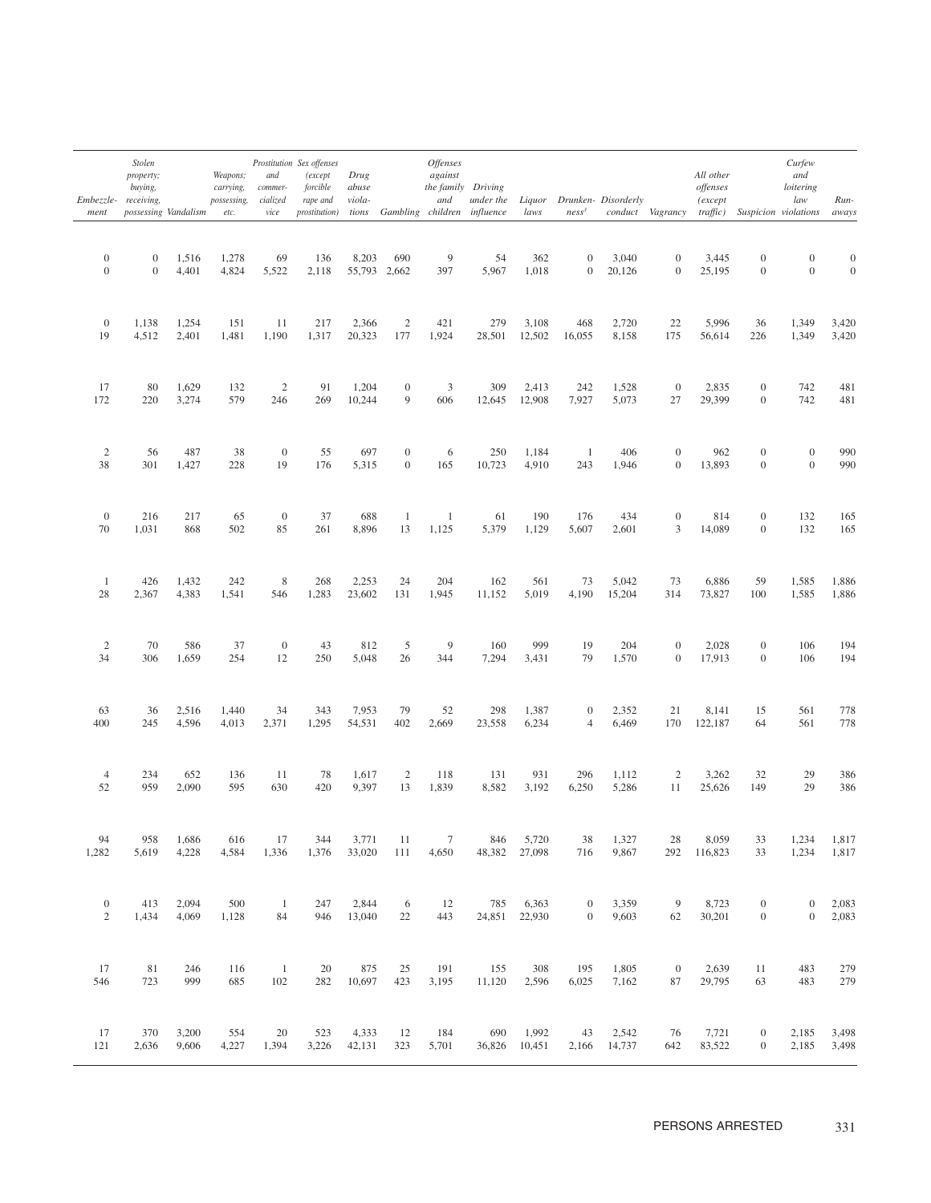| Embezzle-ment | Stolen property; buying, receiving, possessing | Vandalism | Weapons; carrying, possessing, etc. | Prostitution and commer-cialized vice | Sex offenses (except forcible rape and prostitution) | Drug abuse viola-tions | Gambling | Offenses against the family and children | Driving under the influence | Liquor laws | Drunken-ness[3] | Disorderly conduct | Vagrancy | All other offenses (except traffic) | Suspicion | Curfew and loitering law violations | Run-aways |
|---|---|---|---|---|---|---|---|---|---|---|---|---|---|---|---|---|---|
| 0 | 0 | 1,516 | 1,278 | 69 | 136 | 8,203 | 690 | 9 | 54 | 362 | 0 | 3,040 | 0 | 3,445 | 0 | 0 | 0 |
| 0 | 0 | 4,401 | 4,824 | 5,522 | 2,118 | 55,793 | 2,662 | 397 | 5,967 | 1,018 | 0 | 20,126 | 0 | 25,195 | 0 | 0 | 0 |
| 0 | 1,138 | 1,254 | 151 | 11 | 217 | 2,366 | 2 | 421 | 279 | 3,108 | 468 | 2,720 | 22 | 5,996 | 36 | 1,349 | 3,420 |
| 19 | 4,512 | 2,401 | 1,481 | 1,190 | 1,317 | 20,323 | 177 | 1,924 | 28,501 | 12,502 | 16,055 | 8,158 | 175 | 56,614 | 226 | 1,349 | 3,420 |
| 17 | 80 | 1,629 | 132 | 2 | 91 | 1,204 | 0 | 3 | 309 | 2,413 | 242 | 1,528 | 0 | 2,835 | 0 | 742 | 481 |
| 172 | 220 | 3,274 | 579 | 246 | 269 | 10,244 | 9 | 606 | 12,645 | 12,908 | 7,927 | 5,073 | 27 | 29,399 | 0 | 742 | 481 |
| 2 | 56 | 487 | 38 | 0 | 55 | 697 | 0 | 6 | 250 | 1,184 | 1 | 406 | 0 | 962 | 0 | 0 | 990 |
| 38 | 301 | 1,427 | 228 | 19 | 176 | 5,315 | 0 | 165 | 10,723 | 4,910 | 243 | 1,946 | 0 | 13,893 | 0 | 0 | 990 |
| 0 | 216 | 217 | 65 | 0 | 37 | 688 | 1 | 1 | 61 | 190 | 176 | 434 | 0 | 814 | 0 | 132 | 165 |
| 70 | 1,031 | 868 | 502 | 85 | 261 | 8,896 | 13 | 1,125 | 5,379 | 1,129 | 5,607 | 2,601 | 3 | 14,089 | 0 | 132 | 165 |
| 1 | 426 | 1,432 | 242 | 8 | 268 | 2,253 | 24 | 204 | 162 | 561 | 73 | 5,042 | 73 | 6,886 | 59 | 1,585 | 1,886 |
| 28 | 2,367 | 4,383 | 1,541 | 546 | 1,283 | 23,602 | 131 | 1,945 | 11,152 | 5,019 | 4,190 | 15,204 | 314 | 73,827 | 100 | 1,585 | 1,886 |
| 2 | 70 | 586 | 37 | 0 | 43 | 812 | 5 | 9 | 160 | 999 | 19 | 204 | 0 | 2,028 | 0 | 106 | 194 |
| 34 | 306 | 1,659 | 254 | 12 | 250 | 5,048 | 26 | 344 | 7,294 | 3,431 | 79 | 1,570 | 0 | 17,913 | 0 | 106 | 194 |
| 63 | 36 | 2,516 | 1,440 | 34 | 343 | 7,953 | 79 | 52 | 298 | 1,387 | 0 | 2,352 | 21 | 8,141 | 15 | 561 | 778 |
| 400 | 245 | 4,596 | 4,013 | 2,371 | 1,295 | 54,531 | 402 | 2,669 | 23,558 | 6,234 | 4 | 6,469 | 170 | 122,187 | 64 | 561 | 778 |
| 4 | 234 | 652 | 136 | 11 | 78 | 1,617 | 2 | 118 | 131 | 931 | 296 | 1,112 | 2 | 3,262 | 32 | 29 | 386 |
| 52 | 959 | 2,090 | 595 | 630 | 420 | 9,397 | 13 | 1,839 | 8,582 | 3,192 | 6,250 | 5,286 | 11 | 25,626 | 149 | 29 | 386 |
| 94 | 958 | 1,686 | 616 | 17 | 344 | 3,771 | 11 | 7 | 846 | 5,720 | 38 | 1,327 | 28 | 8,059 | 33 | 1,234 | 1,817 |
| 1,282 | 5,619 | 4,228 | 4,584 | 1,336 | 1,376 | 33,020 | 111 | 4,650 | 48,382 | 27,098 | 716 | 9,867 | 292 | 116,823 | 33 | 1,234 | 1,817 |
| 0 | 413 | 2,094 | 500 | 1 | 247 | 2,844 | 6 | 12 | 785 | 6,363 | 0 | 3,359 | 9 | 8,723 | 0 | 0 | 2,083 |
| 2 | 1,434 | 4,069 | 1,128 | 84 | 946 | 13,040 | 22 | 443 | 24,851 | 22,930 | 0 | 9,603 | 62 | 30,201 | 0 | 0 | 2,083 |
| 17 | 81 | 246 | 116 | 1 | 20 | 875 | 25 | 191 | 155 | 308 | 195 | 1,805 | 0 | 2,639 | 11 | 483 | 279 |
| 546 | 723 | 999 | 685 | 102 | 282 | 10,697 | 423 | 3,195 | 11,120 | 2,596 | 6,025 | 7,162 | 87 | 29,795 | 63 | 483 | 279 |
| 17 | 370 | 3,200 | 554 | 20 | 523 | 4,333 | 12 | 184 | 690 | 1,992 | 43 | 2,542 | 76 | 7,721 | 0 | 2,185 | 3,498 |
| 121 | 2,636 | 9,606 | 4,227 | 1,394 | 3,226 | 42,131 | 323 | 5,701 | 36,826 | 10,451 | 2,166 | 14,737 | 642 | 83,522 | 0 | 2,185 | 3,498 |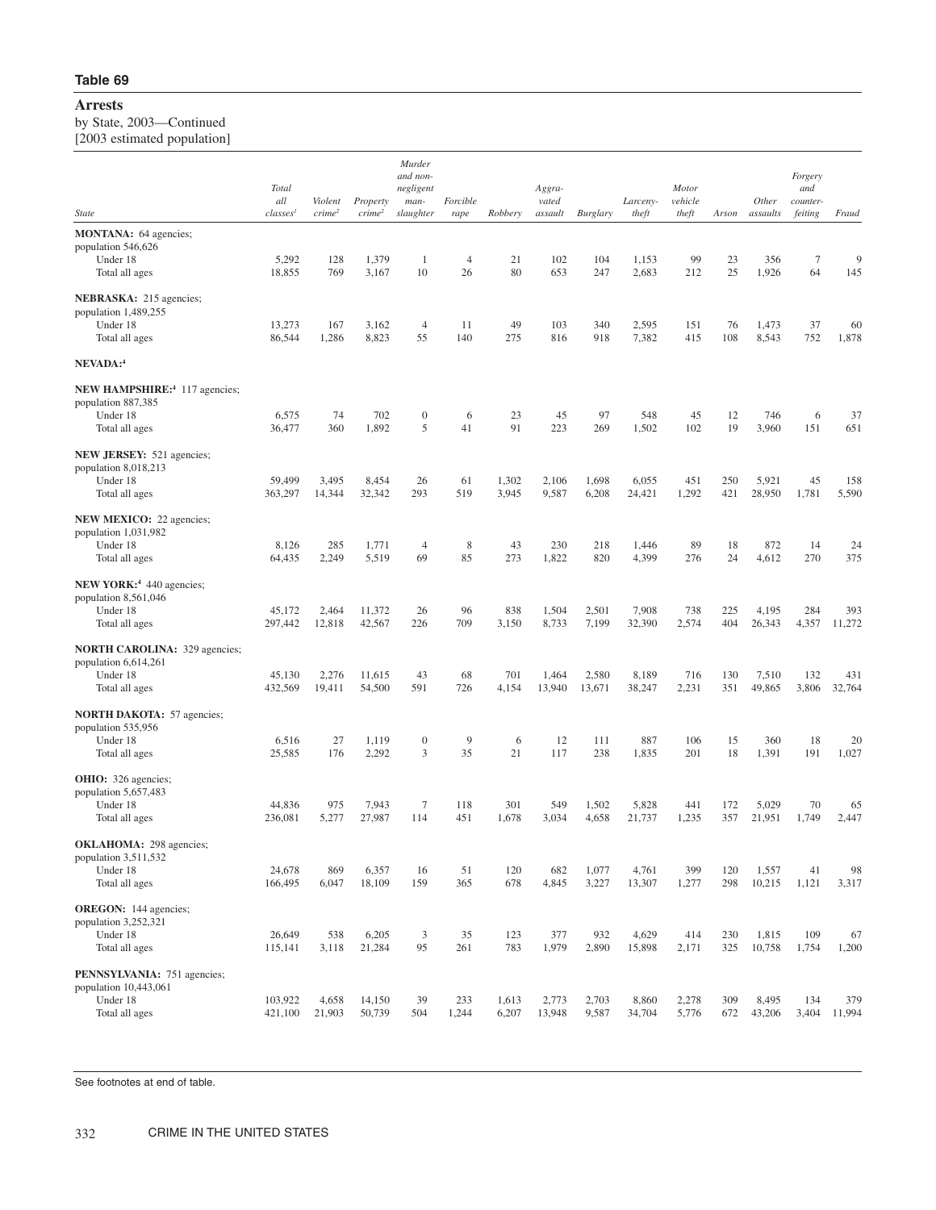**Table 69**

# Arrests

by State, 2003—Continued
[2003 estimated population]

| State | Total all classes[1] | Violent crime[2] | Property crime[2] | Murder and non-negligent man-slaughter | Forcible rape | Robbery | Aggra-vated assault | Burglary | Larceny-theft | Motor vehicle theft | Arson | Other assaults | Forgery and counter-feiting | Fraud |
|---|---|---|---|---|---|---|---|---|---|---|---|---|---|---|
| **MONTANA:** 64 agencies; population 546,626 | | | | | | | | | | | | | | |
| Under 18 | 5,292 | 128 | 1,379 | 1 | 4 | 21 | 102 | 104 | 1,153 | 99 | 23 | 356 | 7 | 9 |
| Total all ages | 18,855 | 769 | 3,167 | 10 | 26 | 80 | 653 | 247 | 2,683 | 212 | 25 | 1,926 | 64 | 145 |
| **NEBRASKA:** 215 agencies; population 1,489,255 | | | | | | | | | | | | | | |
| Under 18 | 13,273 | 167 | 3,162 | 4 | 11 | 49 | 103 | 340 | 2,595 | 151 | 76 | 1,473 | 37 | 60 |
| Total all ages | 86,544 | 1,286 | 8,823 | 55 | 140 | 275 | 816 | 918 | 7,382 | 415 | 108 | 8,543 | 752 | 1,878 |
| **NEVADA:**[4] | | | | | | | | | | | | | | |
| **NEW HAMPSHIRE:**[4] 117 agencies; population 887,385 | | | | | | | | | | | | | | |
| Under 18 | 6,575 | 74 | 702 | 0 | 6 | 23 | 45 | 97 | 548 | 45 | 12 | 746 | 6 | 37 |
| Total all ages | 36,477 | 360 | 1,892 | 5 | 41 | 91 | 223 | 269 | 1,502 | 102 | 19 | 3,960 | 151 | 651 |
| **NEW JERSEY:** 521 agencies; population 8,018,213 | | | | | | | | | | | | | | |
| Under 18 | 59,499 | 3,495 | 8,454 | 26 | 61 | 1,302 | 2,106 | 1,698 | 6,055 | 451 | 250 | 5,921 | 45 | 158 |
| Total all ages | 363,297 | 14,344 | 32,342 | 293 | 519 | 3,945 | 9,587 | 6,208 | 24,421 | 1,292 | 421 | 28,950 | 1,781 | 5,590 |
| **NEW MEXICO:** 22 agencies; population 1,031,982 | | | | | | | | | | | | | | |
| Under 18 | 8,126 | 285 | 1,771 | 4 | 8 | 43 | 230 | 218 | 1,446 | 89 | 18 | 872 | 14 | 24 |
| Total all ages | 64,435 | 2,249 | 5,519 | 69 | 85 | 273 | 1,822 | 820 | 4,399 | 276 | 24 | 4,612 | 270 | 375 |
| **NEW YORK:**[4] 440 agencies; population 8,561,046 | | | | | | | | | | | | | | |
| Under 18 | 45,172 | 2,464 | 11,372 | 26 | 96 | 838 | 1,504 | 2,501 | 7,908 | 738 | 225 | 4,195 | 284 | 393 |
| Total all ages | 297,442 | 12,818 | 42,567 | 226 | 709 | 3,150 | 8,733 | 7,199 | 32,390 | 2,574 | 404 | 26,343 | 4,357 | 11,272 |
| **NORTH CAROLINA:** 329 agencies; population 6,614,261 | | | | | | | | | | | | | | |
| Under 18 | 45,130 | 2,276 | 11,615 | 43 | 68 | 701 | 1,464 | 2,580 | 8,189 | 716 | 130 | 7,510 | 132 | 431 |
| Total all ages | 432,569 | 19,411 | 54,500 | 591 | 726 | 4,154 | 13,940 | 13,671 | 38,247 | 2,231 | 351 | 49,865 | 3,806 | 32,764 |
| **NORTH DAKOTA:** 57 agencies; population 535,956 | | | | | | | | | | | | | | |
| Under 18 | 6,516 | 27 | 1,119 | 0 | 9 | 6 | 12 | 111 | 887 | 106 | 15 | 360 | 18 | 20 |
| Total all ages | 25,585 | 176 | 2,292 | 3 | 35 | 21 | 117 | 238 | 1,835 | 201 | 18 | 1,391 | 191 | 1,027 |
| **OHIO:** 326 agencies; population 5,657,483 | | | | | | | | | | | | | | |
| Under 18 | 44,836 | 975 | 7,943 | 7 | 118 | 301 | 549 | 1,502 | 5,828 | 441 | 172 | 5,029 | 70 | 65 |
| Total all ages | 236,081 | 5,277 | 27,987 | 114 | 451 | 1,678 | 3,034 | 4,658 | 21,737 | 1,235 | 357 | 21,951 | 1,749 | 2,447 |
| **OKLAHOMA:** 298 agencies; population 3,511,532 | | | | | | | | | | | | | | |
| Under 18 | 24,678 | 869 | 6,357 | 16 | 51 | 120 | 682 | 1,077 | 4,761 | 399 | 120 | 1,557 | 41 | 98 |
| Total all ages | 166,495 | 6,047 | 18,109 | 159 | 365 | 678 | 4,845 | 3,227 | 13,307 | 1,277 | 298 | 10,215 | 1,121 | 3,317 |
| **OREGON:** 144 agencies; population 3,252,321 | | | | | | | | | | | | | | |
| Under 18 | 26,649 | 538 | 6,205 | 3 | 35 | 123 | 377 | 932 | 4,629 | 414 | 230 | 1,815 | 109 | 67 |
| Total all ages | 115,141 | 3,118 | 21,284 | 95 | 261 | 783 | 1,979 | 2,890 | 15,898 | 2,171 | 325 | 10,758 | 1,754 | 1,200 |
| **PENNSYLVANIA:** 751 agencies; population 10,443,061 | | | | | | | | | | | | | | |
| Under 18 | 103,922 | 4,658 | 14,150 | 39 | 233 | 1,613 | 2,773 | 2,703 | 8,860 | 2,278 | 309 | 8,495 | 134 | 379 |
| Total all ages | 421,100 | 21,903 | 50,739 | 504 | 1,244 | 6,207 | 13,948 | 9,587 | 34,704 | 5,776 | 672 | 43,206 | 3,404 | 11,994 |

See footnotes at end of table.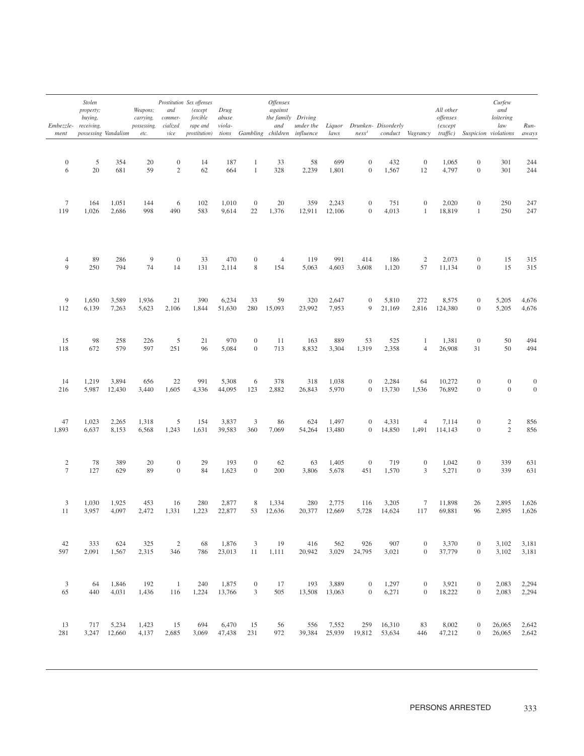| Embezzlement | Stolen property; buying, receiving, possessing | Vandalism | Weapons; carrying, possessing, etc. | Prostitution and commercialized vice | Sex offenses (except forcible rape and prostitution) | Drug abuse violations | Gambling | Offenses against the family and children | Driving under the influence | Liquor laws | Drunkenness[1] | Disorderly conduct | Vagrancy | All other offenses (except traffic) | Suspicion | Curfew and loitering law violations | Runaways |
|---|---|---|---|---|---|---|---|---|---|---|---|---|---|---|---|---|---|
| 0 | 5 | 354 | 20 | 0 | 14 | 187 | 1 | 33 | 58 | 699 | 0 | 432 | 0 | 1,065 | 0 | 301 | 244 |
| 6 | 20 | 681 | 59 | 2 | 62 | 664 | 1 | 328 | 2,239 | 1,801 | 0 | 1,567 | 12 | 4,797 | 0 | 301 | 244 |
| 7 | 164 | 1,051 | 144 | 6 | 102 | 1,010 | 0 | 20 | 359 | 2,243 | 0 | 751 | 0 | 2,020 | 0 | 250 | 247 |
| 119 | 1,026 | 2,686 | 998 | 490 | 583 | 9,614 | 22 | 1,376 | 12,911 | 12,106 | 0 | 4,013 | 1 | 18,819 | 1 | 250 | 247 |
| 4 | 89 | 286 | 9 | 0 | 33 | 470 | 0 | 4 | 119 | 991 | 414 | 186 | 2 | 2,073 | 0 | 15 | 315 |
| 9 | 250 | 794 | 74 | 14 | 131 | 2,114 | 8 | 154 | 5,063 | 4,603 | 3,608 | 1,120 | 57 | 11,134 | 0 | 15 | 315 |
| 9 | 1,650 | 3,589 | 1,936 | 21 | 390 | 6,234 | 33 | 59 | 320 | 2,647 | 0 | 5,810 | 272 | 8,575 | 0 | 5,205 | 4,676 |
| 112 | 6,139 | 7,263 | 5,623 | 2,106 | 1,844 | 51,630 | 280 | 15,093 | 23,992 | 7,953 | 9 | 21,169 | 2,816 | 124,380 | 0 | 5,205 | 4,676 |
| 15 | 98 | 258 | 226 | 5 | 21 | 970 | 0 | 11 | 163 | 889 | 53 | 525 | 1 | 1,381 | 0 | 50 | 494 |
| 118 | 672 | 579 | 597 | 251 | 96 | 5,084 | 0 | 713 | 8,832 | 3,304 | 1,319 | 2,358 | 4 | 26,908 | 31 | 50 | 494 |
| 14 | 1,219 | 3,894 | 656 | 22 | 991 | 5,308 | 6 | 378 | 318 | 1,038 | 0 | 2,284 | 64 | 10,272 | 0 | 0 | 0 |
| 216 | 5,987 | 12,430 | 3,440 | 1,605 | 4,336 | 44,095 | 123 | 2,882 | 26,843 | 5,970 | 0 | 13,730 | 1,536 | 76,892 | 0 | 0 | 0 |
| 47 | 1,023 | 2,265 | 1,318 | 5 | 154 | 3,837 | 3 | 86 | 624 | 1,497 | 0 | 4,331 | 4 | 7,114 | 0 | 2 | 856 |
| 1,893 | 6,637 | 8,153 | 6,568 | 1,243 | 1,631 | 39,583 | 360 | 7,069 | 54,264 | 13,480 | 0 | 14,850 | 1,491 | 114,143 | 0 | 2 | 856 |
| 2 | 78 | 389 | 20 | 0 | 29 | 193 | 0 | 62 | 63 | 1,405 | 0 | 719 | 0 | 1,042 | 0 | 339 | 631 |
| 7 | 127 | 629 | 89 | 0 | 84 | 1,623 | 0 | 200 | 3,806 | 5,678 | 451 | 1,570 | 3 | 5,271 | 0 | 339 | 631 |
| 3 | 1,030 | 1,925 | 453 | 16 | 280 | 2,877 | 8 | 1,334 | 280 | 2,775 | 116 | 3,205 | 7 | 11,898 | 26 | 2,895 | 1,626 |
| 11 | 3,957 | 4,097 | 2,472 | 1,331 | 1,223 | 22,877 | 53 | 12,636 | 20,377 | 12,669 | 5,728 | 14,624 | 117 | 69,881 | 96 | 2,895 | 1,626 |
| 42 | 333 | 624 | 325 | 2 | 68 | 1,876 | 3 | 19 | 416 | 562 | 926 | 907 | 0 | 3,370 | 0 | 3,102 | 3,181 |
| 597 | 2,091 | 1,567 | 2,315 | 346 | 786 | 23,013 | 11 | 1,111 | 20,942 | 3,029 | 24,795 | 3,021 | 0 | 37,779 | 0 | 3,102 | 3,181 |
| 3 | 64 | 1,846 | 192 | 1 | 240 | 1,875 | 0 | 17 | 193 | 3,889 | 0 | 1,297 | 0 | 3,921 | 0 | 2,083 | 2,294 |
| 65 | 440 | 4,031 | 1,436 | 116 | 1,224 | 13,766 | 3 | 505 | 13,508 | 13,063 | 0 | 6,271 | 0 | 18,222 | 0 | 2,083 | 2,294 |
| 13 | 717 | 5,234 | 1,423 | 15 | 694 | 6,470 | 15 | 56 | 556 | 7,552 | 259 | 16,310 | 83 | 8,002 | 0 | 26,065 | 2,642 |
| 281 | 3,247 | 12,660 | 4,137 | 2,685 | 3,069 | 47,438 | 231 | 972 | 39,384 | 25,939 | 19,812 | 53,634 | 446 | 47,212 | 0 | 26,065 | 2,642 |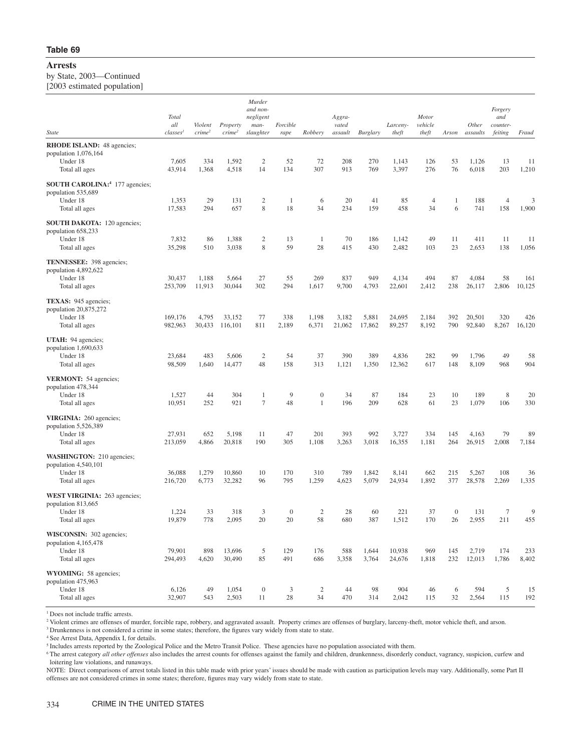## Table 69

### Arrests

by State, 2003—Continued

[2003 estimated population]

| State | Total all classes[1] | Violent crime[2] | Property crime[2] | Murder and non-negligent man-slaughter | Forcible rape | Robbery | Aggra-vated assault | Burglary | Larceny-theft | Motor vehicle theft | Arson | Other assaults | Forgery and counter-feiting | Fraud |
|---|---|---|---|---|---|---|---|---|---|---|---|---|---|---|
| **RHODE ISLAND:** 48 agencies; population 1,076,164 | | | | | | | | | | | | | | |
| Under 18 | 7,605 | 334 | 1,592 | 2 | 52 | 72 | 208 | 270 | 1,143 | 126 | 53 | 1,126 | 13 | 11 |
| Total all ages | 43,914 | 1,368 | 4,518 | 14 | 134 | 307 | 913 | 769 | 3,397 | 276 | 76 | 6,018 | 203 | 1,210 |
| **SOUTH CAROLINA:**[4] 177 agencies; population 535,689 | | | | | | | | | | | | | | |
| Under 18 | 1,353 | 29 | 131 | 2 | 1 | 6 | 20 | 41 | 85 | 4 | 1 | 188 | 4 | 3 |
| Total all ages | 17,583 | 294 | 657 | 8 | 18 | 34 | 234 | 159 | 458 | 34 | 6 | 741 | 158 | 1,900 |
| **SOUTH DAKOTA:** 120 agencies; population 658,233 | | | | | | | | | | | | | | |
| Under 18 | 7,832 | 86 | 1,388 | 2 | 13 | 1 | 70 | 186 | 1,142 | 49 | 11 | 411 | 11 | 11 |
| Total all ages | 35,298 | 510 | 3,038 | 8 | 59 | 28 | 415 | 430 | 2,482 | 103 | 23 | 2,653 | 138 | 1,056 |
| **TENNESSEE:** 398 agencies; population 4,892,622 | | | | | | | | | | | | | | |
| Under 18 | 30,437 | 1,188 | 5,664 | 27 | 55 | 269 | 837 | 949 | 4,134 | 494 | 87 | 4,084 | 58 | 161 |
| Total all ages | 253,709 | 11,913 | 30,044 | 302 | 294 | 1,617 | 9,700 | 4,793 | 22,601 | 2,412 | 238 | 26,117 | 2,806 | 10,125 |
| **TEXAS:** 945 agencies; population 20,875,272 | | | | | | | | | | | | | | |
| Under 18 | 169,176 | 4,795 | 33,152 | 77 | 338 | 1,198 | 3,182 | 5,881 | 24,695 | 2,184 | 392 | 20,501 | 320 | 426 |
| Total all ages | 982,963 | 30,433 | 116,101 | 811 | 2,189 | 6,371 | 21,062 | 17,862 | 89,257 | 8,192 | 790 | 92,840 | 8,267 | 16,120 |
| **UTAH:** 94 agencies; population 1,690,633 | | | | | | | | | | | | | | |
| Under 18 | 23,684 | 483 | 5,606 | 2 | 54 | 37 | 390 | 389 | 4,836 | 282 | 99 | 1,796 | 49 | 58 |
| Total all ages | 98,509 | 1,640 | 14,477 | 48 | 158 | 313 | 1,121 | 1,350 | 12,362 | 617 | 148 | 8,109 | 968 | 904 |
| **VERMONT:** 54 agencies; population 478,344 | | | | | | | | | | | | | | |
| Under 18 | 1,527 | 44 | 304 | 1 | 9 | 0 | 34 | 87 | 184 | 23 | 10 | 189 | 8 | 20 |
| Total all ages | 10,951 | 252 | 921 | 7 | 48 | 1 | 196 | 209 | 628 | 61 | 23 | 1,079 | 106 | 330 |
| **VIRGINIA:** 260 agencies; population 5,526,389 | | | | | | | | | | | | | | |
| Under 18 | 27,931 | 652 | 5,198 | 11 | 47 | 201 | 393 | 992 | 3,727 | 334 | 145 | 4,163 | 79 | 89 |
| Total all ages | 213,059 | 4,866 | 20,818 | 190 | 305 | 1,108 | 3,263 | 3,018 | 16,355 | 1,181 | 264 | 26,915 | 2,008 | 7,184 |
| **WASHINGTON:** 210 agencies; population 4,540,101 | | | | | | | | | | | | | | |
| Under 18 | 36,088 | 1,279 | 10,860 | 10 | 170 | 310 | 789 | 1,842 | 8,141 | 662 | 215 | 5,267 | 108 | 36 |
| Total all ages | 216,720 | 6,773 | 32,282 | 96 | 795 | 1,259 | 4,623 | 5,079 | 24,934 | 1,892 | 377 | 28,578 | 2,269 | 1,335 |
| **WEST VIRGINIA:** 263 agencies; population 813,665 | | | | | | | | | | | | | | |
| Under 18 | 1,224 | 33 | 318 | 3 | 0 | 2 | 28 | 60 | 221 | 37 | 0 | 131 | 7 | 9 |
| Total all ages | 19,879 | 778 | 2,095 | 20 | 20 | 58 | 680 | 387 | 1,512 | 170 | 26 | 2,955 | 211 | 455 |
| **WISCONSIN:** 302 agencies; population 4,165,478 | | | | | | | | | | | | | | |
| Under 18 | 79,901 | 898 | 13,696 | 5 | 129 | 176 | 588 | 1,644 | 10,938 | 969 | 145 | 2,719 | 174 | 233 |
| Total all ages | 294,493 | 4,620 | 30,490 | 85 | 491 | 686 | 3,358 | 3,764 | 24,676 | 1,818 | 232 | 12,013 | 1,786 | 8,402 |
| **WYOMING:** 58 agencies; population 475,963 | | | | | | | | | | | | | | |
| Under 18 | 6,126 | 49 | 1,054 | 0 | 3 | 2 | 44 | 98 | 904 | 46 | 6 | 594 | 5 | 15 |
| Total all ages | 32,907 | 543 | 2,503 | 11 | 28 | 34 | 470 | 314 | 2,042 | 115 | 32 | 2,564 | 115 | 192 |

[1] Does not include traffic arrests.

[2] Violent crimes are offenses of murder, forcible rape, robbery, and aggravated assault. Property crimes are offenses of burglary, larceny-theft, motor vehicle theft, and arson.

[3] Drunkenness is not considered a crime in some states; therefore, the figures vary widely from state to state.

[4] See Arrest Data, Appendix I, for details.

[5] Includes arrests reported by the Zoological Police and the Metro Transit Police. These agencies have no population associated with them.

[6] The arrest category *all other offenses* also includes the arrest counts for offenses against the family and children, drunkenness, disorderly conduct, vagrancy, suspicion, curfew and loitering law violations, and runaways.

NOTE: Direct comparisons of arrest totals listed in this table made with prior years' issues should be made with caution as participation levels may vary. Additionally, some Part II offenses are not considered crimes in some states; therefore, figures may vary widely from state to state.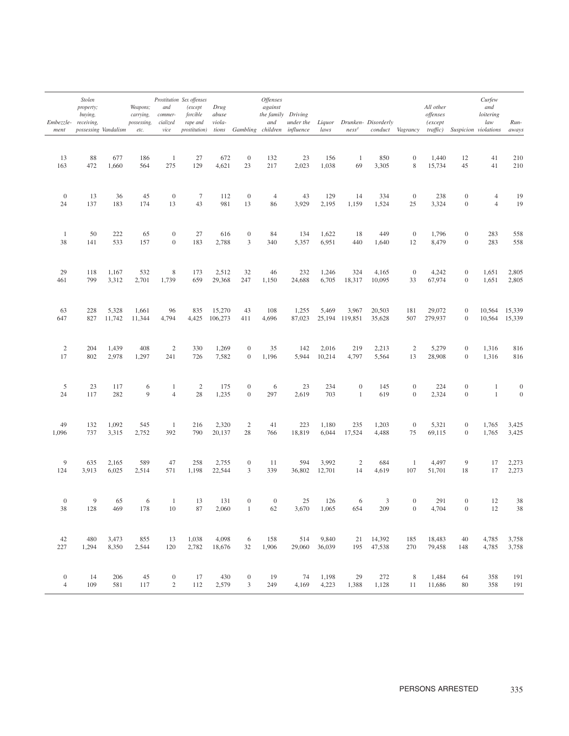| Embezzlement | Stolen property; buying, receiving, possessing | Vandalism | Weapons; carrying, possessing, etc. | Prostitution and commercialized vice | Sex offenses (except forcible rape and prostitution) | Drug abuse violations | Gambling | Offenses against the family and children | Driving under the influence | Liquor laws | Drunkenness[3] | Disorderly conduct | Vagrancy | All other offenses (except traffic) | Suspicion | Curfew and loitering law violations | Runaways |
|---|---|---|---|---|---|---|---|---|---|---|---|---|---|---|---|---|---|
| 13 | 88 | 677 | 186 | 1 | 27 | 672 | 0 | 132 | 23 | 156 | 1 | 850 | 0 | 1,440 | 12 | 41 | 210 |
| 163 | 472 | 1,660 | 564 | 275 | 129 | 4,621 | 23 | 217 | 2,023 | 1,038 | 69 | 3,305 | 8 | 15,734 | 45 | 41 | 210 |
| 0 | 13 | 36 | 45 | 0 | 7 | 112 | 0 | 4 | 43 | 129 | 14 | 334 | 0 | 238 | 0 | 4 | 19 |
| 24 | 137 | 183 | 174 | 13 | 43 | 981 | 13 | 86 | 3,929 | 2,195 | 1,159 | 1,524 | 25 | 3,324 | 0 | 4 | 19 |
| 1 | 50 | 222 | 65 | 0 | 27 | 616 | 0 | 84 | 134 | 1,622 | 18 | 449 | 0 | 1,796 | 0 | 283 | 558 |
| 38 | 141 | 533 | 157 | 0 | 183 | 2,788 | 3 | 340 | 5,357 | 6,951 | 440 | 1,640 | 12 | 8,479 | 0 | 283 | 558 |
| 29 | 118 | 1,167 | 532 | 8 | 173 | 2,512 | 32 | 46 | 232 | 1,246 | 324 | 4,165 | 0 | 4,242 | 0 | 1,651 | 2,805 |
| 461 | 799 | 3,312 | 2,701 | 1,739 | 659 | 29,368 | 247 | 1,150 | 24,688 | 6,705 | 18,317 | 10,095 | 33 | 67,974 | 0 | 1,651 | 2,805 |
| 63 | 228 | 5,328 | 1,661 | 96 | 835 | 15,270 | 43 | 108 | 1,255 | 5,469 | 3,967 | 20,503 | 181 | 29,072 | 0 | 10,564 | 15,339 |
| 647 | 827 | 11,742 | 11,344 | 4,794 | 4,425 | 106,273 | 411 | 4,696 | 87,023 | 25,194 | 119,851 | 35,628 | 507 | 279,937 | 0 | 10,564 | 15,339 |
| 2 | 204 | 1,439 | 408 | 2 | 330 | 1,269 | 0 | 35 | 142 | 2,016 | 219 | 2,213 | 2 | 5,279 | 0 | 1,316 | 816 |
| 17 | 802 | 2,978 | 1,297 | 241 | 726 | 7,582 | 0 | 1,196 | 5,944 | 10,214 | 4,797 | 5,564 | 13 | 28,908 | 0 | 1,316 | 816 |
| 5 | 23 | 117 | 6 | 1 | 2 | 175 | 0 | 6 | 23 | 234 | 0 | 145 | 0 | 224 | 0 | 1 | 0 |
| 24 | 117 | 282 | 9 | 4 | 28 | 1,235 | 0 | 297 | 2,619 | 703 | 1 | 619 | 0 | 2,324 | 0 | 1 | 0 |
| 49 | 132 | 1,092 | 545 | 1 | 216 | 2,320 | 2 | 41 | 223 | 1,180 | 235 | 1,203 | 0 | 5,321 | 0 | 1,765 | 3,425 |
| 1,096 | 737 | 3,315 | 2,752 | 392 | 790 | 20,137 | 28 | 766 | 18,819 | 6,044 | 17,524 | 4,488 | 75 | 69,115 | 0 | 1,765 | 3,425 |
| 9 | 635 | 2,165 | 589 | 47 | 258 | 2,755 | 0 | 11 | 594 | 3,992 | 2 | 684 | 1 | 4,497 | 9 | 17 | 2,273 |
| 124 | 3,913 | 6,025 | 2,514 | 571 | 1,198 | 22,544 | 3 | 339 | 36,802 | 12,701 | 14 | 4,619 | 107 | 51,701 | 18 | 17 | 2,273 |
| 0 | 9 | 65 | 6 | 1 | 13 | 131 | 0 | 0 | 25 | 126 | 6 | 3 | 0 | 291 | 0 | 12 | 38 |
| 38 | 128 | 469 | 178 | 10 | 87 | 2,060 | 1 | 62 | 3,670 | 1,065 | 654 | 209 | 0 | 4,704 | 0 | 12 | 38 |
| 42 | 480 | 3,473 | 855 | 13 | 1,038 | 4,098 | 6 | 158 | 514 | 9,840 | 21 | 14,392 | 185 | 18,483 | 40 | 4,785 | 3,758 |
| 227 | 1,294 | 8,350 | 2,544 | 120 | 2,782 | 18,676 | 32 | 1,906 | 29,060 | 36,039 | 195 | 47,538 | 270 | 79,458 | 148 | 4,785 | 3,758 |
| 0 | 14 | 206 | 45 | 0 | 17 | 430 | 0 | 19 | 74 | 1,198 | 29 | 272 | 8 | 1,484 | 64 | 358 | 191 |
| 4 | 109 | 581 | 117 | 2 | 112 | 2,579 | 3 | 249 | 4,169 | 4,223 | 1,388 | 1,128 | 11 | 11,686 | 80 | 358 | 191 |